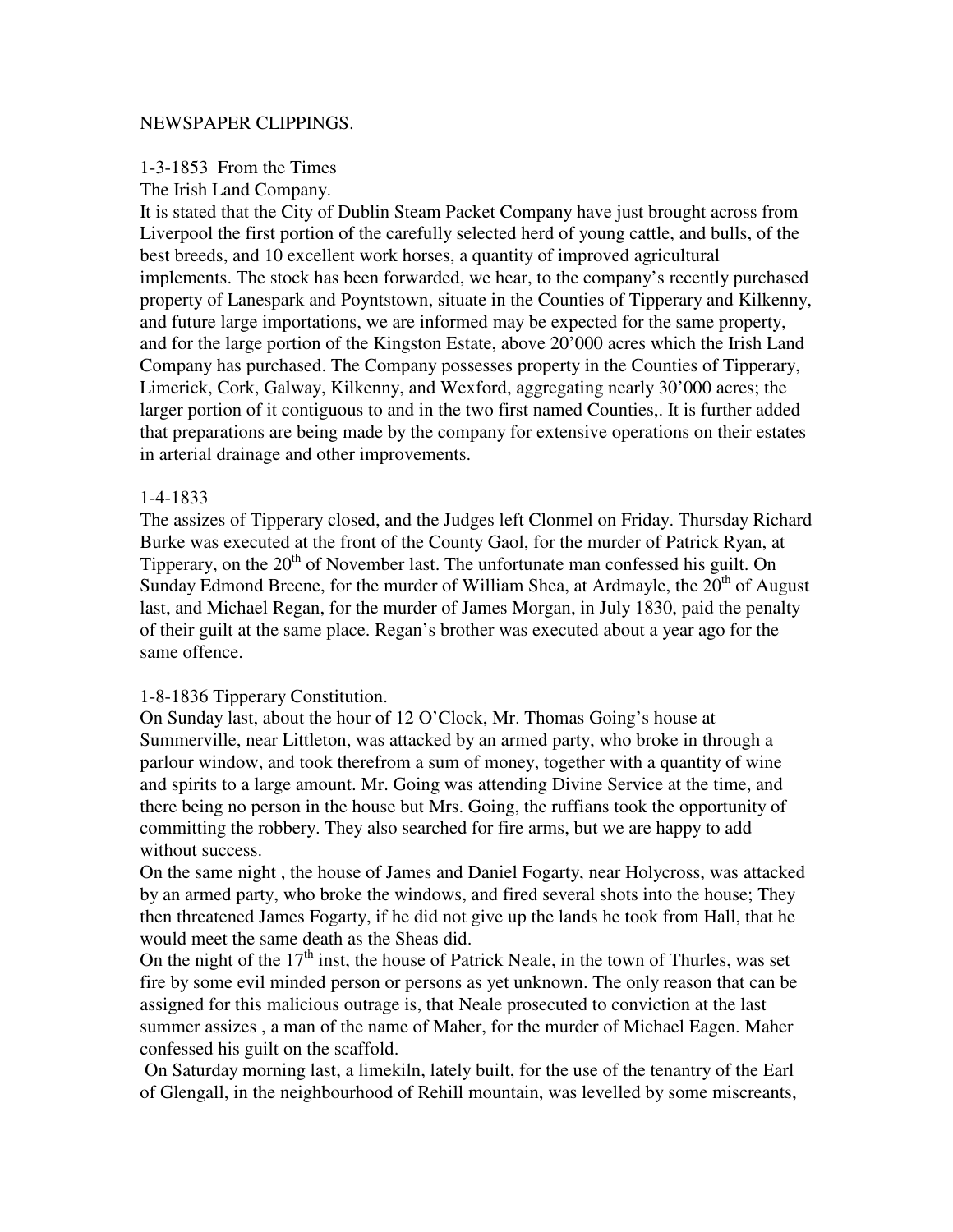# NEWSPAPER CLIPPINGS.

1-3-1853 From the Times

The Irish Land Company.

It is stated that the City of Dublin Steam Packet Company have just brought across from Liverpool the first portion of the carefully selected herd of young cattle, and bulls, of the best breeds, and 10 excellent work horses, a quantity of improved agricultural implements. The stock has been forwarded, we hear, to the company's recently purchased property of Lanespark and Poyntstown, situate in the Counties of Tipperary and Kilkenny, and future large importations, we are informed may be expected for the same property, and for the large portion of the Kingston Estate, above 20'000 acres which the Irish Land Company has purchased. The Company possesses property in the Counties of Tipperary, Limerick, Cork, Galway, Kilkenny, and Wexford, aggregating nearly 30'000 acres; the larger portion of it contiguous to and in the two first named Counties,. It is further added that preparations are being made by the company for extensive operations on their estates in arterial drainage and other improvements.

1-4-1833

The assizes of Tipperary closed, and the Judges left Clonmel on Friday. Thursday Richard Burke was executed at the front of the County Gaol, for the murder of Patrick Ryan, at Tipperary, on the 20th of November last. The unfortunate man confessed his guilt. On Sunday Edmond Breene, for the murder of William Shea, at Ardmayle, the 20th of August last, and Michael Regan, for the murder of James Morgan, in July 1830, paid the penalty of their guilt at the same place. Regan's brother was executed about a year ago for the same offence.

1-8-1836 Tipperary Constitution.

On Sunday last, about the hour of 12 O'Clock, Mr. Thomas Going's house at Summerville, near Littleton, was attacked by an armed party, who broke in through a parlour window, and took therefrom a sum of money, together with a quantity of wine and spirits to a large amount. Mr. Going was attending Divine Service at the time, and there being no person in the house but Mrs. Going, the ruffians took the opportunity of committing the robbery. They also searched for fire arms, but we are happy to add without success.

On the same night , the house of James and Daniel Fogarty, near Holycross, was attacked by an armed party, who broke the windows, and fired several shots into the house; They then threatened James Fogarty, if he did not give up the lands he took from Hall, that he would meet the same death as the Sheas did.

On the night of the 17th inst, the house of Patrick Neale, in the town of Thurles, was set fire by some evil minded person or persons as yet unknown. The only reason that can be assigned for this malicious outrage is, that Neale prosecuted to conviction at the last summer assizes , a man of the name of Maher, for the murder of Michael Eagen. Maher confessed his guilt on the scaffold.

On Saturday morning last, a limekiln, lately built, for the use of the tenantry of the Earl of Glengall, in the neighbourhood of Rehill mountain, was levelled by some miscreants,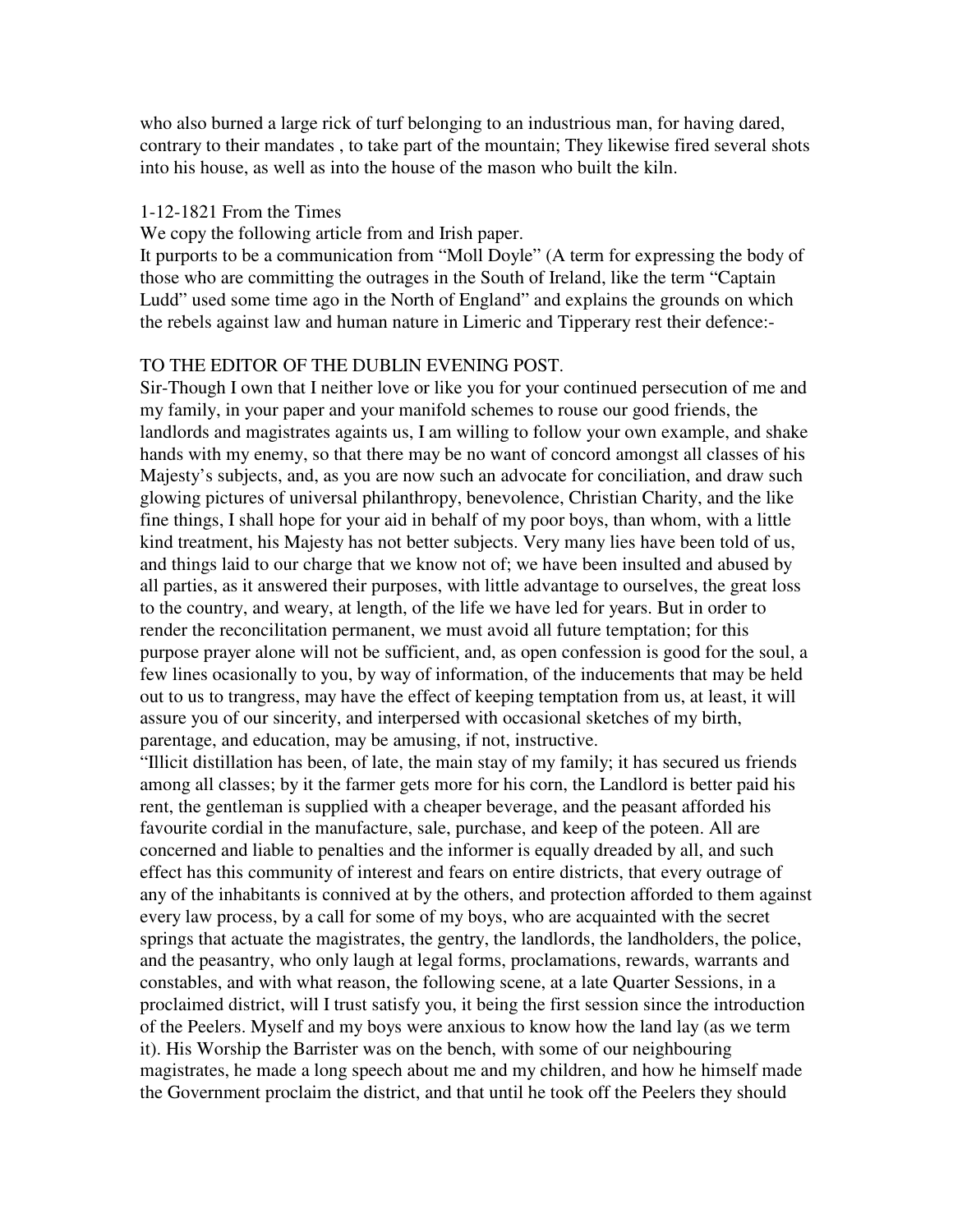who also burned a large rick of turf belonging to an industrious man, for having dared, contrary to their mandates , to take part of the mountain; They likewise fired several shots into his house, as well as into the house of the mason who built the kiln.

1-12-1821 From the Times

We copy the following article from and Irish paper.

It purports to be a communication from "Moll Doyle" (A term for expressing the body of those who are committing the outrages in the South of Ireland, like the term "Captain Ludd" used some time ago in the North of England" and explains the grounds on which the rebels against law and human nature in Limeric and Tipperary rest their defence:-

TO THE EDITOR OF THE DUBLIN EVENING POST.

Sir-Though I own that I neither love or like you for your continued persecution of me and my family, in your paper and your manifold schemes to rouse our good friends, the landlords and magistrates againts us, I am willing to follow your own example, and shake hands with my enemy, so that there may be no want of concord amongst all classes of his Majesty's subjects, and, as you are now such an advocate for conciliation, and draw such glowing pictures of universal philanthropy, benevolence, Christian Charity, and the like fine things, I shall hope for your aid in behalf of my poor boys, than whom, with a little kind treatment, his Majesty has not better subjects. Very many lies have been told of us, and things laid to our charge that we know not of; we have been insulted and abused by all parties, as it answered their purposes, with little advantage to ourselves, the great loss to the country, and weary, at length, of the life we have led for years. But in order to render the reconcilitation permanent, we must avoid all future temptation; for this purpose prayer alone will not be sufficient, and, as open confession is good for the soul, a few lines ocasionally to you, by way of information, of the inducements that may be held out to us to trangress, may have the effect of keeping temptation from us, at least, it will assure you of our sincerity, and interpersed with occasional sketches of my birth, parentage, and education, may be amusing, if not, instructive.

"Illicit distillation has been, of late, the main stay of my family; it has secured us friends among all classes; by it the farmer gets more for his corn, the Landlord is better paid his rent, the gentleman is supplied with a cheaper beverage, and the peasant afforded his favourite cordial in the manufacture, sale, purchase, and keep of the poteen. All are concerned and liable to penalties and the informer is equally dreaded by all, and such effect has this community of interest and fears on entire districts, that every outrage of any of the inhabitants is connived at by the others, and protection afforded to them against every law process, by a call for some of my boys, who are acquainted with the secret springs that actuate the magistrates, the gentry, the landlords, the landholders, the police, and the peasantry, who only laugh at legal forms, proclamations, rewards, warrants and constables, and with what reason, the following scene, at a late Quarter Sessions, in a proclaimed district, will I trust satisfy you, it being the first session since the introduction of the Peelers. Myself and my boys were anxious to know how the land lay (as we term it). His Worship the Barrister was on the bench, with some of our neighbouring magistrates, he made a long speech about me and my children, and how he himself made the Government proclaim the district, and that until he took off the Peelers they should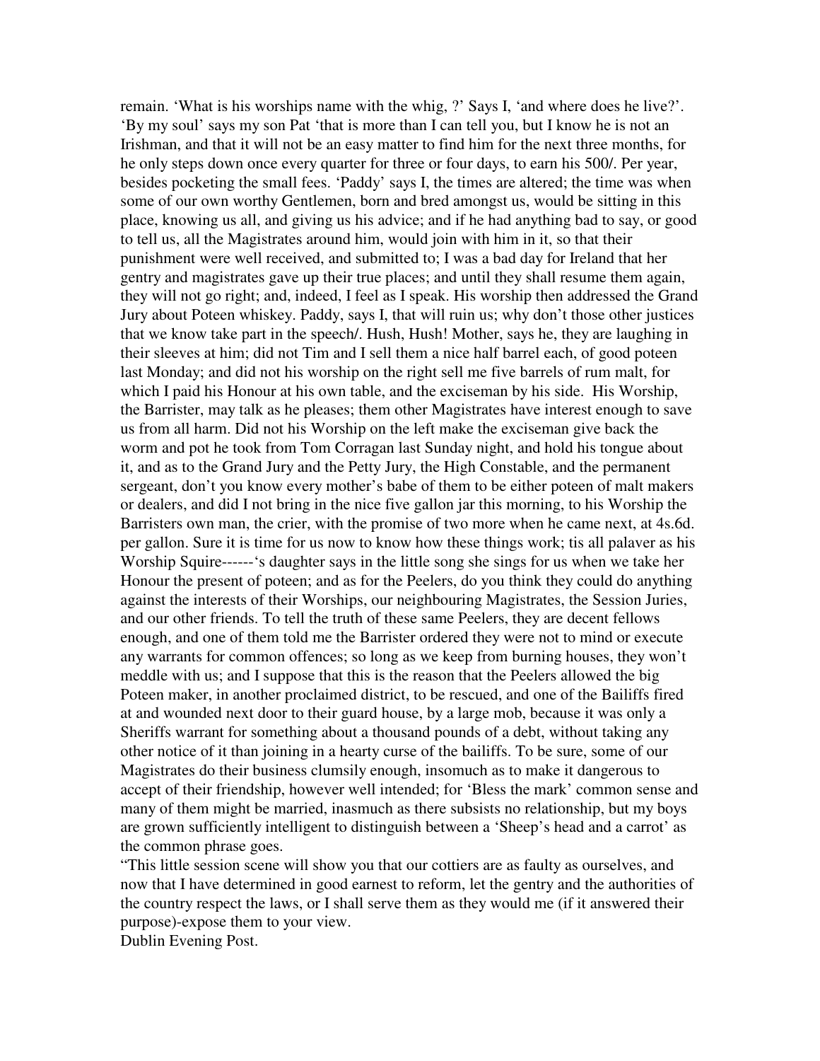remain. 'What is his worships name with the whig, ?' Says I, 'and where does he live?'. 'By my soul' says my son Pat 'that is more than I can tell you, but I know he is not an Irishman, and that it will not be an easy matter to find him for the next three months, for he only steps down once every quarter for three or four days, to earn his 500/. Per year, besides pocketing the small fees. 'Paddy' says I, the times are altered; the time was when some of our own worthy Gentlemen, born and bred amongst us, would be sitting in this place, knowing us all, and giving us his advice; and if he had anything bad to say, or good to tell us, all the Magistrates around him, would join with him in it, so that their punishment were well received, and submitted to; I was a bad day for Ireland that her gentry and magistrates gave up their true places; and until they shall resume them again, they will not go right; and, indeed, I feel as I speak. His worship then addressed the Grand Jury about Poteen whiskey. Paddy, says I, that will ruin us; why don't those other justices that we know take part in the speech/. Hush, Hush! Mother, says he, they are laughing in their sleeves at him; did not Tim and I sell them a nice half barrel each, of good poteen last Monday; and did not his worship on the right sell me five barrels of rum malt, for which I paid his Honour at his own table, and the exciseman by his side. His Worship, the Barrister, may talk as he pleases; them other Magistrates have interest enough to save us from all harm. Did not his Worship on the left make the exciseman give back the worm and pot he took from Tom Corragan last Sunday night, and hold his tongue about it, and as to the Grand Jury and the Petty Jury, the High Constable, and the permanent sergeant, don't you know every mother's babe of them to be either poteen of malt makers or dealers, and did I not bring in the nice five gallon jar this morning, to his Worship the Barristers own man, the crier, with the promise of two more when he came next, at 4s.6d. per gallon. Sure it is time for us now to know how these things work; tis all palaver as his Worship Squire------'s daughter says in the little song she sings for us when we take her Honour the present of poteen; and as for the Peelers, do you think they could do anything against the interests of their Worships, our neighbouring Magistrates, the Session Juries, and our other friends. To tell the truth of these same Peelers, they are decent fellows enough, and one of them told me the Barrister ordered they were not to mind or execute any warrants for common offences; so long as we keep from burning houses, they won't meddle with us; and I suppose that this is the reason that the Peelers allowed the big Poteen maker, in another proclaimed district, to be rescued, and one of the Bailiffs fired at and wounded next door to their guard house, by a large mob, because it was only a Sheriffs warrant for something about a thousand pounds of a debt, without taking any other notice of it than joining in a hearty curse of the bailiffs. To be sure, some of our Magistrates do their business clumsily enough, insomuch as to make it dangerous to accept of their friendship, however well intended; for 'Bless the mark' common sense and many of them might be married, inasmuch as there subsists no relationship, but my boys are grown sufficiently intelligent to distinguish between a 'Sheep's head and a carrot' as the common phrase goes.

"This little session scene will show you that our cottiers are as faulty as ourselves, and now that I have determined in good earnest to reform, let the gentry and the authorities of the country respect the laws, or I shall serve them as they would me (if it answered their purpose)-expose them to your view.

Dublin Evening Post.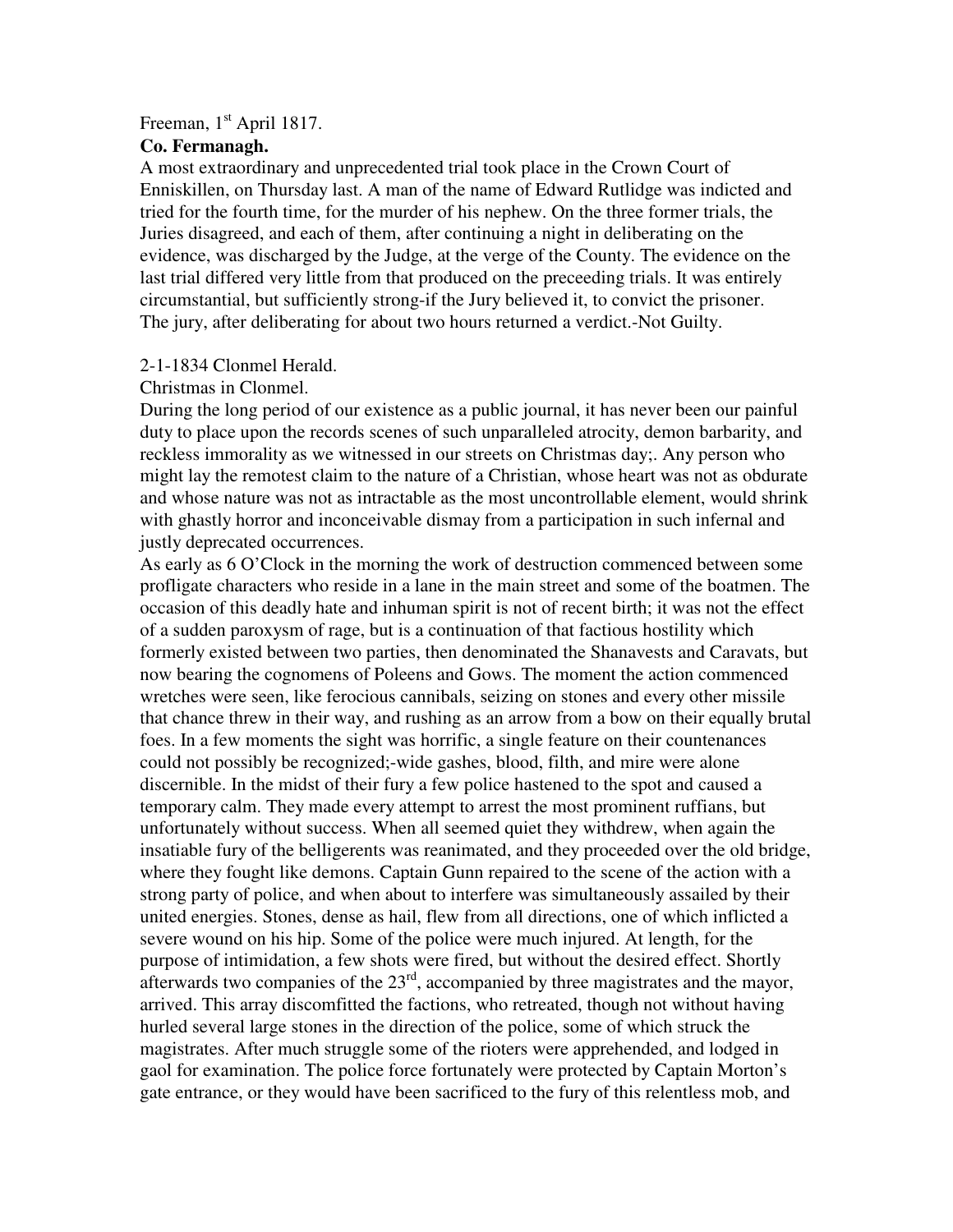Freeman, 1st April 1817.

**Co. Fermanagh.**

A most extraordinary and unprecedented trial took place in the Crown Court of Enniskillen, on Thursday last. A man of the name of Edward Rutlidge was indicted and tried for the fourth time, for the murder of his nephew. On the three former trials, the Juries disagreed, and each of them, after continuing a night in deliberating on the evidence, was discharged by the Judge, at the verge of the County. The evidence on the last trial differed very little from that produced on the preceeding trials. It was entirely circumstantial, but sufficiently strong-if the Jury believed it, to convict the prisoner. The jury, after deliberating for about two hours returned a verdict.-Not Guilty.

2-1-1834 Clonmel Herald.

Christmas in Clonmel.

During the long period of our existence as a public journal, it has never been our painful duty to place upon the records scenes of such unparalleled atrocity, demon barbarity, and reckless immorality as we witnessed in our streets on Christmas day;. Any person who might lay the remotest claim to the nature of a Christian, whose heart was not as obdurate and whose nature was not as intractable as the most uncontrollable element, would shrink with ghastly horror and inconceivable dismay from a participation in such infernal and justly deprecated occurrences.

As early as 6 O'Clock in the morning the work of destruction commenced between some profligate characters who reside in a lane in the main street and some of the boatmen. The occasion of this deadly hate and inhuman spirit is not of recent birth; it was not the effect of a sudden paroxysm of rage, but is a continuation of that factious hostility which formerly existed between two parties, then denominated the Shanavests and Caravats, but now bearing the cognomens of Poleens and Gows. The moment the action commenced wretches were seen, like ferocious cannibals, seizing on stones and every other missile that chance threw in their way, and rushing as an arrow from a bow on their equally brutal foes. In a few moments the sight was horrific, a single feature on their countenances could not possibly be recognized;-wide gashes, blood, filth, and mire were alone discernible. In the midst of their fury a few police hastened to the spot and caused a temporary calm. They made every attempt to arrest the most prominent ruffians, but unfortunately without success. When all seemed quiet they withdrew, when again the insatiable fury of the belligerents was reanimated, and they proceeded over the old bridge, where they fought like demons. Captain Gunn repaired to the scene of the action with a strong party of police, and when about to interfere was simultaneously assailed by their united energies. Stones, dense as hail, flew from all directions, one of which inflicted a severe wound on his hip. Some of the police were much injured. At length, for the purpose of intimidation, a few shots were fired, but without the desired effect. Shortly afterwards two companies of the 23rd, accompanied by three magistrates and the mayor, arrived. This array discomfitted the factions, who retreated, though not without having hurled several large stones in the direction of the police, some of which struck the magistrates. After much struggle some of the rioters were apprehended, and lodged in gaol for examination. The police force fortunately were protected by Captain Morton's gate entrance, or they would have been sacrificed to the fury of this relentless mob, and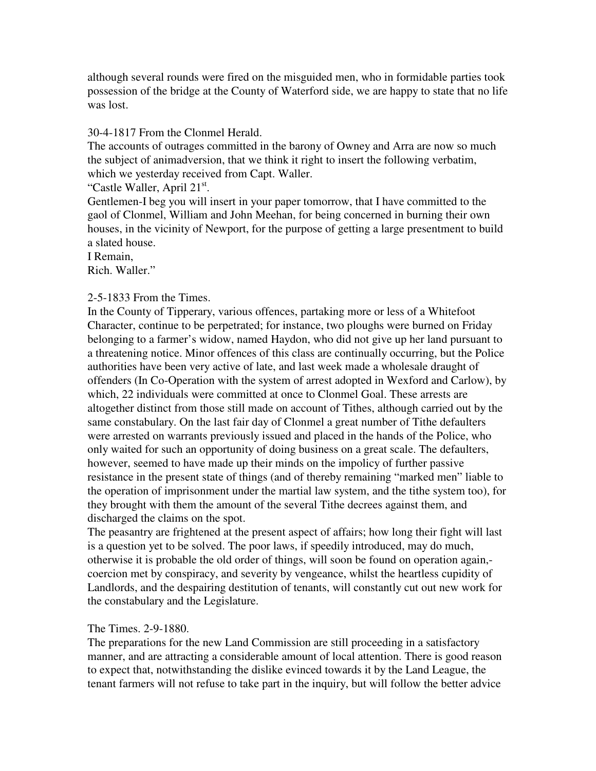although several rounds were fired on the misguided men, who in formidable parties took possession of the bridge at the County of Waterford side, we are happy to state that no life was lost.

30-4-1817 From the Clonmel Herald.
The accounts of outrages committed in the barony of Owney and Arra are now so much the subject of animadversion, that we think it right to insert the following verbatim, which we yesterday received from Capt. Waller.
"Castle Waller, April 21st.
Gentlemen-I beg you will insert in your paper tomorrow, that I have committed to the gaol of Clonmel, William and John Meehan, for being concerned in burning their own houses, in the vicinity of Newport, for the purpose of getting a large presentment to build a slated house.
I Remain,
Rich. Waller."

2-5-1833 From the Times.
In the County of Tipperary, various offences, partaking more or less of a Whitefoot Character, continue to be perpetrated; for instance, two ploughs were burned on Friday belonging to a farmer's widow, named Haydon, who did not give up her land pursuant to a threatening notice. Minor offences of this class are continually occurring, but the Police authorities have been very active of late, and last week made a wholesale draught of offenders (In Co-Operation with the system of arrest adopted in Wexford and Carlow), by which, 22 individuals were committed at once to Clonmel Goal. These arrests are altogether distinct from those still made on account of Tithes, although carried out by the same constabulary. On the last fair day of Clonmel a great number of Tithe defaulters were arrested on warrants previously issued and placed in the hands of the Police, who only waited for such an opportunity of doing business on a great scale. The defaulters, however, seemed to have made up their minds on the impolicy of further passive resistance in the present state of things (and of thereby remaining "marked men" liable to the operation of imprisonment under the martial law system, and the tithe system too), for they brought with them the amount of the several Tithe decrees against them, and discharged the claims on the spot.
The peasantry are frightened at the present aspect of affairs; how long their fight will last is a question yet to be solved. The poor laws, if speedily introduced, may do much, otherwise it is probable the old order of things, will soon be found on operation again,- coercion met by conspiracy, and severity by vengeance, whilst the heartless cupidity of Landlords, and the despairing destitution of tenants, will constantly cut out new work for the constabulary and the Legislature.

The Times. 2-9-1880.
The preparations for the new Land Commission are still proceeding in a satisfactory manner, and are attracting a considerable amount of local attention. There is good reason to expect that, notwithstanding the dislike evinced towards it by the Land League, the tenant farmers will not refuse to take part in the inquiry, but will follow the better advice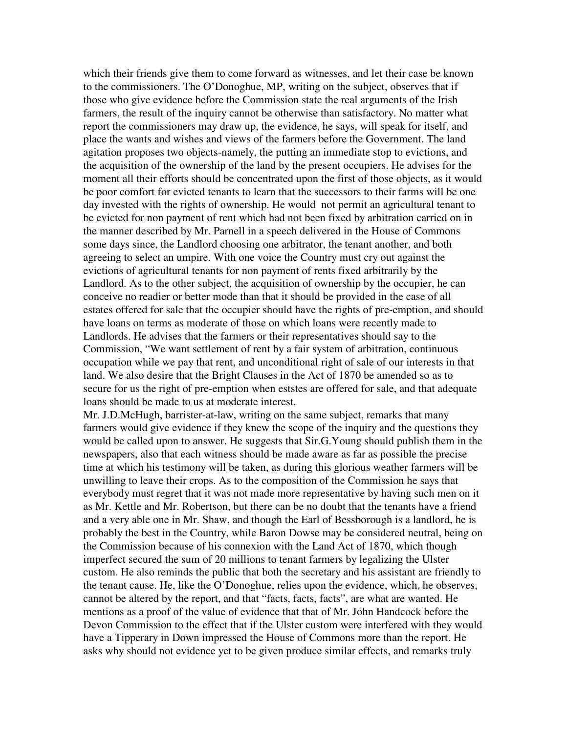which their friends give them to come forward as witnesses, and let their case be known to the commissioners. The O'Donoghue, MP, writing on the subject, observes that if those who give evidence before the Commission state the real arguments of the Irish farmers, the result of the inquiry cannot be otherwise than satisfactory. No matter what report the commissioners may draw up, the evidence, he says, will speak for itself, and place the wants and wishes and views of the farmers before the Government. The land agitation proposes two objects-namely, the putting an immediate stop to evictions, and the acquisition of the ownership of the land by the present occupiers. He advises for the moment all their efforts should be concentrated upon the first of those objects, as it would be poor comfort for evicted tenants to learn that the successors to their farms will be one day invested with the rights of ownership. He would not permit an agricultural tenant to be evicted for non payment of rent which had not been fixed by arbitration carried on in the manner described by Mr. Parnell in a speech delivered in the House of Commons some days since, the Landlord choosing one arbitrator, the tenant another, and both agreeing to select an umpire. With one voice the Country must cry out against the evictions of agricultural tenants for non payment of rents fixed arbitrarily by the Landlord. As to the other subject, the acquisition of ownership by the occupier, he can conceive no readier or better mode than that it should be provided in the case of all estates offered for sale that the occupier should have the rights of pre-emption, and should have loans on terms as moderate of those on which loans were recently made to Landlords. He advises that the farmers or their representatives should say to the Commission, "We want settlement of rent by a fair system of arbitration, continuous occupation while we pay that rent, and unconditional right of sale of our interests in that land. We also desire that the Bright Clauses in the Act of 1870 be amended so as to secure for us the right of pre-emption when eststes are offered for sale, and that adequate loans should be made to us at moderate interest.

Mr. J.D.McHugh, barrister-at-law, writing on the same subject, remarks that many farmers would give evidence if they knew the scope of the inquiry and the questions they would be called upon to answer. He suggests that Sir.G.Young should publish them in the newspapers, also that each witness should be made aware as far as possible the precise time at which his testimony will be taken, as during this glorious weather farmers will be unwilling to leave their crops. As to the composition of the Commission he says that everybody must regret that it was not made more representative by having such men on it as Mr. Kettle and Mr. Robertson, but there can be no doubt that the tenants have a friend and a very able one in Mr. Shaw, and though the Earl of Bessborough is a landlord, he is probably the best in the Country, while Baron Dowse may be considered neutral, being on the Commission because of his connexion with the Land Act of 1870, which though imperfect secured the sum of 20 millions to tenant farmers by legalizing the Ulster custom. He also reminds the public that both the secretary and his assistant are friendly to the tenant cause. He, like the O'Donoghue, relies upon the evidence, which, he observes, cannot be altered by the report, and that "facts, facts, facts", are what are wanted. He mentions as a proof of the value of evidence that that of Mr. John Handcock before the Devon Commission to the effect that if the Ulster custom were interfered with they would have a Tipperary in Down impressed the House of Commons more than the report. He asks why should not evidence yet to be given produce similar effects, and remarks truly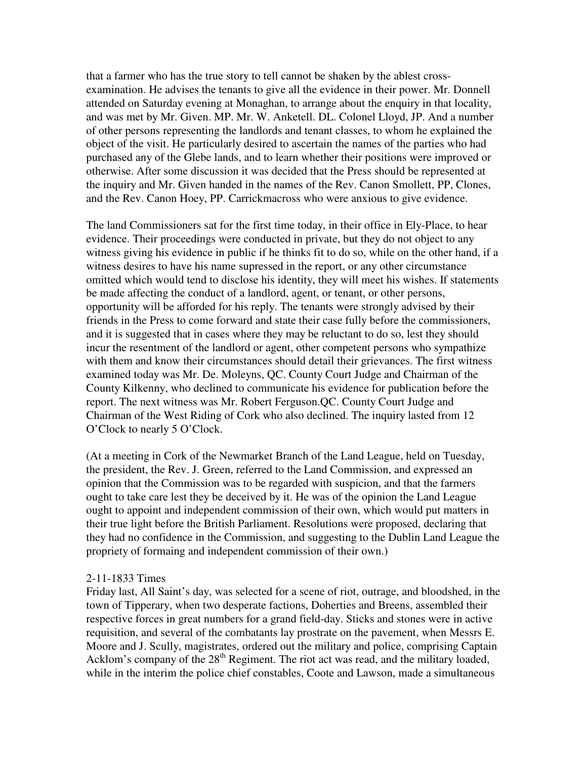that a farmer who has the true story to tell cannot be shaken by the ablest cross-examination. He advises the tenants to give all the evidence in their power. Mr. Donnell attended on Saturday evening at Monaghan, to arrange about the enquiry in that locality, and was met by Mr. Given. MP. Mr. W. Anketell. DL. Colonel Lloyd, JP. And a number of other persons representing the landlords and tenant classes, to whom he explained the object of the visit. He particularly desired to ascertain the names of the parties who had purchased any of the Glebe lands, and to learn whether their positions were improved or otherwise. After some discussion it was decided that the Press should be represented at the inquiry and Mr. Given handed in the names of the Rev. Canon Smollett, PP, Clones, and the Rev. Canon Hoey, PP. Carrickmacross who were anxious to give evidence.

The land Commissioners sat for the first time today, in their office in Ely-Place, to hear evidence. Their proceedings were conducted in private, but they do not object to any witness giving his evidence in public if he thinks fit to do so, while on the other hand, if a witness desires to have his name supressed in the report, or any other circumstance omitted which would tend to disclose his identity, they will meet his wishes. If statements be made affecting the conduct of a landlord, agent, or tenant, or other persons, opportunity will be afforded for his reply. The tenants were strongly advised by their friends in the Press to come forward and state their case fully before the commissioneers, and it is suggested that in cases where they may be reluctant to do so, lest they should incur the resentment of the landlord or agent, other competent persons who sympathize with them and know their circumstances should detail their grievances. The first witness examined today was Mr. De. Moleyns, QC. County Court Judge and Chairman of the County Kilkenny, who declined to communicate his evidence for publication before the report. The next witness was Mr. Robert Ferguson.QC. County Court Judge and Chairman of the West Riding of Cork who also declined. The inquiry lasted from 12 O'Clock to nearly 5 O'Clock.

(At a meeting in Cork of the Newmarket Branch of the Land League, held on Tuesday, the president, the Rev. J. Green, referred to the Land Commission, and expressed an opinion that the Commission was to be regarded with suspicion, and that the farmers ought to take care lest they be deceived by it. He was of the opinion the Land League ought to appoint and independent commission of their own, which would put matters in their true light before the British Parliament. Resolutions were proposed, declaring that they had no confidence in the Commission, and suggesting to the Dublin Land League the propriety of formaing and independent commission of their own.)

2-11-1833 Times
Friday last, All Saint's day, was selected for a scene of riot, outrage, and bloodshed, in the town of Tipperary, when two desperate factions, Doherties and Breens, assembled their respective forces in great numbers for a grand field-day. Sticks and stones were in active requisition, and several of the combatants lay prostrate on the pavement, when Messrs E. Moore and J. Scully, magistrates, ordered out the military and police, comprising Captain Acklom's company of the 28th Regiment. The riot act was read, and the military loaded, while in the interim the police chief constables, Coote and Lawson, made a simultaneous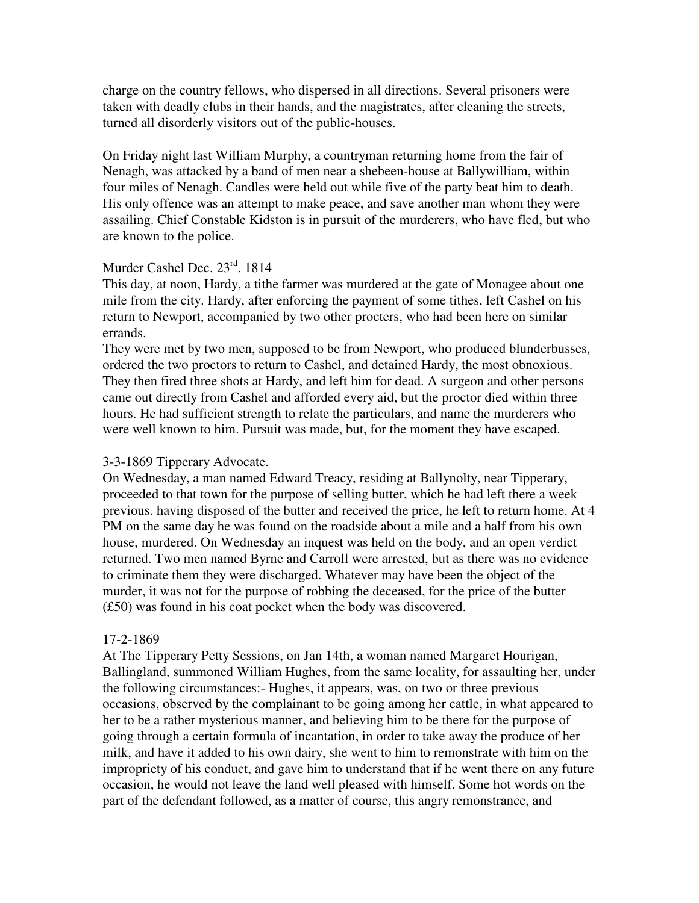charge on the country fellows, who dispersed in all directions. Several prisoners were taken with deadly clubs in their hands, and the magistrates, after cleaning the streets, turned all disorderly visitors out of the public-houses.

On Friday night last William Murphy, a countryman returning home from the fair of Nenagh, was attacked by a band of men near a shebeen-house at Ballywilliam, within four miles of Nenagh. Candles were held out while five of the party beat him to death. His only offence was an attempt to make peace, and save another man whom they were assailing. Chief Constable Kidston is in pursuit of the murderers, who have fled, but who are known to the police.

Murder Cashel Dec. 23rd. 1814

This day, at noon, Hardy, a tithe farmer was murdered at the gate of Monagee about one mile from the city. Hardy, after enforcing the payment of some tithes, left Cashel on his return to Newport, accompanied by two other procters, who had been here on similar errands.

They were met by two men, supposed to be from Newport, who produced blunderbusses, ordered the two proctors to return to Cashel, and detained Hardy, the most obnoxious. They then fired three shots at Hardy, and left him for dead. A surgeon and other persons came out directly from Cashel and afforded every aid, but the proctor died within three hours. He had sufficient strength to relate the particulars, and name the murderers who were well known to him. Pursuit was made, but, for the moment they have escaped.

3-3-1869 Tipperary Advocate.

On Wednesday, a man named Edward Treacy, residing at Ballynolty, near Tipperary, proceeded to that town for the purpose of selling butter, which he had left there a week previous. having disposed of the butter and received the price, he left to return home. At 4 PM on the same day he was found on the roadside about a mile and a half from his own house, murdered. On Wednesday an inquest was held on the body, and an open verdict returned. Two men named Byrne and Carroll were arrested, but as there was no evidence to criminate them they were discharged. Whatever may have been the object of the murder, it was not for the purpose of robbing the deceased, for the price of the butter (£50) was found in his coat pocket when the body was discovered.

17-2-1869

At The Tipperary Petty Sessions, on Jan 14th, a woman named Margaret Hourigan, Ballingland, summoned William Hughes, from the same locality, for assaulting her, under the following circumstances:- Hughes, it appears, was, on two or three previous occasions, observed by the complainant to be going among her cattle, in what appeared to her to be a rather mysterious manner, and believing him to be there for the purpose of going through a certain formula of incantation, in order to take away the produce of her milk, and have it added to his own dairy, she went to him to remonstrate with him on the impropriety of his conduct, and gave him to understand that if he went there on any future occasion, he would not leave the land well pleased with himself. Some hot words on the part of the defendant followed, as a matter of course, this angry remonstrance, and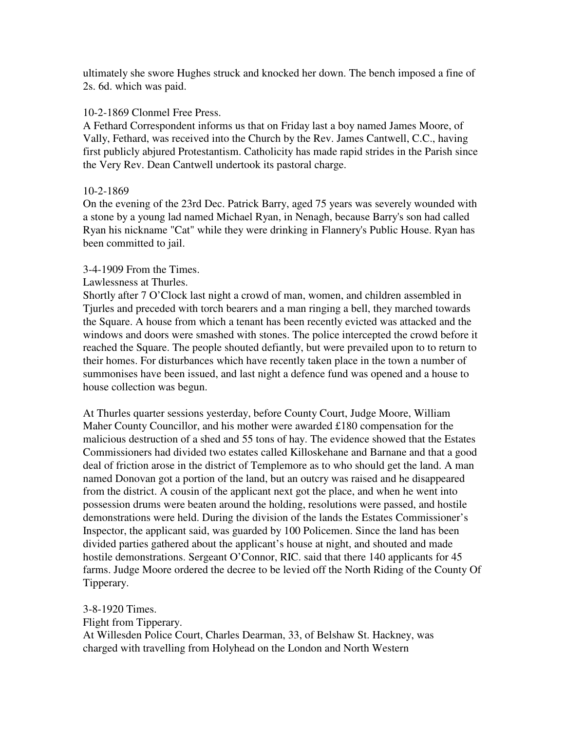ultimately she swore Hughes struck and knocked her down. The bench imposed a fine of 2s. 6d. which was paid.

10-2-1869 Clonmel Free Press.
A Fethard Correspondent informs us that on Friday last a boy named James Moore, of Vally, Fethard, was received into the Church by the Rev. James Cantwell, C.C., having first publicly abjured Protestantism. Catholicity has made rapid strides in the Parish since the Very Rev. Dean Cantwell undertook its pastoral charge.

10-2-1869
On the evening of the 23rd Dec. Patrick Barry, aged 75 years was severely wounded with a stone by a young lad named Michael Ryan, in Nenagh, because Barry's son had called Ryan his nickname "Cat" while they were drinking in Flannery's Public House. Ryan has been committed to jail.

3-4-1909 From the Times.
Lawlessness at Thurles.
Shortly after 7 O'Clock last night a crowd of man, women, and children assembled in Tjurles and preceded with torch bearers and a man ringing a bell, they marched towards the Square. A house from which a tenant has been recently evicted was attacked and the windows and doors were smashed with stones. The police intercepted the crowd before it reached the Square. The people shouted defiantly, but were prevailed upon to to return to their homes. For disturbances which have recently taken place in the town a number of summonises have been issued, and last night a defence fund was opened and a house to house collection was begun.

At Thurles quarter sessions yesterday, before County Court, Judge Moore, William Maher County Councillor, and his mother were awarded £180 compensation for the malicious destruction of a shed and 55 tons of hay. The evidence showed that the Estates Commissioners had divided two estates called Killoskehane and Barnane and that a good deal of friction arose in the district of Templemore as to who should get the land. A man named Donovan got a portion of the land, but an outcry was raised and he disappeared from the district. A cousin of the applicant next got the place, and when he went into possession drums were beaten around the holding, resolutions were passed, and hostile demonstrations were held. During the division of the lands the Estates Commissioner's Inspector, the applicant said, was guarded by 100 Policemen. Since the land has been divided parties gathered about the applicant's house at night, and shouted and made hostile demonstrations. Sergeant O'Connor, RIC. said that there 140 applicants for 45 farms. Judge Moore ordered the decree to be levied off the North Riding of the County Of Tipperary.

3-8-1920 Times.
Flight from Tipperary.
At Willesden Police Court, Charles Dearman, 33, of Belshaw St. Hackney, was charged with travelling from Holyhead on the London and North Western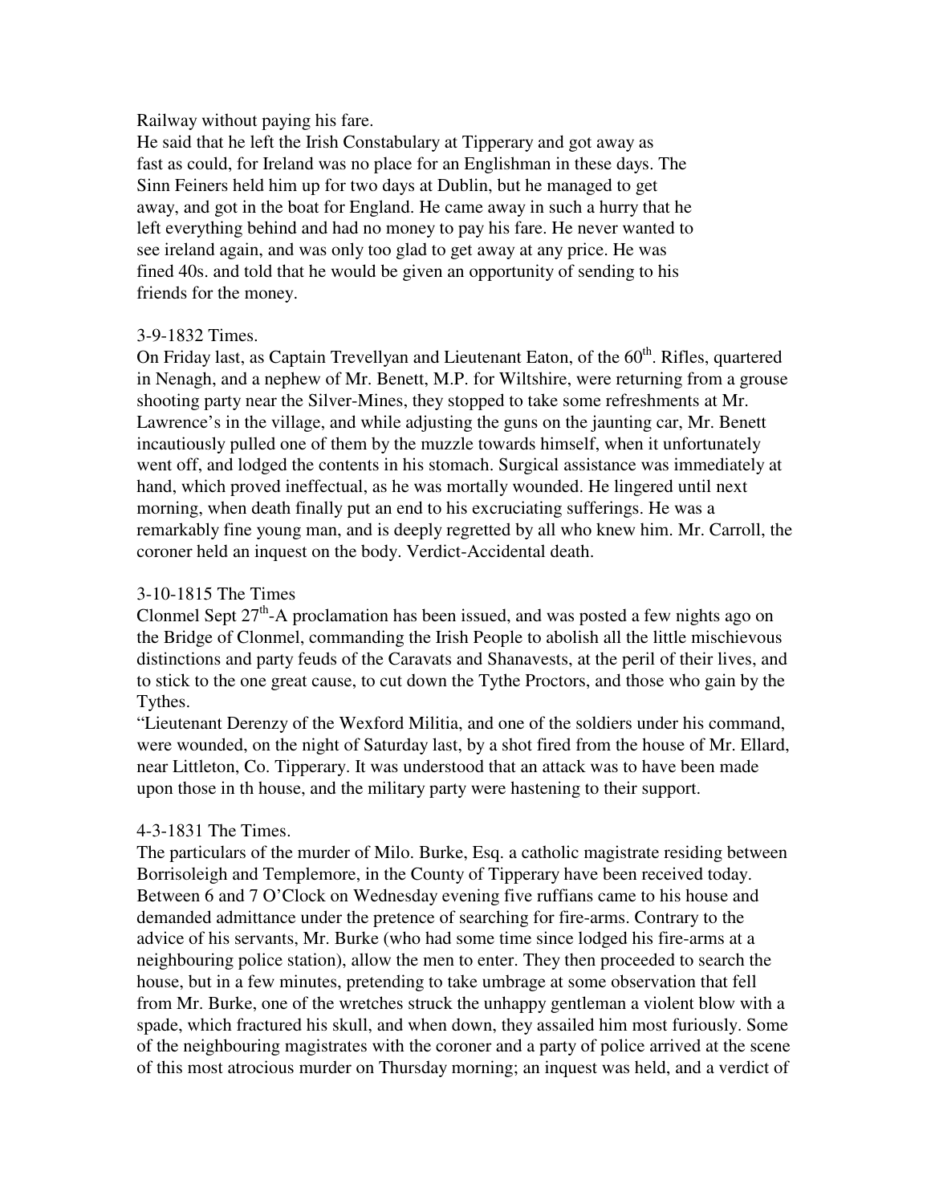Railway without paying his fare.

He said that he left the Irish Constabulary at Tipperary and got away as fast as could, for Ireland was no place for an Englishman in these days. The Sinn Feiners held him up for two days at Dublin, but he managed to get away, and got in the boat for England. He came away in such a hurry that he left everything behind and had no money to pay his fare. He never wanted to see ireland again, and was only too glad to get away at any price. He was fined 40s. and told that he would be given an opportunity of sending to his friends for the money.

3-9-1832 Times.

On Friday last, as Captain Trevellyan and Lieutenant Eaton, of the 60th. Rifles, quartered in Nenagh, and a nephew of Mr. Benett, M.P. for Wiltshire, were returning from a grouse shooting party near the Silver-Mines, they stopped to take some refreshments at Mr. Lawrence's in the village, and while adjusting the guns on the jaunting car, Mr. Benett incautiously pulled one of them by the muzzle towards himself, when it unfortunately went off, and lodged the contents in his stomach. Surgical assistance was immediately at hand, which proved ineffectual, as he was mortally wounded. He lingered until next morning, when death finally put an end to his excruciating sufferings. He was a remarkably fine young man, and is deeply regretted by all who knew him. Mr. Carroll, the coroner held an inquest on the body. Verdict-Accidental death.

3-10-1815 The Times

Clonmel Sept 27th-A proclamation has been issued, and was posted a few nights ago on the Bridge of Clonmel, commanding the Irish People to abolish all the little mischievous distinctions and party feuds of the Caravats and Shanavests, at the peril of their lives, and to stick to the one great cause, to cut down the Tythe Proctors, and those who gain by the Tythes.

"Lieutenant Derenzy of the Wexford Militia, and one of the soldiers under his command, were wounded, on the night of Saturday last, by a shot fired from the house of Mr. Ellard, near Littleton, Co. Tipperary. It was understood that an attack was to have been made upon those in th house, and the military party were hastening to their support.

4-3-1831 The Times.

The particulars of the murder of Milo. Burke, Esq. a catholic magistrate residing between Borrisoleigh and Templemore, in the County of Tipperary have been received today. Between 6 and 7 O'Clock on Wednesday evening five ruffians came to his house and demanded admittance under the pretence of searching for fire-arms. Contrary to the advice of his servants, Mr. Burke (who had some time since lodged his fire-arms at a neighbouring police station), allow the men to enter. They then proceeded to search the house, but in a few minutes, pretending to take umbrage at some observation that fell from Mr. Burke, one of the wretches struck the unhappy gentleman a violent blow with a spade, which fractured his skull, and when down, they assailed him most furiously. Some of the neighbouring magistrates with the coroner and a party of police arrived at the scene of this most atrocious murder on Thursday morning; an inquest was held, and a verdict of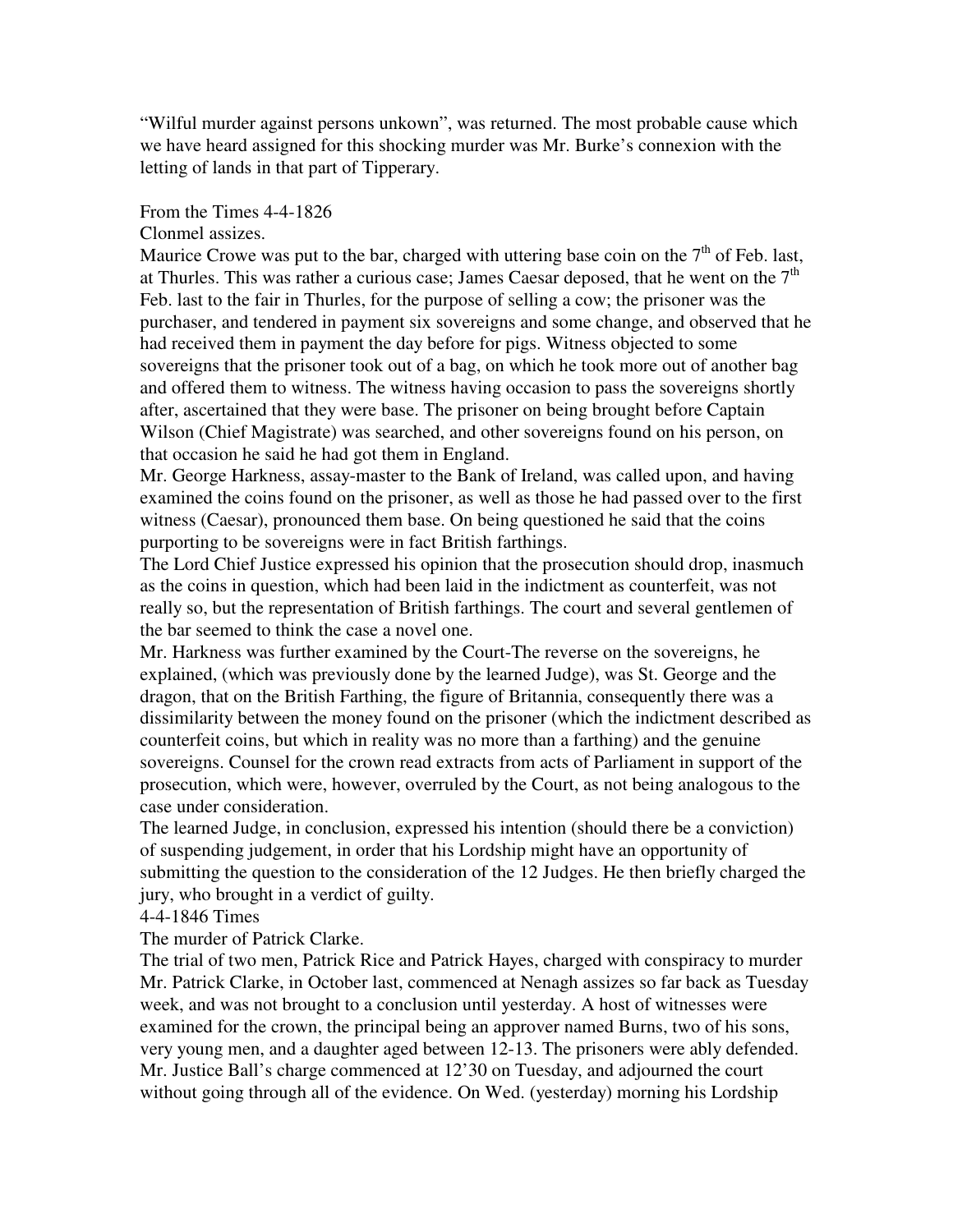"Wilful murder against persons unkown", was returned. The most probable cause which we have heard assigned for this shocking murder was Mr. Burke's connexion with the letting of lands in that part of Tipperary.

From the Times 4-4-1826

Clonmel assizes.

Maurice Crowe was put to the bar, charged with uttering base coin on the 7th of Feb. last, at Thurles. This was rather a curious case; James Caesar deposed, that he went on the 7th Feb. last to the fair in Thurles, for the purpose of selling a cow; the prisoner was the purchaser, and tendered in payment six sovereigns and some change, and observed that he had received them in payment the day before for pigs. Witness objected to some sovereigns that the prisoner took out of a bag, on which he took more out of another bag and offered them to witness. The witness having occasion to pass the sovereigns shortly after, ascertained that they were base. The prisoner on being brought before Captain Wilson (Chief Magistrate) was searched, and other sovereigns found on his person, on that occasion he said he had got them in England.

Mr. George Harkness, assay-master to the Bank of Ireland, was called upon, and having examined the coins found on the prisoner, as well as those he had passed over to the first witness (Caesar), pronounced them base. On being questioned he said that the coins purporting to be sovereigns were in fact British farthings.

The Lord Chief Justice expressed his opinion that the prosecution should drop, inasmuch as the coins in question, which had been laid in the indictment as counterfeit, was not really so, but the representation of British farthings. The court and several gentlemen of the bar seemed to think the case a novel one.

Mr. Harkness was further examined by the Court-The reverse on the sovereigns, he explained, (which was previously done by the learned Judge), was St. George and the dragon, that on the British Farthing, the figure of Britannia, consequently there was a dissimilarity between the money found on the prisoner (which the indictment described as counterfeit coins, but which in reality was no more than a farthing) and the genuine sovereigns. Counsel for the crown read extracts from acts of Parliament in support of the prosecution, which were, however, overruled by the Court, as not being analogous to the case under consideration.

The learned Judge, in conclusion, expressed his intention (should there be a conviction) of suspending judgement, in order that his Lordship might have an opportunity of submitting the question to the consideration of the 12 Judges. He then briefly charged the jury, who brought in a verdict of guilty.

4-4-1846 Times

The murder of Patrick Clarke.

The trial of two men, Patrick Rice and Patrick Hayes, charged with conspiracy to murder Mr. Patrick Clarke, in October last, commenced at Nenagh assizes so far back as Tuesday week, and was not brought to a conclusion until yesterday. A host of witnesses were examined for the crown, the principal being an approver named Burns, two of his sons, very young men, and a daughter aged between 12-13. The prisoners were ably defended. Mr. Justice Ball's charge commenced at 12'30 on Tuesday, and adjourned the court without going through all of the evidence. On Wed. (yesterday) morning his Lordship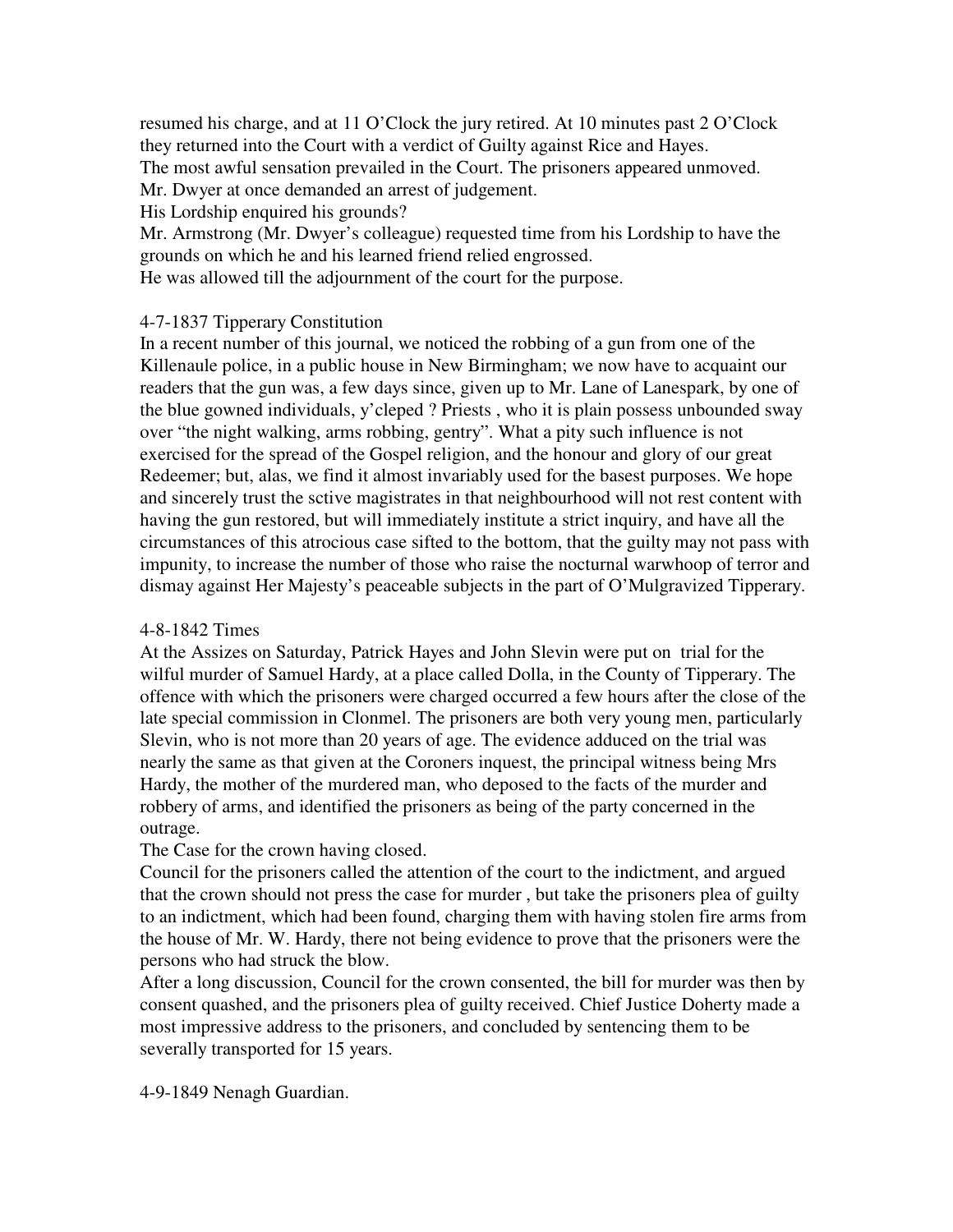resumed his charge, and at 11 O'Clock the jury retired. At 10 minutes past 2 O'Clock they returned into the Court with a verdict of Guilty against Rice and Hayes.
The most awful sensation prevailed in the Court. The prisoners appeared unmoved.
Mr. Dwyer at once demanded an arrest of judgement.
His Lordship enquired his grounds?
Mr. Armstrong (Mr. Dwyer's colleague) requested time from his Lordship to have the grounds on which he and his learned friend relied engrossed.
He was allowed till the adjournment of the court for the purpose.

4-7-1837 Tipperary Constitution
In a recent number of this journal, we noticed the robbing of a gun from one of the Killenaule police, in a public house in New Birmingham; we now have to acquaint our readers that the gun was, a few days since, given up to Mr. Lane of Lanespark, by one of the blue gowned individuals, y'cleped ? Priests , who it is plain possess unbounded sway over "the night walking, arms robbing, gentry". What a pity such influence is not exercised for the spread of the Gospel religion, and the honour and glory of our great Redeemer; but, alas, we find it almost invariably used for the basest purposes. We hope and sincerely trust the sctive magistrates in that neighbourhood will not rest content with having the gun restored, but will immediately institute a strict inquiry, and have all the circumstances of this atrocious case sifted to the bottom, that the guilty may not pass with impunity, to increase the number of those who raise the nocturnal warwhoop of terror and dismay against Her Majesty's peaceable subjects in the part of O'Mulgravized Tipperary.

4-8-1842 Times
At the Assizes on Saturday, Patrick Hayes and John Slevin were put on trial for the wilful murder of Samuel Hardy, at a place called Dolla, in the County of Tipperary. The offence with which the prisoners were charged occurred a few hours after the close of the late special commission in Clonmel. The prisoners are both very young men, particularly Slevin, who is not more than 20 years of age. The evidence adduced on the trial was nearly the same as that given at the Coroners inquest, the principal witness being Mrs Hardy, the mother of the murdered man, who deposed to the facts of the murder and robbery of arms, and identified the prisoners as being of the party concerned in the outrage.
The Case for the crown having closed.
Council for the prisoners called the attention of the court to the indictment, and argued that the crown should not press the case for murder , but take the prisoners plea of guilty to an indictment, which had been found, charging them with having stolen fire arms from the house of Mr. W. Hardy, there not being evidence to prove that the prisoners were the persons who had struck the blow.
After a long discussion, Council for the crown consented, the bill for murder was then by consent quashed, and the prisoners plea of guilty received. Chief Justice Doherty made a most impressive address to the prisoners, and concluded by sentencing them to be severally transported for 15 years.

4-9-1849 Nenagh Guardian.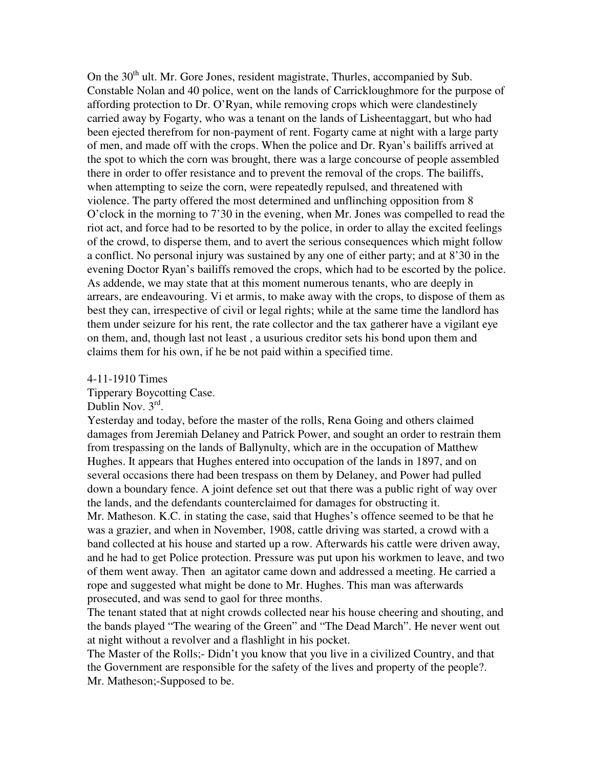On the 30[th] ult. Mr. Gore Jones, resident magistrate, Thurles, accompanied by Sub. Constable Nolan and 40 police, went on the lands of Carrickloughmore for the purpose of affording protection to Dr. O'Ryan, while removing crops which were clandestinely carried away by Fogarty, who was a tenant on the lands of Lisheentaggart, but who had been ejected therefrom for non-payment of rent. Fogarty came at night with a large party of men, and made off with the crops. When the police and Dr. Ryan's bailiffs arrived at the spot to which the corn was brought, there was a large concourse of people assembled there in order to offer resistance and to prevent the removal of the crops. The bailiffs, when attempting to seize the corn, were repeatedly repulsed, and threatened with violence. The party offered the most determined and unflinching opposition from 8 O'clock in the morning to 7'30 in the evening, when Mr. Jones was compelled to read the riot act, and force had to be resorted to by the police, in order to allay the excited feelings of the crowd, to disperse them, and to avert the serious consequences which might follow a conflict. No personal injury was sustained by any one of either party; and at 8'30 in the evening Doctor Ryan's bailiffs removed the crops, which had to be escorted by the police. As addende, we may state that at this moment numerous tenants, who are deeply in arrears, are endeavouring. Vi et armis, to make away with the crops, to dispose of them as best they can, irrespective of civil or legal rights; while at the same time the landlord has them under seizure for his rent, the rate collector and the tax gatherer have a vigilant eye on them, and, though last not least , a usurious creditor sets his bond upon them and claims them for his own, if he be not paid within a specified time.

4-11-1910 Times
Tipperary Boycotting Case.
Dublin Nov. 3[rd].
Yesterday and today, before the master of the rolls, Rena Going and others claimed damages from Jeremiah Delaney and Patrick Power, and sought an order to restrain them from trespassing on the lands of Ballynulty, which are in the occupation of Matthew Hughes. It appears that Hughes entered into occupation of the lands in 1897, and on several occasions there had been trespass on them by Delaney, and Power had pulled down a boundary fence. A joint defence set out that there was a public right of way over the lands, and the defendants counterclaimed for damages for obstructing it.
Mr. Matheson. K.C. in stating the case, said that Hughes's offence seemed to be that he was a grazier, and when in November, 1908, cattle driving was started, a crowd with a band collected at his house and started up a row. Afterwards his cattle were driven away, and he had to get Police protection. Pressure was put upon his workmen to leave, and two of them went away. Then an agitator came down and addressed a meeting. He carried a rope and suggested what might be done to Mr. Hughes. This man was afterwards prosecuted, and was send to gaol for three months.
The tenant stated that at night crowds collected near his house cheering and shouting, and the bands played "The wearing of the Green" and "The Dead March". He never went out at night without a revolver and a flashlight in his pocket.
The Master of the Rolls;- Didn't you know that you live in a civilized Country, and that the Government are responsible for the safety of the lives and property of the people?.
Mr. Matheson;-Supposed to be.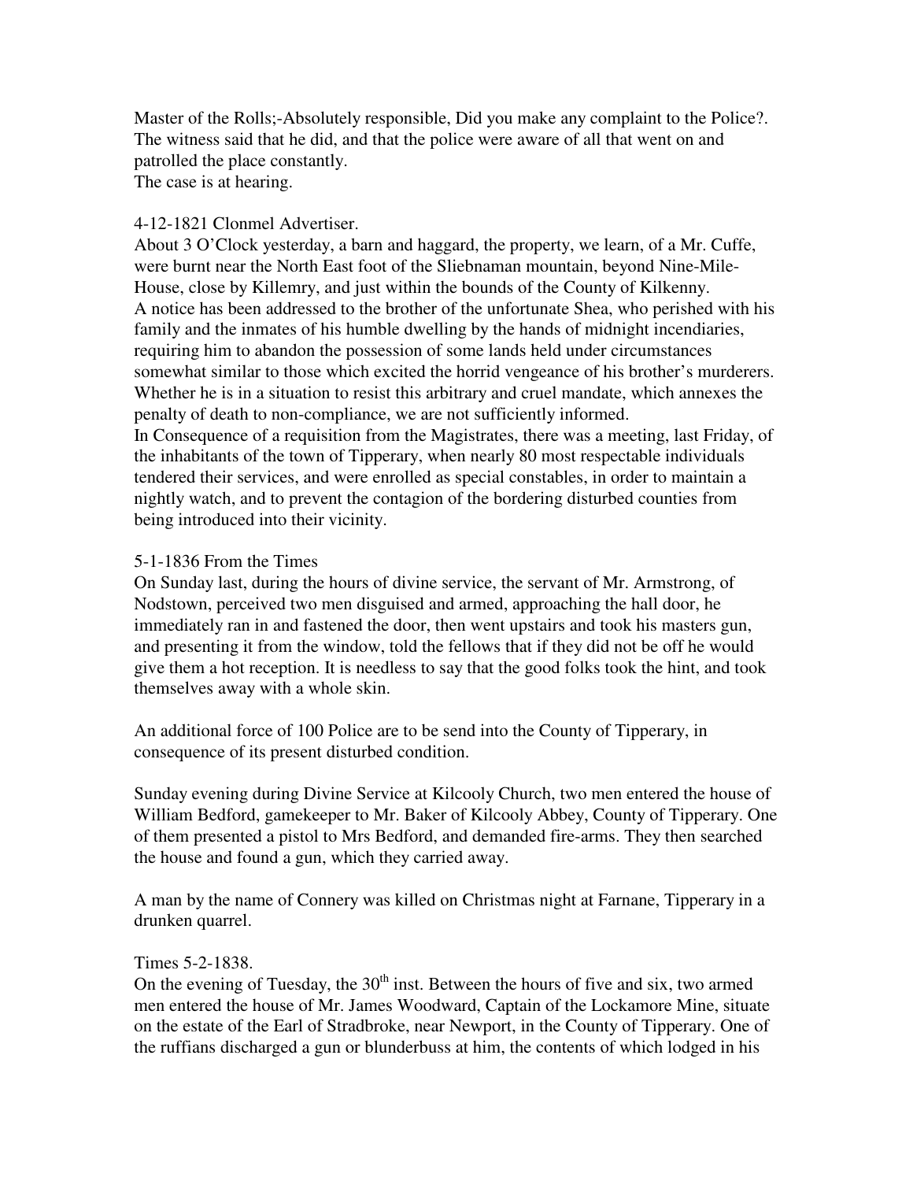Master of the Rolls;-Absolutely responsible, Did you make any complaint to the Police?. The witness said that he did, and that the police were aware of all that went on and patrolled the place constantly.
The case is at hearing.

4-12-1821 Clonmel Advertiser.
About 3 O'Clock yesterday, a barn and haggard, the property, we learn, of a Mr. Cuffe, were burnt near the North East foot of the Sliebnaman mountain, beyond Nine-Mile-House, close by Killemry, and just within the bounds of the County of Kilkenny.
A notice has been addressed to the brother of the unfortunate Shea, who perished with his family and the inmates of his humble dwelling by the hands of midnight incendiaries, requiring him to abandon the possession of some lands held under circumstances somewhat similar to those which excited the horrid vengeance of his brother's murderers. Whether he is in a situation to resist this arbitrary and cruel mandate, which annexes the penalty of death to non-compliance, we are not sufficiently informed.
In Consequence of a requisition from the Magistrates, there was a meeting, last Friday, of the inhabitants of the town of Tipperary, when nearly 80 most respectable individuals tendered their services, and were enrolled as special constables, in order to maintain a nightly watch, and to prevent the contagion of the bordering disturbed counties from being introduced into their vicinity.

5-1-1836 From the Times
On Sunday last, during the hours of divine service, the servant of Mr. Armstrong, of Nodstown, perceived two men disguised and armed, approaching the hall door, he immediately ran in and fastened the door, then went upstairs and took his masters gun, and presenting it from the window, told the fellows that if they did not be off he would give them a hot reception. It is needless to say that the good folks took the hint, and took themselves away with a whole skin.

An additional force of 100 Police are to be send into the County of Tipperary, in consequence of its present disturbed condition.

Sunday evening during Divine Service at Kilcooly Church, two men entered the house of William Bedford, gamekeeper to Mr. Baker of Kilcooly Abbey, County of Tipperary. One of them presented a pistol to Mrs Bedford, and demanded fire-arms. They then searched the house and found a gun, which they carried away.

A man by the name of Connery was killed on Christmas night at Farnane, Tipperary in a drunken quarrel.

Times 5-2-1838.
On the evening of Tuesday, the 30th inst. Between the hours of five and six, two armed men entered the house of Mr. James Woodward, Captain of the Lockamore Mine, situate on the estate of the Earl of Stradbroke, near Newport, in the County of Tipperary. One of the ruffians discharged a gun or blunderbuss at him, the contents of which lodged in his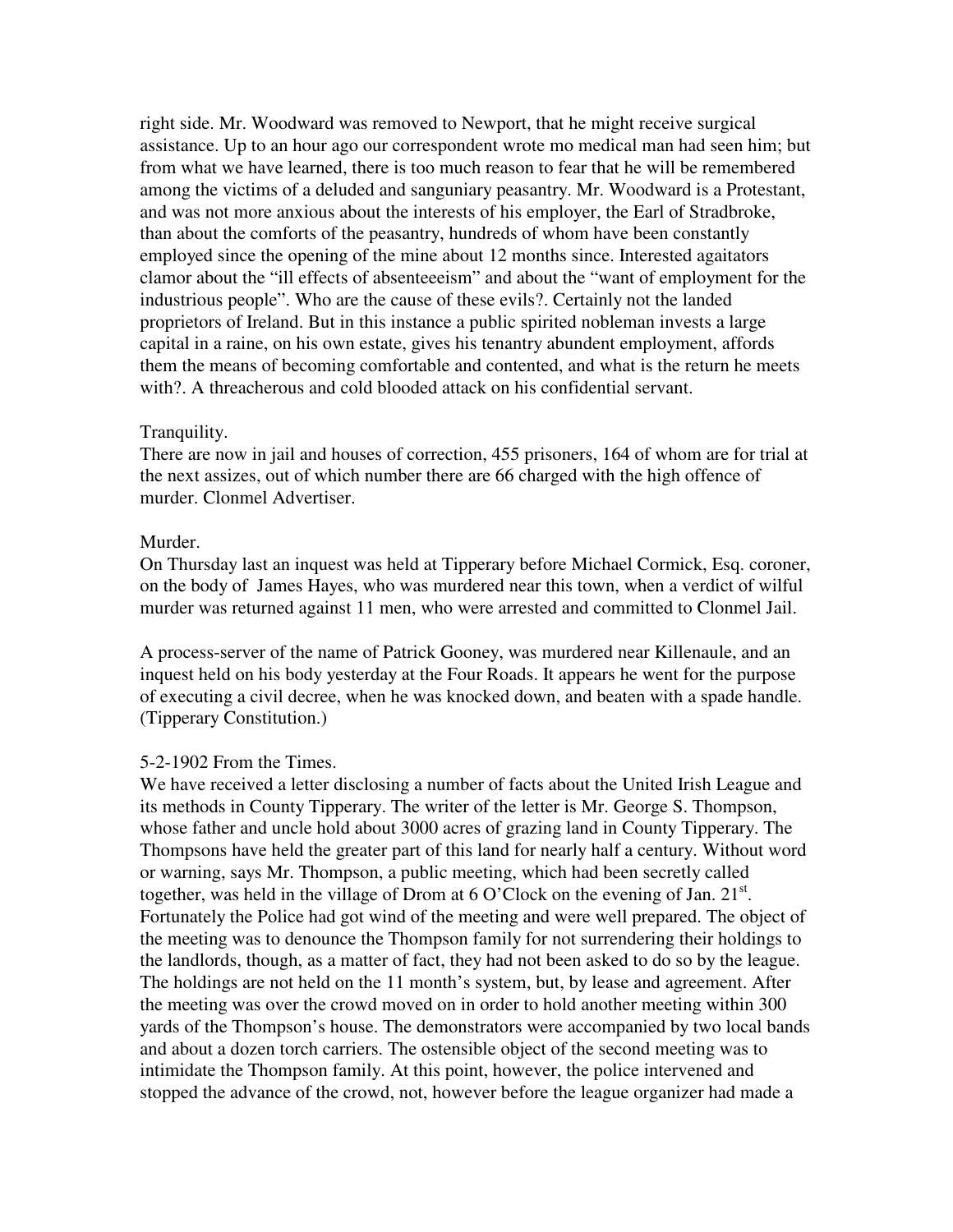right side. Mr. Woodward was removed to Newport, that he might receive surgical assistance. Up to an hour ago our correspondent wrote mo medical man had seen him; but from what we have learned, there is too much reason to fear that he will be remembered among the victims of a deluded and sanguniary peasantry. Mr. Woodward is a Protestant, and was not more anxious about the interests of his employer, the Earl of Stradbroke, than about the comforts of the peasantry, hundreds of whom have been constantly employed since the opening of the mine about 12 months since. Interested agaitators clamor about the "ill effects of absenteeeism" and about the "want of employment for the industrious people". Who are the cause of these evils?. Certainly not the landed proprietors of Ireland. But in this instance a public spirited nobleman invests a large capital in a raine, on his own estate, gives his tenantry abundent employment, affords them the means of becoming comfortable and contented, and what is the return he meets with?. A threacherous and cold blooded attack on his confidential servant.

Tranquility.
There are now in jail and houses of correction, 455 prisoners, 164 of whom are for trial at the next assizes, out of which number there are 66 charged with the high offence of murder. Clonmel Advertiser.

Murder.
On Thursday last an inquest was held at Tipperary before Michael Cormick, Esq. coroner, on the body of James Hayes, who was murdered near this town, when a verdict of wilful murder was returned against 11 men, who were arrested and committed to Clonmel Jail.

A process-server of the name of Patrick Gooney, was murdered near Killenaule, and an inquest held on his body yesterday at the Four Roads. It appears he went for the purpose of executing a civil decree, when he was knocked down, and beaten with a spade handle. (Tipperary Constitution.)

5-2-1902 From the Times.
We have received a letter disclosing a number of facts about the United Irish League and its methods in County Tipperary. The writer of the letter is Mr. George S. Thompson, whose father and uncle hold about 3000 acres of grazing land in County Tipperary. The Thompsons have held the greater part of this land for nearly half a century. Without word or warning, says Mr. Thompson, a public meeting, which had been secretly called together, was held in the village of Drom at 6 O'Clock on the evening of Jan. 21st. Fortunately the Police had got wind of the meeting and were well prepared. The object of the meeting was to denounce the Thompson family for not surrendering their holdings to the landlords, though, as a matter of fact, they had not been asked to do so by the league. The holdings are not held on the 11 month's system, but, by lease and agreement. After the meeting was over the crowd moved on in order to hold another meeting within 300 yards of the Thompson's house. The demonstrators were accompanied by two local bands and about a dozen torch carriers. The ostensible object of the second meeting was to intimidate the Thompson family. At this point, however, the police intervened and stopped the advance of the crowd, not, however before the league organizer had made a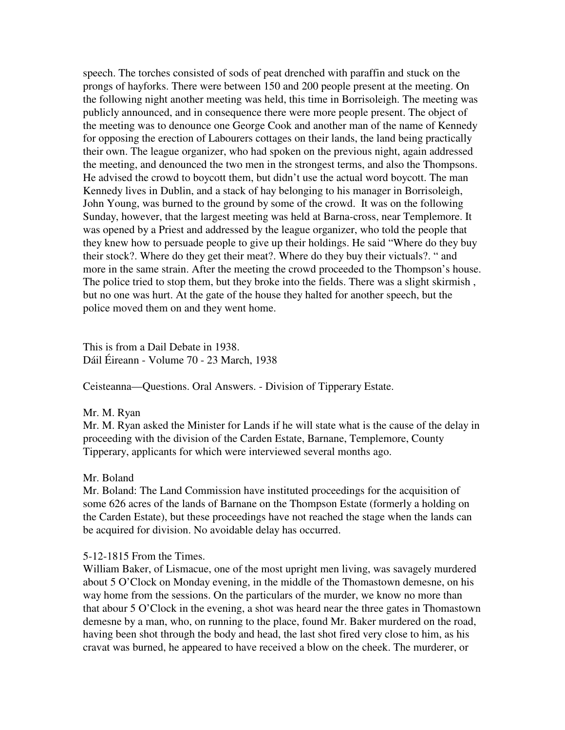speech. The torches consisted of sods of peat drenched with paraffin and stuck on the prongs of hayforks. There were between 150 and 200 people present at the meeting. On the following night another meeting was held, this time in Borrisoleigh. The meeting was publicly announced, and in consequence there were more people present. The object of the meeting was to denounce one George Cook and another man of the name of Kennedy for opposing the erection of Labourers cottages on their lands, the land being practically their own. The league organizer, who had spoken on the previous night, again addressed the meeting, and denounced the two men in the strongest terms, and also the Thompsons. He advised the crowd to boycott them, but didn't use the actual word boycott. The man Kennedy lives in Dublin, and a stack of hay belonging to his manager in Borrisoleigh, John Young, was burned to the ground by some of the crowd. It was on the following Sunday, however, that the largest meeting was held at Barna-cross, near Templemore. It was opened by a Priest and addressed by the league organizer, who told the people that they knew how to persuade people to give up their holdings. He said "Where do they buy their stock?. Where do they get their meat?. Where do they buy their victuals?. " and more in the same strain. After the meeting the crowd proceeded to the Thompson's house. The police tried to stop them, but they broke into the fields. There was a slight skirmish , but no one was hurt. At the gate of the house they halted for another speech, but the police moved them on and they went home.

This is from a Dail Debate in 1938.
Dáil Éireann - Volume 70 - 23 March, 1938

Ceisteanna—Questions. Oral Answers. - Division of Tipperary Estate.

Mr. M. Ryan
Mr. M. Ryan asked the Minister for Lands if he will state what is the cause of the delay in proceeding with the division of the Carden Estate, Barnane, Templemore, County Tipperary, applicants for which were interviewed several months ago.

Mr. Boland
Mr. Boland: The Land Commission have instituted proceedings for the acquisition of some 626 acres of the lands of Barnane on the Thompson Estate (formerly a holding on the Carden Estate), but these proceedings have not reached the stage when the lands can be acquired for division. No avoidable delay has occurred.

5-12-1815 From the Times.
William Baker, of Lismacue, one of the most upright men living, was savagely murdered about 5 O'Clock on Monday evening, in the middle of the Thomastown demesne, on his way home from the sessions. On the particulars of the murder, we know no more than that abour 5 O'Clock in the evening, a shot was heard near the three gates in Thomastown demesne by a man, who, on running to the place, found Mr. Baker murdered on the road, having been shot through the body and head, the last shot fired very close to him, as his cravat was burned, he appeared to have received a blow on the cheek. The murderer, or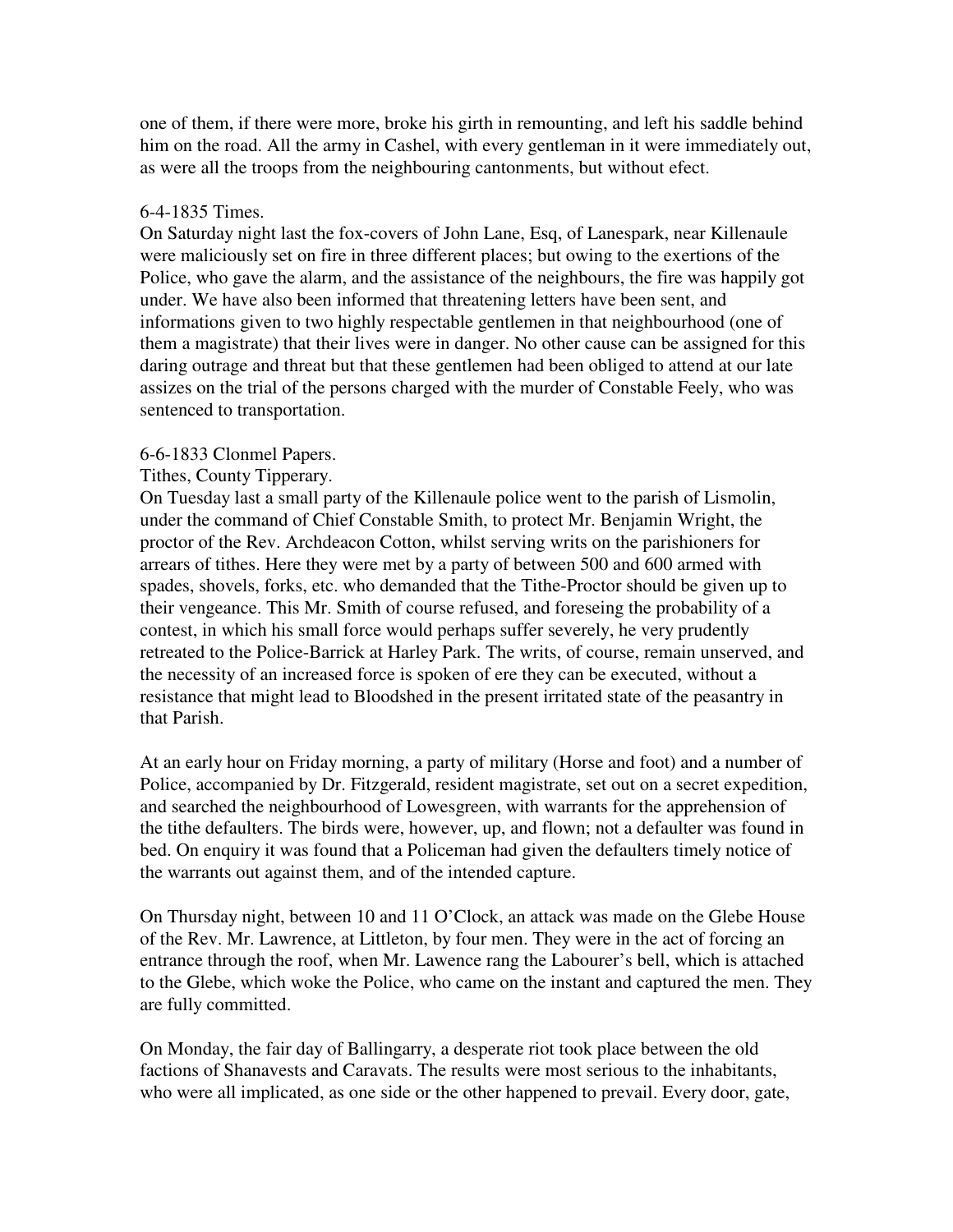one of them, if there were more, broke his girth in remounting, and left his saddle behind him on the road. All the army in Cashel, with every gentleman in it were immediately out, as were all the troops from the neighbouring cantonments, but without efect.

6-4-1835 Times.
On Saturday night last the fox-covers of John Lane, Esq, of Lanespark, near Killenaule were maliciously set on fire in three different places; but owing to the exertions of the Police, who gave the alarm, and the assistance of the neighbours, the fire was happily got under. We have also been informed that threatening letters have been sent, and informations given to two highly respectable gentlemen in that neighbourhood (one of them a magistrate) that their lives were in danger. No other cause can be assigned for this daring outrage and threat but that these gentlemen had been obliged to attend at our late assizes on the trial of the persons charged with the murder of Constable Feely, who was sentenced to transportation.

6-6-1833 Clonmel Papers.
Tithes, County Tipperary.
On Tuesday last a small party of the Killenaule police went to the parish of Lismolin, under the command of Chief Constable Smith, to protect Mr. Benjamin Wright, the proctor of the Rev. Archdeacon Cotton, whilst serving writs on the parishioners for arrears of tithes. Here they were met by a party of between 500 and 600 armed with spades, shovels, forks, etc. who demanded that the Tithe-Proctor should be given up to their vengeance. This Mr. Smith of course refused, and foreseing the probability of a contest, in which his small force would perhaps suffer severely, he very prudently retreated to the Police-Barrick at Harley Park. The writs, of course, remain unserved, and the necessity of an increased force is spoken of ere they can be executed, without a resistance that might lead to Bloodshed in the present irritated state of the peasantry in that Parish.

At an early hour on Friday morning, a party of military (Horse and foot) and a number of Police, accompanied by Dr. Fitzgerald, resident magistrate, set out on a secret expedition, and searched the neighbourhood of Lowesgreen, with warrants for the apprehension of the tithe defaulters. The birds were, however, up, and flown; not a defaulter was found in bed. On enquiry it was found that a Policeman had given the defaulters timely notice of the warrants out against them, and of the intended capture.

On Thursday night, between 10 and 11 O'Clock, an attack was made on the Glebe House of the Rev. Mr. Lawrence, at Littleton, by four men. They were in the act of forcing an entrance through the roof, when Mr. Lawence rang the Labourer's bell, which is attached to the Glebe, which woke the Police, who came on the instant and captured the men. They are fully committed.

On Monday, the fair day of Ballingarry, a desperate riot took place between the old factions of Shanavests and Caravats. The results were most serious to the inhabitants, who were all implicated, as one side or the other happened to prevail. Every door, gate,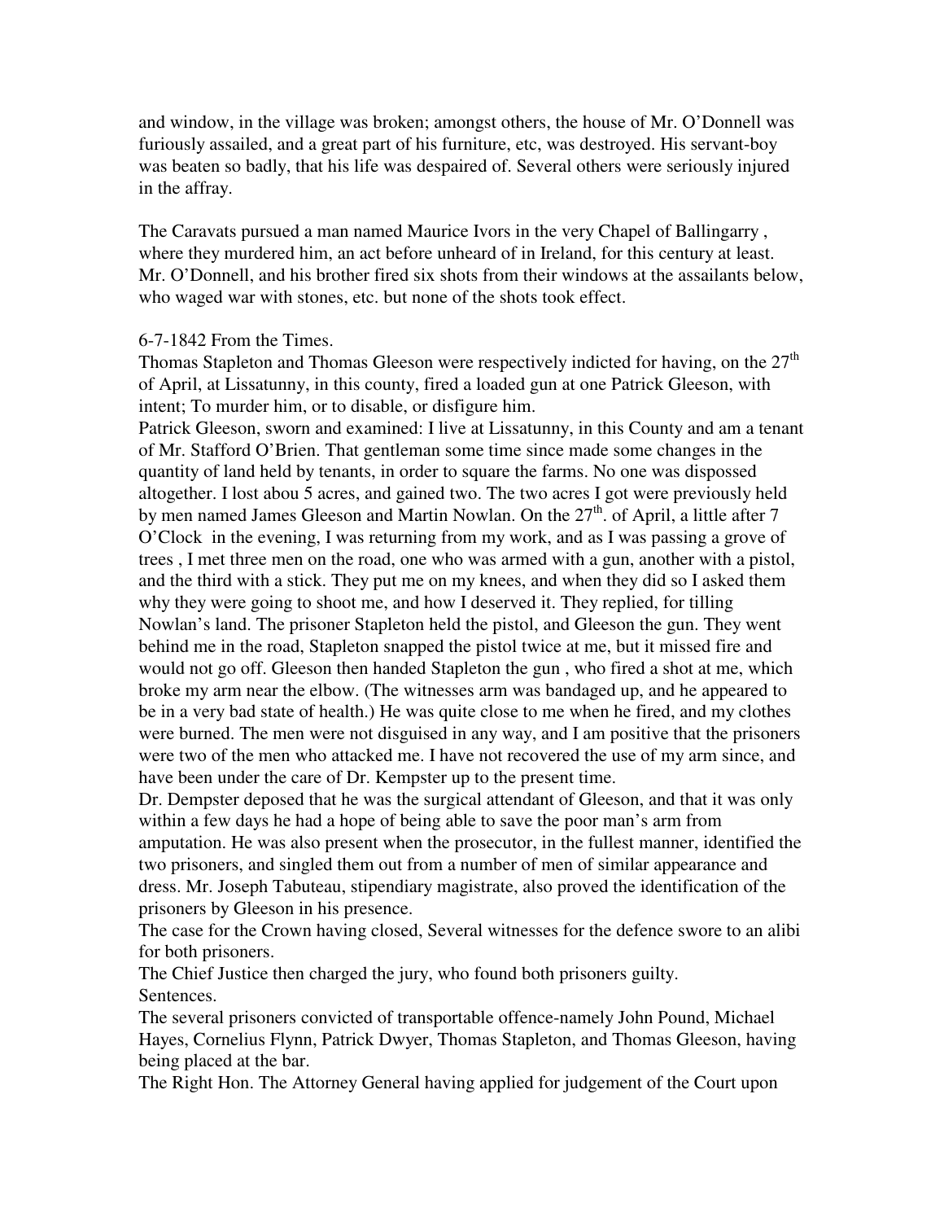and window, in the village was broken; amongst others, the house of Mr. O'Donnell was furiously assailed, and a great part of his furniture, etc, was destroyed. His servant-boy was beaten so badly, that his life was despaired of. Several others were seriously injured in the affray.

The Caravats pursued a man named Maurice Ivors in the very Chapel of Ballingarry , where they murdered him, an act before unheard of in Ireland, for this century at least. Mr. O'Donnell, and his brother fired six shots from their windows at the assailants below, who waged war with stones, etc. but none of the shots took effect.

6-7-1842 From the Times.

Thomas Stapleton and Thomas Gleeson were respectively indicted for having, on the 27th of April, at Lissatunny, in this county, fired a loaded gun at one Patrick Gleeson, with intent; To murder him, or to disable, or disfigure him.

Patrick Gleeson, sworn and examined: I live at Lissatunny, in this County and am a tenant of Mr. Stafford O'Brien. That gentleman some time since made some changes in the quantity of land held by tenants, in order to square the farms. No one was dispossed altogether. I lost abou 5 acres, and gained two. The two acres I got were previously held by men named James Gleeson and Martin Nowlan. On the 27th. of April, a little after 7 O'Clock in the evening, I was returning from my work, and as I was passing a grove of trees , I met three men on the road, one who was armed with a gun, another with a pistol, and the third with a stick. They put me on my knees, and when they did so I asked them why they were going to shoot me, and how I deserved it. They replied, for tilling Nowlan's land. The prisoner Stapleton held the pistol, and Gleeson the gun. They went behind me in the road, Stapleton snapped the pistol twice at me, but it missed fire and would not go off. Gleeson then handed Stapleton the gun , who fired a shot at me, which broke my arm near the elbow. (The witnesses arm was bandaged up, and he appeared to be in a very bad state of health.) He was quite close to me when he fired, and my clothes were burned. The men were not disguised in any way, and I am positive that the prisoners were two of the men who attacked me. I have not recovered the use of my arm since, and have been under the care of Dr. Kempster up to the present time.

Dr. Dempster deposed that he was the surgical attendant of Gleeson, and that it was only within a few days he had a hope of being able to save the poor man's arm from amputation. He was also present when the prosecutor, in the fullest manner, identified the two prisoners, and singled them out from a number of men of similar appearance and dress. Mr. Joseph Tabuteau, stipendiary magistrate, also proved the identification of the prisoners by Gleeson in his presence.

The case for the Crown having closed, Several witnesses for the defence swore to an alibi for both prisoners.

The Chief Justice then charged the jury, who found both prisoners guilty.

Sentences.

The several prisoners convicted of transportable offence-namely John Pound, Michael Hayes, Cornelius Flynn, Patrick Dwyer, Thomas Stapleton, and Thomas Gleeson, having being placed at the bar.

The Right Hon. The Attorney General having applied for judgement of the Court upon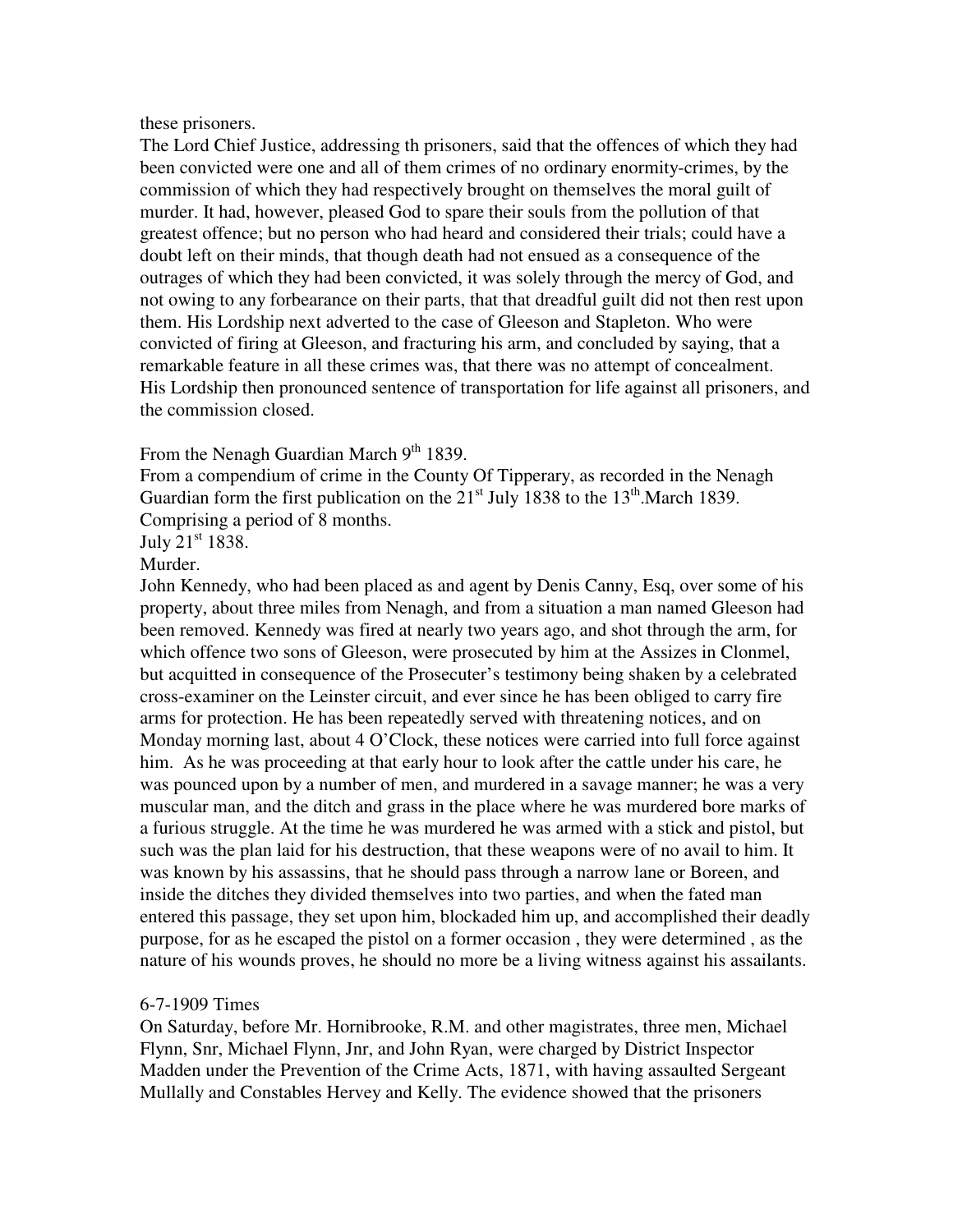these prisoners.

The Lord Chief Justice, addressing th prisoners, said that the offences of which they had been convicted were one and all of them crimes of no ordinary enormity-crimes, by the commission of which they had respectively brought on themselves the moral guilt of murder. It had, however, pleased God to spare their souls from the pollution of that greatest offence; but no person who had heard and considered their trials; could have a doubt left on their minds, that though death had not ensued as a consequence of the outrages of which they had been convicted, it was solely through the mercy of God, and not owing to any forbearance on their parts, that that dreadful guilt did not then rest upon them. His Lordship next adverted to the case of Gleeson and Stapleton. Who were convicted of firing at Gleeson, and fracturing his arm, and concluded by saying, that a remarkable feature in all these crimes was, that there was no attempt of concealment. His Lordship then pronounced sentence of transportation for life against all prisoners, and the commission closed.

From the Nenagh Guardian March 9th 1839.

From a compendium of crime in the County Of Tipperary, as recorded in the Nenagh Guardian form the first publication on the 21st July 1838 to the 13th.March 1839. Comprising a period of 8 months.

July 21st 1838.

Murder.

John Kennedy, who had been placed as and agent by Denis Canny, Esq, over some of his property, about three miles from Nenagh, and from a situation a man named Gleeson had been removed. Kennedy was fired at nearly two years ago, and shot through the arm, for which offence two sons of Gleeson, were prosecuted by him at the Assizes in Clonmel, but acquitted in consequence of the Prosecuter's testimony being shaken by a celebrated cross-examiner on the Leinster circuit, and ever since he has been obliged to carry fire arms for protection. He has been repeatedly served with threatening notices, and on Monday morning last, about 4 O'Clock, these notices were carried into full force against him. As he was proceeding at that early hour to look after the cattle under his care, he was pounced upon by a number of men, and murdered in a savage manner; he was a very muscular man, and the ditch and grass in the place where he was murdered bore marks of a furious struggle. At the time he was murdered he was armed with a stick and pistol, but such was the plan laid for his destruction, that these weapons were of no avail to him. It was known by his assassins, that he should pass through a narrow lane or Boreen, and inside the ditches they divided themselves into two parties, and when the fated man entered this passage, they set upon him, blockaded him up, and accomplished their deadly purpose, for as he escaped the pistol on a former occasion , they were determined , as the nature of his wounds proves, he should no more be a living witness against his assailants.

6-7-1909 Times

On Saturday, before Mr. Hornibrooke, R.M. and other magistrates, three men, Michael Flynn, Snr, Michael Flynn, Jnr, and John Ryan, were charged by District Inspector Madden under the Prevention of the Crime Acts, 1871, with having assaulted Sergeant Mullally and Constables Hervey and Kelly. The evidence showed that the prisoners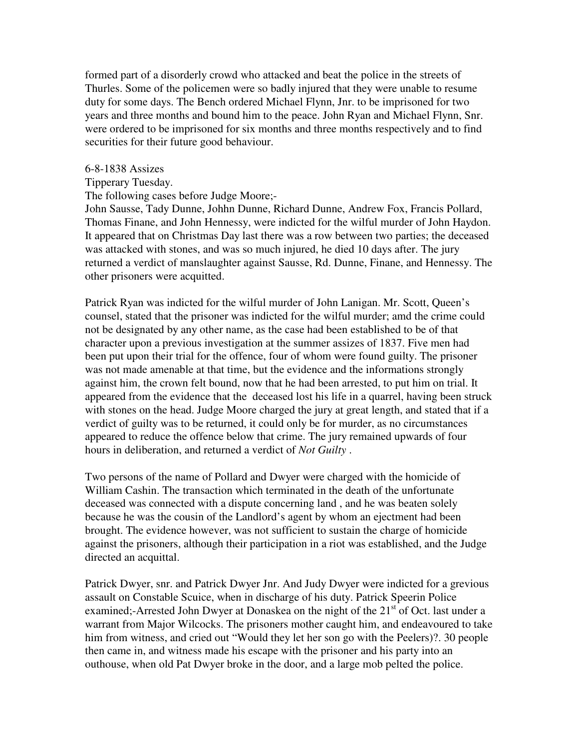formed part of a disorderly crowd who attacked and beat the police in the streets of Thurles. Some of the policemen were so badly injured that they were unable to resume duty for some days. The Bench ordered Michael Flynn, Jnr. to be imprisoned for two years and three months and bound him to the peace. John Ryan and Michael Flynn, Snr. were ordered to be imprisoned for six months and three months respectively and to find securities for their future good behaviour.

6-8-1838 Assizes

Tipperary Tuesday.

The following cases before Judge Moore;-

John Sausse, Tady Dunne, Johhn Dunne, Richard Dunne, Andrew Fox, Francis Pollard, Thomas Finane, and John Hennessy, were indicted for the wilful murder of John Haydon. It appeared that on Christmas Day last there was a row between two parties; the deceased was attacked with stones, and was so much injured, he died 10 days after. The jury returned a verdict of manslaughter against Sausse, Rd. Dunne, Finane, and Hennessy. The other prisoners were acquitted.

Patrick Ryan was indicted for the wilful murder of John Lanigan. Mr. Scott, Queen's counsel, stated that the prisoner was indicted for the wilful murder; amd the crime could not be designated by any other name, as the case had been established to be of that character upon a previous investigation at the summer assizes of 1837. Five men had been put upon their trial for the offence, four of whom were found guilty. The prisoner was not made amenable at that time, but the evidence and the informations strongly against him, the crown felt bound, now that he had been arrested, to put him on trial. It appeared from the evidence that the deceased lost his life in a quarrel, having been struck with stones on the head. Judge Moore charged the jury at great length, and stated that if a verdict of guilty was to be returned, it could only be for murder, as no circumstances appeared to reduce the offence below that crime. The jury remained upwards of four hours in deliberation, and returned a verdict of *Not Guilty* .

Two persons of the name of Pollard and Dwyer were charged with the homicide of William Cashin. The transaction which terminated in the death of the unfortunate deceased was connected with a dispute concerning land , and he was beaten solely because he was the cousin of the Landlord's agent by whom an ejectment had been brought. The evidence however, was not sufficient to sustain the charge of homicide against the prisoners, although their participation in a riot was established, and the Judge directed an acquittal.

Patrick Dwyer, snr. and Patrick Dwyer Jnr. And Judy Dwyer were indicted for a grevious assault on Constable Scuice, when in discharge of his duty. Patrick Speerin Police examined;-Arrested John Dwyer at Donaskea on the night of the 21st of Oct. last under a warrant from Major Wilcocks. The prisoners mother caught him, and endeavoured to take him from witness, and cried out "Would they let her son go with the Peelers)?. 30 people then came in, and witness made his escape with the prisoner and his party into an outhouse, when old Pat Dwyer broke in the door, and a large mob pelted the police.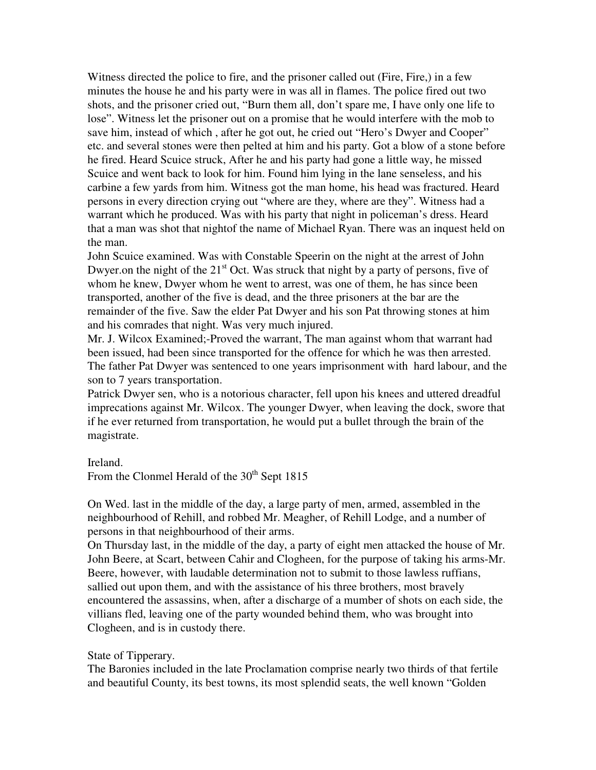Witness directed the police to fire, and the prisoner called out (Fire, Fire,) in a few minutes the house he and his party were in was all in flames. The police fired out two shots, and the prisoner cried out, "Burn them all, don't spare me, I have only one life to lose". Witness let the prisoner out on a promise that he would interfere with the mob to save him, instead of which , after he got out, he cried out "Hero's Dwyer and Cooper" etc. and several stones were then pelted at him and his party. Got a blow of a stone before he fired. Heard Scuice struck, After he and his party had gone a little way, he missed Scuice and went back to look for him. Found him lying in the lane senseless, and his carbine a few yards from him. Witness got the man home, his head was fractured. Heard persons in every direction crying out "where are they, where are they". Witness had a warrant which he produced. Was with his party that night in policeman's dress. Heard that a man was shot that nightof the name of Michael Ryan. There was an inquest held on the man.

John Scuice examined. Was with Constable Speerin on the night at the arrest of John Dwyer.on the night of the 21st Oct. Was struck that night by a party of persons, five of whom he knew, Dwyer whom he went to arrest, was one of them, he has since been transported, another of the five is dead, and the three prisoners at the bar are the remainder of the five. Saw the elder Pat Dwyer and his son Pat throwing stones at him and his comrades that night. Was very much injured.

Mr. J. Wilcox Examined;-Proved the warrant, The man against whom that warrant had been issued, had been since transported for the offence for which he was then arrested. The father Pat Dwyer was sentenced to one years imprisonment with hard labour, and the son to 7 years transportation.

Patrick Dwyer sen, who is a notorious character, fell upon his knees and uttered dreadful imprecations against Mr. Wilcox. The younger Dwyer, when leaving the dock, swore that if he ever returned from transportation, he would put a bullet through the brain of the magistrate.

Ireland.
From the Clonmel Herald of the 30th Sept 1815

On Wed. last in the middle of the day, a large party of men, armed, assembled in the neighbourhood of Rehill, and robbed Mr. Meagher, of Rehill Lodge, and a number of persons in that neighbourhood of their arms.

On Thursday last, in the middle of the day, a party of eight men attacked the house of Mr. John Beere, at Scart, between Cahir and Clogheen, for the purpose of taking his arms-Mr. Beere, however, with laudable determination not to submit to those lawless ruffians, sallied out upon them, and with the assistance of his three brothers, most bravely encountered the assassins, when, after a discharge of a mumber of shots on each side, the villians fled, leaving one of the party wounded behind them, who was brought into Clogheen, and is in custody there.

State of Tipperary.
The Baronies included in the late Proclamation comprise nearly two thirds of that fertile and beautiful County, its best towns, its most splendid seats, the well known "Golden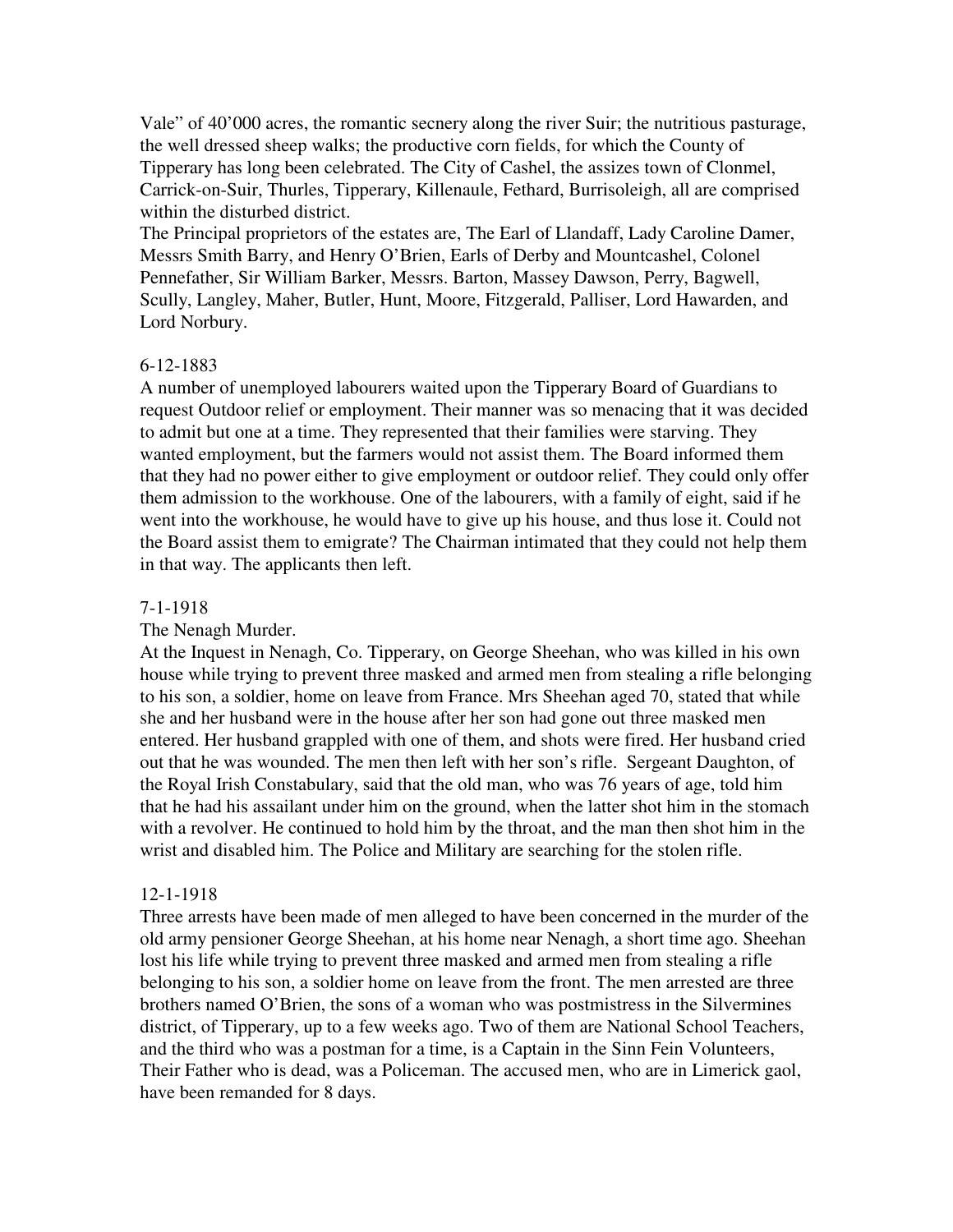Vale" of 40'000 acres, the romantic secnery along the river Suir; the nutritious pasturage, the well dressed sheep walks; the productive corn fields, for which the County of Tipperary has long been celebrated. The City of Cashel, the assizes town of Clonmel, Carrick-on-Suir, Thurles, Tipperary, Killenaule, Fethard, Burrisoleigh, all are comprised within the disturbed district.

The Principal proprietors of the estates are, The Earl of Llandaff, Lady Caroline Damer, Messrs Smith Barry, and Henry O'Brien, Earls of Derby and Mountcashel, Colonel Pennefather, Sir William Barker, Messrs. Barton, Massey Dawson, Perry, Bagwell, Scully, Langley, Maher, Butler, Hunt, Moore, Fitzgerald, Palliser, Lord Hawarden, and Lord Norbury.

6-12-1883

A number of unemployed labourers waited upon the Tipperary Board of Guardians to request Outdoor relief or employment. Their manner was so menacing that it was decided to admit but one at a time. They represented that their families were starving. They wanted employment, but the farmers would not assist them. The Board informed them that they had no power either to give employment or outdoor relief. They could only offer them admission to the workhouse. One of the labourers, with a family of eight, said if he went into the workhouse, he would have to give up his house, and thus lose it. Could not the Board assist them to emigrate? The Chairman intimated that they could not help them in that way. The applicants then left.

7-1-1918

The Nenagh Murder.

At the Inquest in Nenagh, Co. Tipperary, on George Sheehan, who was killed in his own house while trying to prevent three masked and armed men from stealing a rifle belonging to his son, a soldier, home on leave from France. Mrs Sheehan aged 70, stated that while she and her husband were in the house after her son had gone out three masked men entered. Her husband grappled with one of them, and shots were fired. Her husband cried out that he was wounded. The men then left with her son's rifle. Sergeant Daughton, of the Royal Irish Constabulary, said that the old man, who was 76 years of age, told him that he had his assailant under him on the ground, when the latter shot him in the stomach with a revolver. He continued to hold him by the throat, and the man then shot him in the wrist and disabled him. The Police and Military are searching for the stolen rifle.

12-1-1918

Three arrests have been made of men alleged to have been concerned in the murder of the old army pensioner George Sheehan, at his home near Nenagh, a short time ago. Sheehan lost his life while trying to prevent three masked and armed men from stealing a rifle belonging to his son, a soldier home on leave from the front. The men arrested are three brothers named O'Brien, the sons of a woman who was postmistress in the Silvermines district, of Tipperary, up to a few weeks ago. Two of them are National School Teachers, and the third who was a postman for a time, is a Captain in the Sinn Fein Volunteers, Their Father who is dead, was a Policeman. The accused men, who are in Limerick gaol, have been remanded for 8 days.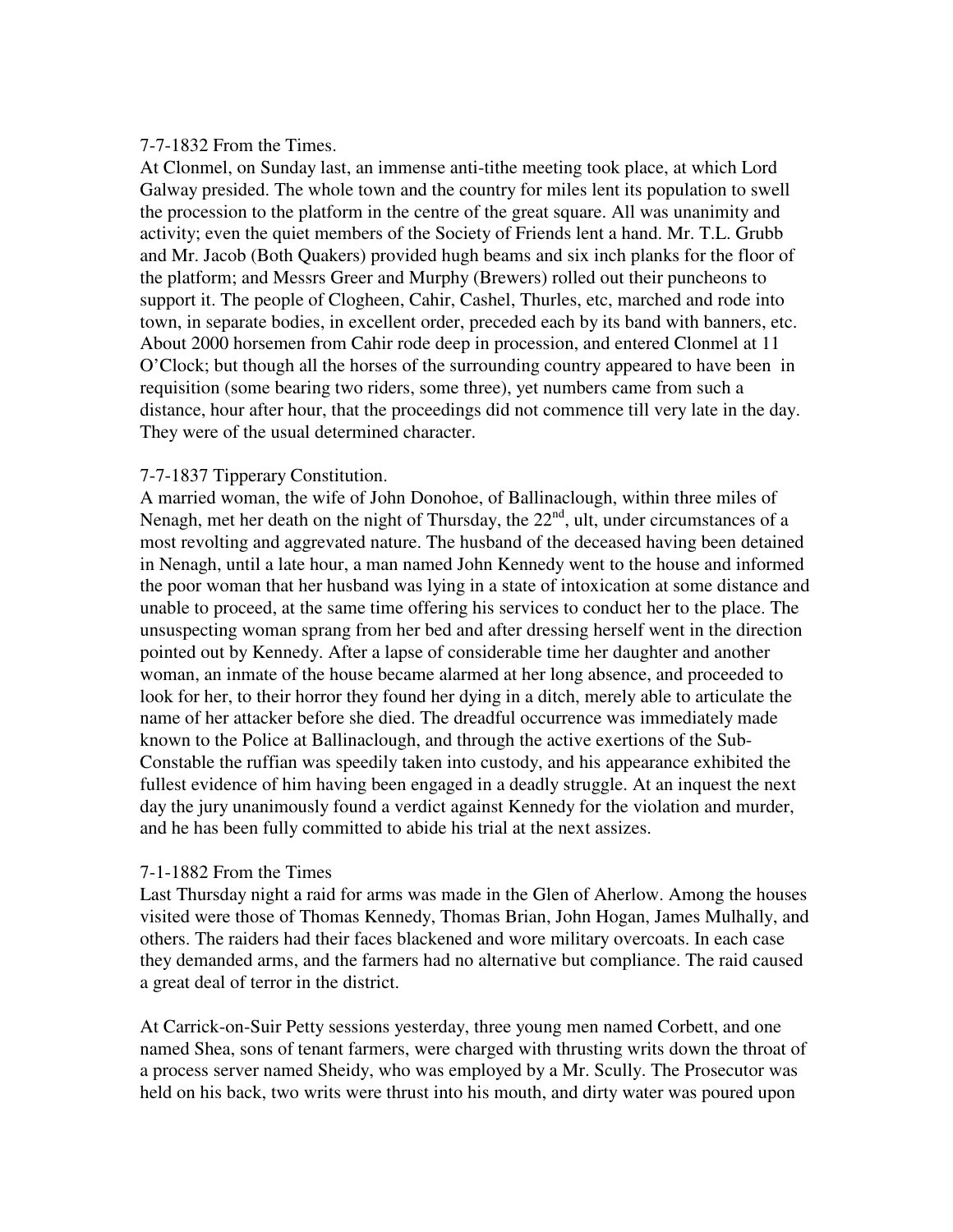7-7-1832 From the Times.

At Clonmel, on Sunday last, an immense anti-tithe meeting took place, at which Lord Galway presided. The whole town and the country for miles lent its population to swell the procession to the platform in the centre of the great square. All was unanimity and activity; even the quiet members of the Society of Friends lent a hand. Mr. T.L. Grubb and Mr. Jacob (Both Quakers) provided hugh beams and six inch planks for the floor of the platform; and Messrs Greer and Murphy (Brewers) rolled out their puncheons to support it. The people of Clogheen, Cahir, Cashel, Thurles, etc, marched and rode into town, in separate bodies, in excellent order, preceded each by its band with banners, etc. About 2000 horsemen from Cahir rode deep in procession, and entered Clonmel at 11 O'Clock; but though all the horses of the surrounding country appeared to have been in requisition (some bearing two riders, some three), yet numbers came from such a distance, hour after hour, that the proceedings did not commence till very late in the day. They were of the usual determined character.

7-7-1837 Tipperary Constitution.

A married woman, the wife of John Donohoe, of Ballinaclough, within three miles of Nenagh, met her death on the night of Thursday, the 22nd, ult, under circumstances of a most revolting and aggrevated nature. The husband of the deceased having been detained in Nenagh, until a late hour, a man named John Kennedy went to the house and informed the poor woman that her husband was lying in a state of intoxication at some distance and unable to proceed, at the same time offering his services to conduct her to the place. The unsuspecting woman sprang from her bed and after dressing herself went in the direction pointed out by Kennedy. After a lapse of considerable time her daughter and another woman, an inmate of the house became alarmed at her long absence, and proceeded to look for her, to their horror they found her dying in a ditch, merely able to articulate the name of her attacker before she died. The dreadful occurrence was immediately made known to the Police at Ballinaclough, and through the active exertions of the Sub-Constable the ruffian was speedily taken into custody, and his appearance exhibited the fullest evidence of him having been engaged in a deadly struggle. At an inquest the next day the jury unanimously found a verdict against Kennedy for the violation and murder, and he has been fully committed to abide his trial at the next assizes.

7-1-1882 From the Times

Last Thursday night a raid for arms was made in the Glen of Aherlow. Among the houses visited were those of Thomas Kennedy, Thomas Brian, John Hogan, James Mulhally, and others. The raiders had their faces blackened and wore military overcoats. In each case they demanded arms, and the farmers had no alternative but compliance. The raid caused a great deal of terror in the district.

At Carrick-on-Suir Petty sessions yesterday, three young men named Corbett, and one named Shea, sons of tenant farmers, were charged with thrusting writs down the throat of a process server named Sheidy, who was employed by a Mr. Scully. The Prosecutor was held on his back, two writs were thrust into his mouth, and dirty water was poured upon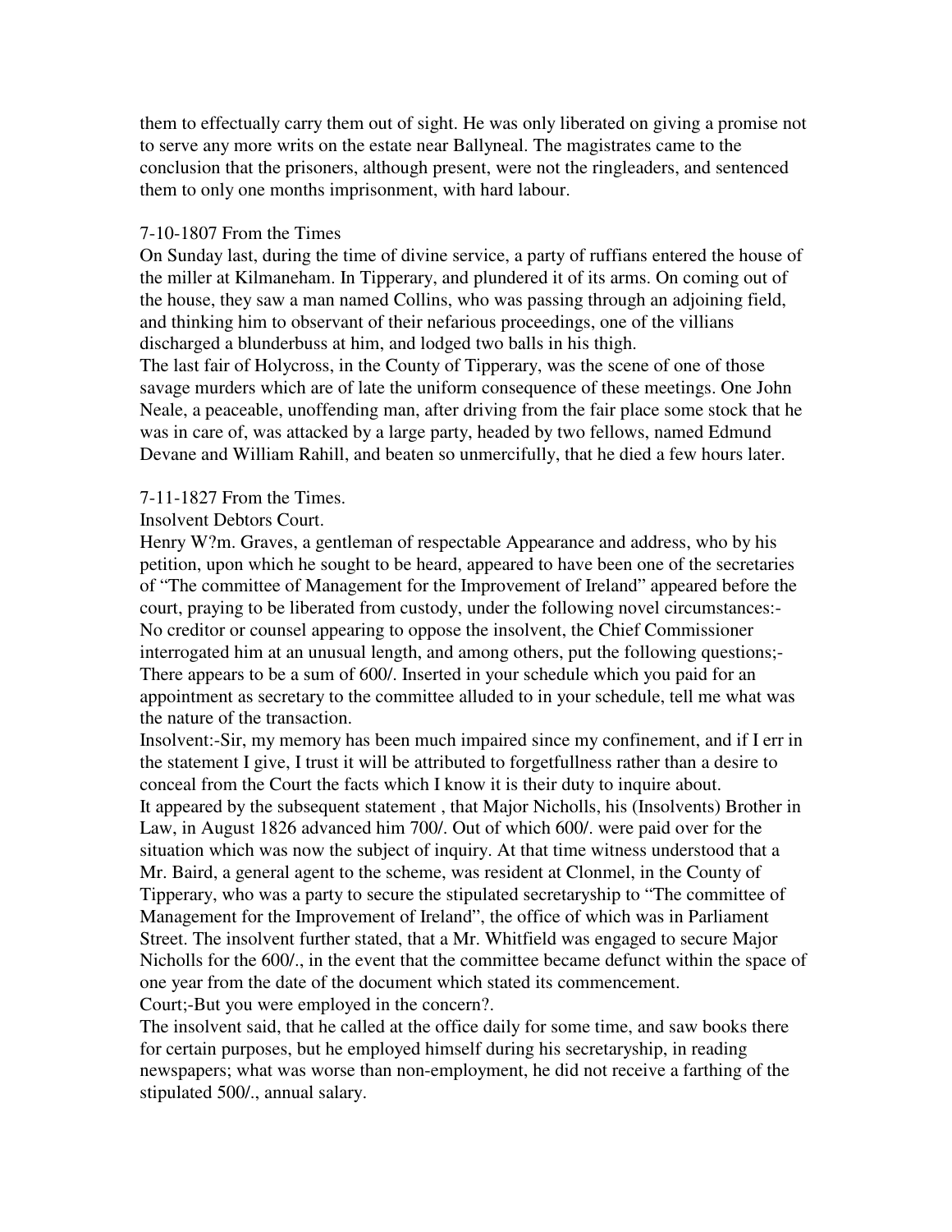them to effectually carry them out of sight. He was only liberated on giving a promise not to serve any more writs on the estate near Ballyneal. The magistrates came to the conclusion that the prisoners, although present, were not the ringleaders, and sentenced them to only one months imprisonment, with hard labour.

7-10-1807 From the Times

On Sunday last, during the time of divine service, a party of ruffians entered the house of the miller at Kilmaneham. In Tipperary, and plundered it of its arms. On coming out of the house, they saw a man named Collins, who was passing through an adjoining field, and thinking him to observant of their nefarious proceedings, one of the villians discharged a blunderbuss at him, and lodged two balls in his thigh.

The last fair of Holycross, in the County of Tipperary, was the scene of one of those savage murders which are of late the uniform consequence of these meetings. One John Neale, a peaceable, unoffending man, after driving from the fair place some stock that he was in care of, was attacked by a large party, headed by two fellows, named Edmund Devane and William Rahill, and beaten so unmercifully, that he died a few hours later.

7-11-1827 From the Times.

Insolvent Debtors Court.

Henry W?m. Graves, a gentleman of respectable Appearance and address, who by his petition, upon which he sought to be heard, appeared to have been one of the secretaries of "The committee of Management for the Improvement of Ireland" appeared before the court, praying to be liberated from custody, under the following novel circumstances:-

No creditor or counsel appearing to oppose the insolvent, the Chief Commissioner interrogated him at an unusual length, and among others, put the following questions;-

There appears to be a sum of 600/. Inserted in your schedule which you paid for an appointment as secretary to the committee alluded to in your schedule, tell me what was the nature of the transaction.

Insolvent:-Sir, my memory has been much impaired since my confinement, and if I err in the statement I give, I trust it will be attributed to forgetfullness rather than a desire to conceal from the Court the facts which I know it is their duty to inquire about.

It appeared by the subsequent statement , that Major Nicholls, his (Insolvents) Brother in Law, in August 1826 advanced him 700/. Out of which 600/. were paid over for the situation which was now the subject of inquiry. At that time witness understood that a Mr. Baird, a general agent to the scheme, was resident at Clonmel, in the County of Tipperary, who was a party to secure the stipulated secretaryship to "The committee of Management for the Improvement of Ireland", the office of which was in Parliament Street. The insolvent further stated, that a Mr. Whitfield was engaged to secure Major Nicholls for the 600/., in the event that the committee became defunct within the space of one year from the date of the document which stated its commencement.

Court;-But you were employed in the concern?.

The insolvent said, that he called at the office daily for some time, and saw books there for certain purposes, but he employed himself during his secretaryship, in reading newspapers; what was worse than non-employment, he did not receive a farthing of the stipulated 500/., annual salary.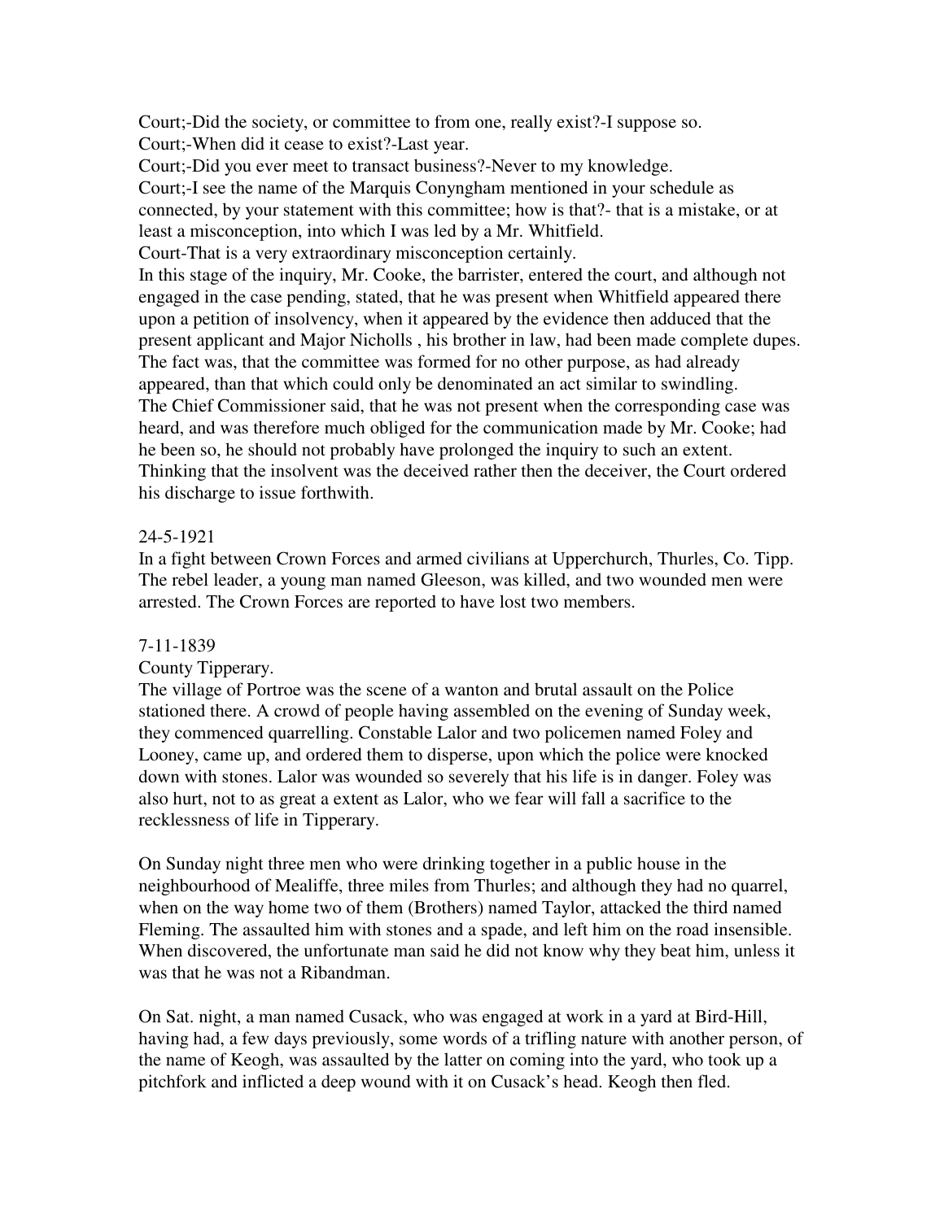Court;-Did the society, or committee to from one, really exist?-I suppose so.
Court;-When did it cease to exist?-Last year.
Court;-Did you ever meet to transact business?-Never to my knowledge.
Court;-I see the name of the Marquis Conyngham mentioned in your schedule as connected, by your statement with this committee; how is that?- that is a mistake, or at least a misconception, into which I was led by a Mr. Whitfield.
Court-That is a very extraordinary misconception certainly.
In this stage of the inquiry, Mr. Cooke, the barrister, entered the court, and although not engaged in the case pending, stated, that he was present when Whitfield appeared there upon a petition of insolvency, when it appeared by the evidence then adduced that the present applicant and Major Nicholls , his brother in law, had been made complete dupes. The fact was, that the committee was formed for no other purpose, as had already appeared, than that which could only be denominated an act similar to swindling.
The Chief Commissioner said, that he was not present when the corresponding case was heard, and was therefore much obliged for the communication made by Mr. Cooke; had he been so, he should not probably have prolonged the inquiry to such an extent.
Thinking that the insolvent was the deceived rather then the deceiver, the Court ordered his discharge to issue forthwith.

24-5-1921
In a fight between Crown Forces and armed civilians at Upperchurch, Thurles, Co. Tipp. The rebel leader, a young man named Gleeson, was killed, and two wounded men were arrested. The Crown Forces are reported to have lost two members.

7-11-1839
County Tipperary.
The village of Portroe was the scene of a wanton and brutal assault on the Police stationed there. A crowd of people having assembled on the evening of Sunday week, they commenced quarrelling. Constable Lalor and two policemen named Foley and Looney, came up, and ordered them to disperse, upon which the police were knocked down with stones. Lalor was wounded so severely that his life is in danger. Foley was also hurt, not to as great a extent as Lalor, who we fear will fall a sacrifice to the recklessness of life in Tipperary.

On Sunday night three men who were drinking together in a public house in the neighbourhood of Mealiffe, three miles from Thurles; and although they had no quarrel, when on the way home two of them (Brothers) named Taylor, attacked the third named Fleming. The assaulted him with stones and a spade, and left him on the road insensible. When discovered, the unfortunate man said he did not know why they beat him, unless it was that he was not a Ribandman.

On Sat. night, a man named Cusack, who was engaged at work in a yard at Bird-Hill, having had, a few days previously, some words of a trifling nature with another person, of the name of Keogh, was assaulted by the latter on coming into the yard, who took up a pitchfork and inflicted a deep wound with it on Cusack's head. Keogh then fled.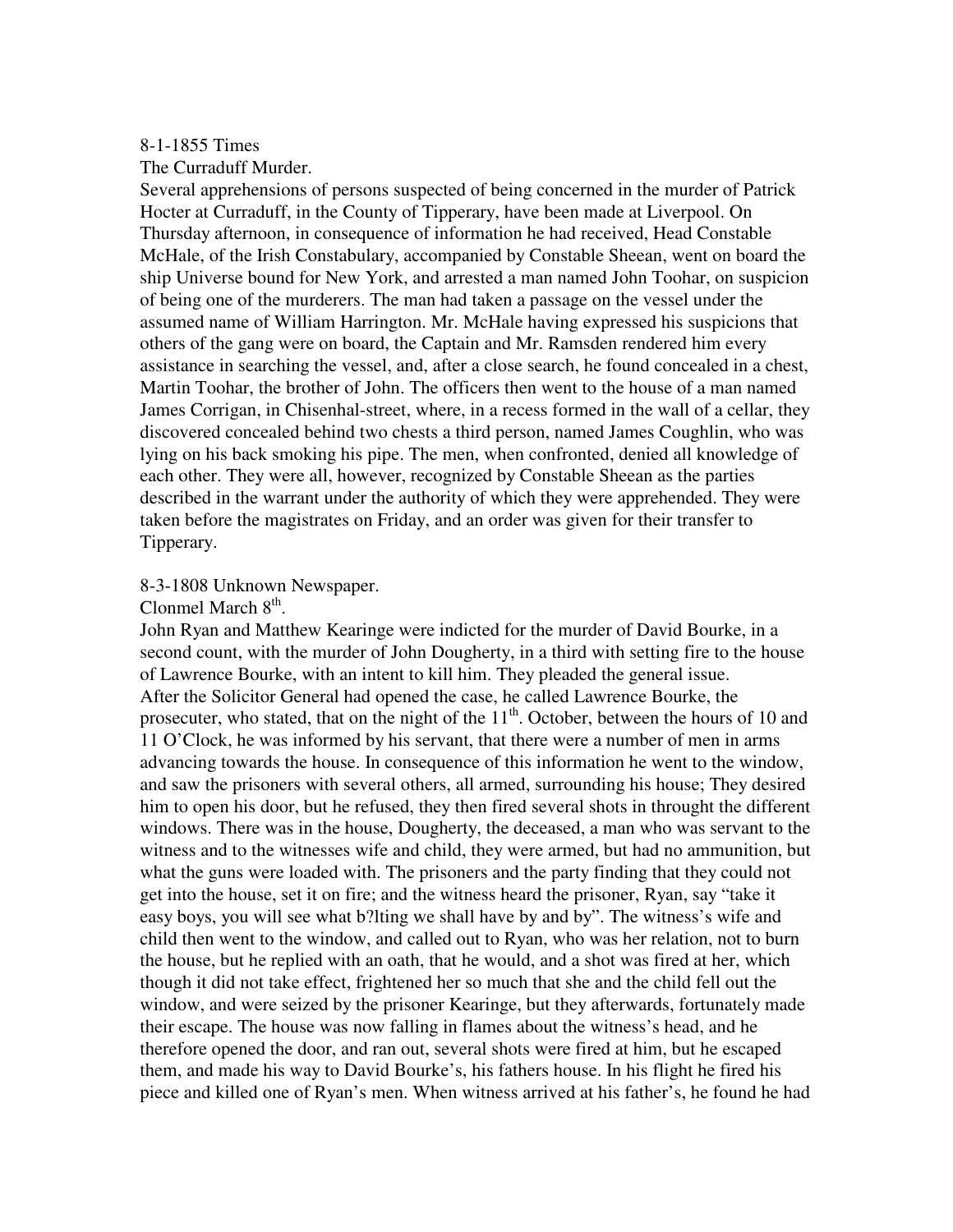8-1-1855 Times

The Curraduff Murder.

Several apprehensions of persons suspected of being concerned in the murder of Patrick Hocter at Curraduff, in the County of Tipperary, have been made at Liverpool. On Thursday afternoon, in consequence of information he had received, Head Constable McHale, of the Irish Constabulary, accompanied by Constable Sheean, went on board the ship Universe bound for New York, and arrested a man named John Toohar, on suspicion of being one of the murderers. The man had taken a passage on the vessel under the assumed name of William Harrington. Mr. McHale having expressed his suspicions that others of the gang were on board, the Captain and Mr. Ramsden rendered him every assistance in searching the vessel, and, after a close search, he found concealed in a chest, Martin Toohar, the brother of John. The officers then went to the house of a man named James Corrigan, in Chisenhal-street, where, in a recess formed in the wall of a cellar, they discovered concealed behind two chests a third person, named James Coughlin, who was lying on his back smoking his pipe. The men, when confronted, denied all knowledge of each other. They were all, however, recognized by Constable Sheean as the parties described in the warrant under the authority of which they were apprehended. They were taken before the magistrates on Friday, and an order was given for their transfer to Tipperary.

8-3-1808 Unknown Newspaper.

Clonmel March 8th.

John Ryan and Matthew Kearinge were indicted for the murder of David Bourke, in a second count, with the murder of John Dougherty, in a third with setting fire to the house of Lawrence Bourke, with an intent to kill him. They pleaded the general issue.

After the Solicitor General had opened the case, he called Lawrence Bourke, the prosecuter, who stated, that on the night of the 11th. October, between the hours of 10 and 11 O'Clock, he was informed by his servant, that there were a number of men in arms advancing towards the house. In consequence of this information he went to the window, and saw the prisoners with several others, all armed, surrounding his house; They desired him to open his door, but he refused, they then fired several shots in throught the different windows. There was in the house, Dougherty, the deceased, a man who was servant to the witness and to the witnesses wife and child, they were armed, but had no ammunition, but what the guns were loaded with. The prisoners and the party finding that they could not get into the house, set it on fire; and the witness heard the prisoner, Ryan, say "take it easy boys, you will see what b?lting we shall have by and by". The witness's wife and child then went to the window, and called out to Ryan, who was her relation, not to burn the house, but he replied with an oath, that he would, and a shot was fired at her, which though it did not take effect, frightened her so much that she and the child fell out the window, and were seized by the prisoner Kearinge, but they afterwards, fortunately made their escape. The house was now falling in flames about the witness's head, and he therefore opened the door, and ran out, several shots were fired at him, but he escaped them, and made his way to David Bourke's, his fathers house. In his flight he fired his piece and killed one of Ryan's men. When witness arrived at his father's, he found he had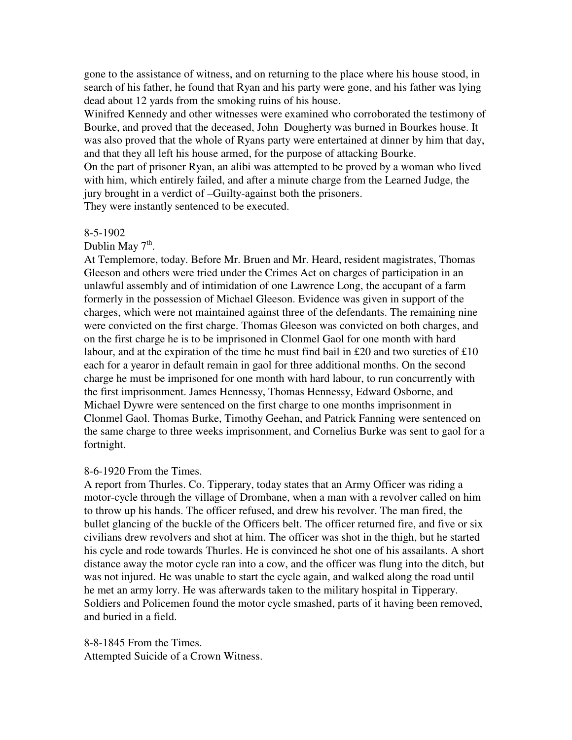gone to the assistance of witness, and on returning to the place where his house stood, in search of his father, he found that Ryan and his party were gone, and his father was lying dead about 12 yards from the smoking ruins of his house.

Winifred Kennedy and other witnesses were examined who corroborated the testimony of Bourke, and proved that the deceased, John  Dougherty was burned in Bourkes house. It was also proved that the whole of Ryans party were entertained at dinner by him that day, and that they all left his house armed, for the purpose of attacking Bourke.

On the part of prisoner Ryan, an alibi was attempted to be proved by a woman who lived with him, which entirely failed, and after a minute charge from the Learned Judge, the jury brought in a verdict of –Guilty-against both the prisoners.

They were instantly sentenced to be executed.

8-5-1902

Dublin May 7th.

At Templemore, today. Before Mr. Bruen and Mr. Heard, resident magistrates, Thomas Gleeson and others were tried under the Crimes Act on charges of participation in an unlawful assembly and of intimidation of one Lawrence Long, the accupant of a farm formerly in the possession of Michael Gleeson. Evidence was given in support of the charges, which were not maintained against three of the defendants. The remaining nine were convicted on the first charge. Thomas Gleeson was convicted on both charges, and on the first charge he is to be imprisoned in Clonmel Gaol for one month with hard labour, and at the expiration of the time he must find bail in £20 and two sureties of £10 each for a yearor in default remain in gaol for three additional months. On the second charge he must be imprisoned for one month with hard labour, to run concurrently with the first imprisonment. James Hennessy, Thomas Hennessy, Edward Osborne, and Michael Dywre were sentenced on the first charge to one months imprisonment in Clonmel Gaol. Thomas Burke, Timothy Geehan, and Patrick Fanning were sentenced on the same charge to three weeks imprisonment, and Cornelius Burke was sent to gaol for a fortnight.

8-6-1920 From the Times.

A report from Thurles. Co. Tipperary, today states that an Army Officer was riding a motor-cycle through the village of Drombane, when a man with a revolver called on him to throw up his hands. The officer refused, and drew his revolver. The man fired, the bullet glancing of the buckle of the Officers belt. The officer returned fire, and five or six civilians drew revolvers and shot at him. The officer was shot in the thigh, but he started his cycle and rode towards Thurles. He is convinced he shot one of his assailants. A short distance away the motor cycle ran into a cow, and the officer was flung into the ditch, but was not injured. He was unable to start the cycle again, and walked along the road until he met an army lorry. He was afterwards taken to the military hospital in Tipperary. Soldiers and Policemen found the motor cycle smashed, parts of it having been removed, and buried in a field.

8-8-1845 From the Times.

Attempted Suicide of a Crown Witness.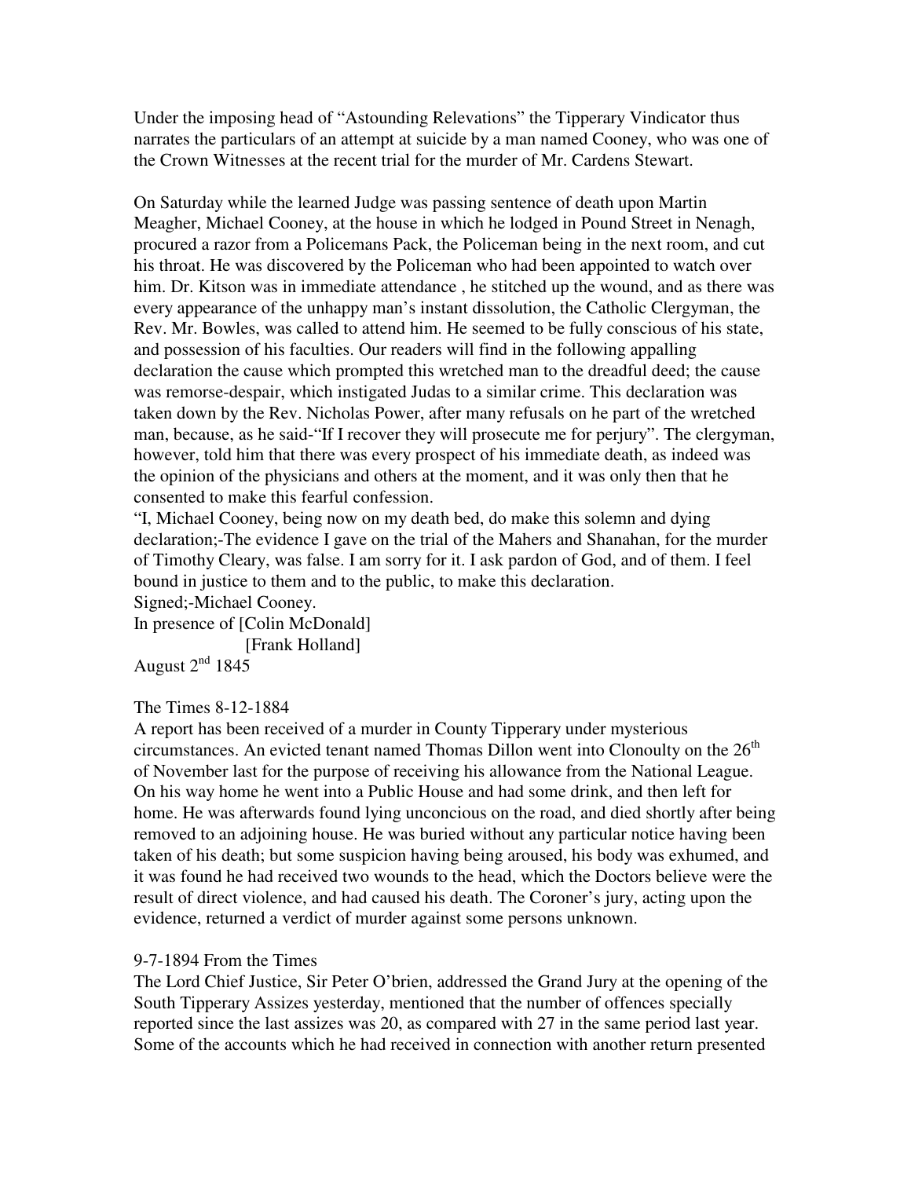Under the imposing head of "Astounding Relevations" the Tipperary Vindicator thus narrates the particulars of an attempt at suicide by a man named Cooney, who was one of the Crown Witnesses at the recent trial for the murder of Mr. Cardens Stewart.

On Saturday while the learned Judge was passing sentence of death upon Martin Meagher, Michael Cooney, at the house in which he lodged in Pound Street in Nenagh, procured a razor from a Policemans Pack, the Policeman being in the next room, and cut his throat. He was discovered by the Policeman who had been appointed to watch over him. Dr. Kitson was in immediate attendance , he stitched up the wound, and as there was every appearance of the unhappy man's instant dissolution, the Catholic Clergyman, the Rev. Mr. Bowles, was called to attend him. He seemed to be fully conscious of his state, and possession of his faculties. Our readers will find in the following appalling declaration the cause which prompted this wretched man to the dreadful deed; the cause was remorse-despair, which instigated Judas to a similar crime. This declaration was taken down by the Rev. Nicholas Power, after many refusals on he part of the wretched man, because, as he said-"If I recover they will prosecute me for perjury". The clergyman, however, told him that there was every prospect of his immediate death, as indeed was the opinion of the physicians and others at the moment, and it was only then that he consented to make this fearful confession.

"I, Michael Cooney, being now on my death bed, do make this solemn and dying declaration;-The evidence I gave on the trial of the Mahers and Shanahan, for the murder of Timothy Cleary, was false. I am sorry for it. I ask pardon of God, and of them. I feel bound in justice to them and to the public, to make this declaration.
Signed;-Michael Cooney.
In presence of [Colin McDonald]
[Frank Holland]
August 2nd 1845

The Times 8-12-1884
A report has been received of a murder in County Tipperary under mysterious circumstances. An evicted tenant named Thomas Dillon went into Clonoulty on the 26th of November last for the purpose of receiving his allowance from the National League. On his way home he went into a Public House and had some drink, and then left for home. He was afterwards found lying unconcious on the road, and died shortly after being removed to an adjoining house. He was buried without any particular notice having been taken of his death; but some suspicion having being aroused, his body was exhumed, and it was found he had received two wounds to the head, which the Doctors believe were the result of direct violence, and had caused his death. The Coroner's jury, acting upon the evidence, returned a verdict of murder against some persons unknown.

9-7-1894 From the Times
The Lord Chief Justice, Sir Peter O'brien, addressed the Grand Jury at the opening of the South Tipperary Assizes yesterday, mentioned that the number of offences specially reported since the last assizes was 20, as compared with 27 in the same period last year. Some of the accounts which he had received in connection with another return presented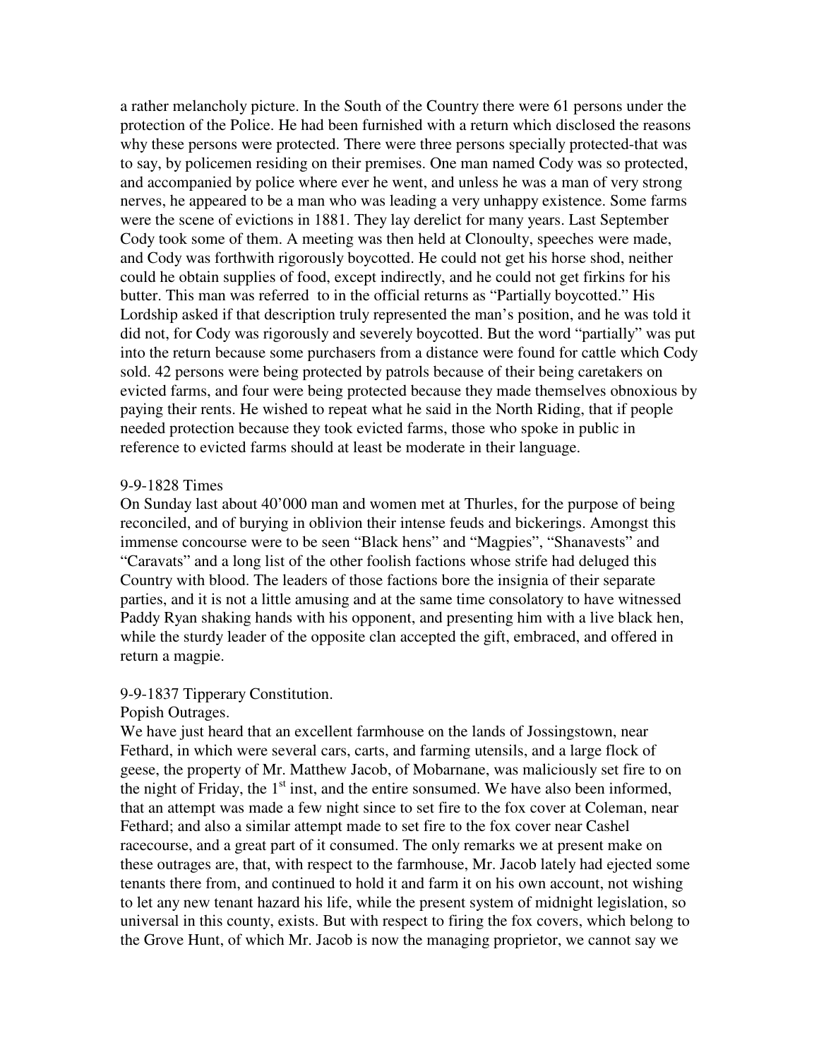a rather melancholy picture. In the South of the Country there were 61 persons under the protection of the Police. He had been furnished with a return which disclosed the reasons why these persons were protected. There were three persons specially protected-that was to say, by policemen residing on their premises. One man named Cody was so protected, and accompanied by police where ever he went, and unless he was a man of very strong nerves, he appeared to be a man who was leading a very unhappy existence. Some farms were the scene of evictions in 1881. They lay derelict for many years. Last September Cody took some of them. A meeting was then held at Clonoulty, speeches were made, and Cody was forthwith rigorously boycotted. He could not get his horse shod, neither could he obtain supplies of food, except indirectly, and he could not get firkins for his butter. This man was referred to in the official returns as "Partially boycotted." His Lordship asked if that description truly represented the man's position, and he was told it did not, for Cody was rigorously and severely boycotted. But the word "partially" was put into the return because some purchasers from a distance were found for cattle which Cody sold. 42 persons were being protected by patrols because of their being caretakers on evicted farms, and four were being protected because they made themselves obnoxious by paying their rents. He wished to repeat what he said in the North Riding, that if people needed protection because they took evicted farms, those who spoke in public in reference to evicted farms should at least be moderate in their language.

9-9-1828 Times

On Sunday last about 40'000 man and women met at Thurles, for the purpose of being reconciled, and of burying in oblivion their intense feuds and bickerings. Amongst this immense concourse were to be seen "Black hens" and "Magpies", "Shanavests" and "Caravats" and a long list of the other foolish factions whose strife had deluged this Country with blood. The leaders of those factions bore the insignia of their separate parties, and it is not a little amusing and at the same time consolatory to have witnessed Paddy Ryan shaking hands with his opponent, and presenting him with a live black hen, while the sturdy leader of the opposite clan accepted the gift, embraced, and offered in return a magpie.

9-9-1837 Tipperary Constitution.

Popish Outrages.

We have just heard that an excellent farmhouse on the lands of Jossingstown, near Fethard, in which were several cars, carts, and farming utensils, and a large flock of geese, the property of Mr. Matthew Jacob, of Mobarnane, was maliciously set fire to on the night of Friday, the 1st inst, and the entire sonsumed. We have also been informed, that an attempt was made a few night since to set fire to the fox cover at Coleman, near Fethard; and also a similar attempt made to set fire to the fox cover near Cashel racecourse, and a great part of it consumed. The only remarks we at present make on these outrages are, that, with respect to the farmhouse, Mr. Jacob lately had ejected some tenants there from, and continued to hold it and farm it on his own account, not wishing to let any new tenant hazard his life, while the present system of midnight legislation, so universal in this county, exists. But with respect to firing the fox covers, which belong to the Grove Hunt, of which Mr. Jacob is now the managing proprietor, we cannot say we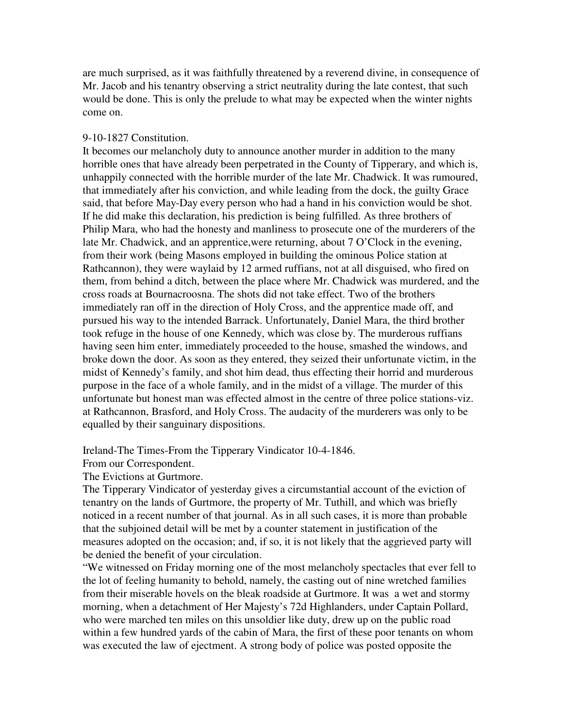are much surprised, as it was faithfully threatened by a reverend divine, in consequence of Mr. Jacob and his tenantry observing a strict neutrality during the late contest, that such would be done. This is only the prelude to what may be expected when the winter nights come on.

9-10-1827 Constitution.

It becomes our melancholy duty to announce another murder in addition to the many horrible ones that have already been perpetrated in the County of Tipperary, and which is, unhappily connected with the horrible murder of the late Mr. Chadwick. It was rumoured, that immediately after his conviction, and while leading from the dock, the guilty Grace said, that before May-Day every person who had a hand in his conviction would be shot. If he did make this declaration, his prediction is being fulfilled. As three brothers of Philip Mara, who had the honesty and manliness to prosecute one of the murderers of the late Mr. Chadwick, and an apprentice,were returning, about 7 O'Clock in the evening, from their work (being Masons employed in building the ominous Police station at Rathcannon), they were waylaid by 12 armed ruffians, not at all disguised, who fired on them, from behind a ditch, between the place where Mr. Chadwick was murdered, and the cross roads at Bournacroosna. The shots did not take effect. Two of the brothers immediately ran off in the direction of Holy Cross, and the apprentice made off, and pursued his way to the intended Barrack. Unfortunately, Daniel Mara, the third brother took refuge in the house of one Kennedy, which was close by. The murderous ruffians having seen him enter, immediately proceeded to the house, smashed the windows, and broke down the door. As soon as they entered, they seized their unfortunate victim, in the midst of Kennedy's family, and shot him dead, thus effecting their horrid and murderous purpose in the face of a whole family, and in the midst of a village. The murder of this unfortunate but honest man was effected almost in the centre of three police stations-viz. at Rathcannon, Brasford, and Holy Cross. The audacity of the murderers was only to be equalled by their sanguinary dispositions.

Ireland-The Times-From the Tipperary Vindicator 10-4-1846.

From our Correspondent.

The Evictions at Gurtmore.

The Tipperary Vindicator of yesterday gives a circumstantial account of the eviction of tenantry on the lands of Gurtmore, the property of Mr. Tuthill, and which was briefly noticed in a recent number of that journal. As in all such cases, it is more than probable that the subjoined detail will be met by a counter statement in justification of the measures adopted on the occasion; and, if so, it is not likely that the aggrieved party will be denied the benefit of your circulation.

"We witnessed on Friday morning one of the most melancholy spectacles that ever fell to the lot of feeling humanity to behold, namely, the casting out of nine wretched families from their miserable hovels on the bleak roadside at Gurtmore. It was a wet and stormy morning, when a detachment of Her Majesty's 72d Highlanders, under Captain Pollard, who were marched ten miles on this unsoldier like duty, drew up on the public road within a few hundred yards of the cabin of Mara, the first of these poor tenants on whom was executed the law of ejectment. A strong body of police was posted opposite the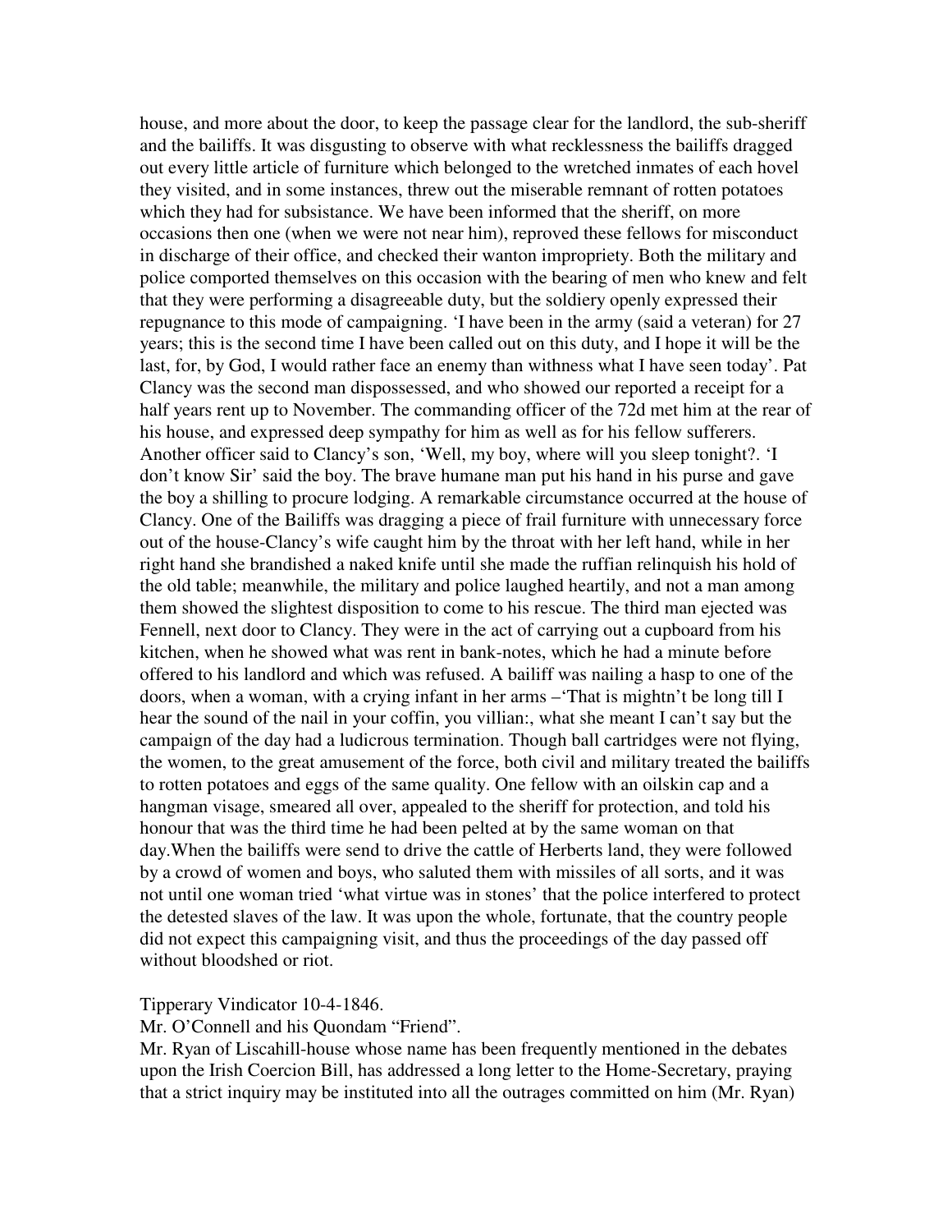house, and more about the door, to keep the passage clear for the landlord, the sub-sheriff and the bailiffs. It was disgusting to observe with what recklessness the bailiffs dragged out every little article of furniture which belonged to the wretched inmates of each hovel they visited, and in some instances, threw out the miserable remnant of rotten potatoes which they had for subsistance. We have been informed that the sheriff, on more occasions then one (when we were not near him), reproved these fellows for misconduct in discharge of their office, and checked their wanton impropriety. Both the military and police comported themselves on this occasion with the bearing of men who knew and felt that they were performing a disagreeable duty, but the soldiery openly expressed their repugnance to this mode of campaigning. 'I have been in the army (said a veteran) for 27 years; this is the second time I have been called out on this duty, and I hope it will be the last, for, by God, I would rather face an enemy than withness what I have seen today'. Pat Clancy was the second man dispossessed, and who showed our reported a receipt for a half years rent up to November. The commanding officer of the 72d met him at the rear of his house, and expressed deep sympathy for him as well as for his fellow sufferers. Another officer said to Clancy's son, 'Well, my boy, where will you sleep tonight?. 'I don't know Sir' said the boy. The brave humane man put his hand in his purse and gave the boy a shilling to procure lodging. A remarkable circumstance occurred at the house of Clancy. One of the Bailiffs was dragging a piece of frail furniture with unnecessary force out of the house-Clancy's wife caught him by the throat with her left hand, while in her right hand she brandished a naked knife until she made the ruffian relinquish his hold of the old table; meanwhile, the military and police laughed heartily, and not a man among them showed the slightest disposition to come to his rescue. The third man ejected was Fennell, next door to Clancy. They were in the act of carrying out a cupboard from his kitchen, when he showed what was rent in bank-notes, which he had a minute before offered to his landlord and which was refused. A bailiff was nailing a hasp to one of the doors, when a woman, with a crying infant in her arms –'That is mightn't be long till I hear the sound of the nail in your coffin, you villian:, what she meant I can't say but the campaign of the day had a ludicrous termination. Though ball cartridges were not flying, the women, to the great amusement of the force, both civil and military treated the bailiffs to rotten potatoes and eggs of the same quality. One fellow with an oilskin cap and a hangman visage, smeared all over, appealed to the sheriff for protection, and told his honour that was the third time he had been pelted at by the same woman on that day.When the bailiffs were send to drive the cattle of Herberts land, they were followed by a crowd of women and boys, who saluted them with missiles of all sorts, and it was not until one woman tried 'what virtue was in stones' that the police interfered to protect the detested slaves of the law. It was upon the whole, fortunate, that the country people did not expect this campaigning visit, and thus the proceedings of the day passed off without bloodshed or riot.

Tipperary Vindicator 10-4-1846.

Mr. O'Connell and his Quondam "Friend".

Mr. Ryan of Liscahill-house whose name has been frequently mentioned in the debates upon the Irish Coercion Bill, has addressed a long letter to the Home-Secretary, praying that a strict inquiry may be instituted into all the outrages committed on him (Mr. Ryan)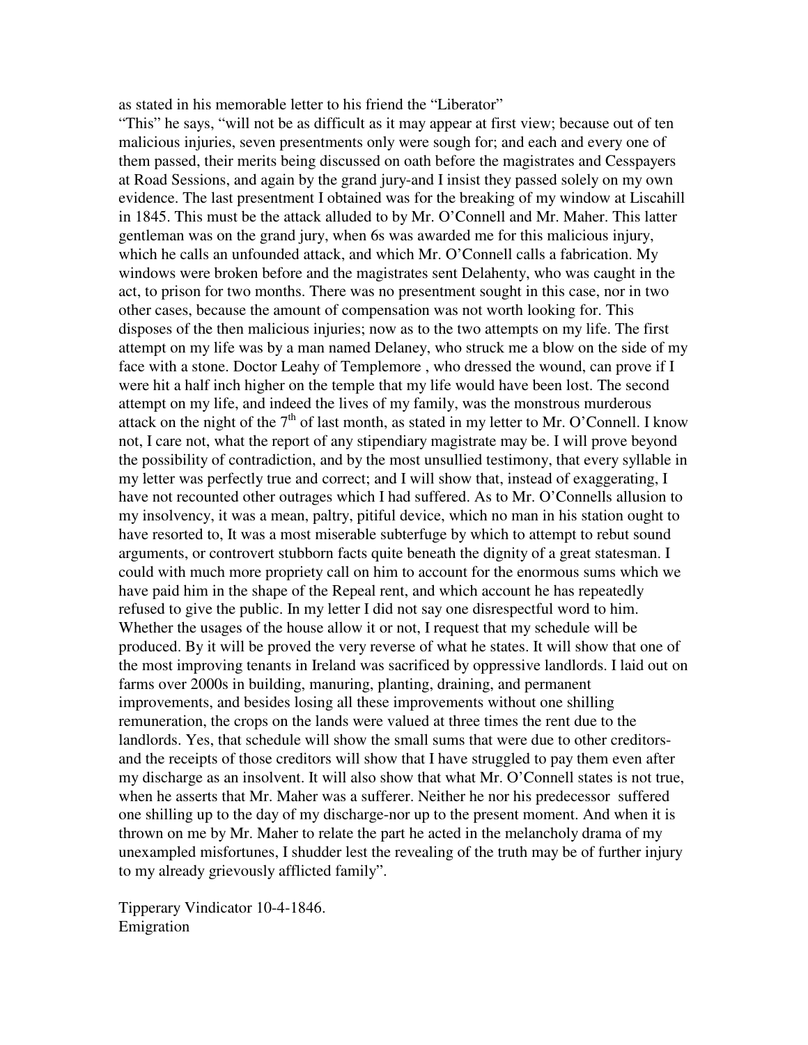as stated in his memorable letter to his friend the "Liberator"

"This" he says, "will not be as difficult as it may appear at first view; because out of ten malicious injuries, seven presentments only were sough for; and each and every one of them passed, their merits being discussed on oath before the magistrates and Cesspayers at Road Sessions, and again by the grand jury-and I insist they passed solely on my own evidence. The last presentment I obtained was for the breaking of my window at Liscahill in 1845. This must be the attack alluded to by Mr. O'Connell and Mr. Maher. This latter gentleman was on the grand jury, when 6s was awarded me for this malicious injury, which he calls an unfounded attack, and which Mr. O'Connell calls a fabrication. My windows were broken before and the magistrates sent Delahenty, who was caught in the act, to prison for two months. There was no presentment sought in this case, nor in two other cases, because the amount of compensation was not worth looking for. This disposes of the then malicious injuries; now as to the two attempts on my life. The first attempt on my life was by a man named Delaney, who struck me a blow on the side of my face with a stone. Doctor Leahy of Templemore , who dressed the wound, can prove if I were hit a half inch higher on the temple that my life would have been lost. The second attempt on my life, and indeed the lives of my family, was the monstrous murderous attack on the night of the 7th of last month, as stated in my letter to Mr. O'Connell. I know not, I care not, what the report of any stipendiary magistrate may be. I will prove beyond the possibility of contradiction, and by the most unsullied testimony, that every syllable in my letter was perfectly true and correct; and I will show that, instead of exaggerating, I have not recounted other outrages which I had suffered. As to Mr. O'Connells allusion to my insolvency, it was a mean, paltry, pitiful device, which no man in his station ought to have resorted to, It was a most miserable subterfuge by which to attempt to rebut sound arguments, or controvert stubborn facts quite beneath the dignity of a great statesman. I could with much more propriety call on him to account for the enormous sums which we have paid him in the shape of the Repeal rent, and which account he has repeatedly refused to give the public. In my letter I did not say one disrespectful word to him. Whether the usages of the house allow it or not, I request that my schedule will be produced. By it will be proved the very reverse of what he states. It will show that one of the most improving tenants in Ireland was sacrificed by oppressive landlords. I laid out on farms over 2000s in building, manuring, planting, draining, and permanent improvements, and besides losing all these improvements without one shilling remuneration, the crops on the lands were valued at three times the rent due to the landlords. Yes, that schedule will show the small sums that were due to other creditors-and the receipts of those creditors will show that I have struggled to pay them even after my discharge as an insolvent. It will also show that what Mr. O'Connell states is not true, when he asserts that Mr. Maher was a sufferer. Neither he nor his predecessor suffered one shilling up to the day of my discharge-nor up to the present moment. And when it is thrown on me by Mr. Maher to relate the part he acted in the melancholy drama of my unexampled misfortunes, I shudder lest the revealing of the truth may be of further injury to my already grievously afflicted family".

Tipperary Vindicator 10-4-1846.
Emigration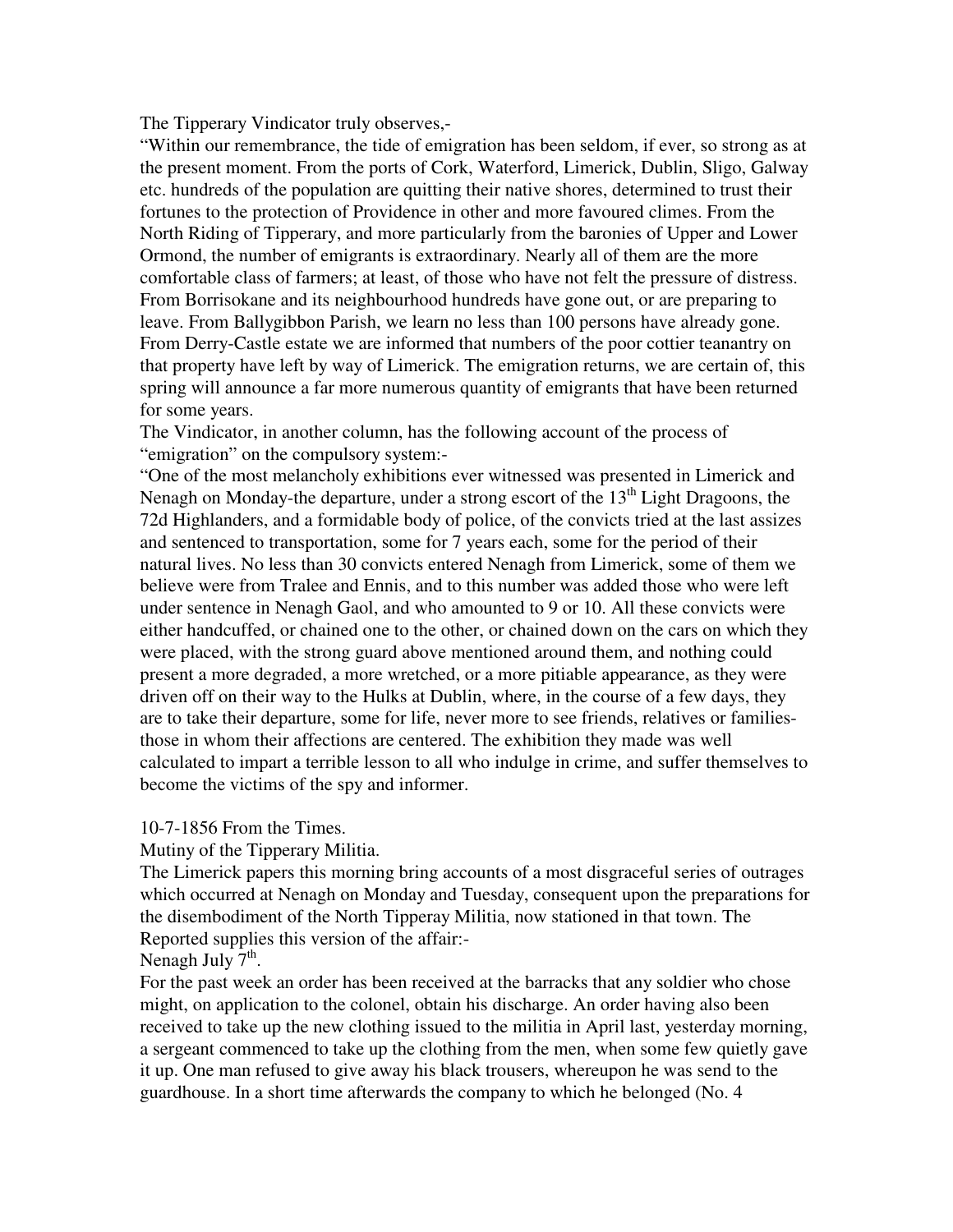The Tipperary Vindicator truly observes,-

"Within our remembrance, the tide of emigration has been seldom, if ever, so strong as at the present moment. From the ports of Cork, Waterford, Limerick, Dublin, Sligo, Galway etc. hundreds of the population are quitting their native shores, determined to trust their fortunes to the protection of Providence in other and more favoured climes. From the North Riding of Tipperary, and more particularly from the baronies of Upper and Lower Ormond, the number of emigrants is extraordinary. Nearly all of them are the more comfortable class of farmers; at least, of those who have not felt the pressure of distress. From Borrisokane and its neighbourhood hundreds have gone out, or are preparing to leave. From Ballygibbon Parish, we learn no less than 100 persons have already gone. From Derry-Castle estate we are informed that numbers of the poor cottier teanantry on that property have left by way of Limerick. The emigration returns, we are certain of, this spring will announce a far more numerous quantity of emigrants that have been returned for some years.

The Vindicator, in another column, has the following account of the process of "emigration" on the compulsory system:-

"One of the most melancholy exhibitions ever witnessed was presented in Limerick and Nenagh on Monday-the departure, under a strong escort of the 13th Light Dragoons, the 72d Highlanders, and a formidable body of police, of the convicts tried at the last assizes and sentenced to transportation, some for 7 years each, some for the period of their natural lives. No less than 30 convicts entered Nenagh from Limerick, some of them we believe were from Tralee and Ennis, and to this number was added those who were left under sentence in Nenagh Gaol, and who amounted to 9 or 10. All these convicts were either handcuffed, or chained one to the other, or chained down on the cars on which they were placed, with the strong guard above mentioned around them, and nothing could present a more degraded, a more wretched, or a more pitiable appearance, as they were driven off on their way to the Hulks at Dublin, where, in the course of a few days, they are to take their departure, some for life, never more to see friends, relatives or families-those in whom their affections are centered. The exhibition they made was well calculated to impart a terrible lesson to all who indulge in crime, and suffer themselves to become the victims of the spy and informer.

10-7-1856 From the Times.

Mutiny of the Tipperary Militia.

The Limerick papers this morning bring accounts of a most disgraceful series of outrages which occurred at Nenagh on Monday and Tuesday, consequent upon the preparations for the disembodiment of the North Tipperay Militia, now stationed in that town. The Reported supplies this version of the affair:-

Nenagh July 7th.

For the past week an order has been received at the barracks that any soldier who chose might, on application to the colonel, obtain his discharge. An order having also been received to take up the new clothing issued to the militia in April last, yesterday morning, a sergeant commenced to take up the clothing from the men, when some few quietly gave it up. One man refused to give away his black trousers, whereupon he was send to the guardhouse. In a short time afterwards the company to which he belonged (No. 4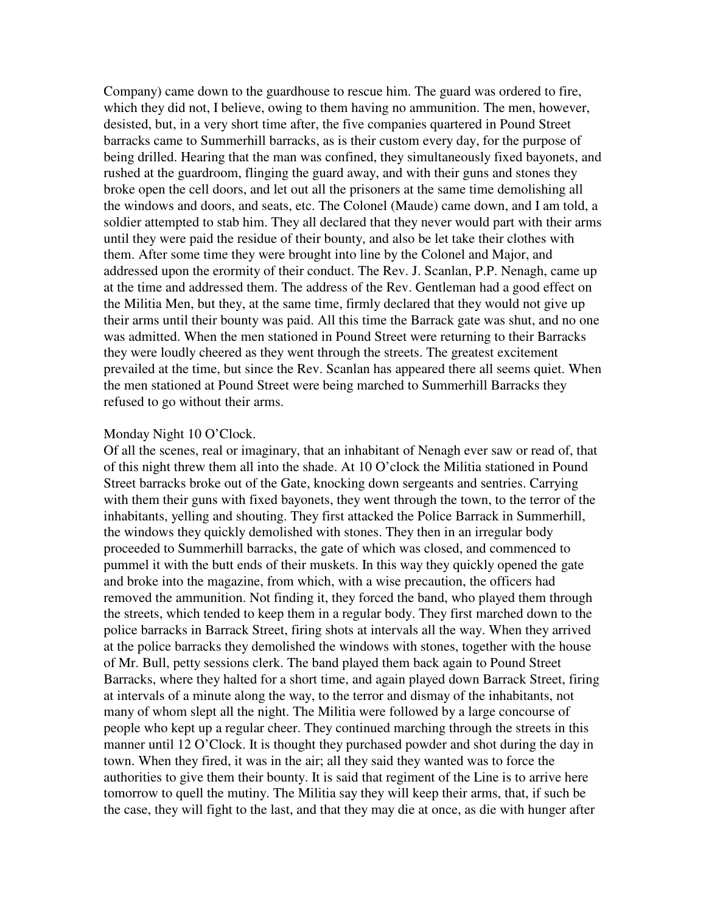Company) came down to the guardhouse to rescue him. The guard was ordered to fire, which they did not, I believe, owing to them having no ammunition. The men, however, desisted, but, in a very short time after, the five companies quartered in Pound Street barracks came to Summerhill barracks, as is their custom every day, for the purpose of being drilled. Hearing that the man was confined, they simultaneously fixed bayonets, and rushed at the guardroom, flinging the guard away, and with their guns and stones they broke open the cell doors, and let out all the prisoners at the same time demolishing all the windows and doors, and seats, etc. The Colonel (Maude) came down, and I am told, a soldier attempted to stab him. They all declared that they never would part with their arms until they were paid the residue of their bounty, and also be let take their clothes with them. After some time they were brought into line by the Colonel and Major, and addressed upon the erormity of their conduct. The Rev. J. Scanlan, P.P. Nenagh, came up at the time and addressed them. The address of the Rev. Gentleman had a good effect on the Militia Men, but they, at the same time, firmly declared that they would not give up their arms until their bounty was paid. All this time the Barrack gate was shut, and no one was admitted. When the men stationed in Pound Street were returning to their Barracks they were loudly cheered as they went through the streets. The greatest excitement prevailed at the time, but since the Rev. Scanlan has appeared there all seems quiet. When the men stationed at Pound Street were being marched to Summerhill Barracks they refused to go without their arms.

Monday Night 10 O'Clock.

Of all the scenes, real or imaginary, that an inhabitant of Nenagh ever saw or read of, that of this night threw them all into the shade. At 10 O'clock the Militia stationed in Pound Street barracks broke out of the Gate, knocking down sergeants and sentries. Carrying with them their guns with fixed bayonets, they went through the town, to the terror of the inhabitants, yelling and shouting. They first attacked the Police Barrack in Summerhill, the windows they quickly demolished with stones. They then in an irregular body proceeded to Summerhill barracks, the gate of which was closed, and commenced to pummel it with the butt ends of their muskets. In this way they quickly opened the gate and broke into the magazine, from which, with a wise precaution, the officers had removed the ammunition. Not finding it, they forced the band, who played them through the streets, which tended to keep them in a regular body. They first marched down to the police barracks in Barrack Street, firing shots at intervals all the way. When they arrived at the police barracks they demolished the windows with stones, together with the house of Mr. Bull, petty sessions clerk. The band played them back again to Pound Street Barracks, where they halted for a short time, and again played down Barrack Street, firing at intervals of a minute along the way, to the terror and dismay of the inhabitants, not many of whom slept all the night. The Militia were followed by a large concourse of people who kept up a regular cheer. They continued marching through the streets in this manner until 12 O'Clock. It is thought they purchased powder and shot during the day in town. When they fired, it was in the air; all they said they wanted was to force the authorities to give them their bounty. It is said that regiment of the Line is to arrive here tomorrow to quell the mutiny. The Militia say they will keep their arms, that, if such be the case, they will fight to the last, and that they may die at once, as die with hunger after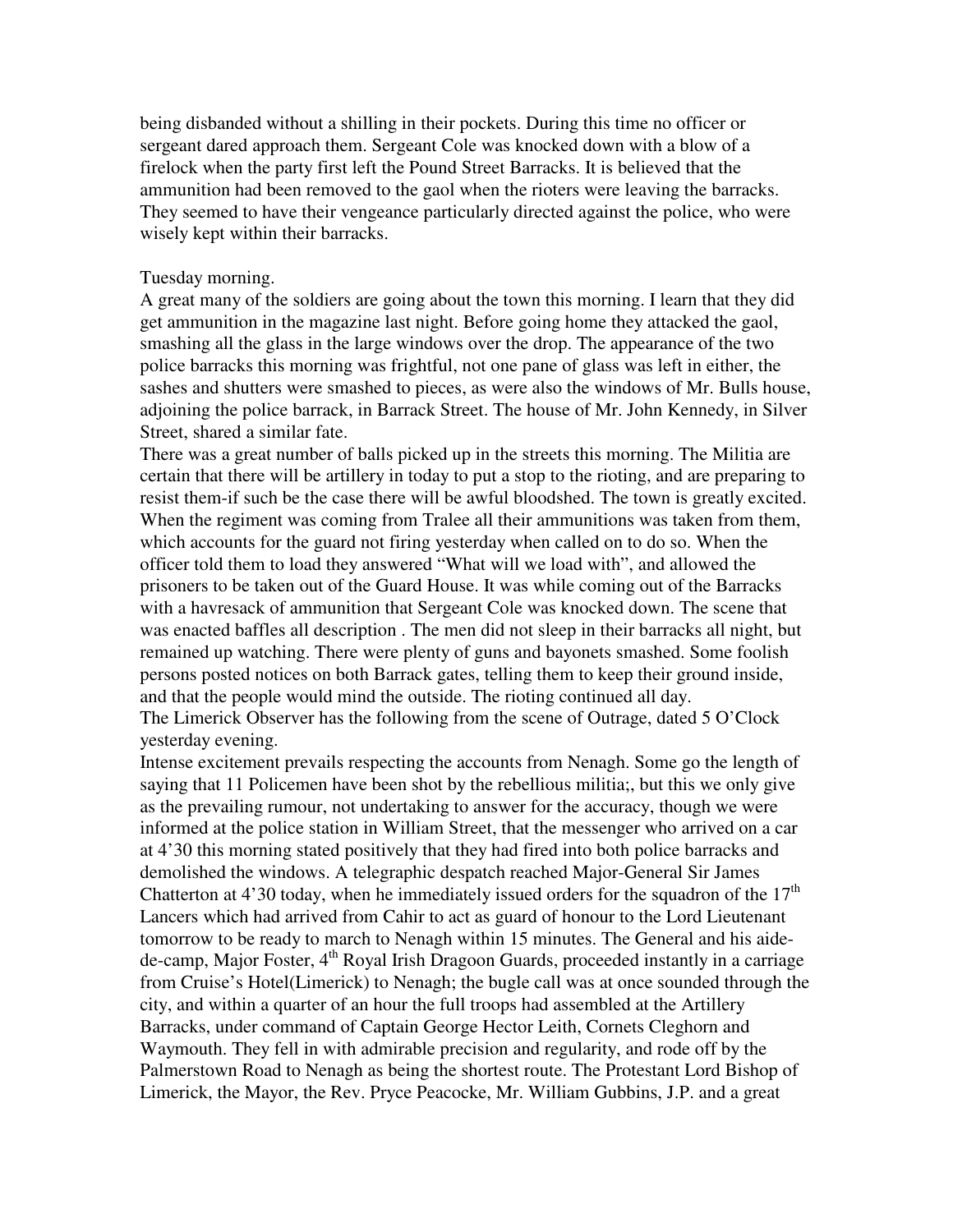being disbanded without a shilling in their pockets. During this time no officer or sergeant dared approach them. Sergeant Cole was knocked down with a blow of a firelock when the party first left the Pound Street Barracks. It is believed that the ammunition had been removed to the gaol when the rioters were leaving the barracks. They seemed to have their vengeance particularly directed against the police, who were wisely kept within their barracks.

Tuesday morning.

A great many of the soldiers are going about the town this morning. I learn that they did get ammunition in the magazine last night. Before going home they attacked the gaol, smashing all the glass in the large windows over the drop. The appearance of the two police barracks this morning was frightful, not one pane of glass was left in either, the sashes and shutters were smashed to pieces, as were also the windows of Mr. Bulls house, adjoining the police barrack, in Barrack Street. The house of Mr. John Kennedy, in Silver Street, shared a similar fate.

There was a great number of balls picked up in the streets this morning. The Militia are certain that there will be artillery in today to put a stop to the rioting, and are preparing to resist them-if such be the case there will be awful bloodshed. The town is greatly excited. When the regiment was coming from Tralee all their ammunitions was taken from them, which accounts for the guard not firing yesterday when called on to do so. When the officer told them to load they answered "What will we load with", and allowed the prisoners to be taken out of the Guard House. It was while coming out of the Barracks with a havresack of ammunition that Sergeant Cole was knocked down. The scene that was enacted baffles all description . The men did not sleep in their barracks all night, but remained up watching. There were plenty of guns and bayonets smashed. Some foolish persons posted notices on both Barrack gates, telling them to keep their ground inside, and that the people would mind the outside. The rioting continued all day.

The Limerick Observer has the following from the scene of Outrage, dated 5 O'Clock yesterday evening.

Intense excitement prevails respecting the accounts from Nenagh. Some go the length of saying that 11 Policemen have been shot by the rebellious militia;, but this we only give as the prevailing rumour, not undertaking to answer for the accuracy, though we were informed at the police station in William Street, that the messenger who arrived on a car at 4'30 this morning stated positively that they had fired into both police barracks and demolished the windows. A telegraphic despatch reached Major-General Sir James Chatterton at 4'30 today, when he immediately issued orders for the squadron of the 17th Lancers which had arrived from Cahir to act as guard of honour to the Lord Lieutenant tomorrow to be ready to march to Nenagh within 15 minutes. The General and his aide-de-camp, Major Foster, 4th Royal Irish Dragoon Guards, proceeded instantly in a carriage from Cruise's Hotel(Limerick) to Nenagh; the bugle call was at once sounded through the city, and within a quarter of an hour the full troops had assembled at the Artillery Barracks, under command of Captain George Hector Leith, Cornets Cleghorn and Waymouth. They fell in with admirable precision and regularity, and rode off by the Palmerstown Road to Nenagh as being the shortest route. The Protestant Lord Bishop of Limerick, the Mayor, the Rev. Pryce Peacocke, Mr. William Gubbins, J.P. and a great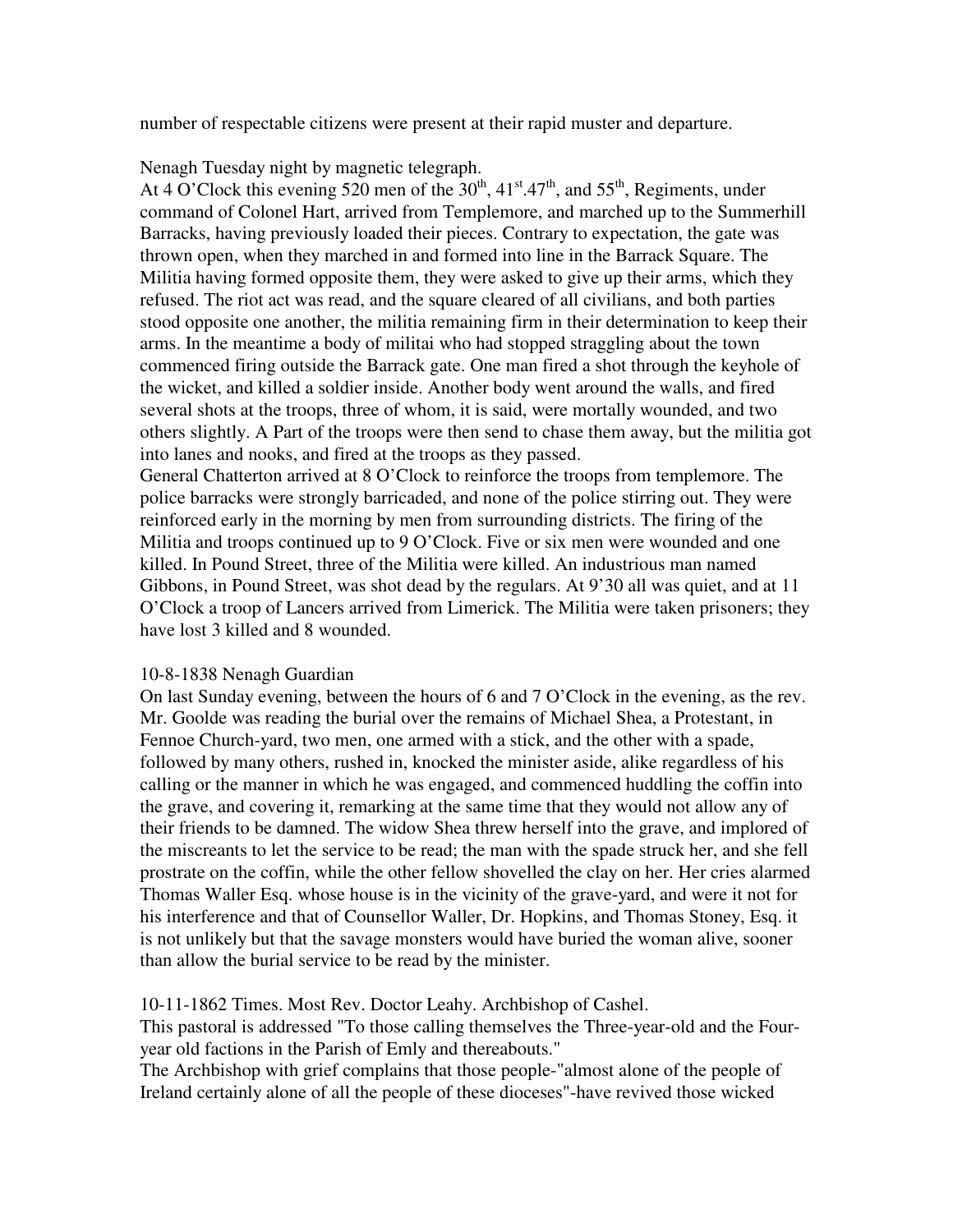number of respectable citizens were present at their rapid muster and departure.

Nenagh Tuesday night by magnetic telegraph.

At 4 O'Clock this evening 520 men of the 30th, 41st.47th, and 55th, Regiments, under command of Colonel Hart, arrived from Templemore, and marched up to the Summerhill Barracks, having previously loaded their pieces. Contrary to expectation, the gate was thrown open, when they marched in and formed into line in the Barrack Square. The Militia having formed opposite them, they were asked to give up their arms, which they refused. The riot act was read, and the square cleared of all civilians, and both parties stood opposite one another, the militia remaining firm in their determination to keep their arms. In the meantime a body of militai who had stopped straggling about the town commenced firing outside the Barrack gate. One man fired a shot through the keyhole of the wicket, and killed a soldier inside. Another body went around the walls, and fired several shots at the troops, three of whom, it is said, were mortally wounded, and two others slightly. A Part of the troops were then send to chase them away, but the militia got into lanes and nooks, and fired at the troops as they passed.

General Chatterton arrived at 8 O'Clock to reinforce the troops from templemore. The police barracks were strongly barricaded, and none of the police stirring out. They were reinforced early in the morning by men from surrounding districts. The firing of the Militia and troops continued up to 9 O'Clock. Five or six men were wounded and one killed. In Pound Street, three of the Militia were killed. An industrious man named Gibbons, in Pound Street, was shot dead by the regulars. At 9'30 all was quiet, and at 11 O'Clock a troop of Lancers arrived from Limerick. The Militia were taken prisoners; they have lost 3 killed and 8 wounded.

10-8-1838 Nenagh Guardian

On last Sunday evening, between the hours of 6 and 7 O'Clock in the evening, as the rev. Mr. Goolde was reading the burial over the remains of Michael Shea, a Protestant, in Fennoe Church-yard, two men, one armed with a stick, and the other with a spade, followed by many others, rushed in, knocked the minister aside, alike regardless of his calling or the manner in which he was engaged, and commenced huddling the coffin into the grave, and covering it, remarking at the same time that they would not allow any of their friends to be damned. The widow Shea threw herself into the grave, and implored of the miscreants to let the service to be read; the man with the spade struck her, and she fell prostrate on the coffin, while the other fellow shovelled the clay on her. Her cries alarmed Thomas Waller Esq. whose house is in the vicinity of the grave-yard, and were it not for his interference and that of Counsellor Waller, Dr. Hopkins, and Thomas Stoney, Esq. it is not unlikely but that the savage monsters would have buried the woman alive, sooner than allow the burial service to be read by the minister.

10-11-1862 Times. Most Rev. Doctor Leahy. Archbishop of Cashel.

This pastoral is addressed "To those calling themselves the Three-year-old and the Four-year old factions in the Parish of Emly and thereabouts."

The Archbishop with grief complains that those people-"almost alone of the people of Ireland certainly alone of all the people of these dioceses"-have revived those wicked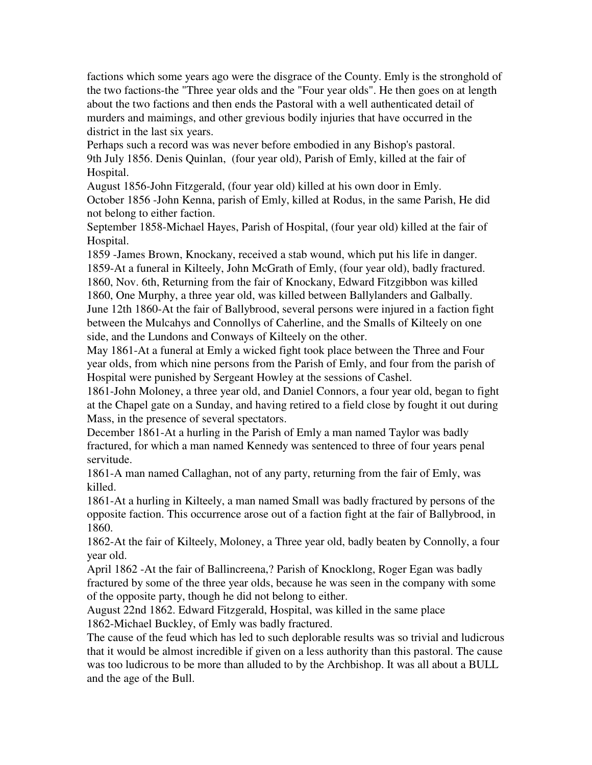factions which some years ago were the disgrace of the County. Emly is the stronghold of the two factions-the "Three year olds and the "Four year olds". He then goes on at length about the two factions and then ends the Pastoral with a well authenticated detail of murders and maimings, and other grevious bodily injuries that have occurred in the district in the last six years.

Perhaps such a record was was never before embodied in any Bishop's pastoral.

9th July 1856. Denis Quinlan, (four year old), Parish of Emly, killed at the fair of Hospital.

August 1856-John Fitzgerald, (four year old) killed at his own door in Emly.

October 1856 -John Kenna, parish of Emly, killed at Rodus, in the same Parish, He did not belong to either faction.

September 1858-Michael Hayes, Parish of Hospital, (four year old) killed at the fair of Hospital.

1859 -James Brown, Knockany, received a stab wound, which put his life in danger.

1859-At a funeral in Kilteely, John McGrath of Emly, (four year old), badly fractured.

1860, Nov. 6th, Returning from the fair of Knockany, Edward Fitzgibbon was killed

1860, One Murphy, a three year old, was killed between Ballylanders and Galbally.

June 12th 1860-At the fair of Ballybrood, several persons were injured in a faction fight between the Mulcahys and Connollys of Caherline, and the Smalls of Kilteely on one side, and the Lundons and Conways of Kilteely on the other.

May 1861-At a funeral at Emly a wicked fight took place between the Three and Four year olds, from which nine persons from the Parish of Emly, and four from the parish of Hospital were punished by Sergeant Howley at the sessions of Cashel.

1861-John Moloney, a three year old, and Daniel Connors, a four year old, began to fight at the Chapel gate on a Sunday, and having retired to a field close by fought it out during Mass, in the presence of several spectators.

December 1861-At a hurling in the Parish of Emly a man named Taylor was badly fractured, for which a man named Kennedy was sentenced to three of four years penal servitude.

1861-A man named Callaghan, not of any party, returning from the fair of Emly, was killed.

1861-At a hurling in Kilteely, a man named Small was badly fractured by persons of the opposite faction. This occurrence arose out of a faction fight at the fair of Ballybrood, in 1860.

1862-At the fair of Kilteely, Moloney, a Three year old, badly beaten by Connolly, a four year old.

April 1862 -At the fair of Ballincreena,? Parish of Knocklong, Roger Egan was badly fractured by some of the three year olds, because he was seen in the company with some of the opposite party, though he did not belong to either.

August 22nd 1862. Edward Fitzgerald, Hospital, was killed in the same place

1862-Michael Buckley, of Emly was badly fractured.

The cause of the feud which has led to such deplorable results was so trivial and ludicrous that it would be almost incredible if given on a less authority than this pastoral. The cause was too ludicrous to be more than alluded to by the Archbishop. It was all about a BULL and the age of the Bull.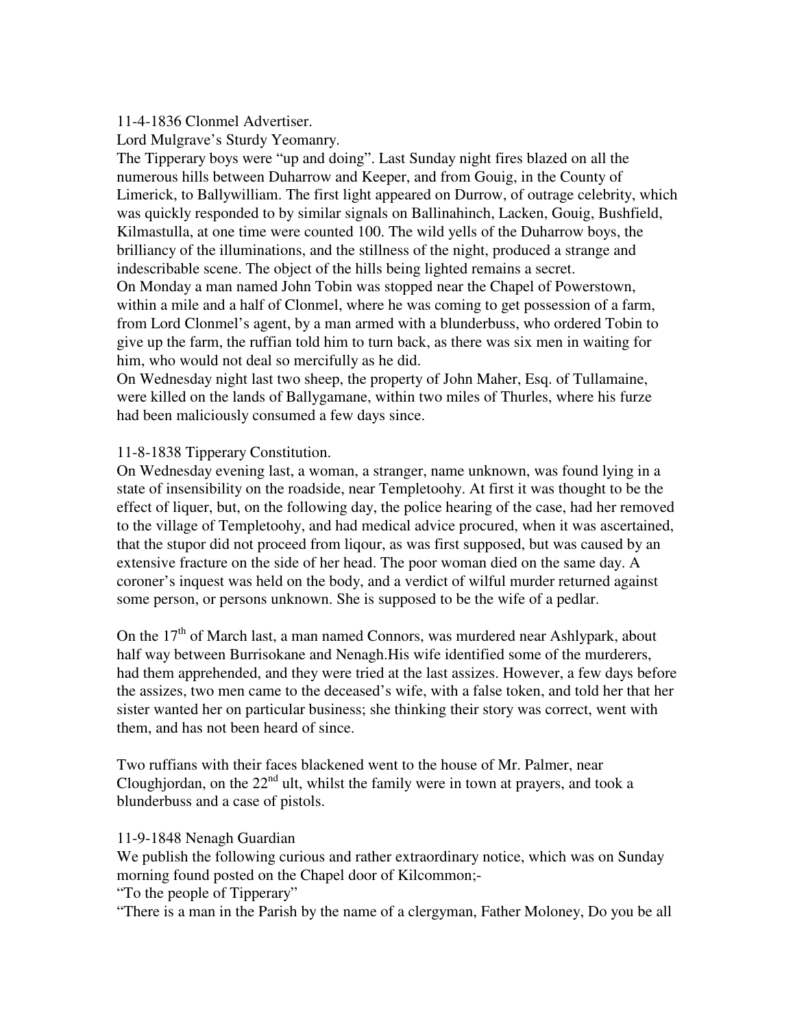11-4-1836 Clonmel Advertiser.

Lord Mulgrave's Sturdy Yeomanry.

The Tipperary boys were "up and doing". Last Sunday night fires blazed on all the numerous hills between Duharrow and Keeper, and from Gouig, in the County of Limerick, to Ballywilliam. The first light appeared on Durrow, of outrage celebrity, which was quickly responded to by similar signals on Ballinahinch, Lacken, Gouig, Bushfield, Kilmastulla, at one time were counted 100. The wild yells of the Duharrow boys, the brilliancy of the illuminations, and the stillness of the night, produced a strange and indescribable scene. The object of the hills being lighted remains a secret.

On Monday a man named John Tobin was stopped near the Chapel of Powerstown, within a mile and a half of Clonmel, where he was coming to get possession of a farm, from Lord Clonmel's agent, by a man armed with a blunderbuss, who ordered Tobin to give up the farm, the ruffian told him to turn back, as there was six men in waiting for him, who would not deal so mercifully as he did.

On Wednesday night last two sheep, the property of John Maher, Esq. of Tullamaine, were killed on the lands of Ballygamane, within two miles of Thurles, where his furze had been maliciously consumed a few days since.

11-8-1838 Tipperary Constitution.

On Wednesday evening last, a woman, a stranger, name unknown, was found lying in a state of insensibility on the roadside, near Templetoohy. At first it was thought to be the effect of liquer, but, on the following day, the police hearing of the case, had her removed to the village of Templetoohy, and had medical advice procured, when it was ascertained, that the stupor did not proceed from liqour, as was first supposed, but was caused by an extensive fracture on the side of her head. The poor woman died on the same day. A coroner's inquest was held on the body, and a verdict of wilful murder returned against some person, or persons unknown. She is supposed to be the wife of a pedlar.

On the 17th of March last, a man named Connors, was murdered near Ashlypark, about half way between Burrisokane and Nenagh.His wife identified some of the murderers, had them apprehended, and they were tried at the last assizes. However, a few days before the assizes, two men came to the deceased's wife, with a false token, and told her that her sister wanted her on particular business; she thinking their story was correct, went with them, and has not been heard of since.

Two ruffians with their faces blackened went to the house of Mr. Palmer, near Cloughjordan, on the 22nd ult, whilst the family were in town at prayers, and took a blunderbuss and a case of pistols.

11-9-1848 Nenagh Guardian

We publish the following curious and rather extraordinary notice, which was on Sunday morning found posted on the Chapel door of Kilcommon;-

"To the people of Tipperary"

"There is a man in the Parish by the name of a clergyman, Father Moloney, Do you be all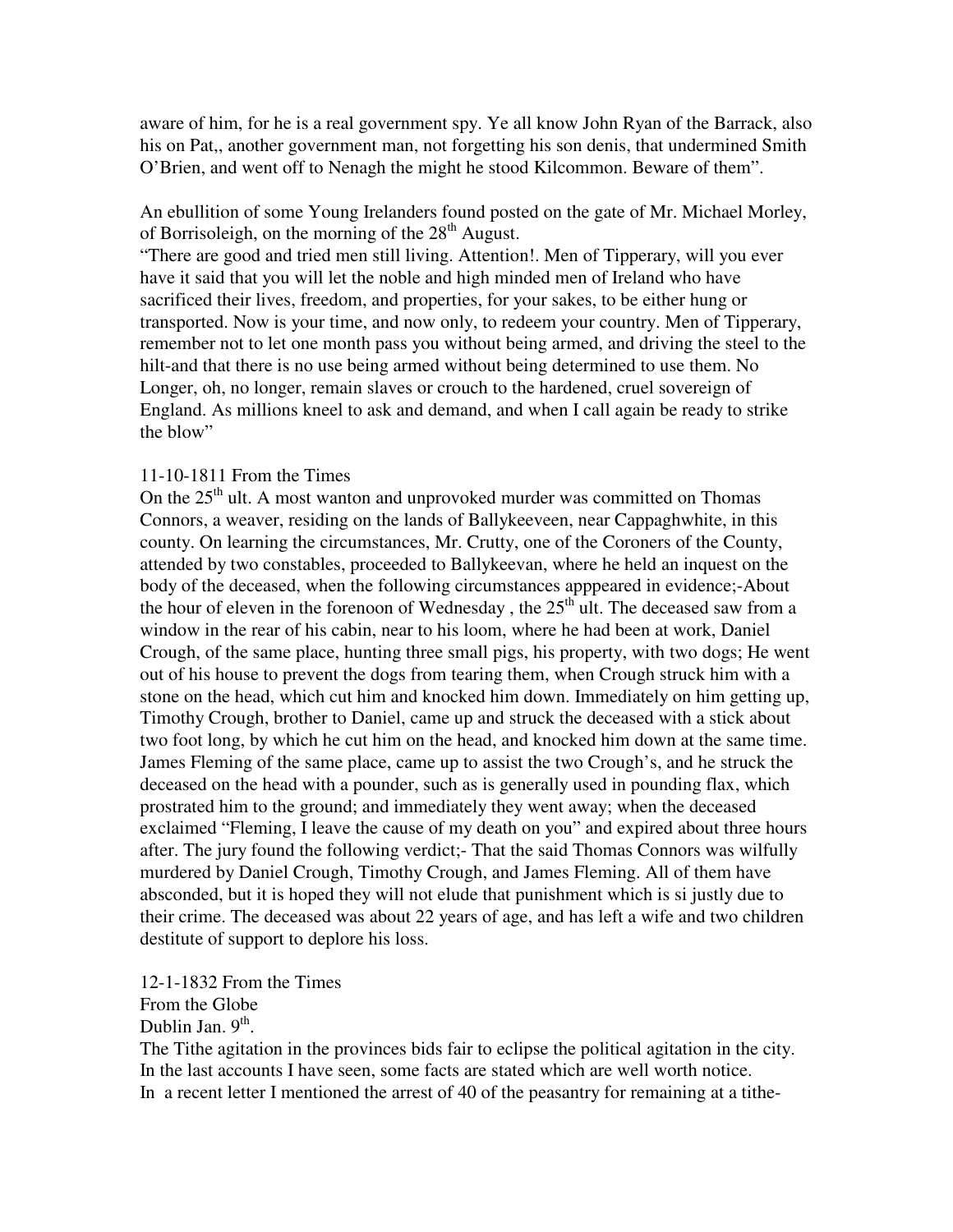aware of him, for he is a real government spy. Ye all know John Ryan of the Barrack, also his on Pat,, another government man, not forgetting his son denis, that undermined Smith O'Brien, and went off to Nenagh the might he stood Kilcommon. Beware of them".

An ebullition of some Young Irelanders found posted on the gate of Mr. Michael Morley, of Borrisoleigh, on the morning of the 28th August.
"There are good and tried men still living. Attention!. Men of Tipperary, will you ever have it said that you will let the noble and high minded men of Ireland who have sacrificed their lives, freedom, and properties, for your sakes, to be either hung or transported. Now is your time, and now only, to redeem your country. Men of Tipperary, remember not to let one month pass you without being armed, and driving the steel to the hilt-and that there is no use being armed without being determined to use them. No Longer, oh, no longer, remain slaves or crouch to the hardened, cruel sovereign of England. As millions kneel to ask and demand, and when I call again be ready to strike the blow"

11-10-1811 From the Times
On the 25th ult. A most wanton and unprovoked murder was committed on Thomas Connors, a weaver, residing on the lands of Ballykeeveen, near Cappaghwhite, in this county. On learning the circumstances, Mr. Crutty, one of the Coroners of the County, attended by two constables, proceeded to Ballykeevan, where he held an inquest on the body of the deceased, when the following circumstances apppeared in evidence;-About the hour of eleven in the forenoon of Wednesday , the 25th ult. The deceased saw from a window in the rear of his cabin, near to his loom, where he had been at work, Daniel Crough, of the same place, hunting three small pigs, his property, with two dogs; He went out of his house to prevent the dogs from tearing them, when Crough struck him with a stone on the head, which cut him and knocked him down. Immediately on him getting up, Timothy Crough, brother to Daniel, came up and struck the deceased with a stick about two foot long, by which he cut him on the head, and knocked him down at the same time. James Fleming of the same place, came up to assist the two Crough's, and he struck the deceased on the head with a pounder, such as is generally used in pounding flax, which prostrated him to the ground; and immediately they went away; when the deceased exclaimed "Fleming, I leave the cause of my death on you" and expired about three hours after. The jury found the following verdict;- That the said Thomas Connors was wilfully murdered by Daniel Crough, Timothy Crough, and James Fleming. All of them have absconded, but it is hoped they will not elude that punishment which is si justly due to their crime. The deceased was about 22 years of age, and has left a wife and two children destitute of support to deplore his loss.

12-1-1832 From the Times
From the Globe
Dublin Jan. 9th.
The Tithe agitation in the provinces bids fair to eclipse the political agitation in the city. In the last accounts I have seen, some facts are stated which are well worth notice.
In a recent letter I mentioned the arrest of 40 of the peasantry for remaining at a tithe-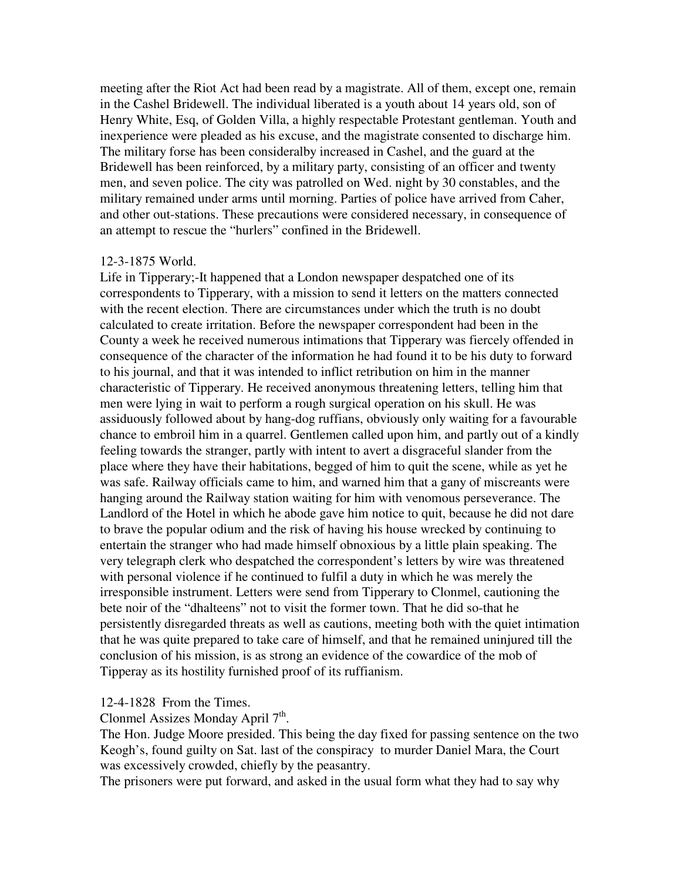meeting after the Riot Act had been read by a magistrate. All of them, except one, remain in the Cashel Bridewell. The individual liberated is a youth about 14 years old, son of Henry White, Esq, of Golden Villa, a highly respectable Protestant gentleman. Youth and inexperience were pleaded as his excuse, and the magistrate consented to discharge him. The military forse has been consideralby increased in Cashel, and the guard at the Bridewell has been reinforced, by a military party, consisting of an officer and twenty men, and seven police. The city was patrolled on Wed. night by 30 constables, and the military remained under arms until morning. Parties of police have arrived from Caher, and other out-stations. These precautions were considered necessary, in consequence of an attempt to rescue the "hurlers" confined in the Bridewell.

12-3-1875 World.

Life in Tipperary;-It happened that a London newspaper despatched one of its correspondents to Tipperary, with a mission to send it letters on the matters connected with the recent election. There are circumstances under which the truth is no doubt calculated to create irritation. Before the newspaper correspondent had been in the County a week he received numerous intimations that Tipperary was fiercely offended in consequence of the character of the information he had found it to be his duty to forward to his journal, and that it was intended to inflict retribution on him in the manner characteristic of Tipperary. He received anonymous threatening letters, telling him that men were lying in wait to perform a rough surgical operation on his skull. He was assiduously followed about by hang-dog ruffians, obviously only waiting for a favourable chance to embroil him in a quarrel. Gentlemen called upon him, and partly out of a kindly feeling towards the stranger, partly with intent to avert a disgraceful slander from the place where they have their habitations, begged of him to quit the scene, while as yet he was safe. Railway officials came to him, and warned him that a gany of miscreants were hanging around the Railway station waiting for him with venomous perseverance. The Landlord of the Hotel in which he abode gave him notice to quit, because he did not dare to brave the popular odium and the risk of having his house wrecked by continuing to entertain the stranger who had made himself obnoxious by a little plain speaking. The very telegraph clerk who despatched the correspondent's letters by wire was threatened with personal violence if he continued to fulfil a duty in which he was merely the irresponsible instrument. Letters were send from Tipperary to Clonmel, cautioning the bete noir of the "dhalteens" not to visit the former town. That he did so-that he persistently disregarded threats as well as cautions, meeting both with the quiet intimation that he was quite prepared to take care of himself, and that he remained uninjured till the conclusion of his mission, is as strong an evidence of the cowardice of the mob of Tipperay as its hostility furnished proof of its ruffianism.

12-4-1828 From the Times.

Clonmel Assizes Monday April 7th.

The Hon. Judge Moore presided. This being the day fixed for passing sentence on the two Keogh's, found guilty on Sat. last of the conspiracy to murder Daniel Mara, the Court was excessively crowded, chiefly by the peasantry.

The prisoners were put forward, and asked in the usual form what they had to say why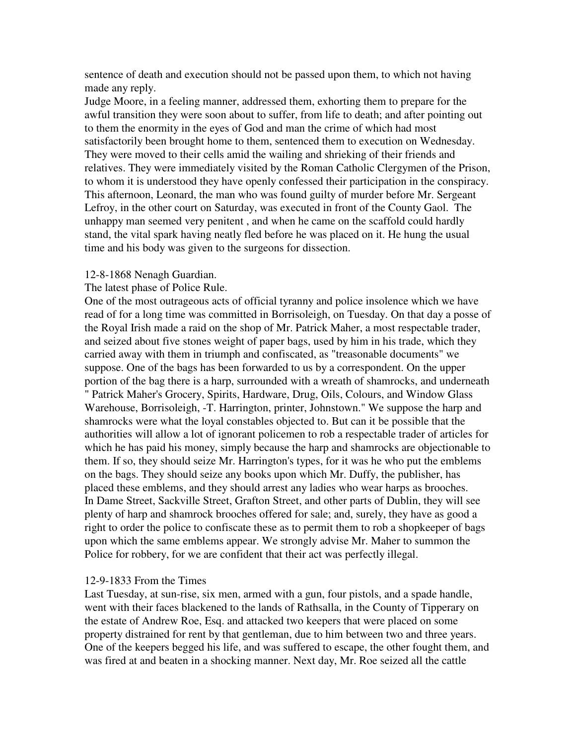sentence of death and execution should not be passed upon them, to which not having made any reply.
Judge Moore, in a feeling manner, addressed them, exhorting them to prepare for the awful transition they were soon about to suffer, from life to death; and after pointing out to them the enormity in the eyes of God and man the crime of which had most satisfactorily been brought home to them, sentenced them to execution on Wednesday. They were moved to their cells amid the wailing and shrieking of their friends and relatives. They were immediately visited by the Roman Catholic Clergymen of the Prison, to whom it is understood they have openly confessed their participation in the conspiracy.
This afternoon, Leonard, the man who was found guilty of murder before Mr. Sergeant Lefroy, in the other court on Saturday, was executed in front of the County Gaol. The unhappy man seemed very penitent , and when he came on the scaffold could hardly stand, the vital spark having neatly fled before he was placed on it. He hung the usual time and his body was given to the surgeons for dissection.

12-8-1868 Nenagh Guardian.
The latest phase of Police Rule.
One of the most outrageous acts of official tyranny and police insolence which we have read of for a long time was committed in Borrisoleigh, on Tuesday. On that day a posse of the Royal Irish made a raid on the shop of Mr. Patrick Maher, a most respectable trader, and seized about five stones weight of paper bags, used by him in his trade, which they carried away with them in triumph and confiscated, as "treasonable documents" we suppose. One of the bags has been forwarded to us by a correspondent. On the upper portion of the bag there is a harp, surrounded with a wreath of shamrocks, and underneath " Patrick Maher's Grocery, Spirits, Hardware, Drug, Oils, Colours, and Window Glass Warehouse, Borrisoleigh, -T. Harrington, printer, Johnstown." We suppose the harp and shamrocks were what the loyal constables objected to. But can it be possible that the authorities will allow a lot of ignorant policemen to rob a respectable trader of articles for which he has paid his money, simply because the harp and shamrocks are objectionable to them. If so, they should seize Mr. Harrington's types, for it was he who put the emblems on the bags. They should seize any books upon which Mr. Duffy, the publisher, has placed these emblems, and they should arrest any ladies who wear harps as brooches.
In Dame Street, Sackville Street, Grafton Street, and other parts of Dublin, they will see plenty of harp and shamrock brooches offered for sale; and, surely, they have as good a right to order the police to confiscate these as to permit them to rob a shopkeeper of bags upon which the same emblems appear. We strongly advise Mr. Maher to summon the Police for robbery, for we are confident that their act was perfectly illegal.

12-9-1833 From the Times
Last Tuesday, at sun-rise, six men, armed with a gun, four pistols, and a spade handle, went with their faces blackened to the lands of Rathsalla, in the County of Tipperary on the estate of Andrew Roe, Esq. and attacked two keepers that were placed on some property distrained for rent by that gentleman, due to him between two and three years. One of the keepers begged his life, and was suffered to escape, the other fought them, and was fired at and beaten in a shocking manner. Next day, Mr. Roe seized all the cattle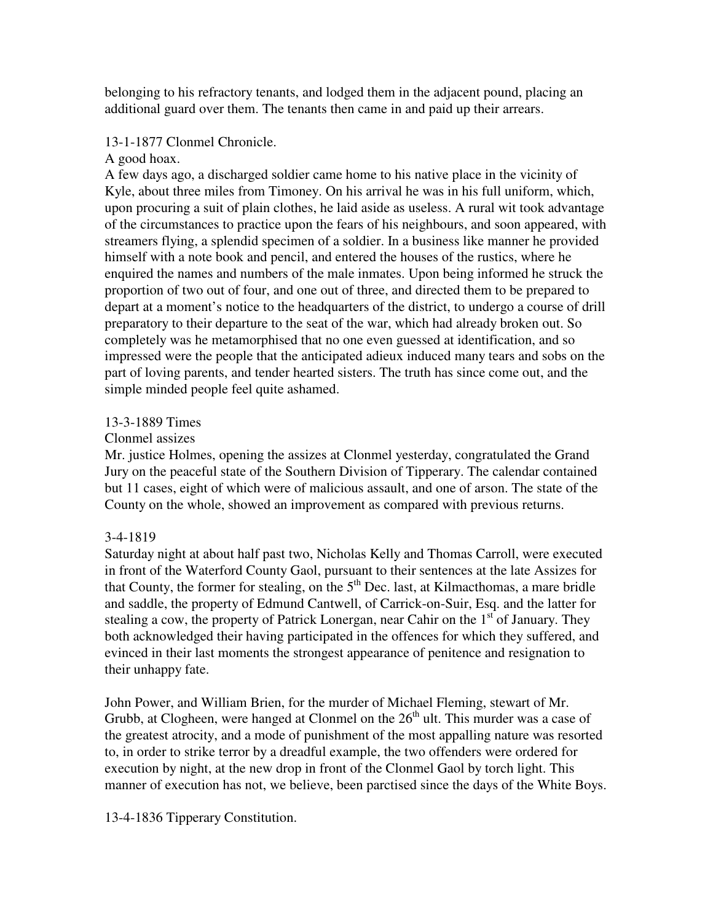belonging to his refractory tenants, and lodged them in the adjacent pound, placing an additional guard over them. The tenants then came in and paid up their arrears.

13-1-1877 Clonmel Chronicle.

A good hoax.

A few days ago, a discharged soldier came home to his native place in the vicinity of Kyle, about three miles from Timoney. On his arrival he was in his full uniform, which, upon procuring a suit of plain clothes, he laid aside as useless. A rural wit took advantage of the circumstances to practice upon the fears of his neighbours, and soon appeared, with streamers flying, a splendid specimen of a soldier. In a business like manner he provided himself with a note book and pencil, and entered the houses of the rustics, where he enquired the names and numbers of the male inmates. Upon being informed he struck the proportion of two out of four, and one out of three, and directed them to be prepared to depart at a moment's notice to the headquarters of the district, to undergo a course of drill preparatory to their departure to the seat of the war, which had already broken out. So completely was he metamorphised that no one even guessed at identification, and so impressed were the people that the anticipated adieux induced many tears and sobs on the part of loving parents, and tender hearted sisters. The truth has since come out, and the simple minded people feel quite ashamed.

13-3-1889 Times

Clonmel assizes

Mr. justice Holmes, opening the assizes at Clonmel yesterday, congratulated the Grand Jury on the peaceful state of the Southern Division of Tipperary. The calendar contained but 11 cases, eight of which were of malicious assault, and one of arson. The state of the County on the whole, showed an improvement as compared with previous returns.

3-4-1819

Saturday night at about half past two, Nicholas Kelly and Thomas Carroll, were executed in front of the Waterford County Gaol, pursuant to their sentences at the late Assizes for that County, the former for stealing, on the 5th Dec. last, at Kilmacthomas, a mare bridle and saddle, the property of Edmund Cantwell, of Carrick-on-Suir, Esq. and the latter for stealing a cow, the property of Patrick Lonergan, near Cahir on the 1st of January. They both acknowledged their having participated in the offences for which they suffered, and evinced in their last moments the strongest appearance of penitence and resignation to their unhappy fate.

John Power, and William Brien, for the murder of Michael Fleming, stewart of Mr. Grubb, at Clogheen, were hanged at Clonmel on the 26th ult. This murder was a case of the greatest atrocity, and a mode of punishment of the most appalling nature was resorted to, in order to strike terror by a dreadful example, the two offenders were ordered for execution by night, at the new drop in front of the Clonmel Gaol by torch light. This manner of execution has not, we believe, been parctised since the days of the White Boys.

13-4-1836 Tipperary Constitution.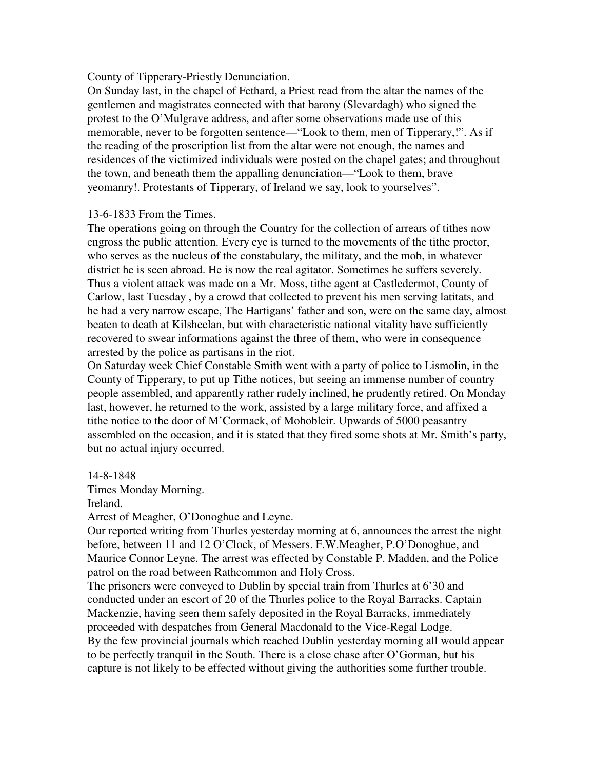County of Tipperary-Priestly Denunciation.

On Sunday last, in the chapel of Fethard, a Priest read from the altar the names of the gentlemen and magistrates connected with that barony (Slevardagh) who signed the protest to the O'Mulgrave address, and after some observations made use of this memorable, never to be forgotten sentence—"Look to them, men of Tipperary,!". As if the reading of the proscription list from the altar were not enough, the names and residences of the victimized individuals were posted on the chapel gates; and throughout the town, and beneath them the appalling denunciation—"Look to them, brave yeomanry!. Protestants of Tipperary, of Ireland we say, look to yourselves".

13-6-1833 From the Times.

The operations going on through the Country for the collection of arrears of tithes now engross the public attention. Every eye is turned to the movements of the tithe proctor, who serves as the nucleus of the constabulary, the militaty, and the mob, in whatever district he is seen abroad. He is now the real agitator. Sometimes he suffers severely. Thus a violent attack was made on a Mr. Moss, tithe agent at Castledermot, County of Carlow, last Tuesday , by a crowd that collected to prevent his men serving latitats, and he had a very narrow escape, The Hartigans' father and son, were on the same day, almost beaten to death at Kilsheelan, but with characteristic national vitality have sufficiently recovered to swear informations against the three of them, who were in consequence arrested by the police as partisans in the riot.

On Saturday week Chief Constable Smith went with a party of police to Lismolin, in the County of Tipperary, to put up Tithe notices, but seeing an immense number of country people assembled, and apparently rather rudely inclined, he prudently retired. On Monday last, however, he returned to the work, assisted by a large military force, and affixed a tithe notice to the door of M'Cormack, of Mohobleir. Upwards of 5000 peasantry assembled on the occasion, and it is stated that they fired some shots at Mr. Smith's party, but no actual injury occurred.

14-8-1848

Times Monday Morning.

Ireland.

Arrest of Meagher, O'Donoghue and Leyne.

Our reported writing from Thurles yesterday morning at 6, announces the arrest the night before, between 11 and 12 O'Clock, of Messers. F.W.Meagher, P.O'Donoghue, and Maurice Connor Leyne. The arrest was effected by Constable P. Madden, and the Police patrol on the road between Rathcommon and Holy Cross.

The prisoners were conveyed to Dublin by special train from Thurles at 6'30 and conducted under an escort of 20 of the Thurles police to the Royal Barracks. Captain Mackenzie, having seen them safely deposited in the Royal Barracks, immediately proceeded with despatches from General Macdonald to the Vice-Regal Lodge.

By the few provincial journals which reached Dublin yesterday morning all would appear to be perfectly tranquil in the South. There is a close chase after O'Gorman, but his capture is not likely to be effected without giving the authorities some further trouble.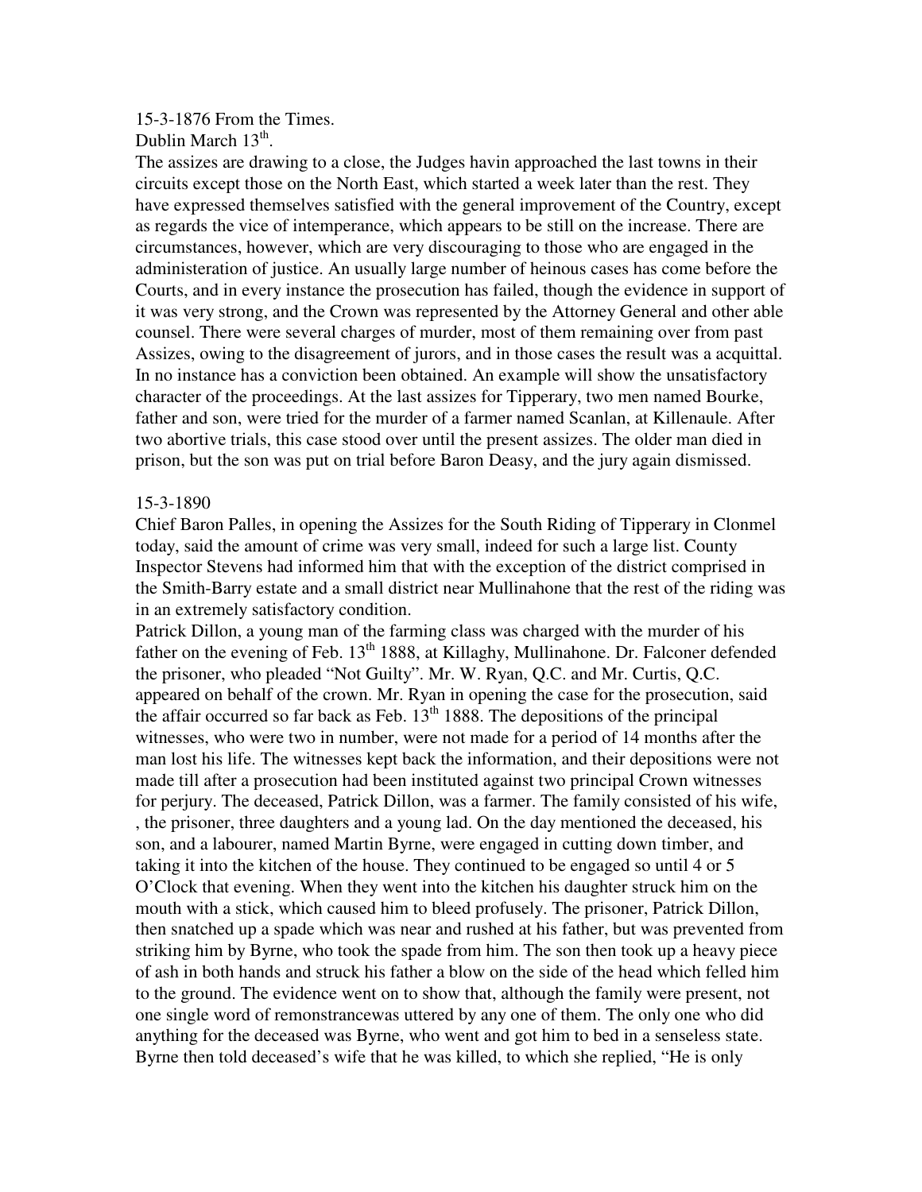15-3-1876 From the Times.
Dublin March 13th.

The assizes are drawing to a close, the Judges havin approached the last towns in their circuits except those on the North East, which started a week later than the rest. They have expressed themselves satisfied with the general improvement of the Country, except as regards the vice of intemperance, which appears to be still on the increase. There are circumstances, however, which are very discouraging to those who are engaged in the administeration of justice. An usually large number of heinous cases has come before the Courts, and in every instance the prosecution has failed, though the evidence in support of it was very strong, and the Crown was represented by the Attorney General and other able counsel. There were several charges of murder, most of them remaining over from past Assizes, owing to the disagreement of jurors, and in those cases the result was a acquittal. In no instance has a conviction been obtained. An example will show the unsatisfactory character of the proceedings. At the last assizes for Tipperary, two men named Bourke, father and son, were tried for the murder of a farmer named Scanlan, at Killenaule. After two abortive trials, this case stood over until the present assizes. The older man died in prison, but the son was put on trial before Baron Deasy, and the jury again dismissed.

15-3-1890

Chief Baron Palles, in opening the Assizes for the South Riding of Tipperary in Clonmel today, said the amount of crime was very small, indeed for such a large list. County Inspector Stevens had informed him that with the exception of the district comprised in the Smith-Barry estate and a small district near Mullinahone that the rest of the riding was in an extremely satisfactory condition.

Patrick Dillon, a young man of the farming class was charged with the murder of his father on the evening of Feb. 13th 1888, at Killaghy, Mullinahone. Dr. Falconer defended the prisoner, who pleaded "Not Guilty". Mr. W. Ryan, Q.C. and Mr. Curtis, Q.C. appeared on behalf of the crown. Mr. Ryan in opening the case for the prosecution, said the affair occurred so far back as Feb. 13th 1888. The depositions of the principal witnesses, who were two in number, were not made for a period of 14 months after the man lost his life. The witnesses kept back the information, and their depositions were not made till after a prosecution had been instituted against two principal Crown witnesses for perjury. The deceased, Patrick Dillon, was a farmer. The family consisted of his wife, , the prisoner, three daughters and a young lad. On the day mentioned the deceased, his son, and a labourer, named Martin Byrne, were engaged in cutting down timber, and taking it into the kitchen of the house. They continued to be engaged so until 4 or 5 O'Clock that evening. When they went into the kitchen his daughter struck him on the mouth with a stick, which caused him to bleed profusely. The prisoner, Patrick Dillon, then snatched up a spade which was near and rushed at his father, but was prevented from striking him by Byrne, who took the spade from him. The son then took up a heavy piece of ash in both hands and struck his father a blow on the side of the head which felled him to the ground. The evidence went on to show that, although the family were present, not one single word of remonstrancewas uttered by any one of them. The only one who did anything for the deceased was Byrne, who went and got him to bed in a senseless state. Byrne then told deceased's wife that he was killed, to which she replied, "He is only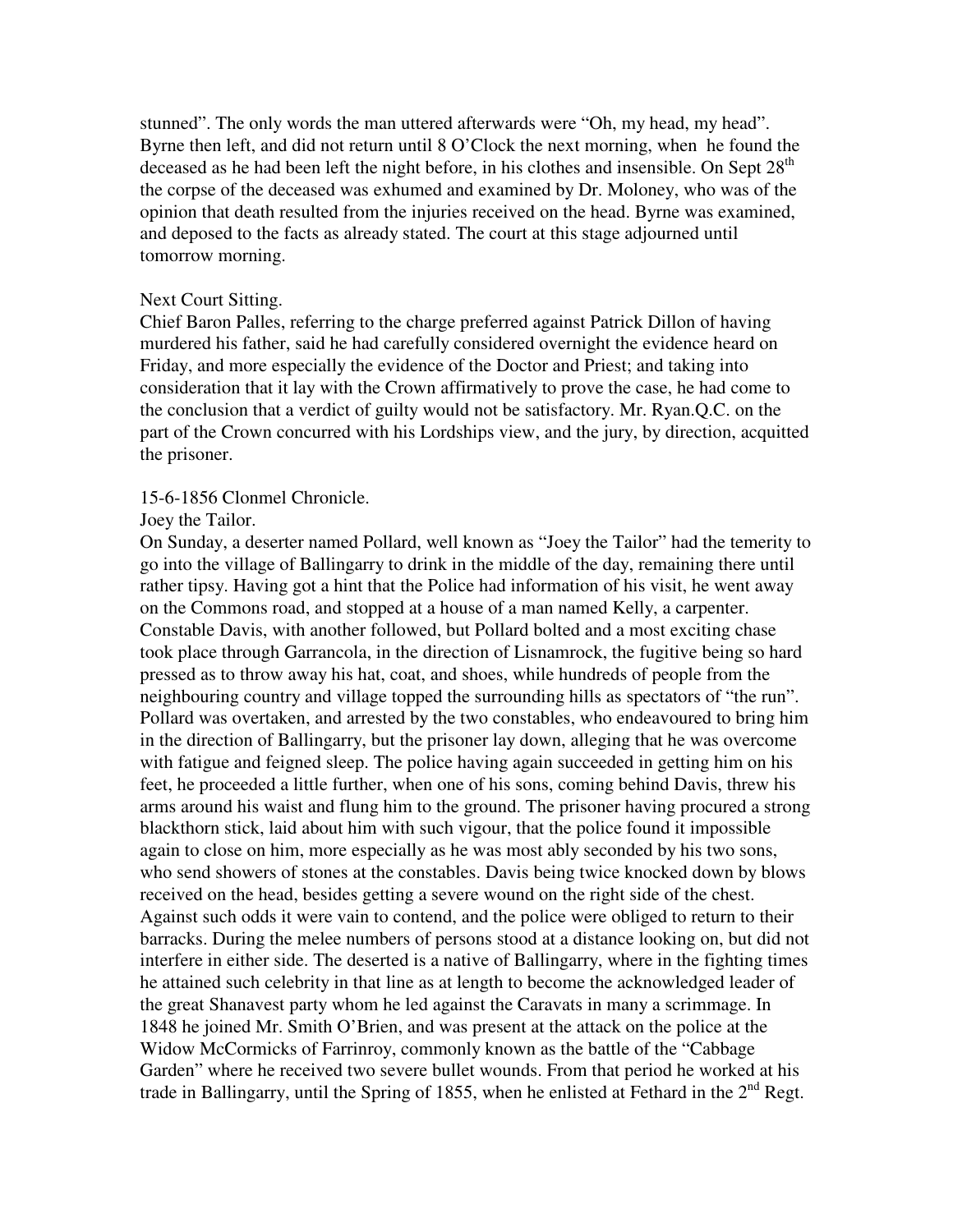stunned". The only words the man uttered afterwards were "Oh, my head, my head". Byrne then left, and did not return until 8 O'Clock the next morning, when he found the deceased as he had been left the night before, in his clothes and insensible. On Sept 28th the corpse of the deceased was exhumed and examined by Dr. Moloney, who was of the opinion that death resulted from the injuries received on the head. Byrne was examined, and deposed to the facts as already stated. The court at this stage adjourned until tomorrow morning.

Next Court Sitting.
Chief Baron Palles, referring to the charge preferred against Patrick Dillon of having murdered his father, said he had carefully considered overnight the evidence heard on Friday, and more especially the evidence of the Doctor and Priest; and taking into consideration that it lay with the Crown affirmatively to prove the case, he had come to the conclusion that a verdict of guilty would not be satisfactory. Mr. Ryan.Q.C. on the part of the Crown concurred with his Lordships view, and the jury, by direction, acquitted the prisoner.

15-6-1856 Clonmel Chronicle.
Joey the Tailor.
On Sunday, a deserter named Pollard, well known as "Joey the Tailor" had the temerity to go into the village of Ballingarry to drink in the middle of the day, remaining there until rather tipsy. Having got a hint that the Police had information of his visit, he went away on the Commons road, and stopped at a house of a man named Kelly, a carpenter. Constable Davis, with another followed, but Pollard bolted and a most exciting chase took place through Garrancola, in the direction of Lisnamrock, the fugitive being so hard pressed as to throw away his hat, coat, and shoes, while hundreds of people from the neighbouring country and village topped the surrounding hills as spectators of "the run". Pollard was overtaken, and arrested by the two constables, who endeavoured to bring him in the direction of Ballingarry, but the prisoner lay down, alleging that he was overcome with fatigue and feigned sleep. The police having again succeeded in getting him on his feet, he proceeded a little further, when one of his sons, coming behind Davis, threw his arms around his waist and flung him to the ground. The prisoner having procured a strong blackthorn stick, laid about him with such vigour, that the police found it impossible again to close on him, more especially as he was most ably seconded by his two sons, who send showers of stones at the constables. Davis being twice knocked down by blows received on the head, besides getting a severe wound on the right side of the chest. Against such odds it were vain to contend, and the police were obliged to return to their barracks. During the melee numbers of persons stood at a distance looking on, but did not interfere in either side. The deserted is a native of Ballingarry, where in the fighting times he attained such celebrity in that line as at length to become the acknowledged leader of the great Shanavest party whom he led against the Caravats in many a scrimmage. In 1848 he joined Mr. Smith O'Brien, and was present at the attack on the police at the Widow McCormicks of Farrinroy, commonly known as the battle of the "Cabbage Garden" where he received two severe bullet wounds. From that period he worked at his trade in Ballingarry, until the Spring of 1855, when he enlisted at Fethard in the 2nd Regt.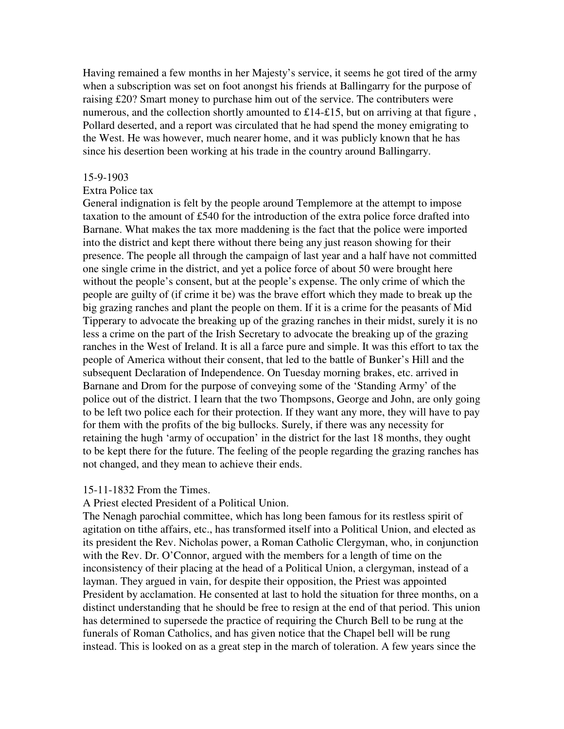Having remained a few months in her Majesty's service, it seems he got tired of the army when a subscription was set on foot anongst his friends at Ballingarry for the purpose of raising £20? Smart money to purchase him out of the service. The contributers were numerous, and the collection shortly amounted to £14-£15, but on arriving at that figure , Pollard deserted, and a report was circulated that he had spend the money emigrating to the West. He was however, much nearer home, and it was publicly known that he has since his desertion been working at his trade in the country around Ballingarry.

15-9-1903

Extra Police tax

General indignation is felt by the people around Templemore at the attempt to impose taxation to the amount of £540 for the introduction of the extra police force drafted into Barnane. What makes the tax more maddening is the fact that the police were imported into the district and kept there without there being any just reason showing for their presence. The people all through the campaign of last year and a half have not committed one single crime in the district, and yet a police force of about 50 were brought here without the people's consent, but at the people's expense. The only crime of which the people are guilty of (if crime it be) was the brave effort which they made to break up the big grazing ranches and plant the people on them. If it is a crime for the peasants of Mid Tipperary to advocate the breaking up of the grazing ranches in their midst, surely it is no less a crime on the part of the Irish Secretary to advocate the breaking up of the grazing ranches in the West of Ireland. It is all a farce pure and simple. It was this effort to tax the people of America without their consent, that led to the battle of Bunker's Hill and the subsequent Declaration of Independence. On Tuesday morning brakes, etc. arrived in Barnane and Drom for the purpose of conveying some of the 'Standing Army' of the police out of the district. I learn that the two Thompsons, George and John, are only going to be left two police each for their protection. If they want any more, they will have to pay for them with the profits of the big bullocks. Surely, if there was any necessity for retaining the hugh 'army of occupation' in the district for the last 18 months, they ought to be kept there for the future. The feeling of the people regarding the grazing ranches has not changed, and they mean to achieve their ends.

15-11-1832 From the Times.

A Priest elected President of a Political Union.

The Nenagh parochial committee, which has long been famous for its restless spirit of agitation on tithe affairs, etc., has transformed itself into a Political Union, and elected as its president the Rev. Nicholas power, a Roman Catholic Clergyman, who, in conjunction with the Rev. Dr. O'Connor, argued with the members for a length of time on the inconsistency of their placing at the head of a Political Union, a clergyman, instead of a layman. They argued in vain, for despite their opposition, the Priest was appointed President by acclamation. He consented at last to hold the situation for three months, on a distinct understanding that he should be free to resign at the end of that period. This union has determined to supersede the practice of requiring the Church Bell to be rung at the funerals of Roman Catholics, and has given notice that the Chapel bell will be rung instead. This is looked on as a great step in the march of toleration. A few years since the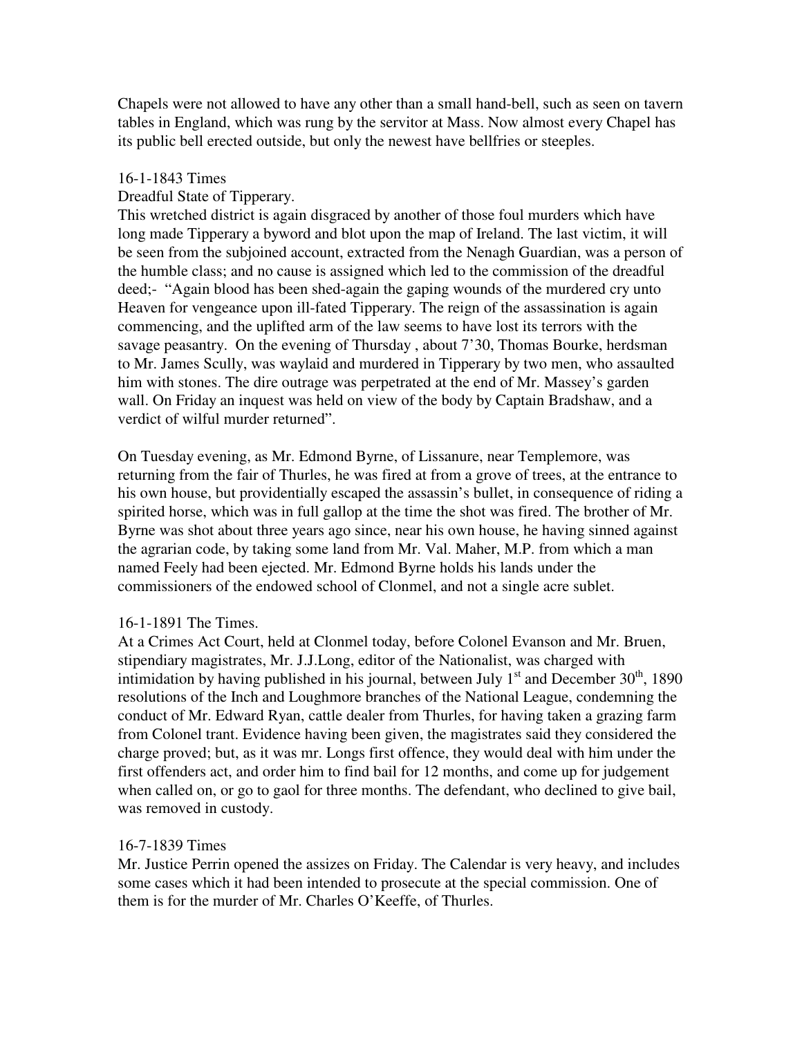Chapels were not allowed to have any other than a small hand-bell, such as seen on tavern tables in England, which was rung by the servitor at Mass. Now almost every Chapel has its public bell erected outside, but only the newest have bellfries or steeples.

16-1-1843 Times

Dreadful State of Tipperary.

This wretched district is again disgraced by another of those foul murders which have long made Tipperary a byword and blot upon the map of Ireland. The last victim, it will be seen from the subjoined account, extracted from the Nenagh Guardian, was a person of the humble class; and no cause is assigned which led to the commission of the dreadful deed;- "Again blood has been shed-again the gaping wounds of the murdered cry unto Heaven for vengeance upon ill-fated Tipperary. The reign of the assassination is again commencing, and the uplifted arm of the law seems to have lost its terrors with the savage peasantry. On the evening of Thursday , about 7'30, Thomas Bourke, herdsman to Mr. James Scully, was waylaid and murdered in Tipperary by two men, who assaulted him with stones. The dire outrage was perpetrated at the end of Mr. Massey's garden wall. On Friday an inquest was held on view of the body by Captain Bradshaw, and a verdict of wilful murder returned".

On Tuesday evening, as Mr. Edmond Byrne, of Lissanure, near Templemore, was returning from the fair of Thurles, he was fired at from a grove of trees, at the entrance to his own house, but providentially escaped the assassin's bullet, in consequence of riding a spirited horse, which was in full gallop at the time the shot was fired. The brother of Mr. Byrne was shot about three years ago since, near his own house, he having sinned against the agrarian code, by taking some land from Mr. Val. Maher, M.P. from which a man named Feely had been ejected. Mr. Edmond Byrne holds his lands under the commissioners of the endowed school of Clonmel, and not a single acre sublet.

16-1-1891 The Times.

At a Crimes Act Court, held at Clonmel today, before Colonel Evanson and Mr. Bruen, stipendiary magistrates, Mr. J.J.Long, editor of the Nationalist, was charged with intimidation by having published in his journal, between July 1st and December 30th, 1890 resolutions of the Inch and Loughmore branches of the National League, condemning the conduct of Mr. Edward Ryan, cattle dealer from Thurles, for having taken a grazing farm from Colonel trant. Evidence having been given, the magistrates said they considered the charge proved; but, as it was mr. Longs first offence, they would deal with him under the first offenders act, and order him to find bail for 12 months, and come up for judgement when called on, or go to gaol for three months. The defendant, who declined to give bail, was removed in custody.

16-7-1839 Times

Mr. Justice Perrin opened the assizes on Friday. The Calendar is very heavy, and includes some cases which it had been intended to prosecute at the special commission. One of them is for the murder of Mr. Charles O'Keeffe, of Thurles.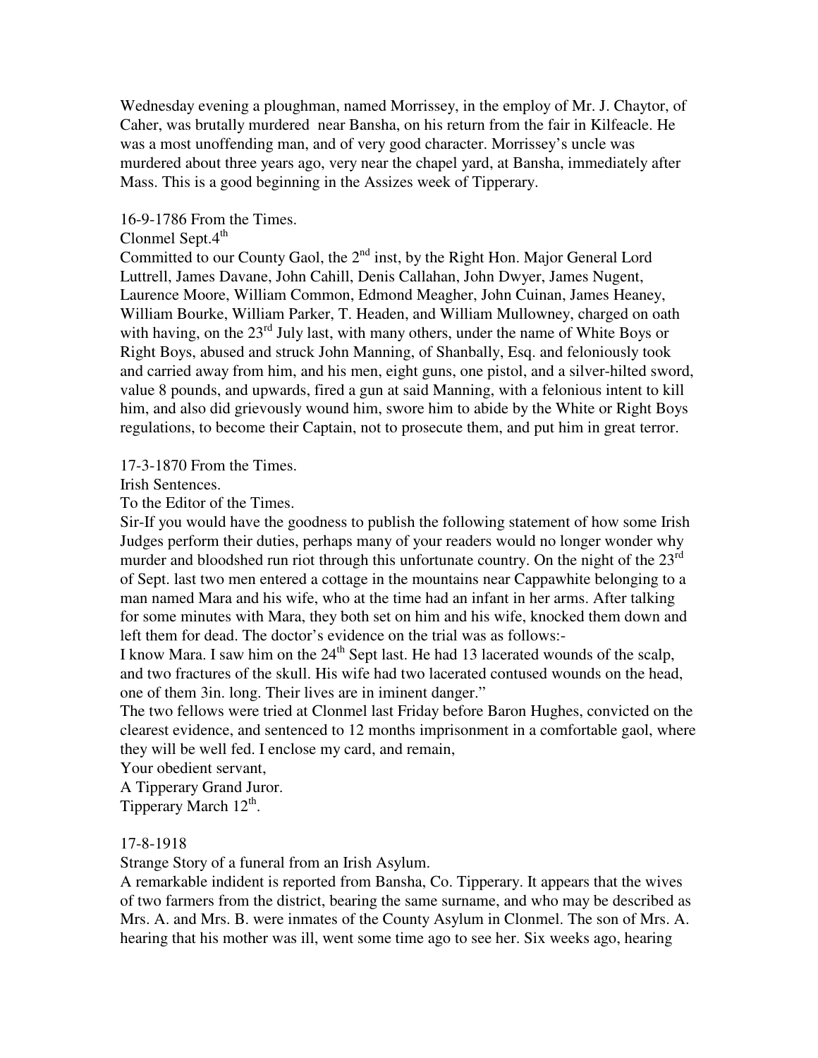Wednesday evening a ploughman, named Morrissey, in the employ of Mr. J. Chaytor, of Caher, was brutally murdered near Bansha, on his return from the fair in Kilfeacle. He was a most unoffending man, and of very good character. Morrissey's uncle was murdered about three years ago, very near the chapel yard, at Bansha, immediately after Mass. This is a good beginning in the Assizes week of Tipperary.

16-9-1786 From the Times.

Clonmel Sept.4th

Committed to our County Gaol, the 2nd inst, by the Right Hon. Major General Lord Luttrell, James Davane, John Cahill, Denis Callahan, John Dwyer, James Nugent, Laurence Moore, William Common, Edmond Meagher, John Cuinan, James Heaney, William Bourke, William Parker, T. Headen, and William Mullowney, charged on oath with having, on the 23rd July last, with many others, under the name of White Boys or Right Boys, abused and struck John Manning, of Shanbally, Esq. and feloniously took and carried away from him, and his men, eight guns, one pistol, and a silver-hilted sword, value 8 pounds, and upwards, fired a gun at said Manning, with a felonious intent to kill him, and also did grievously wound him, swore him to abide by the White or Right Boys regulations, to become their Captain, not to prosecute them, and put him in great terror.

17-3-1870 From the Times.

Irish Sentences.

To the Editor of the Times.

Sir-If you would have the goodness to publish the following statement of how some Irish Judges perform their duties, perhaps many of your readers would no longer wonder why murder and bloodshed run riot through this unfortunate country. On the night of the 23rd of Sept. last two men entered a cottage in the mountains near Cappawhite belonging to a man named Mara and his wife, who at the time had an infant in her arms. After talking for some minutes with Mara, they both set on him and his wife, knocked them down and left them for dead. The doctor's evidence on the trial was as follows:-

I know Mara. I saw him on the 24th Sept last. He had 13 lacerated wounds of the scalp, and two fractures of the skull. His wife had two lacerated contused wounds on the head, one of them 3in. long. Their lives are in iminent danger."

The two fellows were tried at Clonmel last Friday before Baron Hughes, convicted on the clearest evidence, and sentenced to 12 months imprisonment in a comfortable gaol, where they will be well fed. I enclose my card, and remain,

Your obedient servant,

A Tipperary Grand Juror.

Tipperary March 12th.

17-8-1918

Strange Story of a funeral from an Irish Asylum.

A remarkable indident is reported from Bansha, Co. Tipperary. It appears that the wives of two farmers from the district, bearing the same surname, and who may be described as Mrs. A. and Mrs. B. were inmates of the County Asylum in Clonmel. The son of Mrs. A. hearing that his mother was ill, went some time ago to see her. Six weeks ago, hearing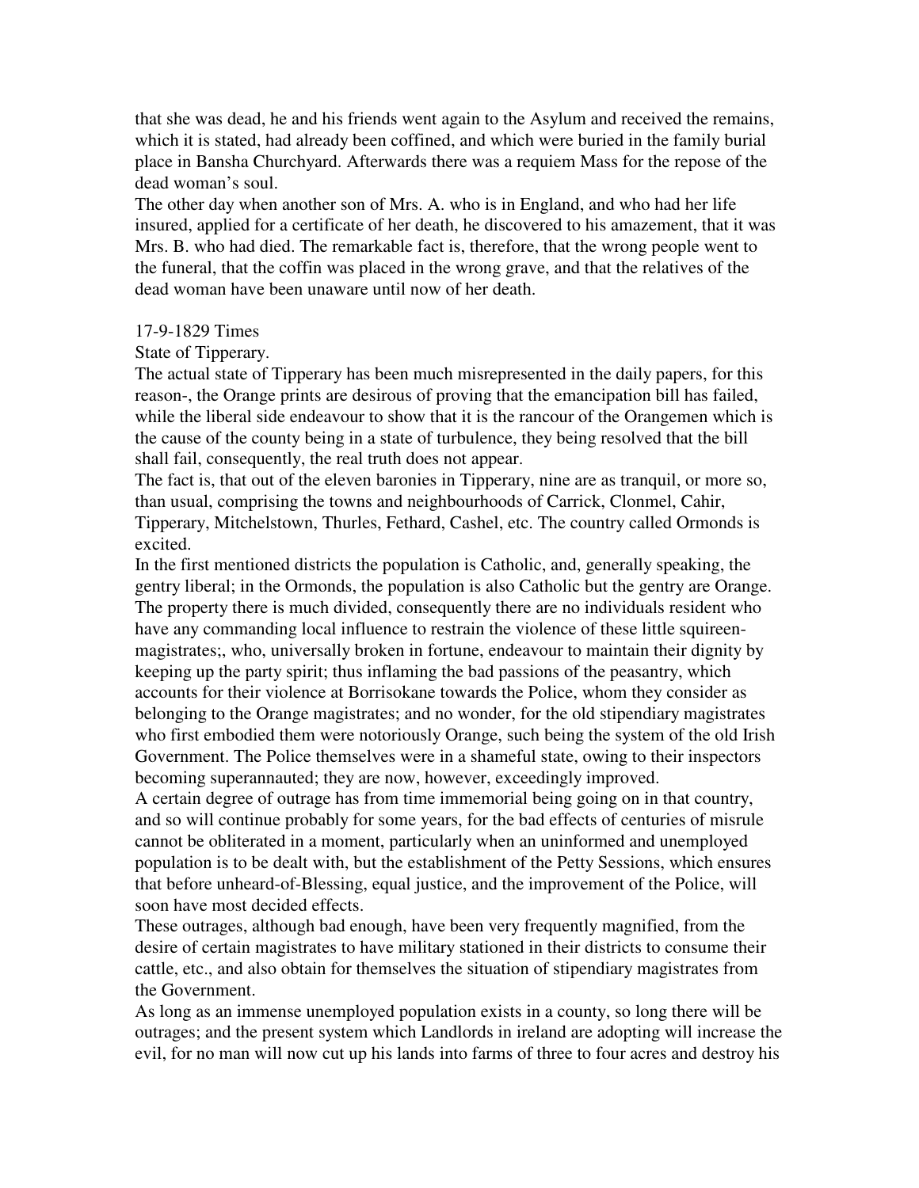that she was dead, he and his friends went again to the Asylum and received the remains, which it is stated, had already been coffined, and which were buried in the family burial place in Bansha Churchyard. Afterwards there was a requiem Mass for the repose of the dead woman's soul.

The other day when another son of Mrs. A. who is in England, and who had her life insured, applied for a certificate of her death, he discovered to his amazement, that it was Mrs. B. who had died. The remarkable fact is, therefore, that the wrong people went to the funeral, that the coffin was placed in the wrong grave, and that the relatives of the dead woman have been unaware until now of her death.

17-9-1829 Times

State of Tipperary.

The actual state of Tipperary has been much misrepresented in the daily papers, for this reason-, the Orange prints are desirous of proving that the emancipation bill has failed, while the liberal side endeavour to show that it is the rancour of the Orangemen which is the cause of the county being in a state of turbulence, they being resolved that the bill shall fail, consequently, the real truth does not appear.

The fact is, that out of the eleven baronies in Tipperary, nine are as tranquil, or more so, than usual, comprising the towns and neighbourhoods of Carrick, Clonmel, Cahir, Tipperary, Mitchelstown, Thurles, Fethard, Cashel, etc. The country called Ormonds is excited.

In the first mentioned districts the population is Catholic, and, generally speaking, the gentry liberal; in the Ormonds, the population is also Catholic but the gentry are Orange. The property there is much divided, consequently there are no individuals resident who have any commanding local influence to restrain the violence of these little squireen-magistrates;, who, universally broken in fortune, endeavour to maintain their dignity by keeping up the party spirit; thus inflaming the bad passions of the peasantry, which accounts for their violence at Borrisokane towards the Police, whom they consider as belonging to the Orange magistrates; and no wonder, for the old stipendiary magistrates who first embodied them were notoriously Orange, such being the system of the old Irish Government. The Police themselves were in a shameful state, owing to their inspectors becoming superannauted; they are now, however, exceedingly improved.

A certain degree of outrage has from time immemorial being going on in that country, and so will continue probably for some years, for the bad effects of centuries of misrule cannot be obliterated in a moment, particularly when an uninformed and unemployed population is to be dealt with, but the establishment of the Petty Sessions, which ensures that before unheard-of-Blessing, equal justice, and the improvement of the Police, will soon have most decided effects.

These outrages, although bad enough, have been very frequently magnified, from the desire of certain magistrates to have military stationed in their districts to consume their cattle, etc., and also obtain for themselves the situation of stipendiary magistrates from the Government.

As long as an immense unemployed population exists in a county, so long there will be outrages; and the present system which Landlords in ireland are adopting will increase the evil, for no man will now cut up his lands into farms of three to four acres and destroy his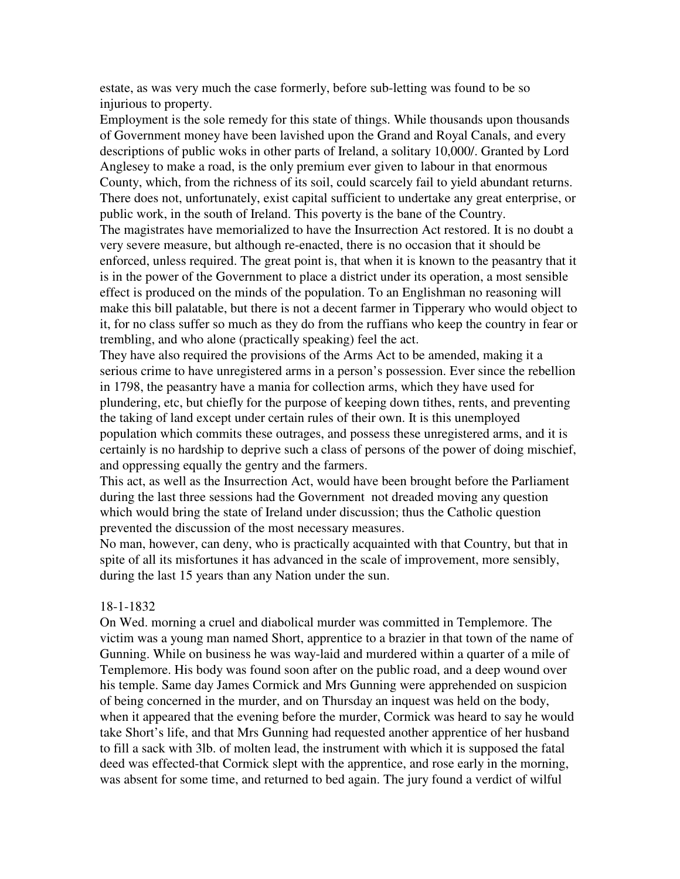estate, as was very much the case formerly, before sub-letting was found to be so injurious to property.

Employment is the sole remedy for this state of things. While thousands upon thousands of Government money have been lavished upon the Grand and Royal Canals, and every descriptions of public woks in other parts of Ireland, a solitary 10,000/. Granted by Lord Anglesey to make a road, is the only premium ever given to labour in that enormous County, which, from the richness of its soil, could scarcely fail to yield abundant returns. There does not, unfortunately, exist capital sufficient to undertake any great enterprise, or public work, in the south of Ireland. This poverty is the bane of the Country.

The magistrates have memorialized to have the Insurrection Act restored. It is no doubt a very severe measure, but although re-enacted, there is no occasion that it should be enforced, unless required. The great point is, that when it is known to the peasantry that it is in the power of the Government to place a district under its operation, a most sensible effect is produced on the minds of the population. To an Englishman no reasoning will make this bill palatable, but there is not a decent farmer in Tipperary who would object to it, for no class suffer so much as they do from the ruffians who keep the country in fear or trembling, and who alone (practically speaking) feel the act.

They have also required the provisions of the Arms Act to be amended, making it a serious crime to have unregistered arms in a person's possession. Ever since the rebellion in 1798, the peasantry have a mania for collection arms, which they have used for plundering, etc, but chiefly for the purpose of keeping down tithes, rents, and preventing the taking of land except under certain rules of their own. It is this unemployed population which commits these outrages, and possess these unregistered arms, and it is certainly is no hardship to deprive such a class of persons of the power of doing mischief, and oppressing equally the gentry and the farmers.

This act, as well as the Insurrection Act, would have been brought before the Parliament during the last three sessions had the Government not dreaded moving any question which would bring the state of Ireland under discussion; thus the Catholic question prevented the discussion of the most necessary measures.

No man, however, can deny, who is practically acquainted with that Country, but that in spite of all its misfortunes it has advanced in the scale of improvement, more sensibly, during the last 15 years than any Nation under the sun.

18-1-1832

On Wed. morning a cruel and diabolical murder was committed in Templemore. The victim was a young man named Short, apprentice to a brazier in that town of the name of Gunning. While on business he was way-laid and murdered within a quarter of a mile of Templemore. His body was found soon after on the public road, and a deep wound over his temple. Same day James Cormick and Mrs Gunning were apprehended on suspicion of being concerned in the murder, and on Thursday an inquest was held on the body, when it appeared that the evening before the murder, Cormick was heard to say he would take Short's life, and that Mrs Gunning had requested another apprentice of her husband to fill a sack with 3lb. of molten lead, the instrument with which it is supposed the fatal deed was effected-that Cormick slept with the apprentice, and rose early in the morning, was absent for some time, and returned to bed again. The jury found a verdict of wilful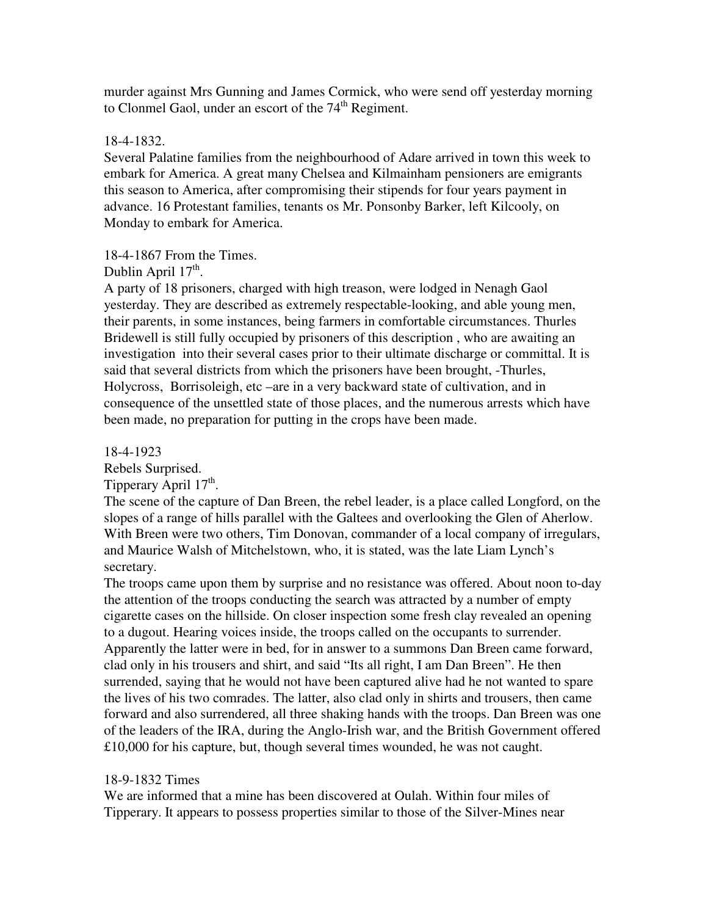murder against Mrs Gunning and James Cormick, who were send off yesterday morning to Clonmel Gaol, under an escort of the 74th Regiment.

18-4-1832.
Several Palatine families from the neighbourhood of Adare arrived in town this week to embark for America. A great many Chelsea and Kilmainham pensioners are emigrants this season to America, after compromising their stipends for four years payment in advance. 16 Protestant families, tenants os Mr. Ponsonby Barker, left Kilcooly, on Monday to embark for America.

18-4-1867 From the Times.
Dublin April 17th.
A party of 18 prisoners, charged with high treason, were lodged in Nenagh Gaol yesterday. They are described as extremely respectable-looking, and able young men, their parents, in some instances, being farmers in comfortable circumstances. Thurles Bridewell is still fully occupied by prisoners of this description , who are awaiting an investigation into their several cases prior to their ultimate discharge or committal. It is said that several districts from which the prisoners have been brought, -Thurles, Holycross, Borrisoleigh, etc –are in a very backward state of cultivation, and in consequence of the unsettled state of those places, and the numerous arrests which have been made, no preparation for putting in the crops have been made.

18-4-1923
Rebels Surprised.
Tipperary April 17th.
The scene of the capture of Dan Breen, the rebel leader, is a place called Longford, on the slopes of a range of hills parallel with the Galtees and overlooking the Glen of Aherlow. With Breen were two others, Tim Donovan, commander of a local company of irregulars, and Maurice Walsh of Mitchelstown, who, it is stated, was the late Liam Lynch's secretary.
The troops came upon them by surprise and no resistance was offered. About noon to-day the attention of the troops conducting the search was attracted by a number of empty cigarette cases on the hillside. On closer inspection some fresh clay revealed an opening to a dugout. Hearing voices inside, the troops called on the occupants to surrender. Apparently the latter were in bed, for in answer to a summons Dan Breen came forward, clad only in his trousers and shirt, and said "Its all right, I am Dan Breen". He then surrended, saying that he would not have been captured alive had he not wanted to spare the lives of his two comrades. The latter, also clad only in shirts and trousers, then came forward and also surrendered, all three shaking hands with the troops. Dan Breen was one of the leaders of the IRA, during the Anglo-Irish war, and the British Government offered £10,000 for his capture, but, though several times wounded, he was not caught.

18-9-1832 Times
We are informed that a mine has been discovered at Oulah. Within four miles of Tipperary. It appears to possess properties similar to those of the Silver-Mines near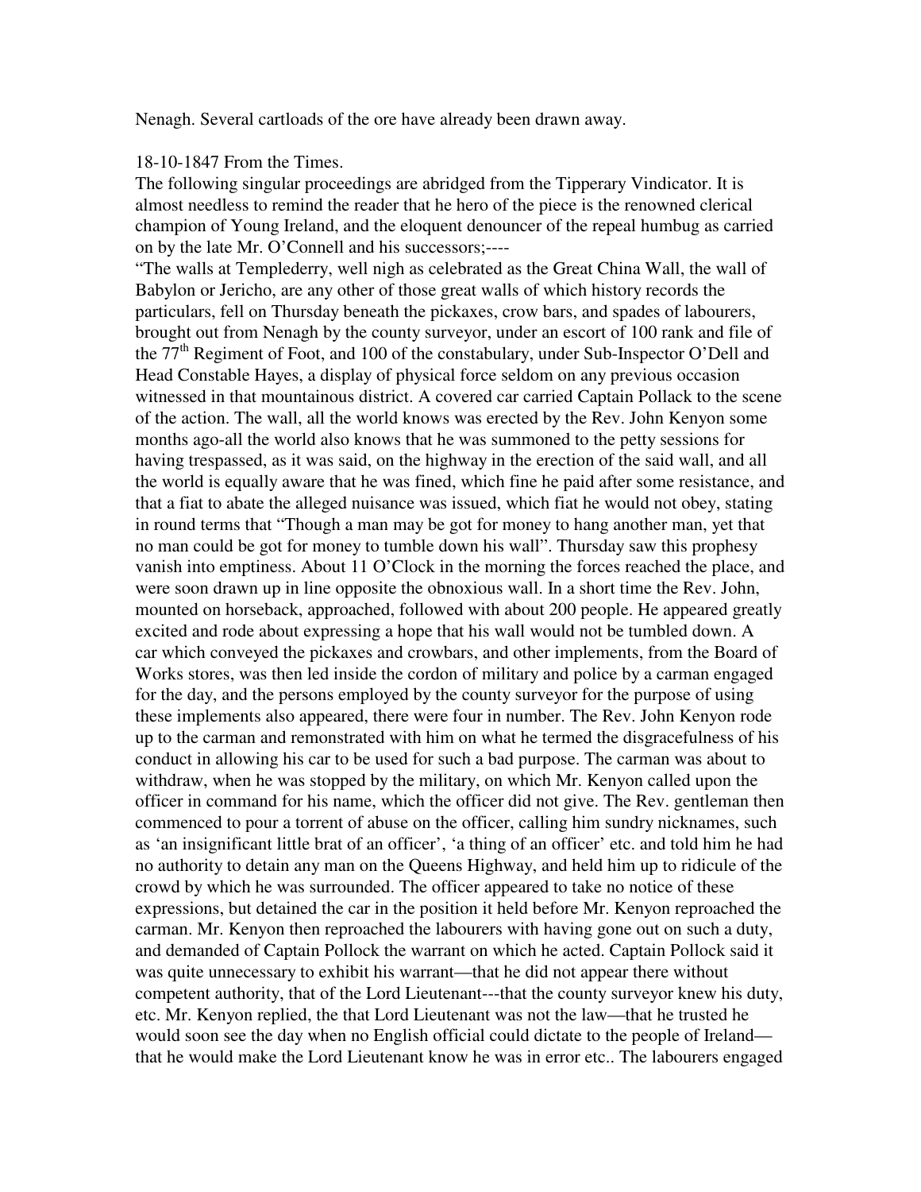Nenagh. Several cartloads of the ore have already been drawn away.

18-10-1847 From the Times.

The following singular proceedings are abridged from the Tipperary Vindicator. It is almost needless to remind the reader that he hero of the piece is the renowned clerical champion of Young Ireland, and the eloquent denouncer of the repeal humbug as carried on by the late Mr. O'Connell and his successors;----

"The walls at Templederry, well nigh as celebrated as the Great China Wall, the wall of Babylon or Jericho, are any other of those great walls of which history records the particulars, fell on Thursday beneath the pickaxes, crow bars, and spades of labourers, brought out from Nenagh by the county surveyor, under an escort of 100 rank and file of the 77th Regiment of Foot, and 100 of the constabulary, under Sub-Inspector O'Dell and Head Constable Hayes, a display of physical force seldom on any previous occasion witnessed in that mountainous district. A covered car carried Captain Pollack to the scene of the action. The wall, all the world knows was erected by the Rev. John Kenyon some months ago-all the world also knows that he was summoned to the petty sessions for having trespassed, as it was said, on the highway in the erection of the said wall, and all the world is equally aware that he was fined, which fine he paid after some resistance, and that a fiat to abate the alleged nuisance was issued, which fiat he would not obey, stating in round terms that "Though a man may be got for money to hang another man, yet that no man could be got for money to tumble down his wall". Thursday saw this prophesy vanish into emptiness. About 11 O'Clock in the morning the forces reached the place, and were soon drawn up in line opposite the obnoxious wall. In a short time the Rev. John, mounted on horseback, approached, followed with about 200 people. He appeared greatly excited and rode about expressing a hope that his wall would not be tumbled down. A car which conveyed the pickaxes and crowbars, and other implements, from the Board of Works stores, was then led inside the cordon of military and police by a carman engaged for the day, and the persons employed by the county surveyor for the purpose of using these implements also appeared, there were four in number. The Rev. John Kenyon rode up to the carman and remonstrated with him on what he termed the disgracefulness of his conduct in allowing his car to be used for such a bad purpose. The carman was about to withdraw, when he was stopped by the military, on which Mr. Kenyon called upon the officer in command for his name, which the officer did not give. The Rev. gentleman then commenced to pour a torrent of abuse on the officer, calling him sundry nicknames, such as 'an insignificant little brat of an officer', 'a thing of an officer' etc. and told him he had no authority to detain any man on the Queens Highway, and held him up to ridicule of the crowd by which he was surrounded. The officer appeared to take no notice of these expressions, but detained the car in the position it held before Mr. Kenyon reproached the carman. Mr. Kenyon then reproached the labourers with having gone out on such a duty, and demanded of Captain Pollock the warrant on which he acted. Captain Pollock said it was quite unnecessary to exhibit his warrant—that he did not appear there without competent authority, that of the Lord Lieutenant---that the county surveyor knew his duty, etc. Mr. Kenyon replied, the that Lord Lieutenant was not the law—that he trusted he would soon see the day when no English official could dictate to the people of Ireland—that he would make the Lord Lieutenant know he was in error etc.. The labourers engaged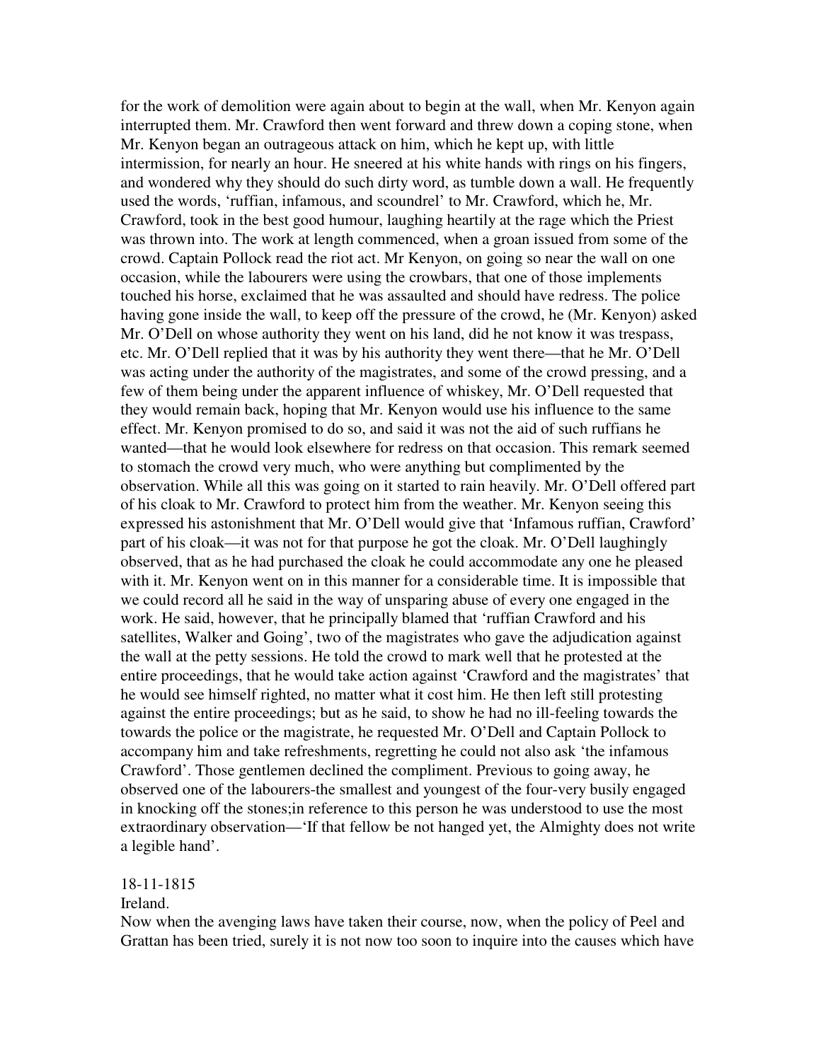for the work of demolition were again about to begin at the wall, when Mr. Kenyon again interrupted them. Mr. Crawford then went forward and threw down a coping stone, when Mr. Kenyon began an outrageous attack on him, which he kept up, with little intermission, for nearly an hour. He sneered at his white hands with rings on his fingers, and wondered why they should do such dirty word, as tumble down a wall. He frequently used the words, 'ruffian, infamous, and scoundrel' to Mr. Crawford, which he, Mr. Crawford, took in the best good humour, laughing heartily at the rage which the Priest was thrown into. The work at length commenced, when a groan issued from some of the crowd. Captain Pollock read the riot act. Mr Kenyon, on going so near the wall on one occasion, while the labourers were using the crowbars, that one of those implements touched his horse, exclaimed that he was assaulted and should have redress. The police having gone inside the wall, to keep off the pressure of the crowd, he (Mr. Kenyon) asked Mr. O'Dell on whose authority they went on his land, did he not know it was trespass, etc. Mr. O'Dell replied that it was by his authority they went there—that he Mr. O'Dell was acting under the authority of the magistrates, and some of the crowd pressing, and a few of them being under the apparent influence of whiskey, Mr. O'Dell requested that they would remain back, hoping that Mr. Kenyon would use his influence to the same effect. Mr. Kenyon promised to do so, and said it was not the aid of such ruffians he wanted—that he would look elsewhere for redress on that occasion. This remark seemed to stomach the crowd very much, who were anything but complimented by the observation. While all this was going on it started to rain heavily. Mr. O'Dell offered part of his cloak to Mr. Crawford to protect him from the weather. Mr. Kenyon seeing this expressed his astonishment that Mr. O'Dell would give that 'Infamous ruffian, Crawford' part of his cloak—it was not for that purpose he got the cloak. Mr. O'Dell laughingly observed, that as he had purchased the cloak he could accommodate any one he pleased with it. Mr. Kenyon went on in this manner for a considerable time. It is impossible that we could record all he said in the way of unsparing abuse of every one engaged in the work. He said, however, that he principally blamed that 'ruffian Crawford and his satellites, Walker and Going', two of the magistrates who gave the adjudication against the wall at the petty sessions. He told the crowd to mark well that he protested at the entire proceedings, that he would take action against 'Crawford and the magistrates' that he would see himself righted, no matter what it cost him. He then left still protesting against the entire proceedings; but as he said, to show he had no ill-feeling towards the towards the police or the magistrate, he requested Mr. O'Dell and Captain Pollock to accompany him and take refreshments, regretting he could not also ask 'the infamous Crawford'. Those gentlemen declined the compliment. Previous to going away, he observed one of the labourers-the smallest and youngest of the four-very busily engaged in knocking off the stones;in reference to this person he was understood to use the most extraordinary observation—'If that fellow be not hanged yet, the Almighty does not write a legible hand'.

18-11-1815
Ireland.
Now when the avenging laws have taken their course, now, when the policy of Peel and Grattan has been tried, surely it is not now too soon to inquire into the causes which have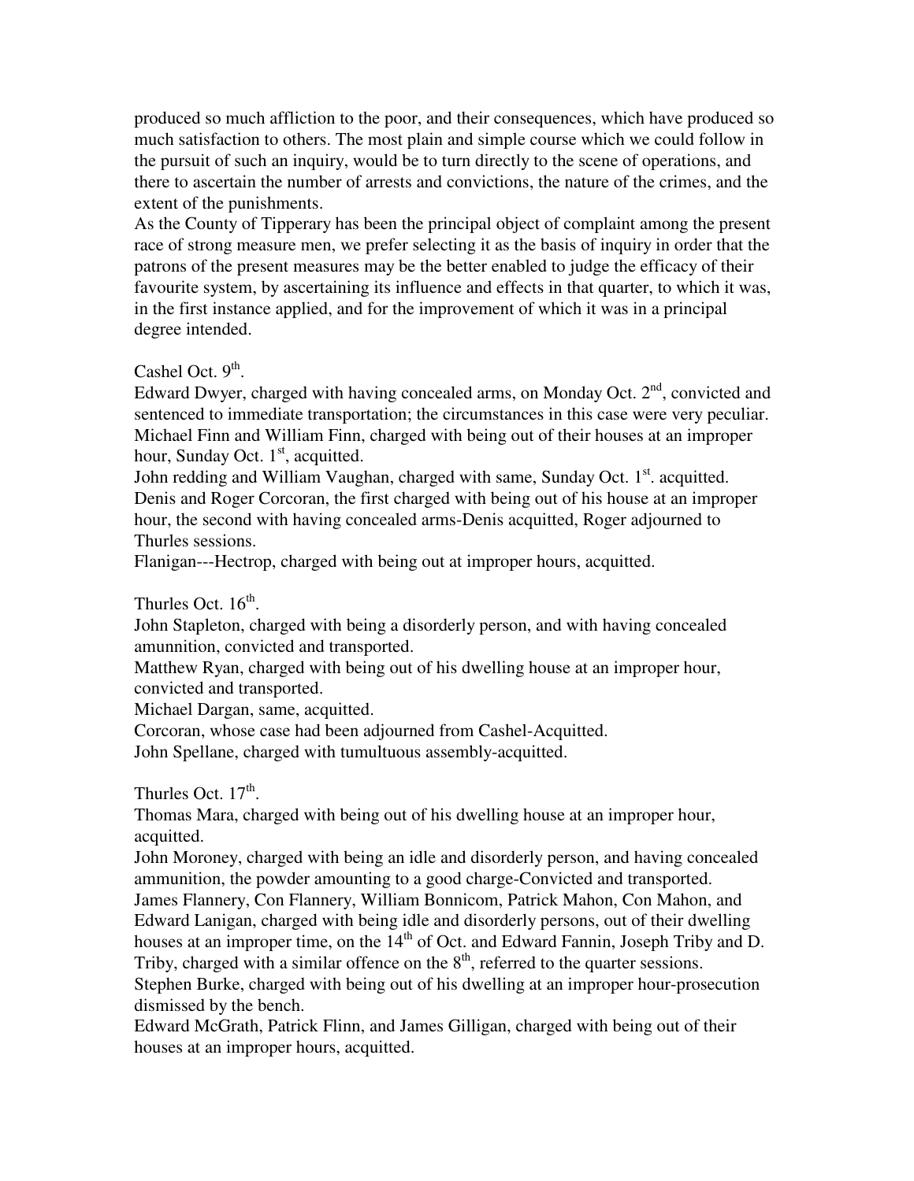produced so much affliction to the poor, and their consequences, which have produced so much satisfaction to others. The most plain and simple course which we could follow in the pursuit of such an inquiry, would be to turn directly to the scene of operations, and there to ascertain the number of arrests and convictions, the nature of the crimes, and the extent of the punishments.

As the County of Tipperary has been the principal object of complaint among the present race of strong measure men, we prefer selecting it as the basis of inquiry in order that the patrons of the present measures may be the better enabled to judge the efficacy of their favourite system, by ascertaining its influence and effects in that quarter, to which it was, in the first instance applied, and for the improvement of which it was in a principal degree intended.

Cashel Oct. 9th.

Edward Dwyer, charged with having concealed arms, on Monday Oct. 2nd, convicted and sentenced to immediate transportation; the circumstances in this case were very peculiar.
Michael Finn and William Finn, charged with being out of their houses at an improper hour, Sunday Oct. 1st, acquitted.
John redding and William Vaughan, charged with same, Sunday Oct. 1st. acquitted.
Denis and Roger Corcoran, the first charged with being out of his house at an improper hour, the second with having concealed arms-Denis acquitted, Roger adjourned to Thurles sessions.
Flanigan---Hectrop, charged with being out at improper hours, acquitted.

Thurles Oct. 16th.

John Stapleton, charged with being a disorderly person, and with having concealed amunnition, convicted and transported.
Matthew Ryan, charged with being out of his dwelling house at an improper hour, convicted and transported.
Michael Dargan, same, acquitted.
Corcoran, whose case had been adjourned from Cashel-Acquitted.
John Spellane, charged with tumultuous assembly-acquitted.

Thurles Oct. 17th.

Thomas Mara, charged with being out of his dwelling house at an improper hour, acquitted.
John Moroney, charged with being an idle and disorderly person, and having concealed ammunition, the powder amounting to a good charge-Convicted and transported.
James Flannery, Con Flannery, William Bonnicom, Patrick Mahon, Con Mahon, and Edward Lanigan, charged with being idle and disorderly persons, out of their dwelling houses at an improper time, on the 14th of Oct. and Edward Fannin, Joseph Triby and D. Triby, charged with a similar offence on the 8th, referred to the quarter sessions.
Stephen Burke, charged with being out of his dwelling at an improper hour-prosecution dismissed by the bench.
Edward McGrath, Patrick Flinn, and James Gilligan, charged with being out of their houses at an improper hours, acquitted.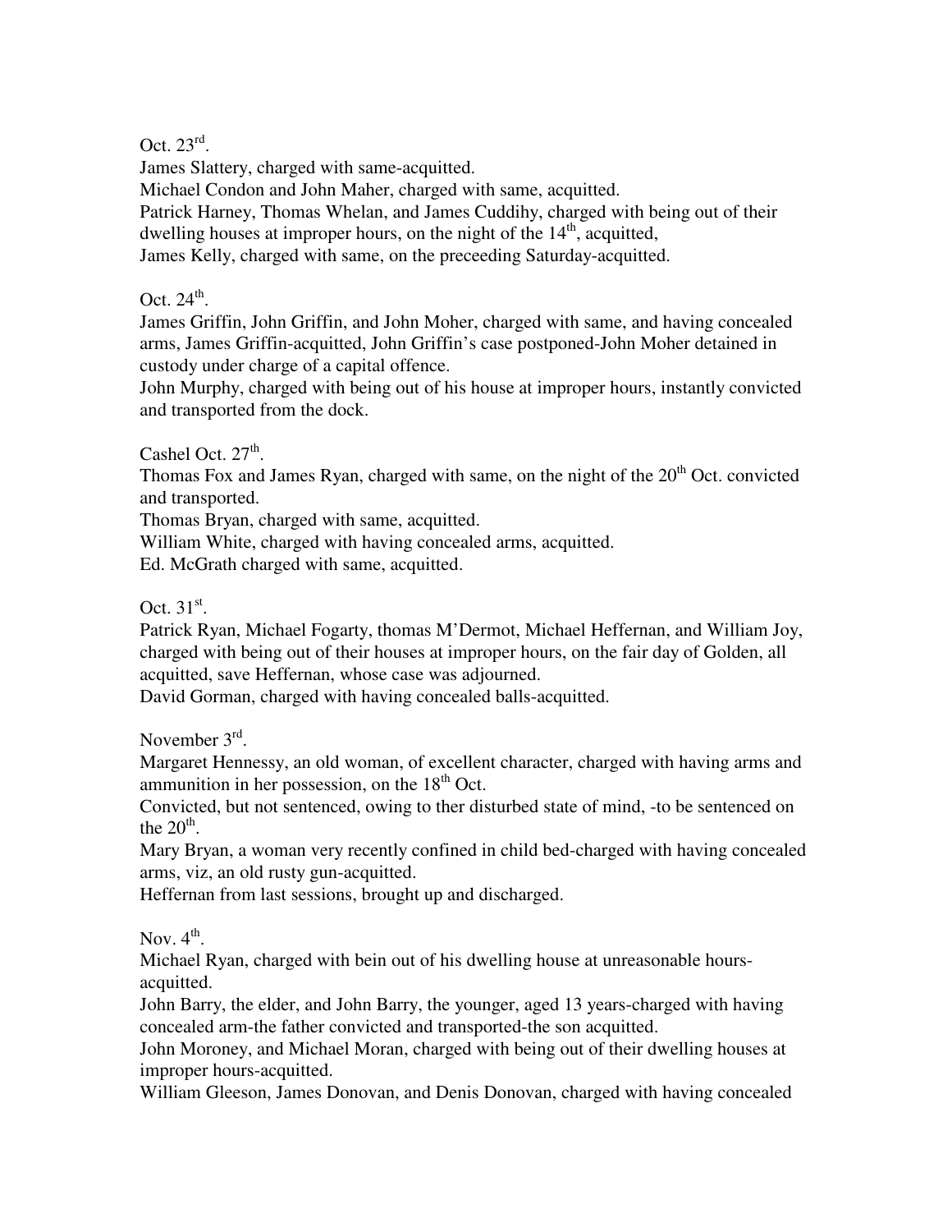Oct. 23rd.

James Slattery, charged with same-acquitted.

Michael Condon and John Maher, charged with same, acquitted.

Patrick Harney, Thomas Whelan, and James Cuddihy, charged with being out of their dwelling houses at improper hours, on the night of the 14th, acquitted,

James Kelly, charged with same, on the preceeding Saturday-acquitted.

Oct. 24th.

James Griffin, John Griffin, and John Moher, charged with same, and having concealed arms, James Griffin-acquitted, John Griffin's case postponed-John Moher detained in custody under charge of a capital offence.

John Murphy, charged with being out of his house at improper hours, instantly convicted and transported from the dock.

Cashel Oct. 27th.

Thomas Fox and James Ryan, charged with same, on the night of the 20th Oct. convicted and transported.

Thomas Bryan, charged with same, acquitted.

William White, charged with having concealed arms, acquitted.

Ed. McGrath charged with same, acquitted.

Oct. 31st.

Patrick Ryan, Michael Fogarty, thomas M'Dermot, Michael Heffernan, and William Joy, charged with being out of their houses at improper hours, on the fair day of Golden, all acquitted, save Heffernan, whose case was adjourned.

David Gorman, charged with having concealed balls-acquitted.

November 3rd.

Margaret Hennessy, an old woman, of excellent character, charged with having arms and ammunition in her possession, on the 18th Oct.

Convicted, but not sentenced, owing to ther disturbed state of mind, -to be sentenced on the 20th.

Mary Bryan, a woman very recently confined in child bed-charged with having concealed arms, viz, an old rusty gun-acquitted.

Heffernan from last sessions, brought up and discharged.

Nov. 4th.

Michael Ryan, charged with bein out of his dwelling house at unreasonable hours-acquitted.

John Barry, the elder, and John Barry, the younger, aged 13 years-charged with having concealed arm-the father convicted and transported-the son acquitted.

John Moroney, and Michael Moran, charged with being out of their dwelling houses at improper hours-acquitted.

William Gleeson, James Donovan, and Denis Donovan, charged with having concealed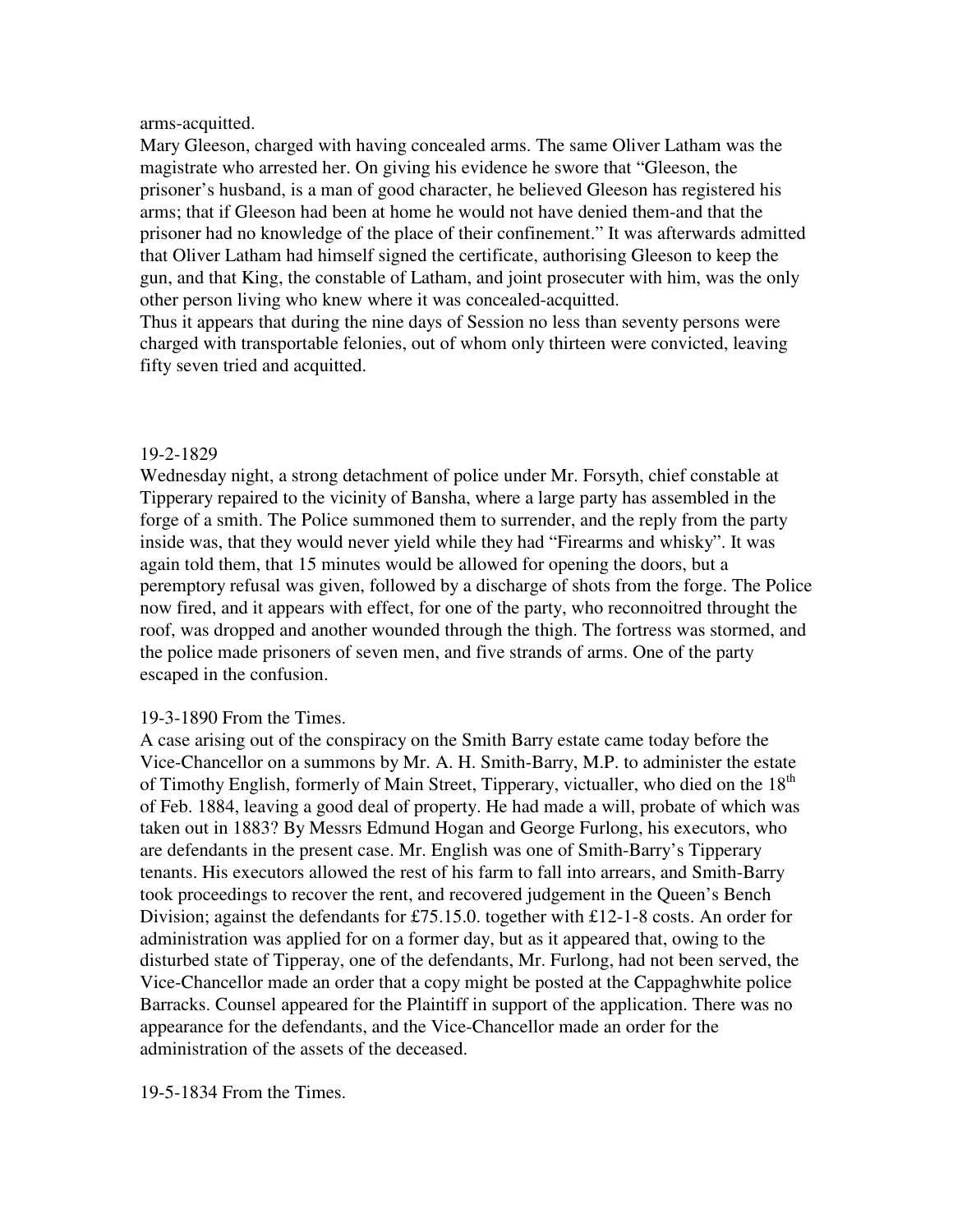arms-acquitted.

Mary Gleeson, charged with having concealed arms. The same Oliver Latham was the magistrate who arrested her. On giving his evidence he swore that "Gleeson, the prisoner's husband, is a man of good character, he believed Gleeson has registered his arms; that if Gleeson had been at home he would not have denied them-and that the prisoner had no knowledge of the place of their confinement." It was afterwards admitted that Oliver Latham had himself signed the certificate, authorising Gleeson to keep the gun, and that King, the constable of Latham, and joint prosecuter with him, was the only other person living who knew where it was concealed-acquitted.

Thus it appears that during the nine days of Session no less than seventy persons were charged with transportable felonies, out of whom only thirteen were convicted, leaving fifty seven tried and acquitted.

19-2-1829

Wednesday night, a strong detachment of police under Mr. Forsyth, chief constable at Tipperary repaired to the vicinity of Bansha, where a large party has assembled in the forge of a smith. The Police summoned them to surrender, and the reply from the party inside was, that they would never yield while they had "Firearms and whisky". It was again told them, that 15 minutes would be allowed for opening the doors, but a peremptory refusal was given, followed by a discharge of shots from the forge. The Police now fired, and it appears with effect, for one of the party, who reconnoitred throught the roof, was dropped and another wounded through the thigh. The fortress was stormed, and the police made prisoners of seven men, and five strands of arms. One of the party escaped in the confusion.

19-3-1890 From the Times.

A case arising out of the conspiracy on the Smith Barry estate came today before the Vice-Chancellor on a summons by Mr. A. H. Smith-Barry, M.P. to administer the estate of Timothy English, formerly of Main Street, Tipperary, victualler, who died on the 18th of Feb. 1884, leaving a good deal of property. He had made a will, probate of which was taken out in 1883? By Messrs Edmund Hogan and George Furlong, his executors, who are defendants in the present case. Mr. English was one of Smith-Barry's Tipperary tenants. His executors allowed the rest of his farm to fall into arrears, and Smith-Barry took proceedings to recover the rent, and recovered judgement in the Queen's Bench Division; against the defendants for £75.15.0. together with £12-1-8 costs. An order for administration was applied for on a former day, but as it appeared that, owing to the disturbed state of Tipperay, one of the defendants, Mr. Furlong, had not been served, the Vice-Chancellor made an order that a copy might be posted at the Cappaghwhite police Barracks. Counsel appeared for the Plaintiff in support of the application. There was no appearance for the defendants, and the Vice-Chancellor made an order for the administration of the assets of the deceased.

19-5-1834 From the Times.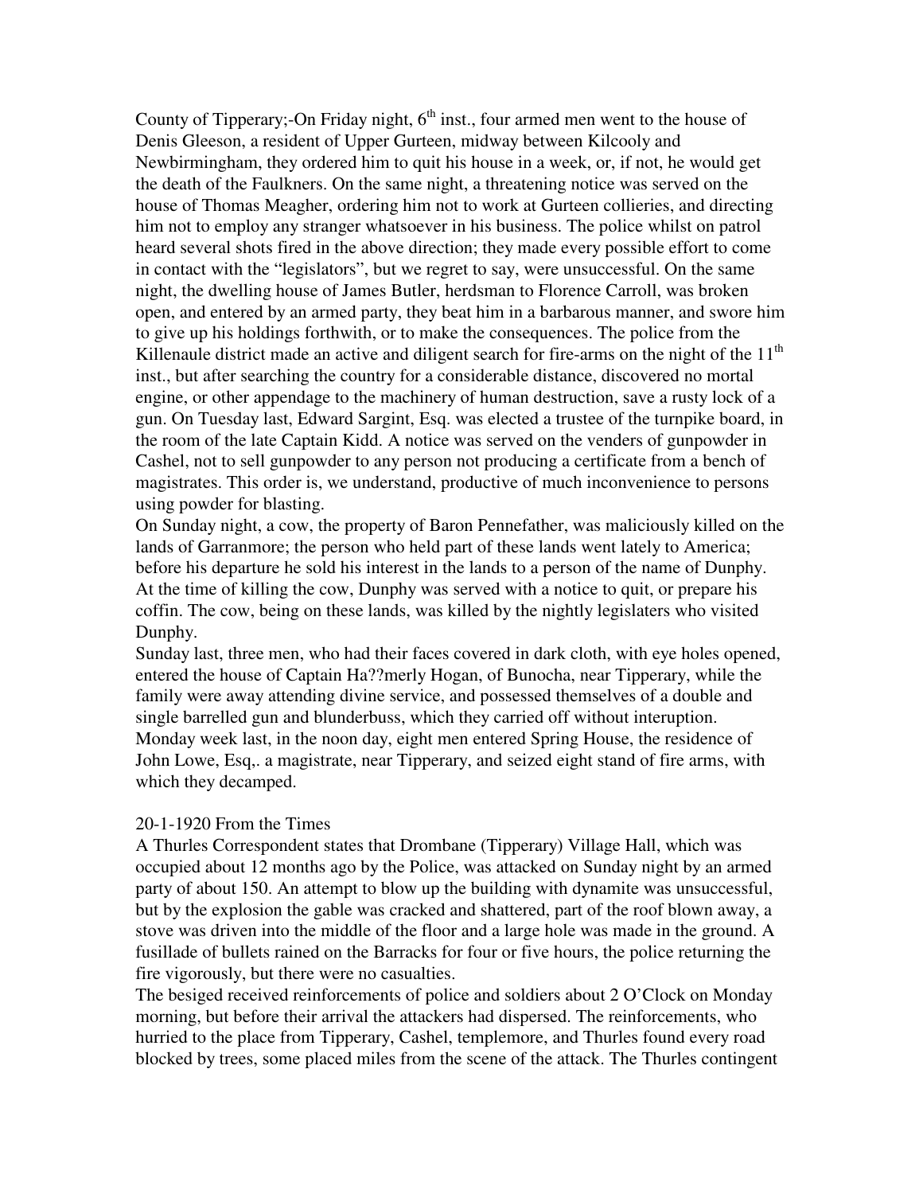County of Tipperary;-On Friday night, 6th inst., four armed men went to the house of Denis Gleeson, a resident of Upper Gurteen, midway between Kilcooly and Newbirmingham, they ordered him to quit his house in a week, or, if not, he would get the death of the Faulkners. On the same night, a threatening notice was served on the house of Thomas Meagher, ordering him not to work at Gurteen collieries, and directing him not to employ any stranger whatsoever in his business. The police whilst on patrol heard several shots fired in the above direction; they made every possible effort to come in contact with the "legislators", but we regret to say, were unsuccessful. On the same night, the dwelling house of James Butler, herdsman to Florence Carroll, was broken open, and entered by an armed party, they beat him in a barbarous manner, and swore him to give up his holdings forthwith, or to make the consequences. The police from the Killenaule district made an active and diligent search for fire-arms on the night of the 11th inst., but after searching the country for a considerable distance, discovered no mortal engine, or other appendage to the machinery of human destruction, save a rusty lock of a gun. On Tuesday last, Edward Sargint, Esq. was elected a trustee of the turnpike board, in the room of the late Captain Kidd. A notice was served on the venders of gunpowder in Cashel, not to sell gunpowder to any person not producing a certificate from a bench of magistrates. This order is, we understand, productive of much inconvenience to persons using powder for blasting.

On Sunday night, a cow, the property of Baron Pennefather, was maliciously killed on the lands of Garranmore; the person who held part of these lands went lately to America; before his departure he sold his interest in the lands to a person of the name of Dunphy. At the time of killing the cow, Dunphy was served with a notice to quit, or prepare his coffin. The cow, being on these lands, was killed by the nightly legislaters who visited Dunphy.

Sunday last, three men, who had their faces covered in dark cloth, with eye holes opened, entered the house of Captain Ha??merly Hogan, of Bunocha, near Tipperary, while the family were away attending divine service, and possessed themselves of a double and single barrelled gun and blunderbuss, which they carried off without interuption.

Monday week last, in the noon day, eight men entered Spring House, the residence of John Lowe, Esq,. a magistrate, near Tipperary, and seized eight stand of fire arms, with which they decamped.

20-1-1920 From the Times

A Thurles Correspondent states that Drombane (Tipperary) Village Hall, which was occupied about 12 months ago by the Police, was attacked on Sunday night by an armed party of about 150. An attempt to blow up the building with dynamite was unsuccessful, but by the explosion the gable was cracked and shattered, part of the roof blown away, a stove was driven into the middle of the floor and a large hole was made in the ground. A fusillade of bullets rained on the Barracks for four or five hours, the police returning the fire vigorously, but there were no casualties.

The besiged received reinforcements of police and soldiers about 2 O'Clock on Monday morning, but before their arrival the attackers had dispersed. The reinforcements, who hurried to the place from Tipperary, Cashel, templemore, and Thurles found every road blocked by trees, some placed miles from the scene of the attack. The Thurles contingent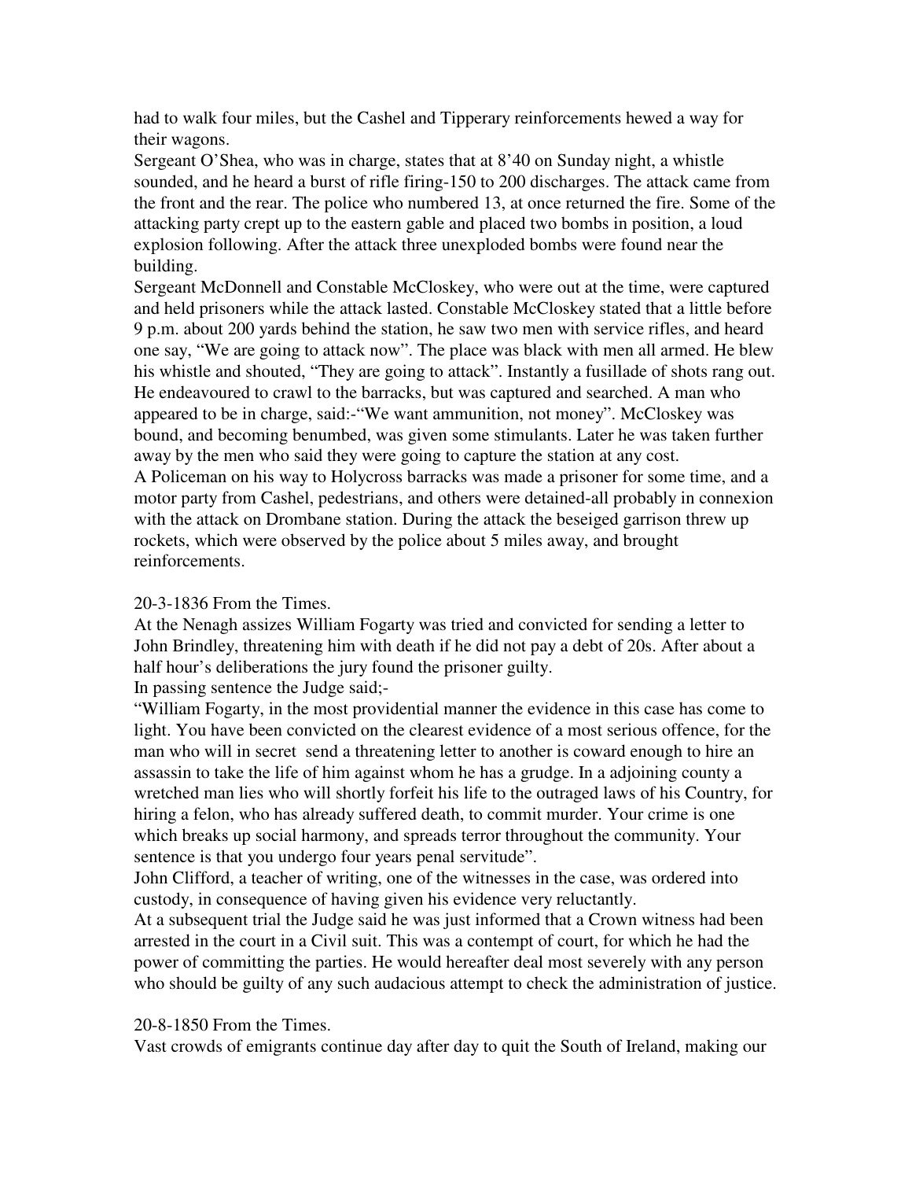had to walk four miles, but the Cashel and Tipperary reinforcements hewed a way for their wagons.

Sergeant O'Shea, who was in charge, states that at 8'40 on Sunday night, a whistle sounded, and he heard a burst of rifle firing-150 to 200 discharges. The attack came from the front and the rear. The police who numbered 13, at once returned the fire. Some of the attacking party crept up to the eastern gable and placed two bombs in position, a loud explosion following. After the attack three unexploded bombs were found near the building.

Sergeant McDonnell and Constable McCloskey, who were out at the time, were captured and held prisoners while the attack lasted. Constable McCloskey stated that a little before 9 p.m. about 200 yards behind the station, he saw two men with service rifles, and heard one say, "We are going to attack now". The place was black with men all armed. He blew his whistle and shouted, "They are going to attack". Instantly a fusillade of shots rang out. He endeavoured to crawl to the barracks, but was captured and searched. A man who appeared to be in charge, said:-"We want ammunition, not money". McCloskey was bound, and becoming benumbed, was given some stimulants. Later he was taken further away by the men who said they were going to capture the station at any cost.

A Policeman on his way to Holycross barracks was made a prisoner for some time, and a motor party from Cashel, pedestrians, and others were detained-all probably in connexion with the attack on Drombane station. During the attack the beseiged garrison threw up rockets, which were observed by the police about 5 miles away, and brought reinforcements.

20-3-1836 From the Times.

At the Nenagh assizes William Fogarty was tried and convicted for sending a letter to John Brindley, threatening him with death if he did not pay a debt of 20s. After about a half hour's deliberations the jury found the prisoner guilty.

In passing sentence the Judge said;-

"William Fogarty, in the most providential manner the evidence in this case has come to light. You have been convicted on the clearest evidence of a most serious offence, for the man who will in secret send a threatening letter to another is coward enough to hire an assassin to take the life of him against whom he has a grudge. In a adjoining county a wretched man lies who will shortly forfeit his life to the outraged laws of his Country, for hiring a felon, who has already suffered death, to commit murder. Your crime is one which breaks up social harmony, and spreads terror throughout the community. Your sentence is that you undergo four years penal servitude".

John Clifford, a teacher of writing, one of the witnesses in the case, was ordered into custody, in consequence of having given his evidence very reluctantly.

At a subsequent trial the Judge said he was just informed that a Crown witness had been arrested in the court in a Civil suit. This was a contempt of court, for which he had the power of committing the parties. He would hereafter deal most severely with any person who should be guilty of any such audacious attempt to check the administration of justice.

20-8-1850 From the Times.

Vast crowds of emigrants continue day after day to quit the South of Ireland, making our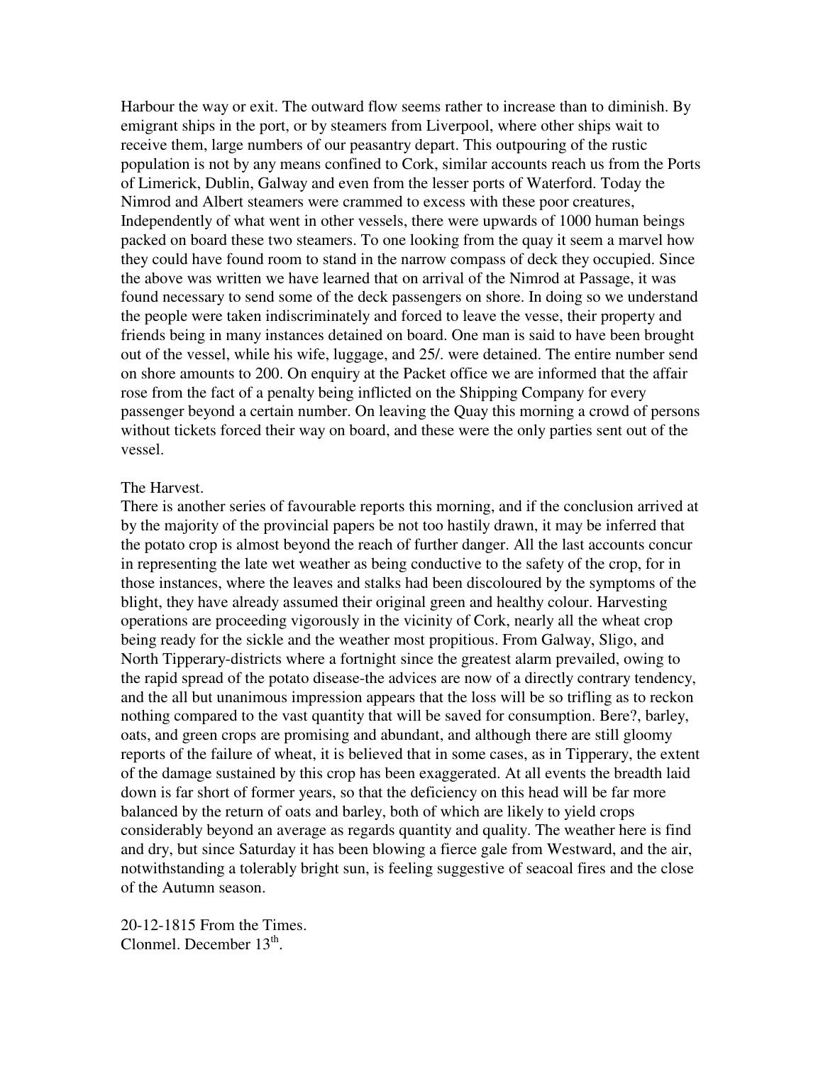Harbour the way or exit. The outward flow seems rather to increase than to diminish. By emigrant ships in the port, or by steamers from Liverpool, where other ships wait to receive them, large numbers of our peasantry depart. This outpouring of the rustic population is not by any means confined to Cork, similar accounts reach us from the Ports of Limerick, Dublin, Galway and even from the lesser ports of Waterford. Today the Nimrod and Albert steamers were crammed to excess with these poor creatures, Independently of what went in other vessels, there were upwards of 1000 human beings packed on board these two steamers. To one looking from the quay it seem a marvel how they could have found room to stand in the narrow compass of deck they occupied. Since the above was written we have learned that on arrival of the Nimrod at Passage, it was found necessary to send some of the deck passengers on shore. In doing so we understand the people were taken indiscriminately and forced to leave the vesse, their property and friends being in many instances detained on board. One man is said to have been brought out of the vessel, while his wife, luggage, and 25/. were detained. The entire number send on shore amounts to 200. On enquiry at the Packet office we are informed that the affair rose from the fact of a penalty being inflicted on the Shipping Company for every passenger beyond a certain number. On leaving the Quay this morning a crowd of persons without tickets forced their way on board, and these were the only parties sent out of the vessel.

The Harvest.
There is another series of favourable reports this morning, and if the conclusion arrived at by the majority of the provincial papers be not too hastily drawn, it may be inferred that the potato crop is almost beyond the reach of further danger. All the last accounts concur in representing the late wet weather as being conductive to the safety of the crop, for in those instances, where the leaves and stalks had been discoloured by the symptoms of the blight, they have already assumed their original green and healthy colour. Harvesting operations are proceeding vigorously in the vicinity of Cork, nearly all the wheat crop being ready for the sickle and the weather most propitious. From Galway, Sligo, and North Tipperary-districts where a fortnight since the greatest alarm prevailed, owing to the rapid spread of the potato disease-the advices are now of a directly contrary tendency, and the all but unanimous impression appears that the loss will be so trifling as to reckon nothing compared to the vast quantity that will be saved for consumption. Bere?, barley, oats, and green crops are promising and abundant, and although there are still gloomy reports of the failure of wheat, it is believed that in some cases, as in Tipperary, the extent of the damage sustained by this crop has been exaggerated. At all events the breadth laid down is far short of former years, so that the deficiency on this head will be far more balanced by the return of oats and barley, both of which are likely to yield crops considerably beyond an average as regards quantity and quality. The weather here is find and dry, but since Saturday it has been blowing a fierce gale from Westward, and the air, notwithstanding a tolerably bright sun, is feeling suggestive of seacoal fires and the close of the Autumn season.

20-12-1815 From the Times.
Clonmel. December 13th.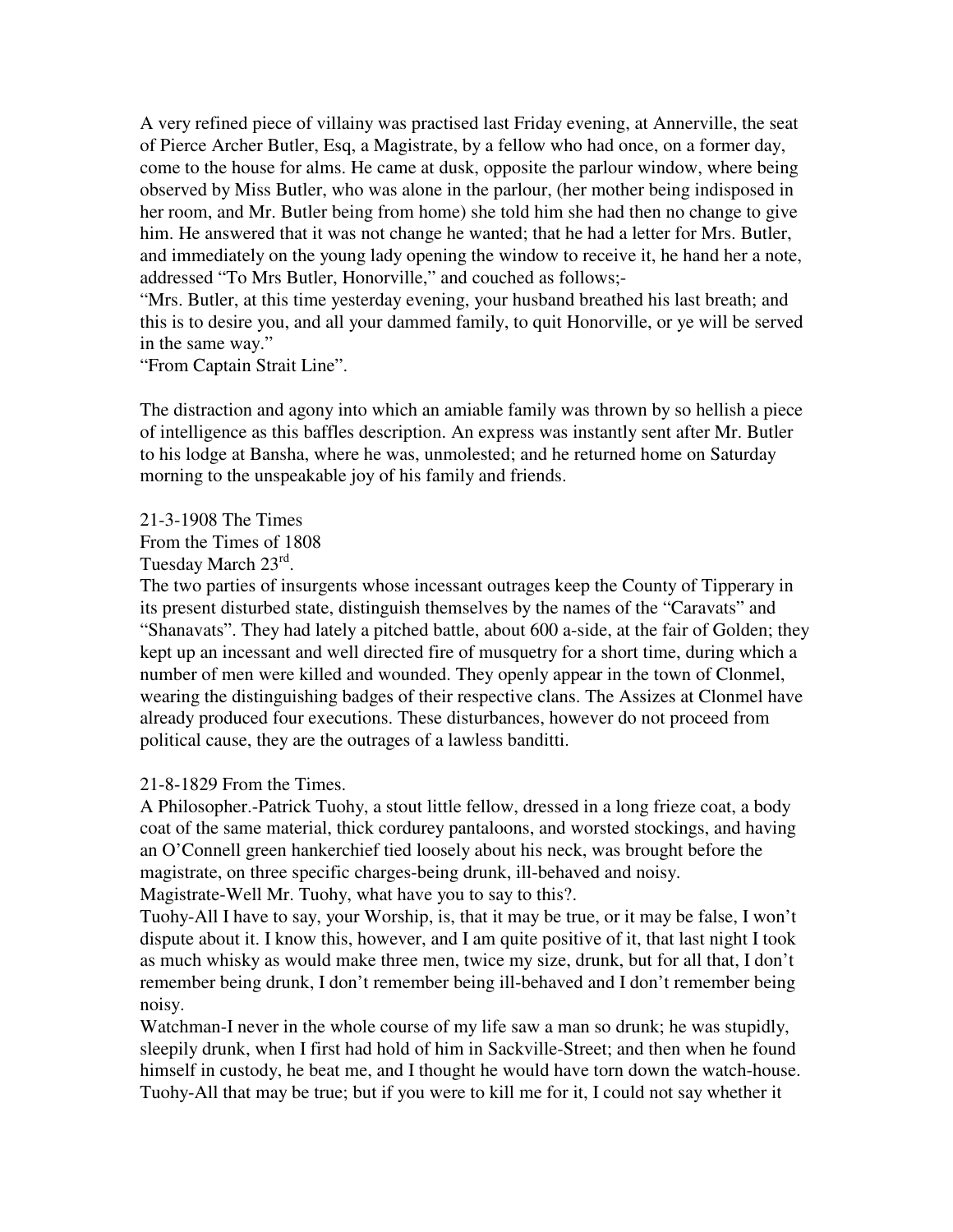A very refined piece of villainy was practised last Friday evening, at Annerville, the seat of Pierce Archer Butler, Esq, a Magistrate, by a fellow who had once, on a former day, come to the house for alms. He came at dusk, opposite the parlour window, where being observed by Miss Butler, who was alone in the parlour, (her mother being indisposed in her room, and Mr. Butler being from home) she told him she had then no change to give him. He answered that it was not change he wanted; that he had a letter for Mrs. Butler, and immediately on the young lady opening the window to receive it, he hand her a note, addressed "To Mrs Butler, Honorville," and couched as follows;-

"Mrs. Butler, at this time yesterday evening, your husband breathed his last breath; and this is to desire you, and all your dammed family, to quit Honorville, or ye will be served in the same way."

"From Captain Strait Line".

The distraction and agony into which an amiable family was thrown by so hellish a piece of intelligence as this baffles description. An express was instantly sent after Mr. Butler to his lodge at Bansha, where he was, unmolested; and he returned home on Saturday morning to the unspeakable joy of his family and friends.

21-3-1908 The Times
From the Times of 1808
Tuesday March 23rd.

The two parties of insurgents whose incessant outrages keep the County of Tipperary in its present disturbed state, distinguish themselves by the names of the "Caravats" and "Shanavats". They had lately a pitched battle, about 600 a-side, at the fair of Golden; they kept up an incessant and well directed fire of musquetry for a short time, during which a number of men were killed and wounded. They openly appear in the town of Clonmel, wearing the distinguishing badges of their respective clans. The Assizes at Clonmel have already produced four executions. These disturbances, however do not proceed from political cause, they are the outrages of a lawless banditti.

21-8-1829 From the Times.

A Philosopher.-Patrick Tuohy, a stout little fellow, dressed in a long frieze coat, a body coat of the same material, thick cordurey pantaloons, and worsted stockings, and having an O'Connell green hankerchief tied loosely about his neck, was brought before the magistrate, on three specific charges-being drunk, ill-behaved and noisy.

Magistrate-Well Mr. Tuohy, what have you to say to this?.

Tuohy-All I have to say, your Worship, is, that it may be true, or it may be false, I won't dispute about it. I know this, however, and I am quite positive of it, that last night I took as much whisky as would make three men, twice my size, drunk, but for all that, I don't remember being drunk, I don't remember being ill-behaved and I don't remember being noisy.

Watchman-I never in the whole course of my life saw a man so drunk; he was stupidly, sleepily drunk, when I first had hold of him in Sackville-Street; and then when he found himself in custody, he beat me, and I thought he would have torn down the watch-house.

Tuohy-All that may be true; but if you were to kill me for it, I could not say whether it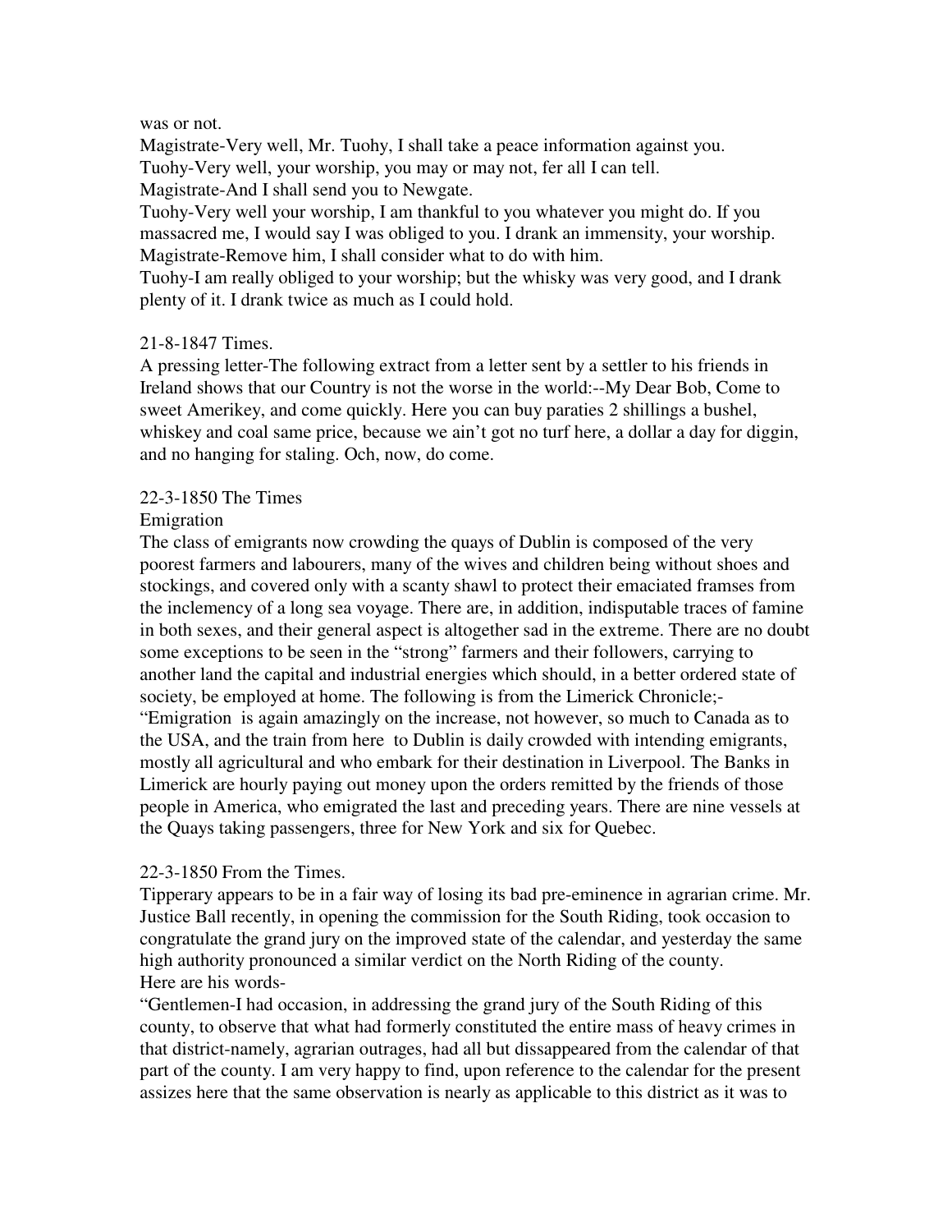was or not.

Magistrate-Very well, Mr. Tuohy, I shall take a peace information against you.

Tuohy-Very well, your worship, you may or may not, fer all I can tell.

Magistrate-And I shall send you to Newgate.

Tuohy-Very well your worship, I am thankful to you whatever you might do. If you massacred me, I would say I was obliged to you. I drank an immensity, your worship.

Magistrate-Remove him, I shall consider what to do with him.

Tuohy-I am really obliged to your worship; but the whisky was very good, and I drank plenty of it. I drank twice as much as I could hold.

21-8-1847 Times.

A pressing letter-The following extract from a letter sent by a settler to his friends in Ireland shows that our Country is not the worse in the world:--My Dear Bob, Come to sweet Amerikey, and come quickly. Here you can buy paraties 2 shillings a bushel, whiskey and coal same price, because we ain't got no turf here, a dollar a day for diggin, and no hanging for staling. Och, now, do come.

22-3-1850 The Times

Emigration

The class of emigrants now crowding the quays of Dublin is composed of the very poorest farmers and labourers, many of the wives and children being without shoes and stockings, and covered only with a scanty shawl to protect their emaciated framses from the inclemency of a long sea voyage. There are, in addition, indisputable traces of famine in both sexes, and their general aspect is altogether sad in the extreme. There are no doubt some exceptions to be seen in the "strong" farmers and their followers, carrying to another land the capital and industrial energies which should, in a better ordered state of society, be employed at home. The following is from the Limerick Chronicle;-

"Emigration is again amazingly on the increase, not however, so much to Canada as to the USA, and the train from here to Dublin is daily crowded with intending emigrants, mostly all agricultural and who embark for their destination in Liverpool. The Banks in Limerick are hourly paying out money upon the orders remitted by the friends of those people in America, who emigrated the last and preceding years. There are nine vessels at the Quays taking passengers, three for New York and six for Quebec.

22-3-1850 From the Times.

Tipperary appears to be in a fair way of losing its bad pre-eminence in agrarian crime. Mr. Justice Ball recently, in opening the commission for the South Riding, took occasion to congratulate the grand jury on the improved state of the calendar, and yesterday the same high authority pronounced a similar verdict on the North Riding of the county.

Here are his words-

"Gentlemen-I had occasion, in addressing the grand jury of the South Riding of this county, to observe that what had formerly constituted the entire mass of heavy crimes in that district-namely, agrarian outrages, had all but dissappeared from the calendar of that part of the county. I am very happy to find, upon reference to the calendar for the present assizes here that the same observation is nearly as applicable to this district as it was to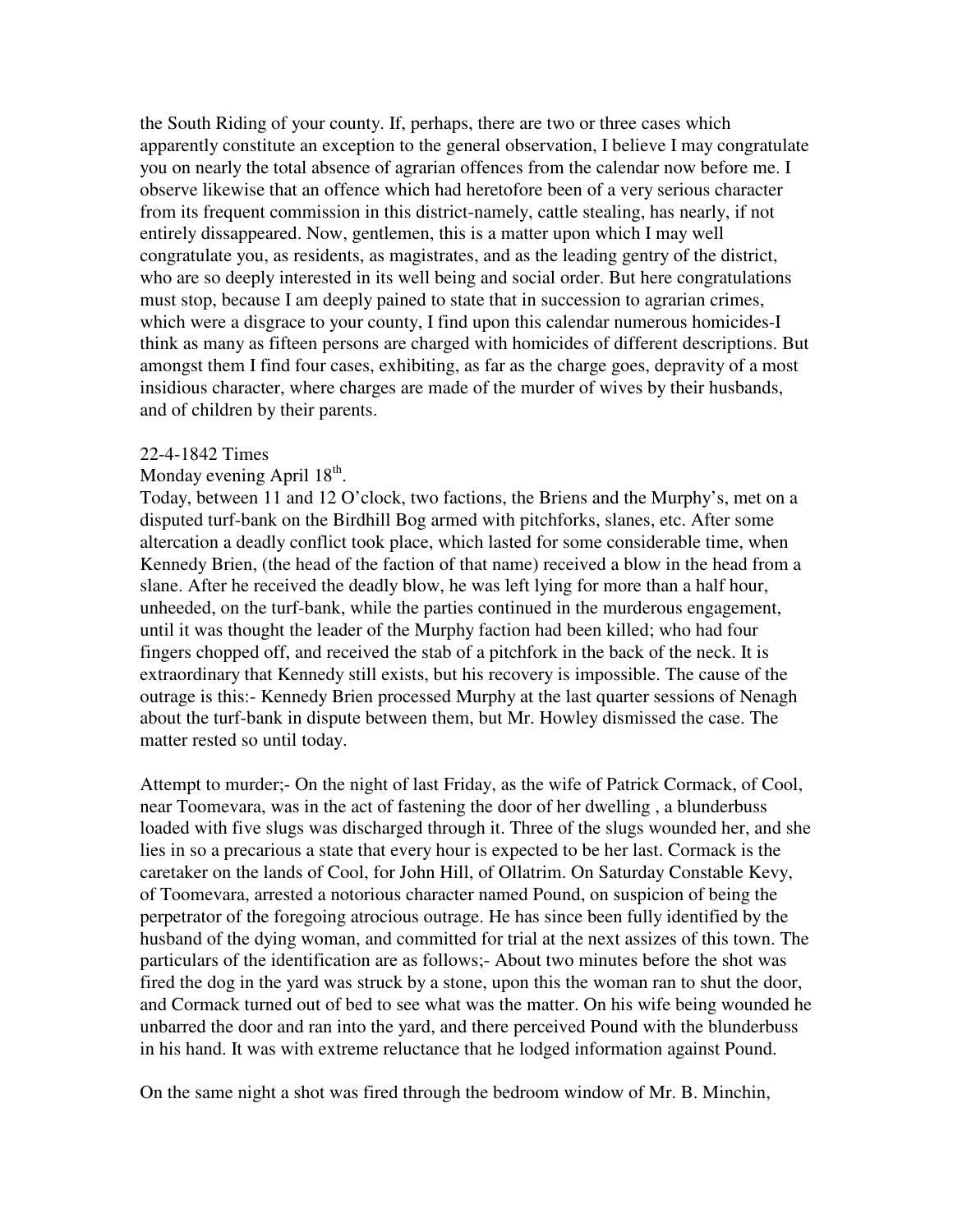the South Riding of your county. If, perhaps, there are two or three cases which apparently constitute an exception to the general observation, I believe I may congratulate you on nearly the total absence of agrarian offences from the calendar now before me. I observe likewise that an offence which had heretofore been of a very serious character from its frequent commission in this district-namely, cattle stealing, has nearly, if not entirely dissappeared. Now, gentlemen, this is a matter upon which I may well congratulate you, as residents, as magistrates, and as the leading gentry of the district, who are so deeply interested in its well being and social order. But here congratulations must stop, because I am deeply pained to state that in succession to agrarian crimes, which were a disgrace to your county, I find upon this calendar numerous homicides-I think as many as fifteen persons are charged with homicides of different descriptions. But amongst them I find four cases, exhibiting, as far as the charge goes, depravity of a most insidious character, where charges are made of the murder of wives by their husbands, and of children by their parents.

22-4-1842 Times

Monday evening April 18th.

Today, between 11 and 12 O'clock, two factions, the Briens and the Murphy's, met on a disputed turf-bank on the Birdhill Bog armed with pitchforks, slanes, etc. After some altercation a deadly conflict took place, which lasted for some considerable time, when Kennedy Brien, (the head of the faction of that name) received a blow in the head from a slane. After he received the deadly blow, he was left lying for more than a half hour, unheeded, on the turf-bank, while the parties continued in the murderous engagement, until it was thought the leader of the Murphy faction had been killed; who had four fingers chopped off, and received the stab of a pitchfork in the back of the neck. It is extraordinary that Kennedy still exists, but his recovery is impossible. The cause of the outrage is this:- Kennedy Brien processed Murphy at the last quarter sessions of Nenagh about the turf-bank in dispute between them, but Mr. Howley dismissed the case. The matter rested so until today.

Attempt to murder;- On the night of last Friday, as the wife of Patrick Cormack, of Cool, near Toomevara, was in the act of fastening the door of her dwelling , a blunderbuss loaded with five slugs was discharged through it. Three of the slugs wounded her, and she lies in so a precarious a state that every hour is expected to be her last. Cormack is the caretaker on the lands of Cool, for John Hill, of Ollatrim. On Saturday Constable Kevy, of Toomevara, arrested a notorious character named Pound, on suspicion of being the perpetrator of the foregoing atrocious outrage. He has since been fully identified by the husband of the dying woman, and committed for trial at the next assizes of this town. The particulars of the identification are as follows;- About two minutes before the shot was fired the dog in the yard was struck by a stone, upon this the woman ran to shut the door, and Cormack turned out of bed to see what was the matter. On his wife being wounded he unbarred the door and ran into the yard, and there perceived Pound with the blunderbuss in his hand. It was with extreme reluctance that he lodged information against Pound.

On the same night a shot was fired through the bedroom window of Mr. B. Minchin,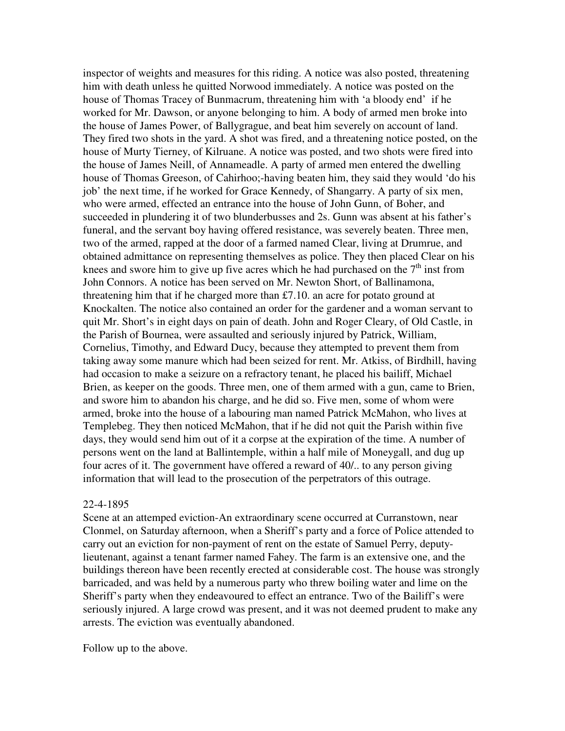inspector of weights and measures for this riding. A notice was also posted, threatening him with death unless he quitted Norwood immediately. A notice was posted on the house of Thomas Tracey of Bunmacrum, threatening him with 'a bloody end' if he worked for Mr. Dawson, or anyone belonging to him. A body of armed men broke into the house of James Power, of Ballygrague, and beat him severely on account of land. They fired two shots in the yard. A shot was fired, and a threatening notice posted, on the house of Murty Tierney, of Kilruane. A notice was posted, and two shots were fired into the house of James Neill, of Annameadle. A party of armed men entered the dwelling house of Thomas Greeson, of Cahirhoo;-having beaten him, they said they would 'do his job' the next time, if he worked for Grace Kennedy, of Shangarry. A party of six men, who were armed, effected an entrance into the house of John Gunn, of Boher, and succeeded in plundering it of two blunderbusses and 2s. Gunn was absent at his father's funeral, and the servant boy having offered resistance, was severely beaten. Three men, two of the armed, rapped at the door of a farmed named Clear, living at Drumrue, and obtained admittance on representing themselves as police. They then placed Clear on his knees and swore him to give up five acres which he had purchased on the 7th inst from John Connors. A notice has been served on Mr. Newton Short, of Ballinamona, threatening him that if he charged more than £7.10. an acre for potato ground at Knockalten. The notice also contained an order for the gardener and a woman servant to quit Mr. Short's in eight days on pain of death. John and Roger Cleary, of Old Castle, in the Parish of Bournea, were assaulted and seriously injured by Patrick, William, Cornelius, Timothy, and Edward Ducy, because they attempted to prevent them from taking away some manure which had been seized for rent. Mr. Atkiss, of Birdhill, having had occasion to make a seizure on a refractory tenant, he placed his bailiff, Michael Brien, as keeper on the goods. Three men, one of them armed with a gun, came to Brien, and swore him to abandon his charge, and he did so. Five men, some of whom were armed, broke into the house of a labouring man named Patrick McMahon, who lives at Templebeg. They then noticed McMahon, that if he did not quit the Parish within five days, they would send him out of it a corpse at the expiration of the time. A number of persons went on the land at Ballintemple, within a half mile of Moneygall, and dug up four acres of it. The government have offered a reward of 40/.. to any person giving information that will lead to the prosecution of the perpetrators of this outrage.

22-4-1895

Scene at an attemped eviction-An extraordinary scene occurred at Curranstown, near Clonmel, on Saturday afternoon, when a Sheriff's party and a force of Police attended to carry out an eviction for non-payment of rent on the estate of Samuel Perry, deputy-lieutenant, against a tenant farmer named Fahey. The farm is an extensive one, and the buildings thereon have been recently erected at considerable cost. The house was strongly barricaded, and was held by a numerous party who threw boiling water and lime on the Sheriff's party when they endeavoured to effect an entrance. Two of the Bailiff's were seriously injured. A large crowd was present, and it was not deemed prudent to make any arrests. The eviction was eventually abandoned.

Follow up to the above.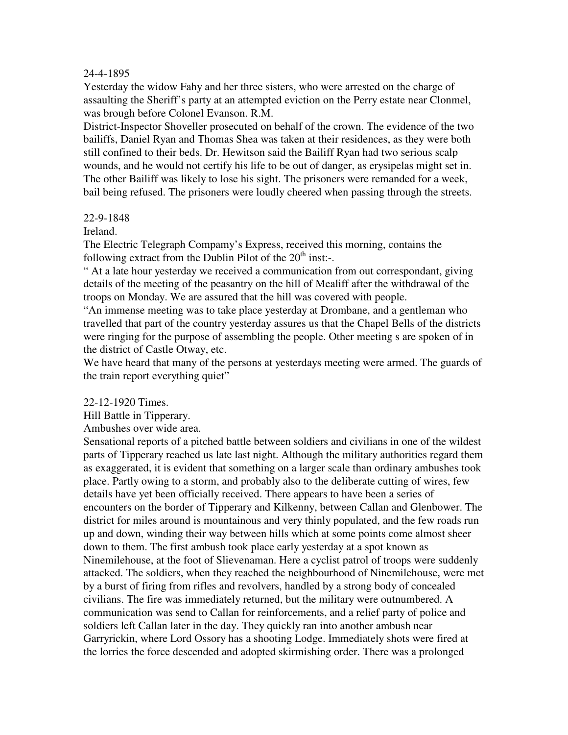24-4-1895

Yesterday the widow Fahy and her three sisters, who were arrested on the charge of assaulting the Sheriff's party at an attempted eviction on the Perry estate near Clonmel, was brough before Colonel Evanson. R.M.

District-Inspector Shoveller prosecuted on behalf of the crown. The evidence of the two bailiffs, Daniel Ryan and Thomas Shea was taken at their residences, as they were both still confined to their beds. Dr. Hewitson said the Bailiff Ryan had two serious scalp wounds, and he would not certify his life to be out of danger, as erysipelas might set in. The other Bailiff was likely to lose his sight. The prisoners were remanded for a week, bail being refused. The prisoners were loudly cheered when passing through the streets.

22-9-1848

Ireland.

The Electric Telegraph Compamy's Express, received this morning, contains the following extract from the Dublin Pilot of the 20th inst:-.

" At a late hour yesterday we received a communication from out correspondant, giving details of the meeting of the peasantry on the hill of Mealiff after the withdrawal of the troops on Monday. We are assured that the hill was covered with people.

"An immense meeting was to take place yesterday at Drombane, and a gentleman who travelled that part of the country yesterday assures us that the Chapel Bells of the districts were ringing for the purpose of assembling the people. Other meeting s are spoken of in the district of Castle Otway, etc.

We have heard that many of the persons at yesterdays meeting were armed. The guards of the train report everything quiet"

22-12-1920 Times.

Hill Battle in Tipperary.

Ambushes over wide area.

Sensational reports of a pitched battle between soldiers and civilians in one of the wildest parts of Tipperary reached us late last night. Although the military authorities regard them as exaggerated, it is evident that something on a larger scale than ordinary ambushes took place. Partly owing to a storm, and probably also to the deliberate cutting of wires, few details have yet been officially received. There appears to have been a series of encounters on the border of Tipperary and Kilkenny, between Callan and Glenbower. The district for miles around is mountainous and very thinly populated, and the few roads run up and down, winding their way between hills which at some points come almost sheer down to them. The first ambush took place early yesterday at a spot known as Ninemilehouse, at the foot of Slievenaman. Here a cyclist patrol of troops were suddenly attacked. The soldiers, when they reached the neighbourhood of Ninemilehouse, were met by a burst of firing from rifles and revolvers, handled by a strong body of concealed civilians. The fire was immediately returned, but the military were outnumbered. A communication was send to Callan for reinforcements, and a relief party of police and soldiers left Callan later in the day. They quickly ran into another ambush near Garryrickin, where Lord Ossory has a shooting Lodge. Immediately shots were fired at the lorries the force descended and adopted skirmishing order. There was a prolonged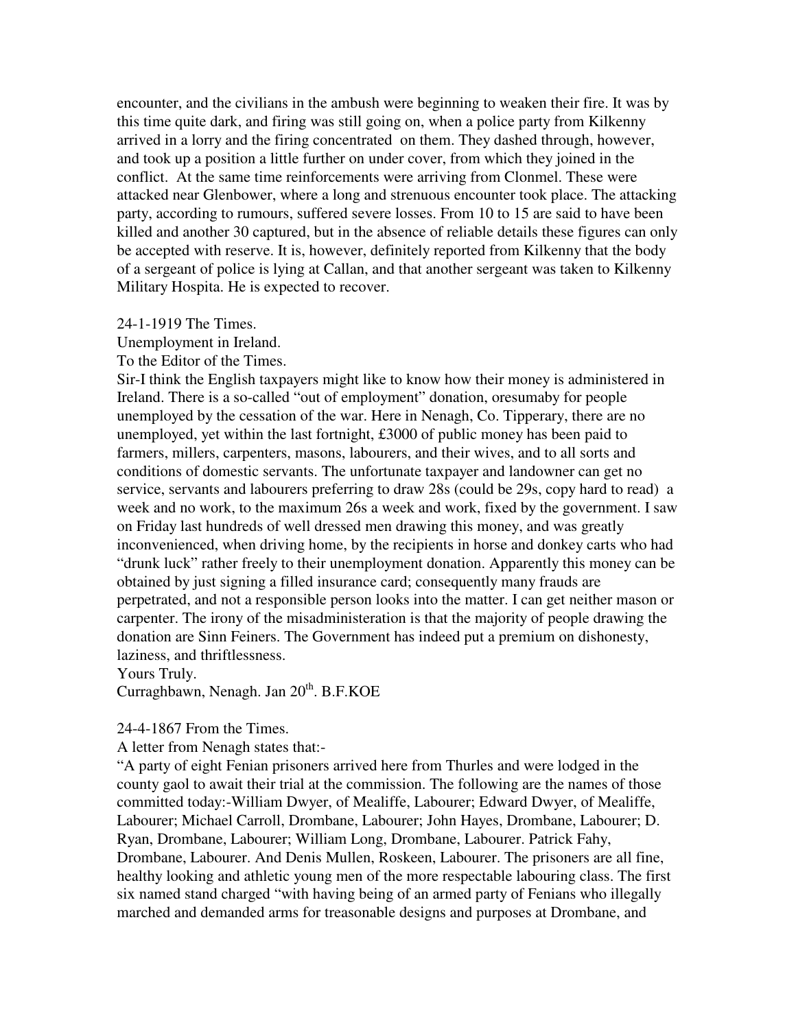encounter, and the civilians in the ambush were beginning to weaken their fire. It was by this time quite dark, and firing was still going on, when a police party from Kilkenny arrived in a lorry and the firing concentrated on them. They dashed through, however, and took up a position a little further on under cover, from which they joined in the conflict. At the same time reinforcements were arriving from Clonmel. These were attacked near Glenbower, where a long and strenuous encounter took place. The attacking party, according to rumours, suffered severe losses. From 10 to 15 are said to have been killed and another 30 captured, but in the absence of reliable details these figures can only be accepted with reserve. It is, however, definitely reported from Kilkenny that the body of a sergeant of police is lying at Callan, and that another sergeant was taken to Kilkenny Military Hospita. He is expected to recover.

24-1-1919 The Times.

Unemployment in Ireland.

To the Editor of the Times.

Sir-I think the English taxpayers might like to know how their money is administered in Ireland. There is a so-called "out of employment" donation, oresumaby for people unemployed by the cessation of the war. Here in Nenagh, Co. Tipperary, there are no unemployed, yet within the last fortnight, £3000 of public money has been paid to farmers, millers, carpenters, masons, labourers, and their wives, and to all sorts and conditions of domestic servants. The unfortunate taxpayer and landowner can get no service, servants and labourers preferring to draw 28s (could be 29s, copy hard to read) a week and no work, to the maximum 26s a week and work, fixed by the government. I saw on Friday last hundreds of well dressed men drawing this money, and was greatly inconvenienced, when driving home, by the recipients in horse and donkey carts who had "drunk luck" rather freely to their unemployment donation. Apparently this money can be obtained by just signing a filled insurance card; consequently many frauds are perpetrated, and not a responsible person looks into the matter. I can get neither mason or carpenter. The irony of the misadministeration is that the majority of people drawing the donation are Sinn Feiners. The Government has indeed put a premium on dishonesty, laziness, and thriftlessness.

Yours Truly.

Curraghbawn, Nenagh. Jan 20th. B.F.KOE

24-4-1867 From the Times.

A letter from Nenagh states that:-

"A party of eight Fenian prisoners arrived here from Thurles and were lodged in the county gaol to await their trial at the commission. The following are the names of those committed today:-William Dwyer, of Mealiffe, Labourer; Edward Dwyer, of Mealiffe, Labourer; Michael Carroll, Drombane, Labourer; John Hayes, Drombane, Labourer; D. Ryan, Drombane, Labourer; William Long, Drombane, Labourer. Patrick Fahy, Drombane, Labourer. And Denis Mullen, Roskeen, Labourer. The prisoners are all fine, healthy looking and athletic young men of the more respectable labouring class. The first six named stand charged "with having being of an armed party of Fenians who illegally marched and demanded arms for treasonable designs and purposes at Drombane, and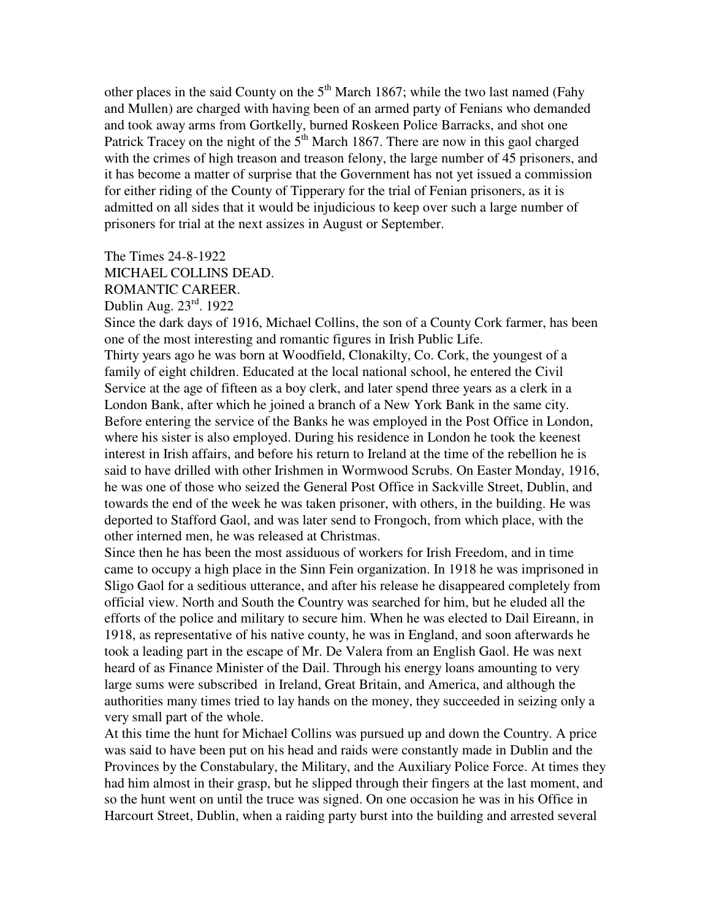other places in the said County on the 5th March 1867; while the two last named (Fahy and Mullen) are charged with having been of an armed party of Fenians who demanded and took away arms from Gortkelly, burned Roskeen Police Barracks, and shot one Patrick Tracey on the night of the 5th March 1867. There are now in this gaol charged with the crimes of high treason and treason felony, the large number of 45 prisoners, and it has become a matter of surprise that the Government has not yet issued a commission for either riding of the County of Tipperary for the trial of Fenian prisoners, as it is admitted on all sides that it would be injudicious to keep over such a large number of prisoners for trial at the next assizes in August or September.

The Times 24-8-1922
MICHAEL COLLINS DEAD.
ROMANTIC CAREER.
Dublin Aug. 23rd. 1922

Since the dark days of 1916, Michael Collins, the son of a County Cork farmer, has been one of the most interesting and romantic figures in Irish Public Life.

Thirty years ago he was born at Woodfield, Clonakilty, Co. Cork, the youngest of a family of eight children. Educated at the local national school, he entered the Civil Service at the age of fifteen as a boy clerk, and later spend three years as a clerk in a London Bank, after which he joined a branch of a New York Bank in the same city. Before entering the service of the Banks he was employed in the Post Office in London, where his sister is also employed. During his residence in London he took the keenest interest in Irish affairs, and before his return to Ireland at the time of the rebellion he is said to have drilled with other Irishmen in Wormwood Scrubs. On Easter Monday, 1916, he was one of those who seized the General Post Office in Sackville Street, Dublin, and towards the end of the week he was taken prisoner, with others, in the building. He was deported to Stafford Gaol, and was later send to Frongoch, from which place, with the other interned men, he was released at Christmas.

Since then he has been the most assiduous of workers for Irish Freedom, and in time came to occupy a high place in the Sinn Fein organization. In 1918 he was imprisoned in Sligo Gaol for a seditious utterance, and after his release he disappeared completely from official view. North and South the Country was searched for him, but he eluded all the efforts of the police and military to secure him. When he was elected to Dail Eireann, in 1918, as representative of his native county, he was in England, and soon afterwards he took a leading part in the escape of Mr. De Valera from an English Gaol. He was next heard of as Finance Minister of the Dail. Through his energy loans amounting to very large sums were subscribed in Ireland, Great Britain, and America, and although the authorities many times tried to lay hands on the money, they succeeded in seizing only a very small part of the whole.

At this time the hunt for Michael Collins was pursued up and down the Country. A price was said to have been put on his head and raids were constantly made in Dublin and the Provinces by the Constabulary, the Military, and the Auxiliary Police Force. At times they had him almost in their grasp, but he slipped through their fingers at the last moment, and so the hunt went on until the truce was signed. On one occasion he was in his Office in Harcourt Street, Dublin, when a raiding party burst into the building and arrested several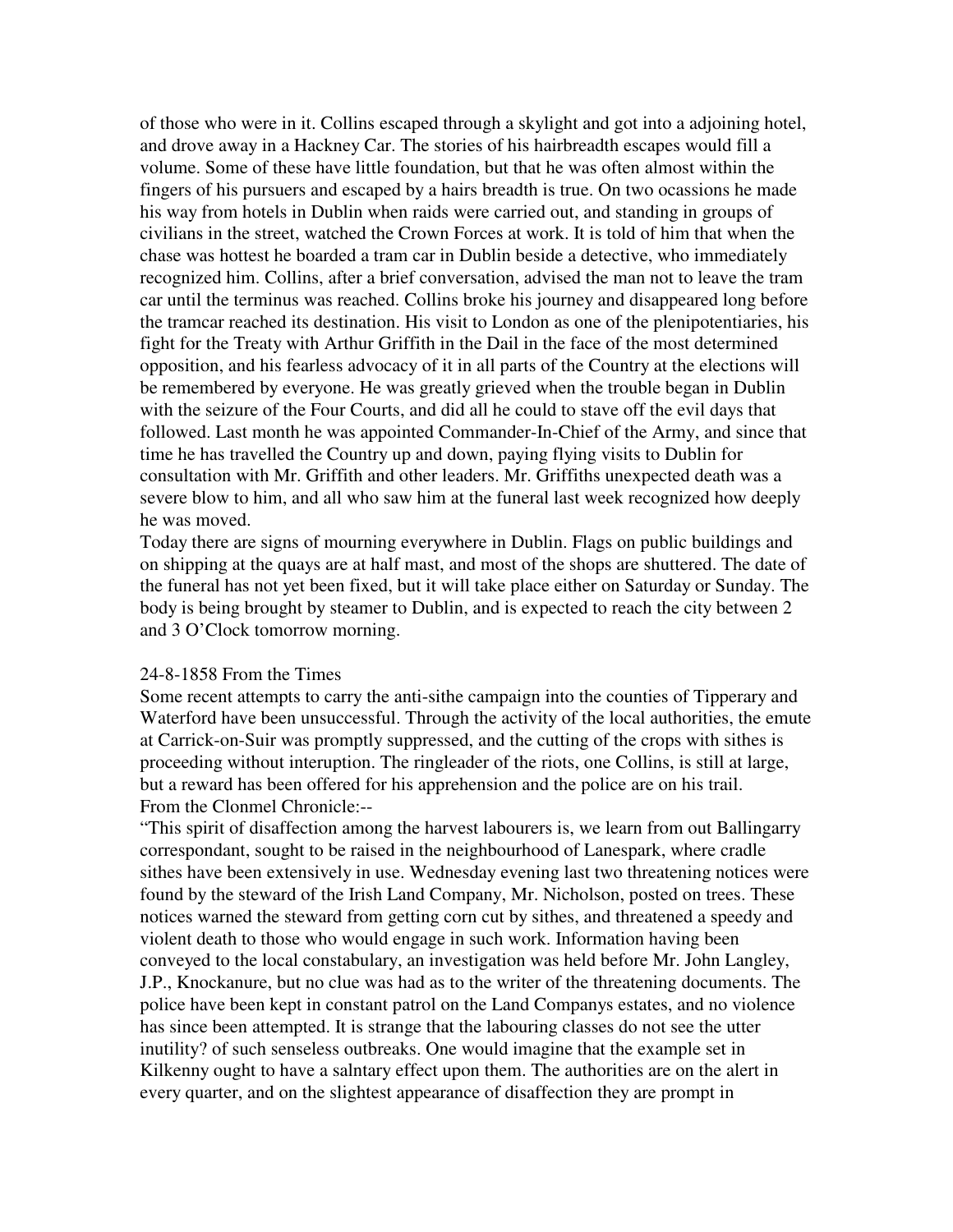of those who were in it. Collins escaped through a skylight and got into a adjoining hotel, and drove away in a Hackney Car. The stories of his hairbreadth escapes would fill a volume. Some of these have little foundation, but that he was often almost within the fingers of his pursuers and escaped by a hairs breadth is true. On two ocassions he made his way from hotels in Dublin when raids were carried out, and standing in groups of civilians in the street, watched the Crown Forces at work. It is told of him that when the chase was hottest he boarded a tram car in Dublin beside a detective, who immediately recognized him. Collins, after a brief conversation, advised the man not to leave the tram car until the terminus was reached. Collins broke his journey and disappeared long before the tramcar reached its destination. His visit to London as one of the plenipotentiaries, his fight for the Treaty with Arthur Griffith in the Dail in the face of the most determined opposition, and his fearless advocacy of it in all parts of the Country at the elections will be remembered by everyone. He was greatly grieved when the trouble began in Dublin with the seizure of the Four Courts, and did all he could to stave off the evil days that followed. Last month he was appointed Commander-In-Chief of the Army, and since that time he has travelled the Country up and down, paying flying visits to Dublin for consultation with Mr. Griffith and other leaders. Mr. Griffiths unexpected death was a severe blow to him, and all who saw him at the funeral last week recognized how deeply he was moved.

Today there are signs of mourning everywhere in Dublin. Flags on public buildings and on shipping at the quays are at half mast, and most of the shops are shuttered. The date of the funeral has not yet been fixed, but it will take place either on Saturday or Sunday. The body is being brought by steamer to Dublin, and is expected to reach the city between 2 and 3 O'Clock tomorrow morning.

24-8-1858 From the Times

Some recent attempts to carry the anti-sithe campaign into the counties of Tipperary and Waterford have been unsuccessful. Through the activity of the local authorities, the emute at Carrick-on-Suir was promptly suppressed, and the cutting of the crops with sithes is proceeding without interuption. The ringleader of the riots, one Collins, is still at large, but a reward has been offered for his apprehension and the police are on his trail.

From the Clonmel Chronicle:--

"This spirit of disaffection among the harvest labourers is, we learn from out Ballingarry correspondant, sought to be raised in the neighbourhood of Lanespark, where cradle sithes have been extensively in use. Wednesday evening last two threatening notices were found by the steward of the Irish Land Company, Mr. Nicholson, posted on trees. These notices warned the steward from getting corn cut by sithes, and threatened a speedy and violent death to those who would engage in such work. Information having been conveyed to the local constabulary, an investigation was held before Mr. John Langley, J.P., Knockanure, but no clue was had as to the writer of the threatening documents. The police have been kept in constant patrol on the Land Companys estates, and no violence has since been attempted. It is strange that the labouring classes do not see the utter inutility? of such senseless outbreaks. One would imagine that the example set in Kilkenny ought to have a salntary effect upon them. The authorities are on the alert in every quarter, and on the slightest appearance of disaffection they are prompt in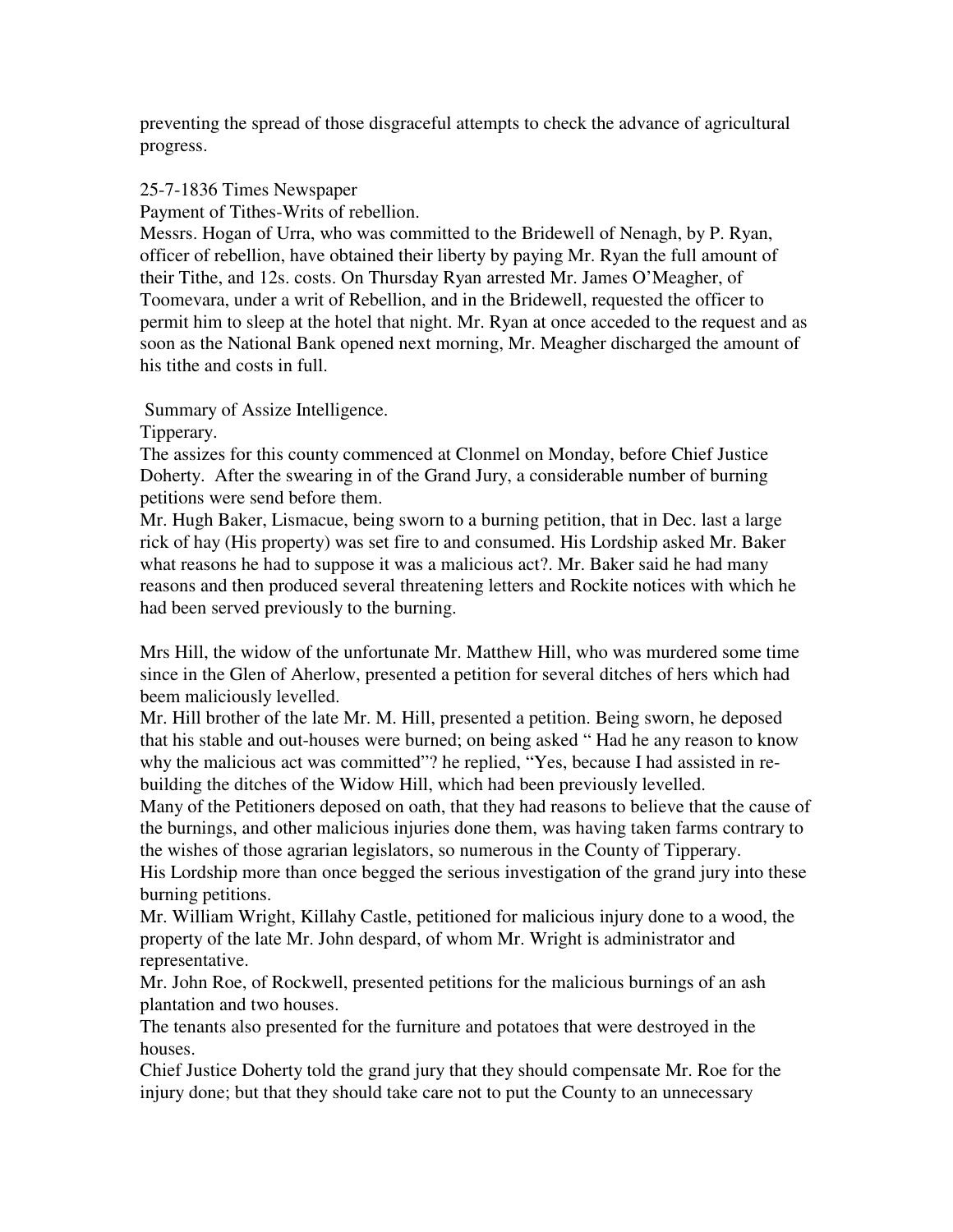preventing the spread of those disgraceful attempts to check the advance of agricultural progress.

25-7-1836 Times Newspaper

Payment of Tithes-Writs of rebellion.

Messrs. Hogan of Urra, who was committed to the Bridewell of Nenagh, by P. Ryan, officer of rebellion, have obtained their liberty by paying Mr. Ryan the full amount of their Tithe, and 12s. costs. On Thursday Ryan arrested Mr. James O'Meagher, of Toomevara, under a writ of Rebellion, and in the Bridewell, requested the officer to permit him to sleep at the hotel that night. Mr. Ryan at once acceded to the request and as soon as the National Bank opened next morning, Mr. Meagher discharged the amount of his tithe and costs in full.

Summary of Assize Intelligence.

Tipperary.

The assizes for this county commenced at Clonmel on Monday, before Chief Justice Doherty. After the swearing in of the Grand Jury, a considerable number of burning petitions were send before them.

Mr. Hugh Baker, Lismacue, being sworn to a burning petition, that in Dec. last a large rick of hay (His property) was set fire to and consumed. His Lordship asked Mr. Baker what reasons he had to suppose it was a malicious act?. Mr. Baker said he had many reasons and then produced several threatening letters and Rockite notices with which he had been served previously to the burning.

Mrs Hill, the widow of the unfortunate Mr. Matthew Hill, who was murdered some time since in the Glen of Aherlow, presented a petition for several ditches of hers which had beem maliciously levelled.

Mr. Hill brother of the late Mr. M. Hill, presented a petition. Being sworn, he deposed that his stable and out-houses were burned; on being asked " Had he any reason to know why the malicious act was committed"? he replied, "Yes, because I had assisted in re-building the ditches of the Widow Hill, which had been previously levelled.

Many of the Petitioners deposed on oath, that they had reasons to believe that the cause of the burnings, and other malicious injuries done them, was having taken farms contrary to the wishes of those agrarian legislators, so numerous in the County of Tipperary.

His Lordship more than once begged the serious investigation of the grand jury into these burning petitions.

Mr. William Wright, Killahy Castle, petitioned for malicious injury done to a wood, the property of the late Mr. John despard, of whom Mr. Wright is administrator and representative.

Mr. John Roe, of Rockwell, presented petitions for the malicious burnings of an ash plantation and two houses.

The tenants also presented for the furniture and potatoes that were destroyed in the houses.

Chief Justice Doherty told the grand jury that they should compensate Mr. Roe for the injury done; but that they should take care not to put the County to an unnecessary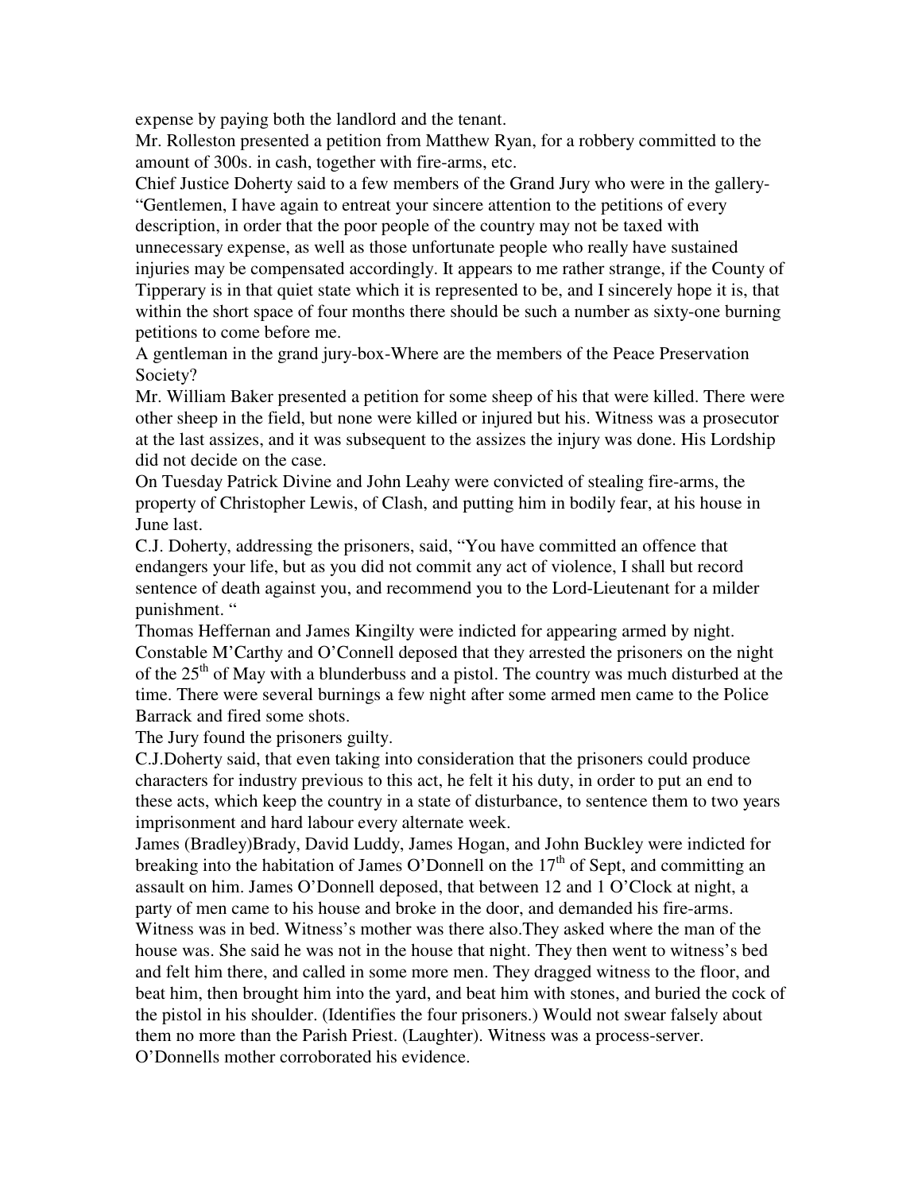expense by paying both the landlord and the tenant.

Mr. Rolleston presented a petition from Matthew Ryan, for a robbery committed to the amount of 300s. in cash, together with fire-arms, etc.

Chief Justice Doherty said to a few members of the Grand Jury who were in the gallery- "Gentlemen, I have again to entreat your sincere attention to the petitions of every description, in order that the poor people of the country may not be taxed with unnecessary expense, as well as those unfortunate people who really have sustained injuries may be compensated accordingly. It appears to me rather strange, if the County of Tipperary is in that quiet state which it is represented to be, and I sincerely hope it is, that within the short space of four months there should be such a number as sixty-one burning petitions to come before me.

A gentleman in the grand jury-box-Where are the members of the Peace Preservation Society?

Mr. William Baker presented a petition for some sheep of his that were killed. There were other sheep in the field, but none were killed or injured but his. Witness was a prosecutor at the last assizes, and it was subsequent to the assizes the injury was done. His Lordship did not decide on the case.

On Tuesday Patrick Divine and John Leahy were convicted of stealing fire-arms, the property of Christopher Lewis, of Clash, and putting him in bodily fear, at his house in June last.

C.J. Doherty, addressing the prisoners, said, "You have committed an offence that endangers your life, but as you did not commit any act of violence, I shall but record sentence of death against you, and recommend you to the Lord-Lieutenant for a milder punishment. "

Thomas Heffernan and James Kingilty were indicted for appearing armed by night. Constable M'Carthy and O'Connell deposed that they arrested the prisoners on the night of the 25th of May with a blunderbuss and a pistol. The country was much disturbed at the time. There were several burnings a few night after some armed men came to the Police Barrack and fired some shots.

The Jury found the prisoners guilty.

C.J.Doherty said, that even taking into consideration that the prisoners could produce characters for industry previous to this act, he felt it his duty, in order to put an end to these acts, which keep the country in a state of disturbance, to sentence them to two years imprisonment and hard labour every alternate week.

James (Bradley)Brady, David Luddy, James Hogan, and John Buckley were indicted for breaking into the habitation of James O'Donnell on the 17th of Sept, and committing an assault on him. James O'Donnell deposed, that between 12 and 1 O'Clock at night, a party of men came to his house and broke in the door, and demanded his fire-arms. Witness was in bed. Witness's mother was there also.They asked where the man of the house was. She said he was not in the house that night. They then went to witness's bed and felt him there, and called in some more men. They dragged witness to the floor, and beat him, then brought him into the yard, and beat him with stones, and buried the cock of the pistol in his shoulder. (Identifies the four prisoners.) Would not swear falsely about them no more than the Parish Priest. (Laughter). Witness was a process-server. O'Donnells mother corroborated his evidence.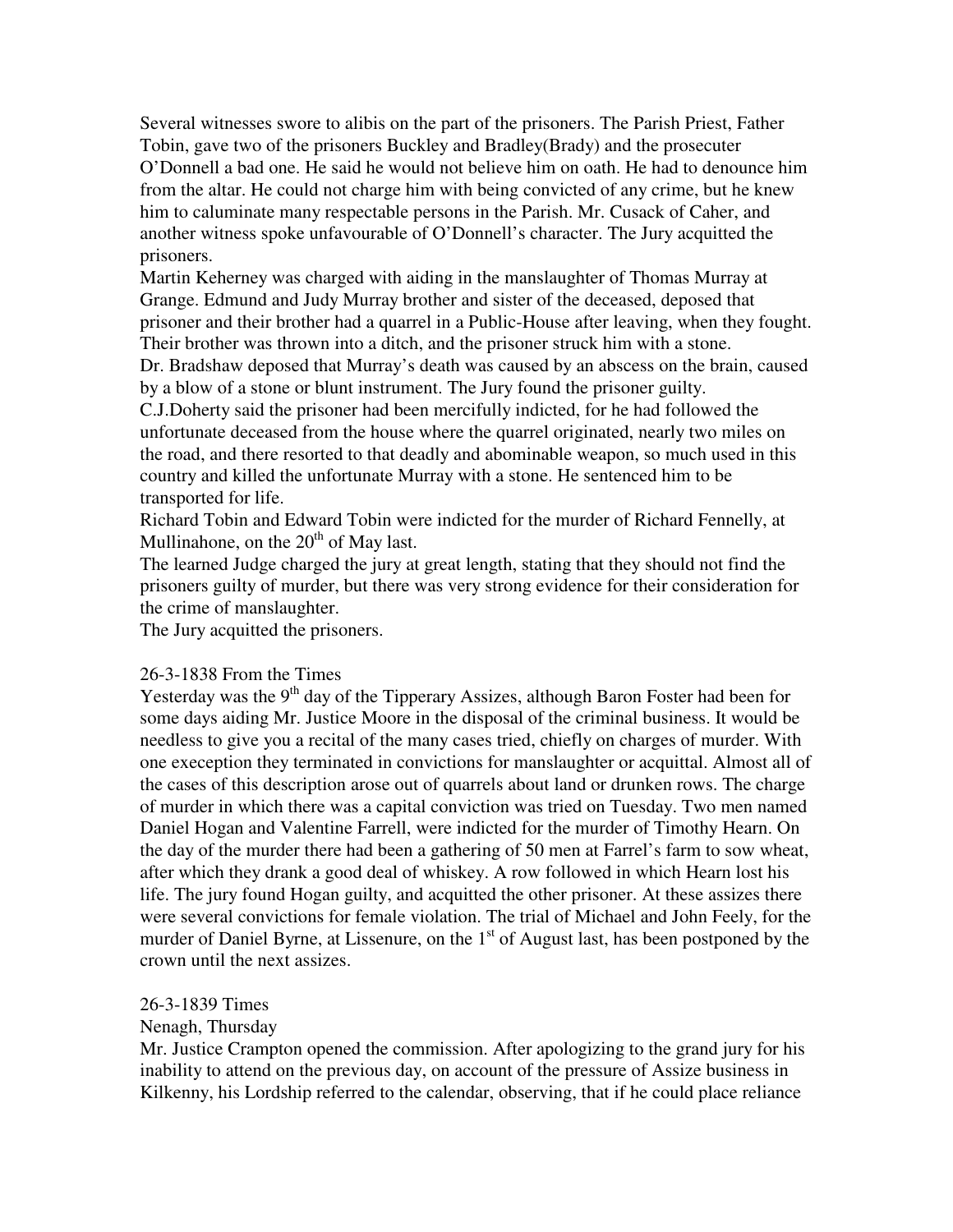Several witnesses swore to alibis on the part of the prisoners. The Parish Priest, Father Tobin, gave two of the prisoners Buckley and Bradley(Brady) and the prosecuter O'Donnell a bad one. He said he would not believe him on oath. He had to denounce him from the altar. He could not charge him with being convicted of any crime, but he knew him to caluminate many respectable persons in the Parish. Mr. Cusack of Caher, and another witness spoke unfavourable of O'Donnell's character. The Jury acquitted the prisoners.

Martin Keherney was charged with aiding in the manslaughter of Thomas Murray at Grange. Edmund and Judy Murray brother and sister of the deceased, deposed that prisoner and their brother had a quarrel in a Public-House after leaving, when they fought. Their brother was thrown into a ditch, and the prisoner struck him with a stone.

Dr. Bradshaw deposed that Murray's death was caused by an abscess on the brain, caused by a blow of a stone or blunt instrument. The Jury found the prisoner guilty.

C.J.Doherty said the prisoner had been mercifully indicted, for he had followed the unfortunate deceased from the house where the quarrel originated, nearly two miles on the road, and there resorted to that deadly and abominable weapon, so much used in this country and killed the unfortunate Murray with a stone. He sentenced him to be transported for life.

Richard Tobin and Edward Tobin were indicted for the murder of Richard Fennelly, at Mullinahone, on the 20th of May last.

The learned Judge charged the jury at great length, stating that they should not find the prisoners guilty of murder, but there was very strong evidence for their consideration for the crime of manslaughter.

The Jury acquitted the prisoners.

26-3-1838 From the Times

Yesterday was the 9th day of the Tipperary Assizes, although Baron Foster had been for some days aiding Mr. Justice Moore in the disposal of the criminal business. It would be needless to give you a recital of the many cases tried, chiefly on charges of murder. With one exeception they terminated in convictions for manslaughter or acquittal. Almost all of the cases of this description arose out of quarrels about land or drunken rows. The charge of murder in which there was a capital conviction was tried on Tuesday. Two men named Daniel Hogan and Valentine Farrell, were indicted for the murder of Timothy Hearn. On the day of the murder there had been a gathering of 50 men at Farrel's farm to sow wheat, after which they drank a good deal of whiskey. A row followed in which Hearn lost his life. The jury found Hogan guilty, and acquitted the other prisoner. At these assizes there were several convictions for female violation. The trial of Michael and John Feely, for the murder of Daniel Byrne, at Lissenure, on the 1st of August last, has been postponed by the crown until the next assizes.

26-3-1839 Times

Nenagh, Thursday

Mr. Justice Crampton opened the commission. After apologizing to the grand jury for his inability to attend on the previous day, on account of the pressure of Assize business in Kilkenny, his Lordship referred to the calendar, observing, that if he could place reliance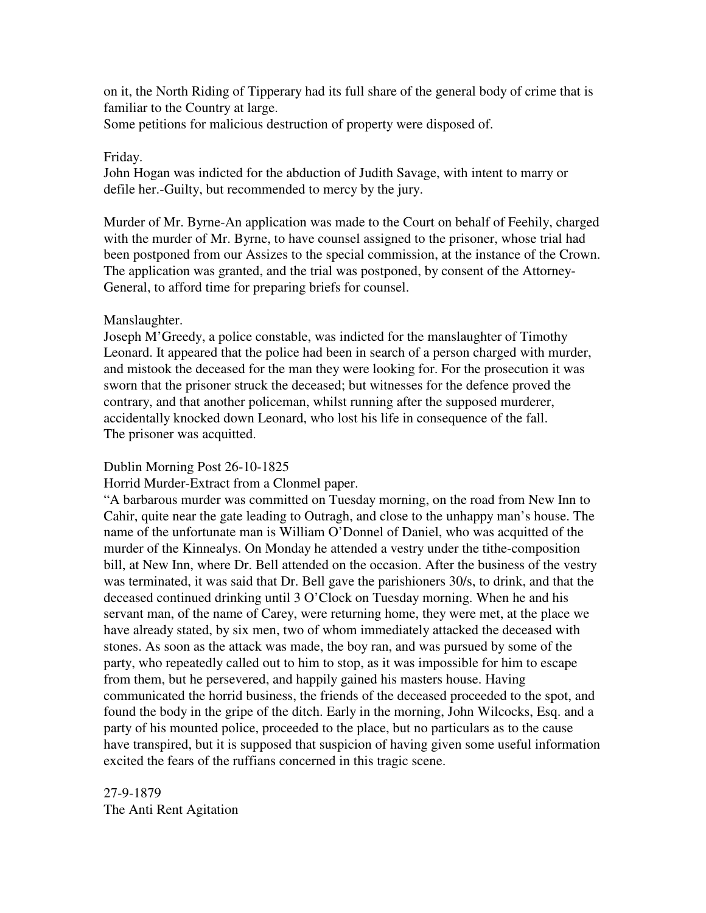on it, the North Riding of Tipperary had its full share of the general body of crime that is familiar to the Country at large.
Some petitions for malicious destruction of property were disposed of.

Friday.
John Hogan was indicted for the abduction of Judith Savage, with intent to marry or defile her.-Guilty, but recommended to mercy by the jury.

Murder of Mr. Byrne-An application was made to the Court on behalf of Feehily, charged with the murder of Mr. Byrne, to have counsel assigned to the prisoner, whose trial had been postponed from our Assizes to the special commission, at the instance of the Crown. The application was granted, and the trial was postponed, by consent of the Attorney-General, to afford time for preparing briefs for counsel.

Manslaughter.
Joseph M'Greedy, a police constable, was indicted for the manslaughter of Timothy Leonard. It appeared that the police had been in search of a person charged with murder, and mistook the deceased for the man they were looking for. For the prosecution it was sworn that the prisoner struck the deceased; but witnesses for the defence proved the contrary, and that another policeman, whilst running after the supposed murderer, accidentally knocked down Leonard, who lost his life in consequence of the fall.
The prisoner was acquitted.

Dublin Morning Post 26-10-1825
Horrid Murder-Extract from a Clonmel paper.
"A barbarous murder was committed on Tuesday morning, on the road from New Inn to Cahir, quite near the gate leading to Outragh, and close to the unhappy man's house. The name of the unfortunate man is William O'Donnel of Daniel, who was acquitted of the murder of the Kinnealys. On Monday he attended a vestry under the tithe-composition bill, at New Inn, where Dr. Bell attended on the occasion. After the business of the vestry was terminated, it was said that Dr. Bell gave the parishioners 30/s, to drink, and that the deceased continued drinking until 3 O'Clock on Tuesday morning. When he and his servant man, of the name of Carey, were returning home, they were met, at the place we have already stated, by six men, two of whom immediately attacked the deceased with stones. As soon as the attack was made, the boy ran, and was pursued by some of the party, who repeatedly called out to him to stop, as it was impossible for him to escape from them, but he persevered, and happily gained his masters house. Having communicated the horrid business, the friends of the deceased proceeded to the spot, and found the body in the gripe of the ditch. Early in the morning, John Wilcocks, Esq. and a party of his mounted police, proceeded to the place, but no particulars as to the cause have transpired, but it is supposed that suspicion of having given some useful information excited the fears of the ruffians concerned in this tragic scene.

27-9-1879
The Anti Rent Agitation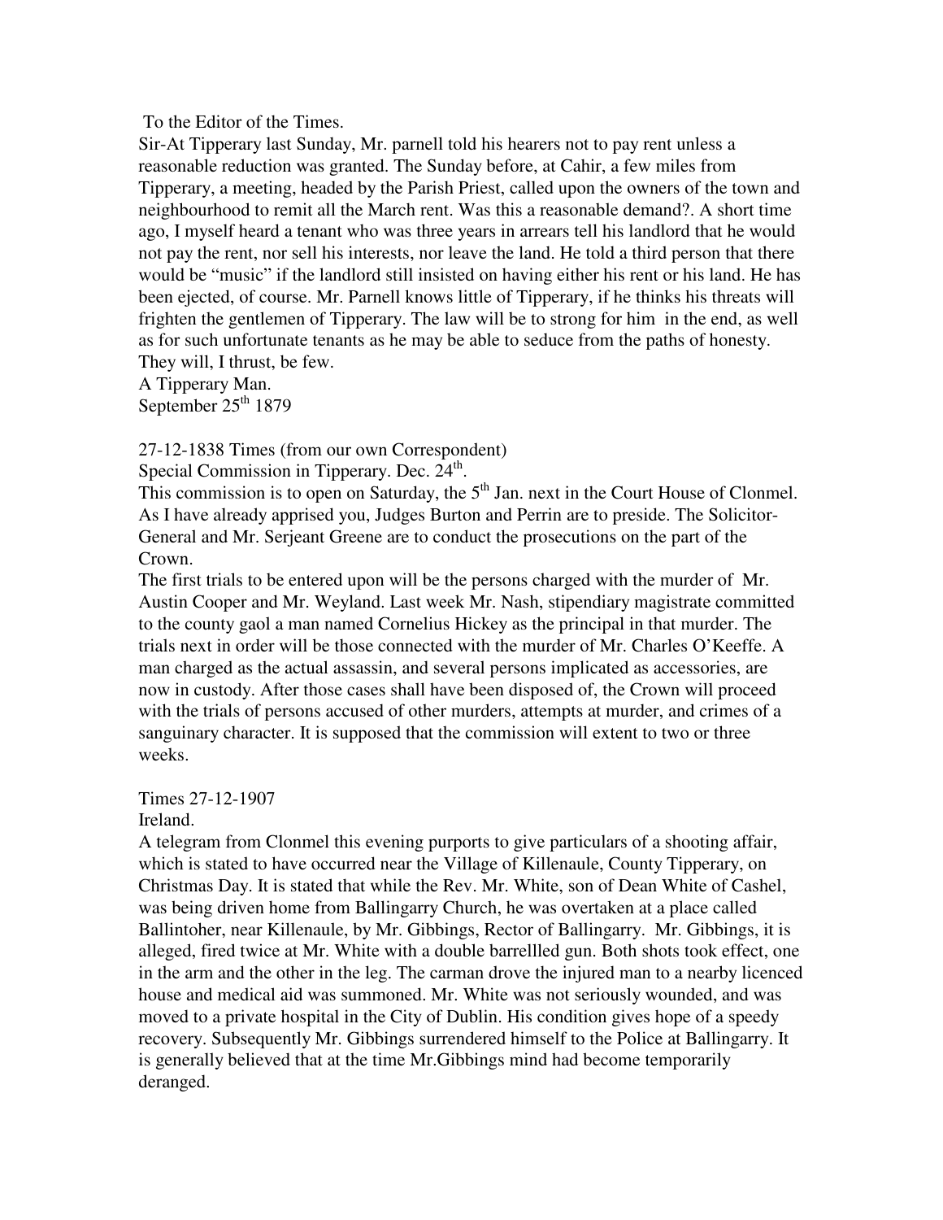To the Editor of the Times.

Sir-At Tipperary last Sunday, Mr. parnell told his hearers not to pay rent unless a reasonable reduction was granted. The Sunday before, at Cahir, a few miles from Tipperary, a meeting, headed by the Parish Priest, called upon the owners of the town and neighbourhood to remit all the March rent. Was this a reasonable demand?. A short time ago, I myself heard a tenant who was three years in arrears tell his landlord that he would not pay the rent, nor sell his interests, nor leave the land. He told a third person that there would be "music" if the landlord still insisted on having either his rent or his land. He has been ejected, of course. Mr. Parnell knows little of Tipperary, if he thinks his threats will frighten the gentlemen of Tipperary. The law will be to strong for him in the end, as well as for such unfortunate tenants as he may be able to seduce from the paths of honesty. They will, I thrust, be few.

A Tipperary Man.

September 25th 1879

27-12-1838 Times (from our own Correspondent)

Special Commission in Tipperary. Dec. 24th.

This commission is to open on Saturday, the 5th Jan. next in the Court House of Clonmel. As I have already apprised you, Judges Burton and Perrin are to preside. The Solicitor-General and Mr. Serjeant Greene are to conduct the prosecutions on the part of the Crown.

The first trials to be entered upon will be the persons charged with the murder of Mr. Austin Cooper and Mr. Weyland. Last week Mr. Nash, stipendiary magistrate committed to the county gaol a man named Cornelius Hickey as the principal in that murder. The trials next in order will be those connected with the murder of Mr. Charles O'Keeffe. A man charged as the actual assassin, and several persons implicated as accessories, are now in custody. After those cases shall have been disposed of, the Crown will proceed with the trials of persons accused of other murders, attempts at murder, and crimes of a sanguinary character. It is supposed that the commission will extent to two or three weeks.

Times 27-12-1907

Ireland.

A telegram from Clonmel this evening purports to give particulars of a shooting affair, which is stated to have occurred near the Village of Killenaule, County Tipperary, on Christmas Day. It is stated that while the Rev. Mr. White, son of Dean White of Cashel, was being driven home from Ballingarry Church, he was overtaken at a place called Ballintoher, near Killenaule, by Mr. Gibbings, Rector of Ballingarry. Mr. Gibbings, it is alleged, fired twice at Mr. White with a double barrellled gun. Both shots took effect, one in the arm and the other in the leg. The carman drove the injured man to a nearby licenced house and medical aid was summoned. Mr. White was not seriously wounded, and was moved to a private hospital in the City of Dublin. His condition gives hope of a speedy recovery. Subsequently Mr. Gibbings surrendered himself to the Police at Ballingarry. It is generally believed that at the time Mr.Gibbings mind had become temporarily deranged.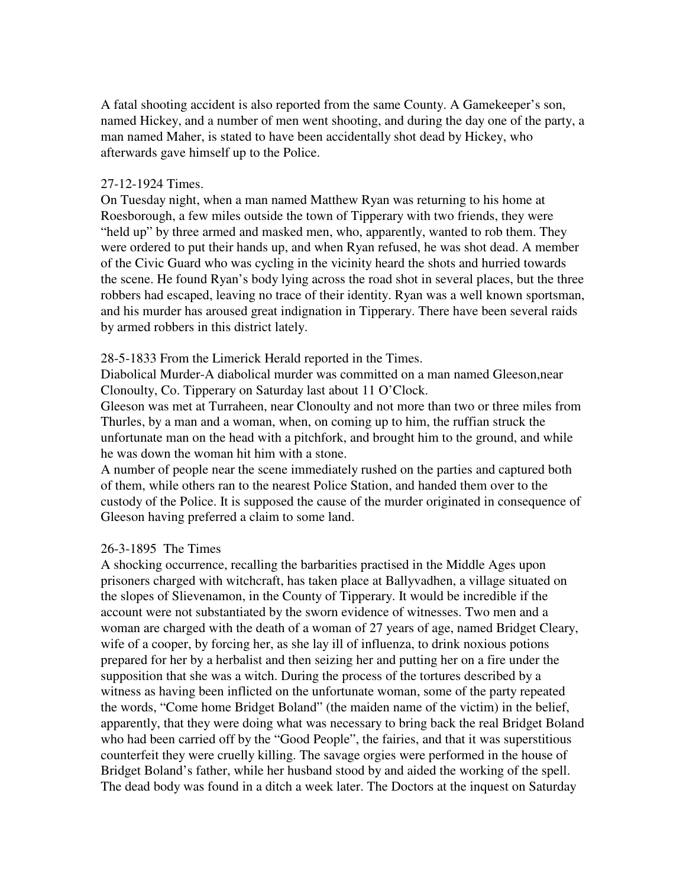A fatal shooting accident is also reported from the same County. A Gamekeeper's son, named Hickey, and a number of men went shooting, and during the day one of the party, a man named Maher, is stated to have been accidentally shot dead by Hickey, who afterwards gave himself up to the Police.

27-12-1924 Times.
On Tuesday night, when a man named Matthew Ryan was returning to his home at Roesborough, a few miles outside the town of Tipperary with two friends, they were "held up" by three armed and masked men, who, apparently, wanted to rob them. They were ordered to put their hands up, and when Ryan refused, he was shot dead. A member of the Civic Guard who was cycling in the vicinity heard the shots and hurried towards the scene. He found Ryan's body lying across the road shot in several places, but the three robbers had escaped, leaving no trace of their identity. Ryan was a well known sportsman, and his murder has aroused great indignation in Tipperary. There have been several raids by armed robbers in this district lately.

28-5-1833 From the Limerick Herald reported in the Times.
Diabolical Murder-A diabolical murder was committed on a man named Gleeson,near Clonoulty, Co. Tipperary on Saturday last about 11 O'Clock.
Gleeson was met at Turraheen, near Clonoulty and not more than two or three miles from Thurles, by a man and a woman, when, on coming up to him, the ruffian struck the unfortunate man on the head with a pitchfork, and brought him to the ground, and while he was down the woman hit him with a stone.
A number of people near the scene immediately rushed on the parties and captured both of them, while others ran to the nearest Police Station, and handed them over to the custody of the Police. It is supposed the cause of the murder originated in consequence of Gleeson having preferred a claim to some land.

26-3-1895 The Times
A shocking occurrence, recalling the barbarities practised in the Middle Ages upon prisoners charged with witchcraft, has taken place at Ballyvadhen, a village situated on the slopes of Slievenamon, in the County of Tipperary. It would be incredible if the account were not substantiated by the sworn evidence of witnesses. Two men and a woman are charged with the death of a woman of 27 years of age, named Bridget Cleary, wife of a cooper, by forcing her, as she lay ill of influenza, to drink noxious potions prepared for her by a herbalist and then seizing her and putting her on a fire under the supposition that she was a witch. During the process of the tortures described by a witness as having been inflicted on the unfortunate woman, some of the party repeated the words, "Come home Bridget Boland" (the maiden name of the victim) in the belief, apparently, that they were doing what was necessary to bring back the real Bridget Boland who had been carried off by the "Good People", the fairies, and that it was superstitious counterfeit they were cruelly killing. The savage orgies were performed in the house of Bridget Boland's father, while her husband stood by and aided the working of the spell. The dead body was found in a ditch a week later. The Doctors at the inquest on Saturday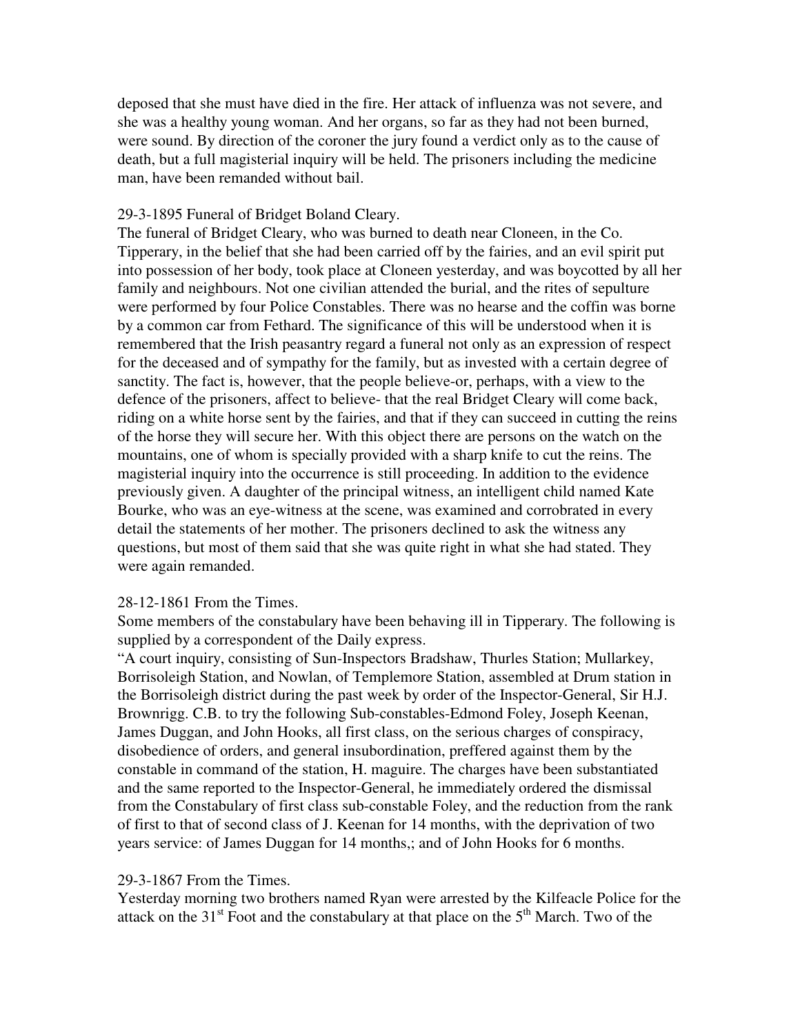deposed that she must have died in the fire. Her attack of influenza was not severe, and she was a healthy young woman. And her organs, so far as they had not been burned, were sound. By direction of the coroner the jury found a verdict only as to the cause of death, but a full magisterial inquiry will be held. The prisoners including the medicine man, have been remanded without bail.

29-3-1895 Funeral of Bridget Boland Cleary.
The funeral of Bridget Cleary, who was burned to death near Cloneen, in the Co. Tipperary, in the belief that she had been carried off by the fairies, and an evil spirit put into possession of her body, took place at Cloneen yesterday, and was boycotted by all her family and neighbours. Not one civilian attended the burial, and the rites of sepulture were performed by four Police Constables. There was no hearse and the coffin was borne by a common car from Fethard. The significance of this will be understood when it is remembered that the Irish peasantry regard a funeral not only as an expression of respect for the deceased and of sympathy for the family, but as invested with a certain degree of sanctity. The fact is, however, that the people believe-or, perhaps, with a view to the defence of the prisoners, affect to believe- that the real Bridget Cleary will come back, riding on a white horse sent by the fairies, and that if they can succeed in cutting the reins of the horse they will secure her. With this object there are persons on the watch on the mountains, one of whom is specially provided with a sharp knife to cut the reins. The magisterial inquiry into the occurrence is still proceeding. In addition to the evidence previously given. A daughter of the principal witness, an intelligent child named Kate Bourke, who was an eye-witness at the scene, was examined and corrobrated in every detail the statements of her mother. The prisoners declined to ask the witness any questions, but most of them said that she was quite right in what she had stated. They were again remanded.

28-12-1861 From the Times.
Some members of the constabulary have been behaving ill in Tipperary. The following is supplied by a correspondent of the Daily express.
"A court inquiry, consisting of Sun-Inspectors Bradshaw, Thurles Station; Mullarkey, Borrisoleigh Station, and Nowlan, of Templemore Station, assembled at Drum station in the Borrisoleigh district during the past week by order of the Inspector-General, Sir H.J. Brownrigg. C.B. to try the following Sub-constables-Edmond Foley, Joseph Keenan, James Duggan, and John Hooks, all first class, on the serious charges of conspiracy, disobedience of orders, and general insubordination, preffered against them by the constable in command of the station, H. maguire. The charges have been substantiated and the same reported to the Inspector-General, he immediately ordered the dismissal from the Constabulary of first class sub-constable Foley, and the reduction from the rank of first to that of second class of J. Keenan for 14 months, with the deprivation of two years service: of James Duggan for 14 months,; and of John Hooks for 6 months.

29-3-1867 From the Times.
Yesterday morning two brothers named Ryan were arrested by the Kilfeacle Police for the attack on the 31st Foot and the constabulary at that place on the 5th March. Two of the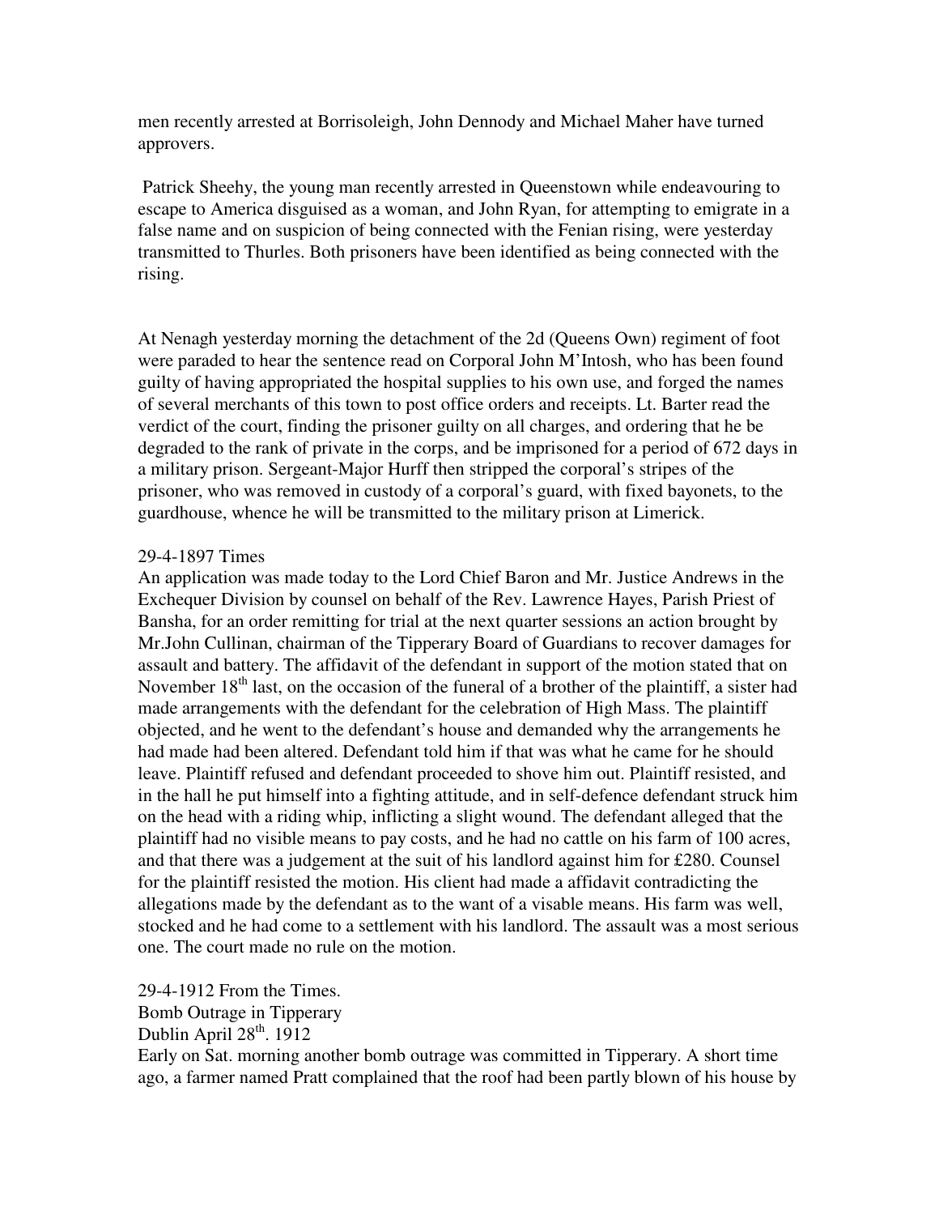men recently arrested at Borrisoleigh, John Dennody and Michael Maher have turned approvers.

Patrick Sheehy, the young man recently arrested in Queenstown while endeavouring to escape to America disguised as a woman, and John Ryan, for attempting to emigrate in a false name and on suspicion of being connected with the Fenian rising, were yesterday transmitted to Thurles. Both prisoners have been identified as being connected with the rising.

At Nenagh yesterday morning the detachment of the 2d (Queens Own) regiment of foot were paraded to hear the sentence read on Corporal John M'Intosh, who has been found guilty of having appropriated the hospital supplies to his own use, and forged the names of several merchants of this town to post office orders and receipts. Lt. Barter read the verdict of the court, finding the prisoner guilty on all charges, and ordering that he be degraded to the rank of private in the corps, and be imprisoned for a period of 672 days in a military prison. Sergeant-Major Hurff then stripped the corporal's stripes of the prisoner, who was removed in custody of a corporal's guard, with fixed bayonets, to the guardhouse, whence he will be transmitted to the military prison at Limerick.

29-4-1897 Times
An application was made today to the Lord Chief Baron and Mr. Justice Andrews in the Exchequer Division by counsel on behalf of the Rev. Lawrence Hayes, Parish Priest of Bansha, for an order remitting for trial at the next quarter sessions an action brought by Mr.John Cullinan, chairman of the Tipperary Board of Guardians to recover damages for assault and battery. The affidavit of the defendant in support of the motion stated that on November 18th last, on the occasion of the funeral of a brother of the plaintiff, a sister had made arrangements with the defendant for the celebration of High Mass. The plaintiff objected, and he went to the defendant's house and demanded why the arrangements he had made had been altered. Defendant told him if that was what he came for he should leave. Plaintiff refused and defendant proceeded to shove him out. Plaintiff resisted, and in the hall he put himself into a fighting attitude, and in self-defence defendant struck him on the head with a riding whip, inflicting a slight wound. The defendant alleged that the plaintiff had no visible means to pay costs, and he had no cattle on his farm of 100 acres, and that there was a judgement at the suit of his landlord against him for £280. Counsel for the plaintiff resisted the motion. His client had made a affidavit contradicting the allegations made by the defendant as to the want of a visable means. His farm was well, stocked and he had come to a settlement with his landlord. The assault was a most serious one. The court made no rule on the motion.

29-4-1912 From the Times.
Bomb Outrage in Tipperary
Dublin April 28th. 1912
Early on Sat. morning another bomb outrage was committed in Tipperary. A short time ago, a farmer named Pratt complained that the roof had been partly blown of his house by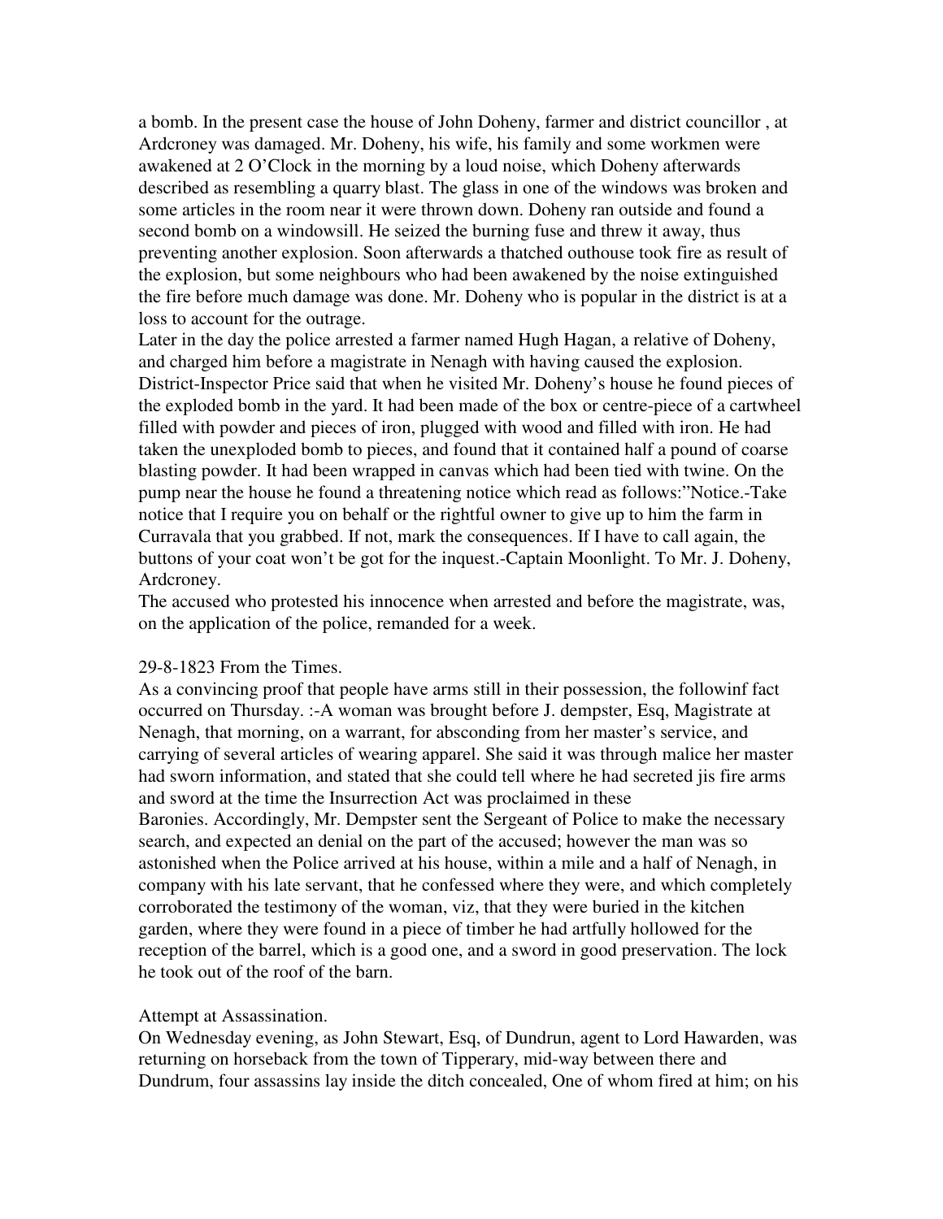a bomb. In the present case the house of John Doheny, farmer and district councillor , at Ardcroney was damaged. Mr. Doheny, his wife, his family and some workmen were awakened at 2 O'Clock in the morning by a loud noise, which Doheny afterwards described as resembling a quarry blast. The glass in one of the windows was broken and some articles in the room near it were thrown down. Doheny ran outside and found a second bomb on a windowsill. He seized the burning fuse and threw it away, thus preventing another explosion. Soon afterwards a thatched outhouse took fire as result of the explosion, but some neighbours who had been awakened by the noise extinguished the fire before much damage was done. Mr. Doheny who is popular in the district is at a loss to account for the outrage.

Later in the day the police arrested a farmer named Hugh Hagan, a relative of Doheny, and charged him before a magistrate in Nenagh with having caused the explosion. District-Inspector Price said that when he visited Mr. Doheny's house he found pieces of the exploded bomb in the yard. It had been made of the box or centre-piece of a cartwheel filled with powder and pieces of iron, plugged with wood and filled with iron. He had taken the unexploded bomb to pieces, and found that it contained half a pound of coarse blasting powder. It had been wrapped in canvas which had been tied with twine. On the pump near the house he found a threatening notice which read as follows:"Notice.-Take notice that I require you on behalf or the rightful owner to give up to him the farm in Curravala that you grabbed. If not, mark the consequences. If I have to call again, the buttons of your coat won't be got for the inquest.-Captain Moonlight. To Mr. J. Doheny, Ardcroney.

The accused who protested his innocence when arrested and before the magistrate, was, on the application of the police, remanded for a week.

29-8-1823 From the Times.

As a convincing proof that people have arms still in their possession, the followinf fact occurred on Thursday. :-A woman was brought before J. dempster, Esq, Magistrate at Nenagh, that morning, on a warrant, for absconding from her master's service, and carrying of several articles of wearing apparel. She said it was through malice her master had sworn information, and stated that she could tell where he had secreted jis fire arms and sword at the time the Insurrection Act was proclaimed in these Baronies. Accordingly, Mr. Dempster sent the Sergeant of Police to make the necessary search, and expected an denial on the part of the accused; however the man was so astonished when the Police arrived at his house, within a mile and a half of Nenagh, in company with his late servant, that he confessed where they were, and which completely corroborated the testimony of the woman, viz, that they were buried in the kitchen garden, where they were found in a piece of timber he had artfully hollowed for the reception of the barrel, which is a good one, and a sword in good preservation. The lock he took out of the roof of the barn.

Attempt at Assassination.

On Wednesday evening, as John Stewart, Esq, of Dundrun, agent to Lord Hawarden, was returning on horseback from the town of Tipperary, mid-way between there and Dundrum, four assassins lay inside the ditch concealed, One of whom fired at him; on his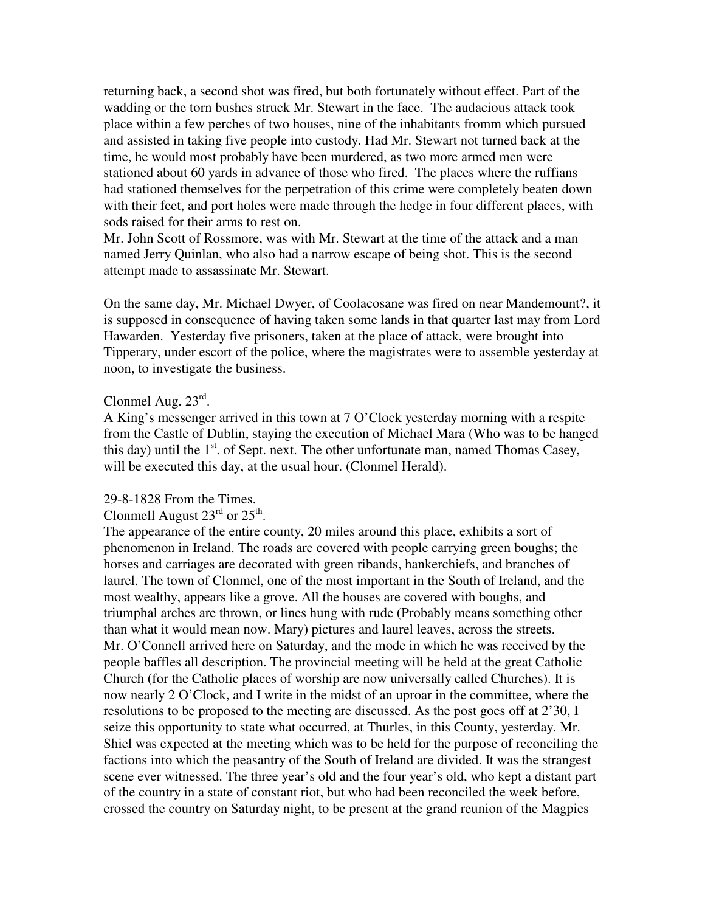returning back, a second shot was fired, but both fortunately without effect. Part of the wadding or the torn bushes struck Mr. Stewart in the face. The audacious attack took place within a few perches of two houses, nine of the inhabitants fromm which pursued and assisted in taking five people into custody. Had Mr. Stewart not turned back at the time, he would most probably have been murdered, as two more armed men were stationed about 60 yards in advance of those who fired. The places where the ruffians had stationed themselves for the perpetration of this crime were completely beaten down with their feet, and port holes were made through the hedge in four different places, with sods raised for their arms to rest on.
Mr. John Scott of Rossmore, was with Mr. Stewart at the time of the attack and a man named Jerry Quinlan, who also had a narrow escape of being shot. This is the second attempt made to assassinate Mr. Stewart.

On the same day, Mr. Michael Dwyer, of Coolacosane was fired on near Mandemount?, it is supposed in consequence of having taken some lands in that quarter last may from Lord Hawarden. Yesterday five prisoners, taken at the place of attack, were brought into Tipperary, under escort of the police, where the magistrates were to assemble yesterday at noon, to investigate the business.

Clonmel Aug. 23rd.
A King's messenger arrived in this town at 7 O'Clock yesterday morning with a respite from the Castle of Dublin, staying the execution of Michael Mara (Who was to be hanged this day) until the 1st. of Sept. next. The other unfortunate man, named Thomas Casey, will be executed this day, at the usual hour. (Clonmel Herald).

29-8-1828 From the Times.
Clonmell August 23rd or 25th.
The appearance of the entire county, 20 miles around this place, exhibits a sort of phenomenon in Ireland. The roads are covered with people carrying green boughs; the horses and carriages are decorated with green ribands, hankerchiefs, and branches of laurel. The town of Clonmel, one of the most important in the South of Ireland, and the most wealthy, appears like a grove. All the houses are covered with boughs, and triumphal arches are thrown, or lines hung with rude (Probably means something other than what it would mean now. Mary) pictures and laurel leaves, across the streets.
Mr. O'Connell arrived here on Saturday, and the mode in which he was received by the people baffles all description. The provincial meeting will be held at the great Catholic Church (for the Catholic places of worship are now universally called Churches). It is now nearly 2 O'Clock, and I write in the midst of an uproar in the committee, where the resolutions to be proposed to the meeting are discussed. As the post goes off at 2'30, I seize this opportunity to state what occurred, at Thurles, in this County, yesterday. Mr. Shiel was expected at the meeting which was to be held for the purpose of reconciling the factions into which the peasantry of the South of Ireland are divided. It was the strangest scene ever witnessed. The three year's old and the four year's old, who kept a distant part of the country in a state of constant riot, but who had been reconciled the week before, crossed the country on Saturday night, to be present at the grand reunion of the Magpies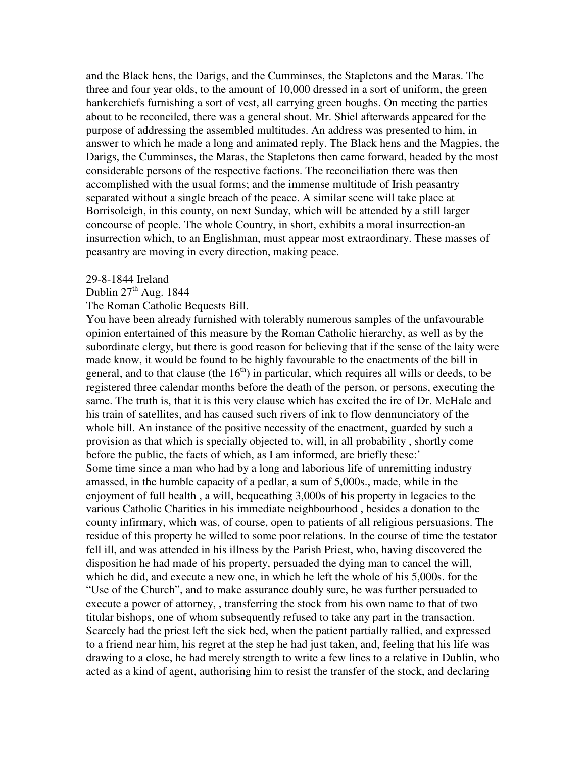and the Black hens, the Darigs, and the Cumminses, the Stapletons and the Maras. The three and four year olds, to the amount of 10,000 dressed in a sort of uniform, the green hankerchiefs furnishing a sort of vest, all carrying green boughs. On meeting the parties about to be reconciled, there was a general shout. Mr. Shiel afterwards appeared for the purpose of addressing the assembled multitudes. An address was presented to him, in answer to which he made a long and animated reply. The Black hens and the Magpies, the Darigs, the Cumminses, the Maras, the Stapletons then came forward, headed by the most considerable persons of the respective factions. The reconciliation there was then accomplished with the usual forms; and the immense multitude of Irish peasantry separated without a single breach of the peace. A similar scene will take place at Borrisoleigh, in this county, on next Sunday, which will be attended by a still larger concourse of people. The whole Country, in short, exhibits a moral insurrection-an insurrection which, to an Englishman, must appear most extraordinary. These masses of peasantry are moving in every direction, making peace.

29-8-1844 Ireland

Dublin 27th Aug. 1844

The Roman Catholic Bequests Bill.

You have been already furnished with tolerably numerous samples of the unfavourable opinion entertained of this measure by the Roman Catholic hierarchy, as well as by the subordinate clergy, but there is good reason for believing that if the sense of the laity were made know, it would be found to be highly favourable to the enactments of the bill in general, and to that clause (the 16th) in particular, which requires all wills or deeds, to be registered three calendar months before the death of the person, or persons, executing the same. The truth is, that it is this very clause which has excited the ire of Dr. McHale and his train of satellites, and has caused such rivers of ink to flow dennunciatory of the whole bill. An instance of the positive necessity of the enactment, guarded by such a provision as that which is specially objected to, will, in all probability , shortly come before the public, the facts of which, as I am informed, are briefly these:'

Some time since a man who had by a long and laborious life of unremitting industry amassed, in the humble capacity of a pedlar, a sum of 5,000s., made, while in the enjoyment of full health , a will, bequeathing 3,000s of his property in legacies to the various Catholic Charities in his immediate neighbourhood , besides a donation to the county infirmary, which was, of course, open to patients of all religious persuasions. The residue of this property he willed to some poor relations. In the course of time the testator fell ill, and was attended in his illness by the Parish Priest, who, having discovered the disposition he had made of his property, persuaded the dying man to cancel the will, which he did, and execute a new one, in which he left the whole of his 5,000s. for the "Use of the Church", and to make assurance doubly sure, he was further persuaded to execute a power of attorney, , transferring the stock from his own name to that of two titular bishops, one of whom subsequently refused to take any part in the transaction. Scarcely had the priest left the sick bed, when the patient partially rallied, and expressed to a friend near him, his regret at the step he had just taken, and, feeling that his life was drawing to a close, he had merely strength to write a few lines to a relative in Dublin, who acted as a kind of agent, authorising him to resist the transfer of the stock, and declaring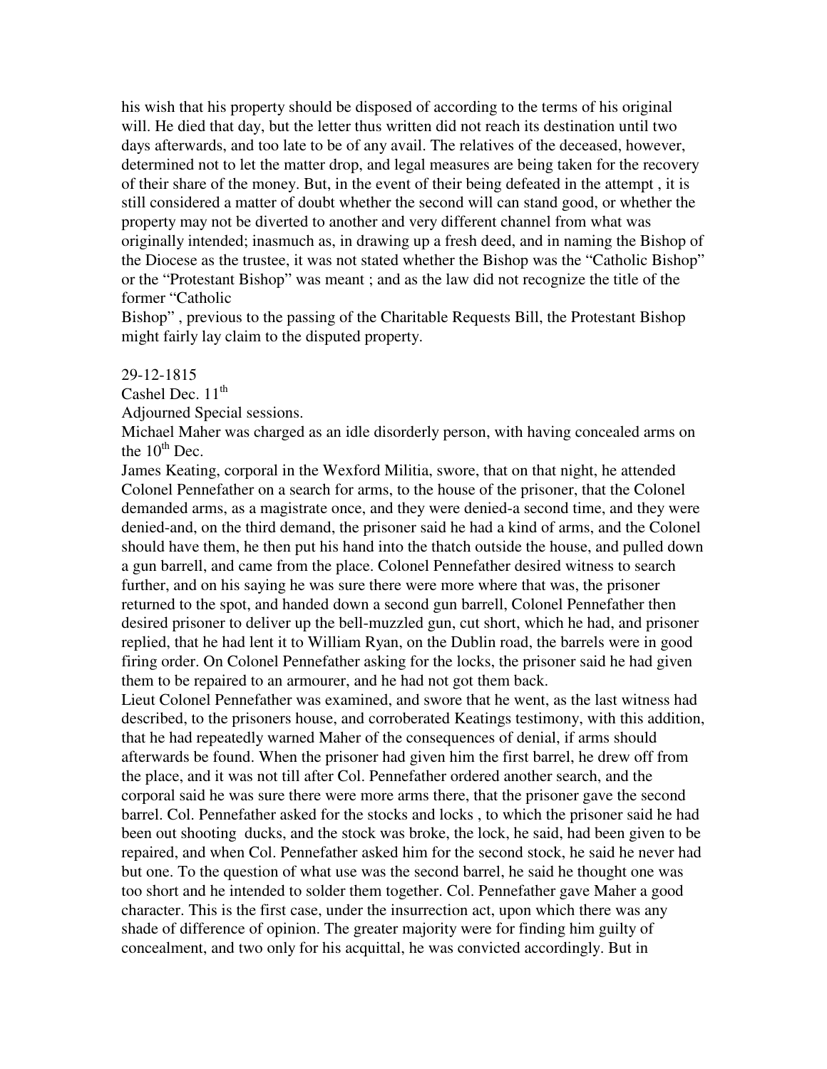his wish that his property should be disposed of according to the terms of his original will. He died that day, but the letter thus written did not reach its destination until two days afterwards, and too late to be of any avail. The relatives of the deceased, however, determined not to let the matter drop, and legal measures are being taken for the recovery of their share of the money. But, in the event of their being defeated in the attempt , it is still considered a matter of doubt whether the second will can stand good, or whether the property may not be diverted to another and very different channel from what was originally intended; inasmuch as, in drawing up a fresh deed, and in naming the Bishop of the Diocese as the trustee, it was not stated whether the Bishop was the "Catholic Bishop" or the "Protestant Bishop" was meant ; and as the law did not recognize the title of the former "Catholic Bishop" , previous to the passing of the Charitable Requests Bill, the Protestant Bishop might fairly lay claim to the disputed property.

29-12-1815

Cashel Dec. 11th

Adjourned Special sessions.

Michael Maher was charged as an idle disorderly person, with having concealed arms on the 10th Dec.

James Keating, corporal in the Wexford Militia, swore, that on that night, he attended Colonel Pennefather on a search for arms, to the house of the prisoner, that the Colonel demanded arms, as a magistrate once, and they were denied-a second time, and they were denied-and, on the third demand, the prisoner said he had a kind of arms, and the Colonel should have them, he then put his hand into the thatch outside the house, and pulled down a gun barrell, and came from the place. Colonel Pennefather desired witness to search further, and on his saying he was sure there were more where that was, the prisoner returned to the spot, and handed down a second gun barrell, Colonel Pennefather then desired prisoner to deliver up the bell-muzzled gun, cut short, which he had, and prisoner replied, that he had lent it to William Ryan, on the Dublin road, the barrels were in good firing order. On Colonel Pennefather asking for the locks, the prisoner said he had given them to be repaired to an armourer, and he had not got them back.

Lieut Colonel Pennefather was examined, and swore that he went, as the last witness had described, to the prisoners house, and corroborated Keatings testimony, with this addition, that he had repeatedly warned Maher of the consequences of denial, if arms should afterwards be found. When the prisoner had given him the first barrel, he drew off from the place, and it was not till after Col. Pennefather ordered another search, and the corporal said he was sure there were more arms there, that the prisoner gave the second barrel. Col. Pennefather asked for the stocks and locks , to which the prisoner said he had been out shooting ducks, and the stock was broke, the lock, he said, had been given to be repaired, and when Col. Pennefather asked him for the second stock, he said he never had but one. To the question of what use was the second barrel, he said he thought one was too short and he intended to solder them together. Col. Pennefather gave Maher a good character. This is the first case, under the insurrection act, upon which there was any shade of difference of opinion. The greater majority were for finding him guilty of concealment, and two only for his acquittal, he was convicted accordingly. But in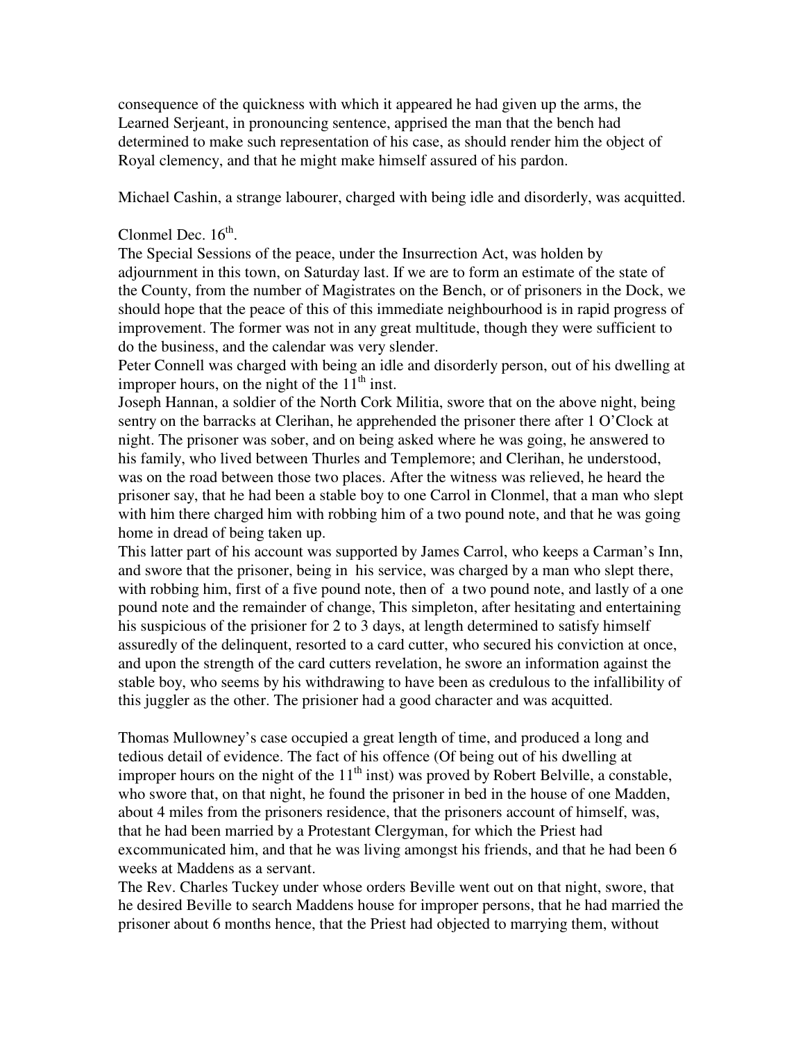consequence of the quickness with which it appeared he had given up the arms, the Learned Serjeant, in pronouncing sentence, apprised the man that the bench had determined to make such representation of his case, as should render him the object of Royal clemency, and that he might make himself assured of his pardon.

Michael Cashin, a strange labourer, charged with being idle and disorderly, was acquitted.

Clonmel Dec. 16th.

The Special Sessions of the peace, under the Insurrection Act, was holden by adjournment in this town, on Saturday last. If we are to form an estimate of the state of the County, from the number of Magistrates on the Bench, or of prisoners in the Dock, we should hope that the peace of this of this immediate neighbourhood is in rapid progress of improvement. The former was not in any great multitude, though they were sufficient to do the business, and the calendar was very slender.

Peter Connell was charged with being an idle and disorderly person, out of his dwelling at improper hours, on the night of the 11th inst.

Joseph Hannan, a soldier of the North Cork Militia, swore that on the above night, being sentry on the barracks at Clerihan, he apprehended the prisoner there after 1 O'Clock at night. The prisoner was sober, and on being asked where he was going, he answered to his family, who lived between Thurles and Templemore; and Clerihan, he understood, was on the road between those two places. After the witness was relieved, he heard the prisoner say, that he had been a stable boy to one Carrol in Clonmel, that a man who slept with him there charged him with robbing him of a two pound note, and that he was going home in dread of being taken up.

This latter part of his account was supported by James Carrol, who keeps a Carman's Inn, and swore that the prisoner, being in his service, was charged by a man who slept there, with robbing him, first of a five pound note, then of a two pound note, and lastly of a one pound note and the remainder of change, This simpleton, after hesitating and entertaining his suspicious of the prisioner for 2 to 3 days, at length determined to satisfy himself assuredly of the delinquent, resorted to a card cutter, who secured his conviction at once, and upon the strength of the card cutters revelation, he swore an information against the stable boy, who seems by his withdrawing to have been as credulous to the infallibility of this juggler as the other. The prisioner had a good character and was acquitted.

Thomas Mullowney's case occupied a great length of time, and produced a long and tedious detail of evidence. The fact of his offence (Of being out of his dwelling at improper hours on the night of the 11th inst) was proved by Robert Belville, a constable, who swore that, on that night, he found the prisoner in bed in the house of one Madden, about 4 miles from the prisoners residence, that the prisoners account of himself, was, that he had been married by a Protestant Clergyman, for which the Priest had excommunicated him, and that he was living amongst his friends, and that he had been 6 weeks at Maddens as a servant.

The Rev. Charles Tuckey under whose orders Beville went out on that night, swore, that he desired Beville to search Maddens house for improper persons, that he had married the prisoner about 6 months hence, that the Priest had objected to marrying them, without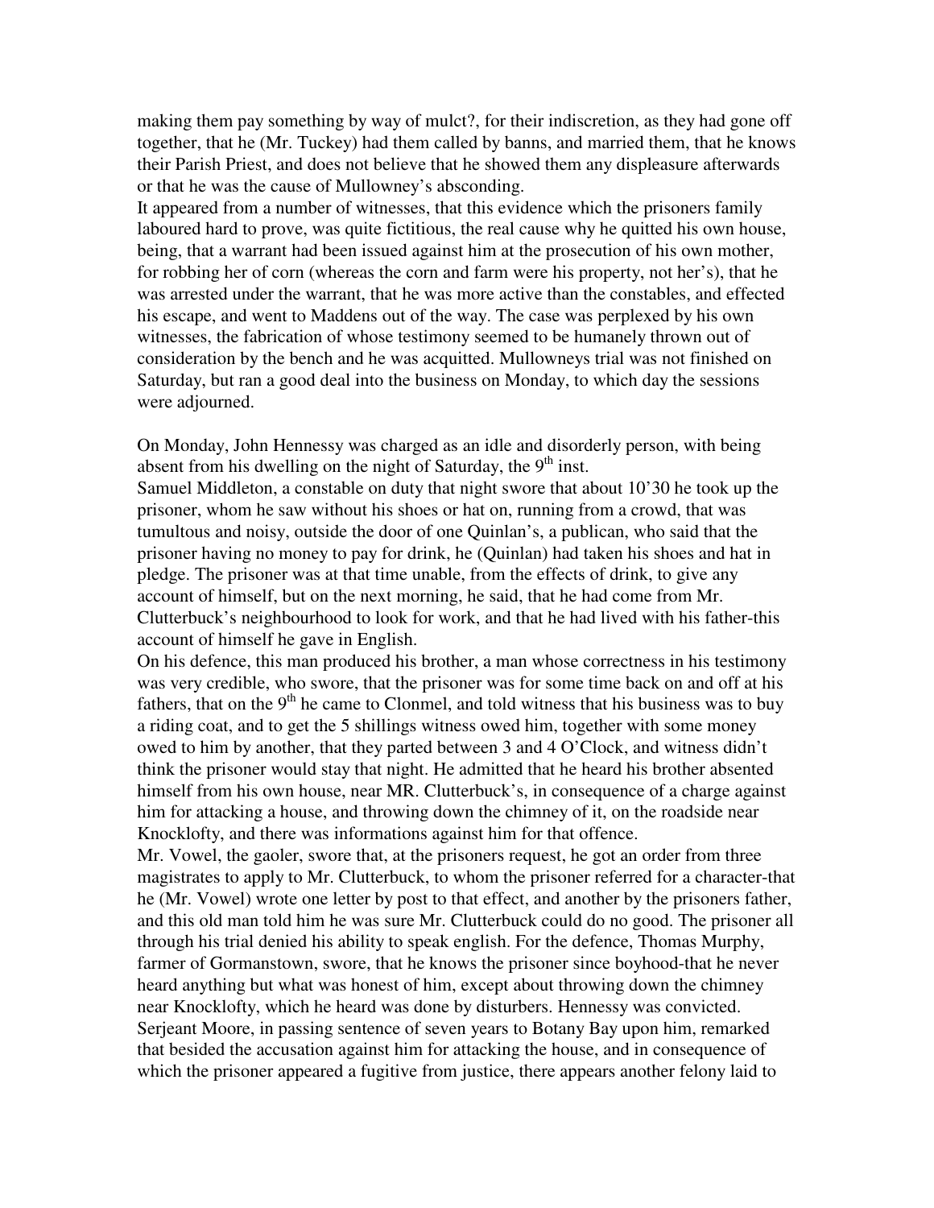making them pay something by way of mulct?, for their indiscretion, as they had gone off together, that he (Mr. Tuckey) had them called by banns, and married them, that he knows their Parish Priest, and does not believe that he showed them any displeasure afterwards or that he was the cause of Mullowney's absconding.
It appeared from a number of witnesses, that this evidence which the prisoners family laboured hard to prove, was quite fictitious, the real cause why he quitted his own house, being, that a warrant had been issued against him at the prosecution of his own mother, for robbing her of corn (whereas the corn and farm were his property, not her's), that he was arrested under the warrant, that he was more active than the constables, and effected his escape, and went to Maddens out of the way. The case was perplexed by his own witnesses, the fabrication of whose testimony seemed to be humanely thrown out of consideration by the bench and he was acquitted. Mullowneys trial was not finished on Saturday, but ran a good deal into the business on Monday, to which day the sessions were adjourned.

On Monday, John Hennessy was charged as an idle and disorderly person, with being absent from his dwelling on the night of Saturday, the 9th inst.
Samuel Middleton, a constable on duty that night swore that about 10'30 he took up the prisoner, whom he saw without his shoes or hat on, running from a crowd, that was tumultous and noisy, outside the door of one Quinlan's, a publican, who said that the prisoner having no money to pay for drink, he (Quinlan) had taken his shoes and hat in pledge. The prisoner was at that time unable, from the effects of drink, to give any account of himself, but on the next morning, he said, that he had come from Mr. Clutterbuck's neighbourhood to look for work, and that he had lived with his father-this account of himself he gave in English.
On his defence, this man produced his brother, a man whose correctness in his testimony was very credible, who swore, that the prisoner was for some time back on and off at his fathers, that on the 9th he came to Clonmel, and told witness that his business was to buy a riding coat, and to get the 5 shillings witness owed him, together with some money owed to him by another, that they parted between 3 and 4 O'Clock, and witness didn't think the prisoner would stay that night. He admitted that he heard his brother absented himself from his own house, near MR. Clutterbuck's, in consequence of a charge against him for attacking a house, and throwing down the chimney of it, on the roadside near Knocklofty, and there was informations against him for that offence.
Mr. Vowel, the gaoler, swore that, at the prisoners request, he got an order from three magistrates to apply to Mr. Clutterbuck, to whom the prisoner referred for a character-that he (Mr. Vowel) wrote one letter by post to that effect, and another by the prisoners father, and this old man told him he was sure Mr. Clutterbuck could do no good. The prisoner all through his trial denied his ability to speak english. For the defence, Thomas Murphy, farmer of Gormanstown, swore, that he knows the prisoner since boyhood-that he never heard anything but what was honest of him, except about throwing down the chimney near Knocklofty, which he heard was done by disturbers. Hennessy was convicted. Serjeant Moore, in passing sentence of seven years to Botany Bay upon him, remarked that besided the accusation against him for attacking the house, and in consequence of which the prisoner appeared a fugitive from justice, there appears another felony laid to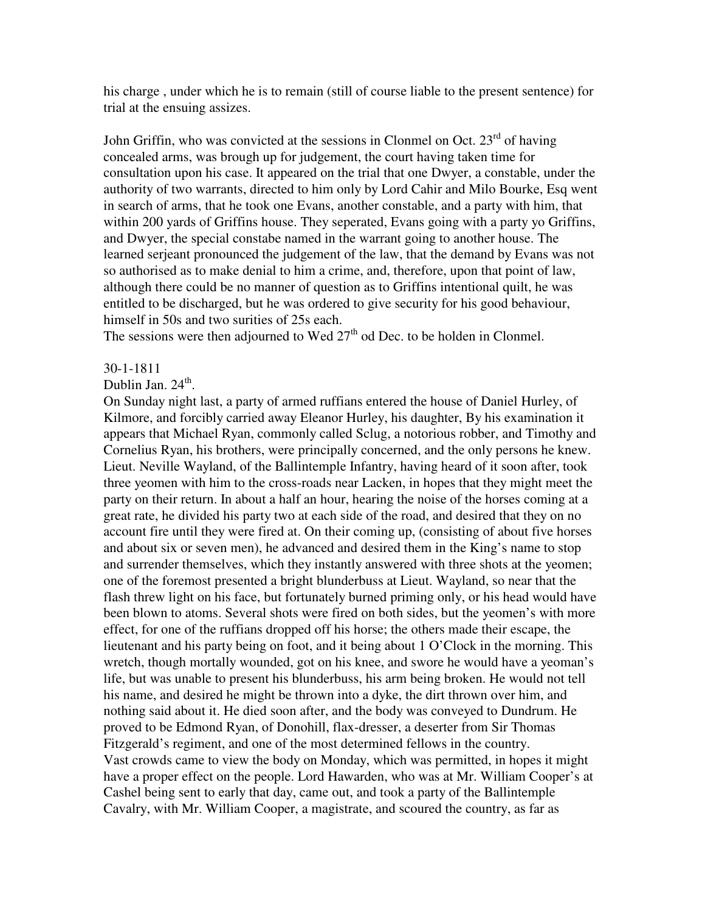his charge , under which he is to remain (still of course liable to the present sentence) for trial at the ensuing assizes.

John Griffin, who was convicted at the sessions in Clonmel on Oct. 23rd of having concealed arms, was brough up for judgement, the court having taken time for consultation upon his case. It appeared on the trial that one Dwyer, a constable, under the authority of two warrants, directed to him only by Lord Cahir and Milo Bourke, Esq went in search of arms, that he took one Evans, another constable, and a party with him, that within 200 yards of Griffins house. They seperated, Evans going with a party yo Griffins, and Dwyer, the special constabe named in the warrant going to another house. The learned serjeant pronounced the judgement of the law, that the demand by Evans was not so authorised as to make denial to him a crime, and, therefore, upon that point of law, although there could be no manner of question as to Griffins intentional quilt, he was entitled to be discharged, but he was ordered to give security for his good behaviour, himself in 50s and two surities of 25s each.
The sessions were then adjourned to Wed 27th od Dec. to be holden in Clonmel.

30-1-1811
Dublin Jan. 24th.
On Sunday night last, a party of armed ruffians entered the house of Daniel Hurley, of Kilmore, and forcibly carried away Eleanor Hurley, his daughter, By his examination it appears that Michael Ryan, commonly called Sclug, a notorious robber, and Timothy and Cornelius Ryan, his brothers, were principally concerned, and the only persons he knew. Lieut. Neville Wayland, of the Ballintemple Infantry, having heard of it soon after, took three yeomen with him to the cross-roads near Lacken, in hopes that they might meet the party on their return. In about a half an hour, hearing the noise of the horses coming at a great rate, he divided his party two at each side of the road, and desired that they on no account fire until they were fired at. On their coming up, (consisting of about five horses and about six or seven men), he advanced and desired them in the King's name to stop and surrender themselves, which they instantly answered with three shots at the yeomen; one of the foremost presented a bright blunderbuss at Lieut. Wayland, so near that the flash threw light on his face, but fortunately burned priming only, or his head would have been blown to atoms. Several shots were fired on both sides, but the yeomen's with more effect, for one of the ruffians dropped off his horse; the others made their escape, the lieutenant and his party being on foot, and it being about 1 O'Clock in the morning. This wretch, though mortally wounded, got on his knee, and swore he would have a yeoman's life, but was unable to present his blunderbuss, his arm being broken. He would not tell his name, and desired he might be thrown into a dyke, the dirt thrown over him, and nothing said about it. He died soon after, and the body was conveyed to Dundrum. He proved to be Edmond Ryan, of Donohill, flax-dresser, a deserter from Sir Thomas Fitzgerald's regiment, and one of the most determined fellows in the country.
Vast crowds came to view the body on Monday, which was permitted, in hopes it might have a proper effect on the people. Lord Hawarden, who was at Mr. William Cooper's at Cashel being sent to early that day, came out, and took a party of the Ballintemple Cavalry, with Mr. William Cooper, a magistrate, and scoured the country, as far as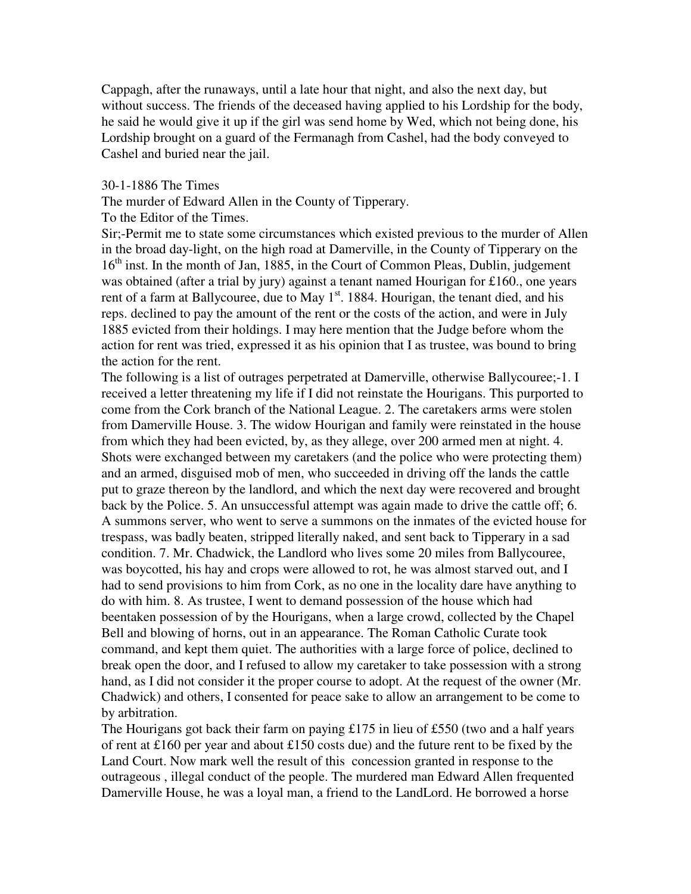Cappagh, after the runaways, until a late hour that night, and also the next day, but without success. The friends of the deceased having applied to his Lordship for the body, he said he would give it up if the girl was send home by Wed, which not being done, his Lordship brought on a guard of the Fermanagh from Cashel, had the body conveyed to Cashel and buried near the jail.

30-1-1886 The Times

The murder of Edward Allen in the County of Tipperary.

To the Editor of the Times.

Sir;-Permit me to state some circumstances which existed previous to the murder of Allen in the broad day-light, on the high road at Damerville, in the County of Tipperary on the 16th inst. In the month of Jan, 1885, in the Court of Common Pleas, Dublin, judgement was obtained (after a trial by jury) against a tenant named Hourigan for £160., one years rent of a farm at Ballycouree, due to May 1st. 1884. Hourigan, the tenant died, and his reps. declined to pay the amount of the rent or the costs of the action, and were in July 1885 evicted from their holdings. I may here mention that the Judge before whom the action for rent was tried, expressed it as his opinion that I as trustee, was bound to bring the action for the rent.

The following is a list of outrages perpetrated at Damerville, otherwise Ballycouree;-1. I received a letter threatening my life if I did not reinstate the Hourigans. This purported to come from the Cork branch of the National League. 2. The caretakers arms were stolen from Damerville House. 3. The widow Hourigan and family were reinstated in the house from which they had been evicted, by, as they allege, over 200 armed men at night. 4. Shots were exchanged between my caretakers (and the police who were protecting them) and an armed, disguised mob of men, who succeeded in driving off the lands the cattle put to graze thereon by the landlord, and which the next day were recovered and brought back by the Police. 5. An unsuccessful attempt was again made to drive the cattle off; 6. A summons server, who went to serve a summons on the inmates of the evicted house for trespass, was badly beaten, stripped literally naked, and sent back to Tipperary in a sad condition. 7. Mr. Chadwick, the Landlord who lives some 20 miles from Ballycouree, was boycotted, his hay and crops were allowed to rot, he was almost starved out, and I had to send provisions to him from Cork, as no one in the locality dare have anything to do with him. 8. As trustee, I went to demand possession of the house which had beentaken possession of by the Hourigans, when a large crowd, collected by the Chapel Bell and blowing of horns, out in an appearance. The Roman Catholic Curate took command, and kept them quiet. The authorities with a large force of police, declined to break open the door, and I refused to allow my caretaker to take possession with a strong hand, as I did not consider it the proper course to adopt. At the request of the owner (Mr. Chadwick) and others, I consented for peace sake to allow an arrangement to be come to by arbitration.

The Hourigans got back their farm on paying £175 in lieu of £550 (two and a half years of rent at £160 per year and about £150 costs due) and the future rent to be fixed by the Land Court. Now mark well the result of this concession granted in response to the outrageous , illegal conduct of the people. The murdered man Edward Allen frequented Damerville House, he was a loyal man, a friend to the LandLord. He borrowed a horse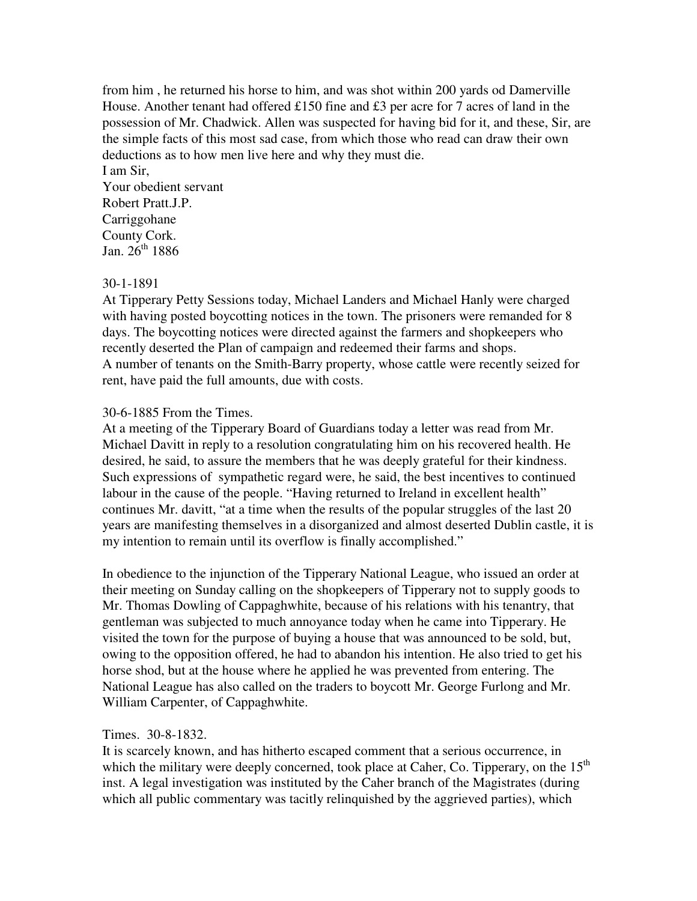from him , he returned his horse to him, and was shot within 200 yards od Damerville House. Another tenant had offered £150 fine and £3 per acre for 7 acres of land in the possession of Mr. Chadwick. Allen was suspected for having bid for it, and these, Sir, are the simple facts of this most sad case, from which those who read can draw their own deductions as to how men live here and why they must die.

I am Sir,
Your obedient servant
Robert Pratt.J.P.
Carriggohane
County Cork.
Jan. 26th 1886

30-1-1891
At Tipperary Petty Sessions today, Michael Landers and Michael Hanly were charged with having posted boycotting notices in the town. The prisoners were remanded for 8 days. The boycotting notices were directed against the farmers and shopkeepers who recently deserted the Plan of campaign and redeemed their farms and shops.
A number of tenants on the Smith-Barry property, whose cattle were recently seized for rent, have paid the full amounts, due with costs.

30-6-1885 From the Times.
At a meeting of the Tipperary Board of Guardians today a letter was read from Mr. Michael Davitt in reply to a resolution congratulating him on his recovered health. He desired, he said, to assure the members that he was deeply grateful for their kindness. Such expressions of sympathetic regard were, he said, the best incentives to continued labour in the cause of the people. "Having returned to Ireland in excellent health" continues Mr. davitt, "at a time when the results of the popular struggles of the last 20 years are manifesting themselves in a disorganized and almost deserted Dublin castle, it is my intention to remain until its overflow is finally accomplished."

In obedience to the injunction of the Tipperary National League, who issued an order at their meeting on Sunday calling on the shopkeepers of Tipperary not to supply goods to Mr. Thomas Dowling of Cappaghwhite, because of his relations with his tenantry, that gentleman was subjected to much annoyance today when he came into Tipperary. He visited the town for the purpose of buying a house that was announced to be sold, but, owing to the opposition offered, he had to abandon his intention. He also tried to get his horse shod, but at the house where he applied he was prevented from entering. The National League has also called on the traders to boycott Mr. George Furlong and Mr. William Carpenter, of Cappaghwhite.

Times. 30-8-1832.
It is scarcely known, and has hitherto escaped comment that a serious occurrence, in which the military were deeply concerned, took place at Caher, Co. Tipperary, on the 15th inst. A legal investigation was instituted by the Caher branch of the Magistrates (during which all public commentary was tacitly relinquished by the aggrieved parties), which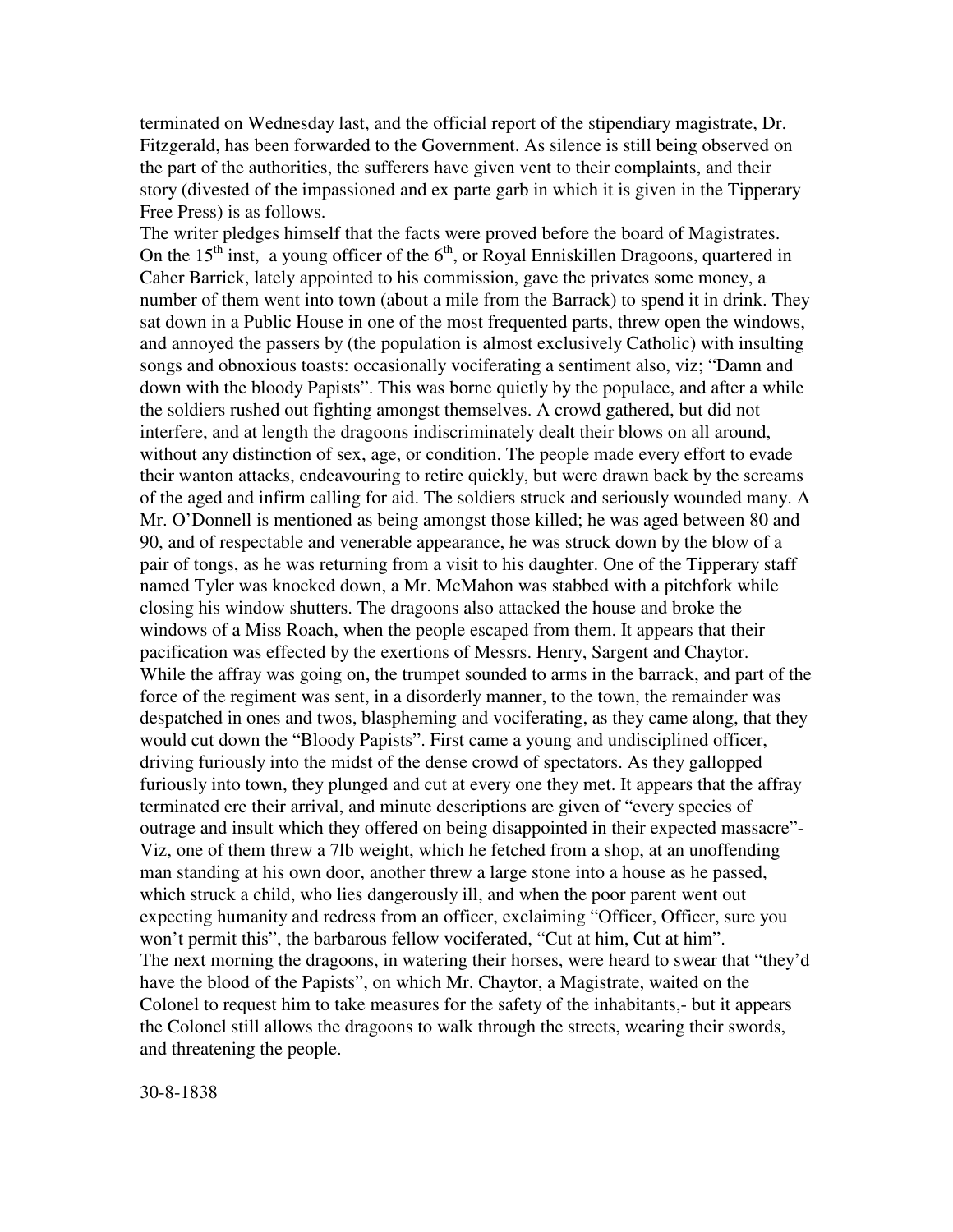terminated on Wednesday last, and the official report of the stipendiary magistrate, Dr. Fitzgerald, has been forwarded to the Government. As silence is still being observed on the part of the authorities, the sufferers have given vent to their complaints, and their story (divested of the impassioned and ex parte garb in which it is given in the Tipperary Free Press) is as follows.

The writer pledges himself that the facts were proved before the board of Magistrates. On the 15th inst, a young officer of the 6th, or Royal Enniskillen Dragoons, quartered in Caher Barrick, lately appointed to his commission, gave the privates some money, a number of them went into town (about a mile from the Barrack) to spend it in drink. They sat down in a Public House in one of the most frequented parts, threw open the windows, and annoyed the passers by (the population is almost exclusively Catholic) with insulting songs and obnoxious toasts: occasionally vociferating a sentiment also, viz; "Damn and down with the bloody Papists". This was borne quietly by the populace, and after a while the soldiers rushed out fighting amongst themselves. A crowd gathered, but did not interfere, and at length the dragoons indiscriminately dealt their blows on all around, without any distinction of sex, age, or condition. The people made every effort to evade their wanton attacks, endeavouring to retire quickly, but were drawn back by the screams of the aged and infirm calling for aid. The soldiers struck and seriously wounded many. A Mr. O'Donnell is mentioned as being amongst those killed; he was aged between 80 and 90, and of respectable and venerable appearance, he was struck down by the blow of a pair of tongs, as he was returning from a visit to his daughter. One of the Tipperary staff named Tyler was knocked down, a Mr. McMahon was stabbed with a pitchfork while closing his window shutters. The dragoons also attacked the house and broke the windows of a Miss Roach, when the people escaped from them. It appears that their pacification was effected by the exertions of Messrs. Henry, Sargent and Chaytor.

While the affray was going on, the trumpet sounded to arms in the barrack, and part of the force of the regiment was sent, in a disorderly manner, to the town, the remainder was despatched in ones and twos, blaspheming and vociferating, as they came along, that they would cut down the "Bloody Papists". First came a young and undisciplined officer, driving furiously into the midst of the dense crowd of spectators. As they gallopped furiously into town, they plunged and cut at every one they met. It appears that the affray terminated ere their arrival, and minute descriptions are given of "every species of outrage and insult which they offered on being disappointed in their expected massacre"- Viz, one of them threw a 7lb weight, which he fetched from a shop, at an unoffending man standing at his own door, another threw a large stone into a house as he passed, which struck a child, who lies dangerously ill, and when the poor parent went out expecting humanity and redress from an officer, exclaiming "Officer, Officer, sure you won't permit this", the barbarous fellow vociferated, "Cut at him, Cut at him".

The next morning the dragoons, in watering their horses, were heard to swear that "they'd have the blood of the Papists", on which Mr. Chaytor, a Magistrate, waited on the Colonel to request him to take measures for the safety of the inhabitants,- but it appears the Colonel still allows the dragoons to walk through the streets, wearing their swords, and threatening the people.

30-8-1838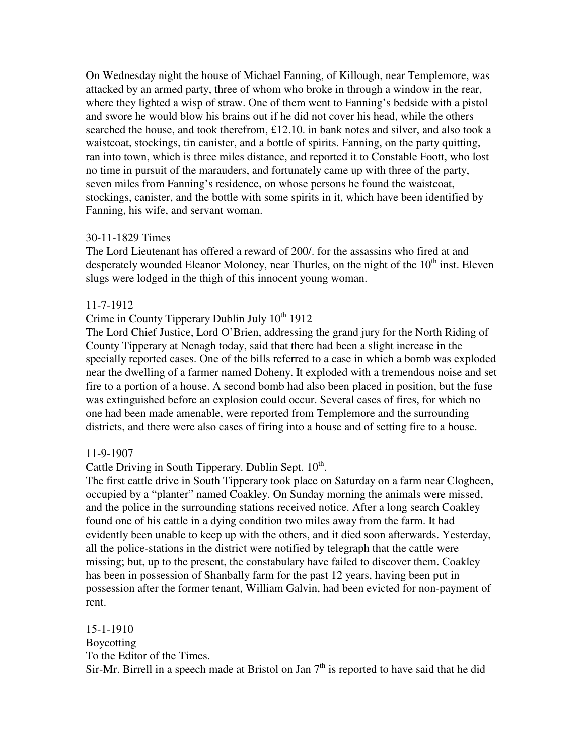On Wednesday night the house of Michael Fanning, of Killough, near Templemore, was attacked by an armed party, three of whom who broke in through a window in the rear, where they lighted a wisp of straw. One of them went to Fanning's bedside with a pistol and swore he would blow his brains out if he did not cover his head, while the others searched the house, and took therefrom, £12.10. in bank notes and silver, and also took a waistcoat, stockings, tin canister, and a bottle of spirits. Fanning, on the party quitting, ran into town, which is three miles distance, and reported it to Constable Foott, who lost no time in pursuit of the marauders, and fortunately came up with three of the party, seven miles from Fanning's residence, on whose persons he found the waistcoat, stockings, canister, and the bottle with some spirits in it, which have been identified by Fanning, his wife, and servant woman.

30-11-1829 Times

The Lord Lieutenant has offered a reward of 200/. for the assassins who fired at and desperately wounded Eleanor Moloney, near Thurles, on the night of the 10th inst. Eleven slugs were lodged in the thigh of this innocent young woman.

11-7-1912

Crime in County Tipperary Dublin July 10th 1912

The Lord Chief Justice, Lord O'Brien, addressing the grand jury for the North Riding of County Tipperary at Nenagh today, said that there had been a slight increase in the specially reported cases. One of the bills referred to a case in which a bomb was exploded near the dwelling of a farmer named Doheny. It exploded with a tremendous noise and set fire to a portion of a house. A second bomb had also been placed in position, but the fuse was extinguished before an explosion could occur. Several cases of fires, for which no one had been made amenable, were reported from Templemore and the surrounding districts, and there were also cases of firing into a house and of setting fire to a house.

11-9-1907

Cattle Driving in South Tipperary. Dublin Sept. 10th.

The first cattle drive in South Tipperary took place on Saturday on a farm near Clogheen, occupied by a "planter" named Coakley. On Sunday morning the animals were missed, and the police in the surrounding stations received notice. After a long search Coakley found one of his cattle in a dying condition two miles away from the farm. It had evidently been unable to keep up with the others, and it died soon afterwards. Yesterday, all the police-stations in the district were notified by telegraph that the cattle were missing; but, up to the present, the constabulary have failed to discover them. Coakley has been in possession of Shanbally farm for the past 12 years, having been put in possession after the former tenant, William Galvin, had been evicted for non-payment of rent.

15-1-1910

Boycotting

To the Editor of the Times.

Sir-Mr. Birrell in a speech made at Bristol on Jan 7th is reported to have said that he did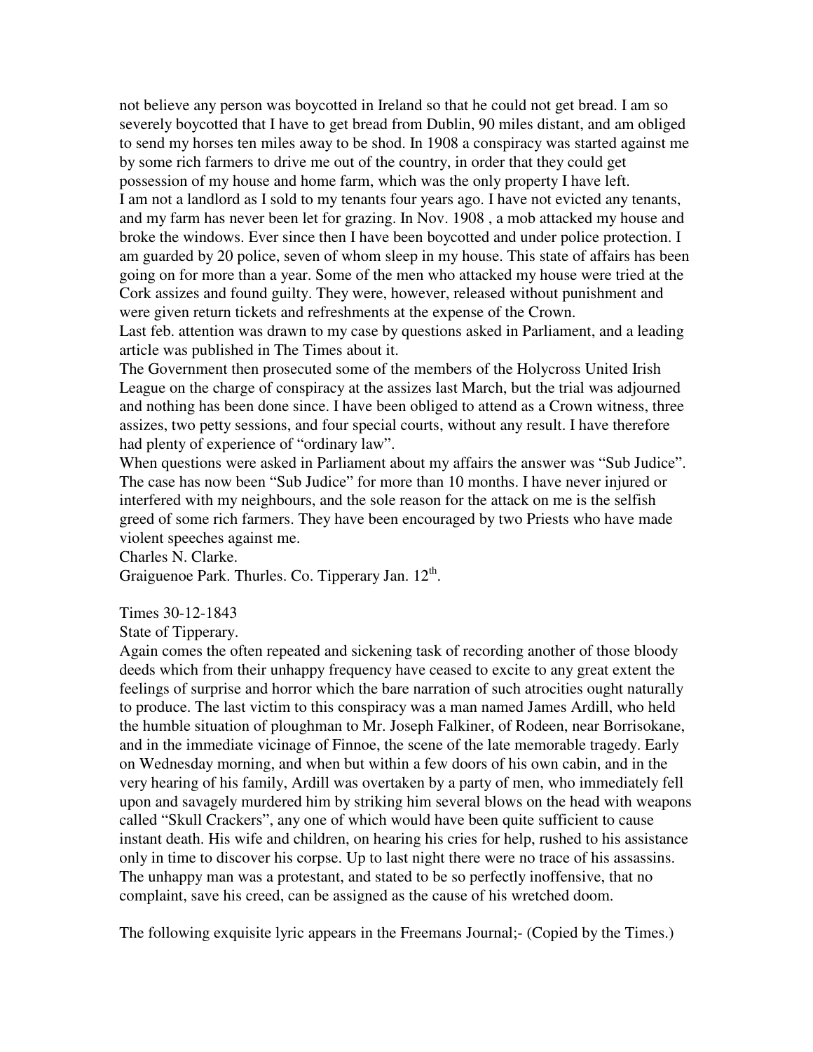not believe any person was boycotted in Ireland so that he could not get bread. I am so severely boycotted that I have to get bread from Dublin, 90 miles distant, and am obliged to send my horses ten miles away to be shod. In 1908 a conspiracy was started against me by some rich farmers to drive me out of the country, in order that they could get possession of my house and home farm, which was the only property I have left.
I am not a landlord as I sold to my tenants four years ago. I have not evicted any tenants, and my farm has never been let for grazing. In Nov. 1908 , a mob attacked my house and broke the windows. Ever since then I have been boycotted and under police protection. I am guarded by 20 police, seven of whom sleep in my house. This state of affairs has been going on for more than a year. Some of the men who attacked my house were tried at the Cork assizes and found guilty. They were, however, released without punishment and were given return tickets and refreshments at the expense of the Crown.
Last feb. attention was drawn to my case by questions asked in Parliament, and a leading article was published in The Times about it.
The Government then prosecuted some of the members of the Holycross United Irish League on the charge of conspiracy at the assizes last March, but the trial was adjourned and nothing has been done since. I have been obliged to attend as a Crown witness, three assizes, two petty sessions, and four special courts, without any result. I have therefore had plenty of experience of "ordinary law".
When questions were asked in Parliament about my affairs the answer was "Sub Judice". The case has now been "Sub Judice" for more than 10 months. I have never injured or interfered with my neighbours, and the sole reason for the attack on me is the selfish greed of some rich farmers. They have been encouraged by two Priests who have made violent speeches against me.
Charles N. Clarke.
Graiguenoe Park. Thurles. Co. Tipperary Jan. 12th.

Times 30-12-1843
State of Tipperary.
Again comes the often repeated and sickening task of recording another of those bloody deeds which from their unhappy frequency have ceased to excite to any great extent the feelings of surprise and horror which the bare narration of such atrocities ought naturally to produce. The last victim to this conspiracy was a man named James Ardill, who held the humble situation of ploughman to Mr. Joseph Falkiner, of Rodeen, near Borrisokane, and in the immediate vicinage of Finnoe, the scene of the late memorable tragedy. Early on Wednesday morning, and when but within a few doors of his own cabin, and in the very hearing of his family, Ardill was overtaken by a party of men, who immediately fell upon and savagely murdered him by striking him several blows on the head with weapons called "Skull Crackers", any one of which would have been quite sufficient to cause instant death. His wife and children, on hearing his cries for help, rushed to his assistance only in time to discover his corpse. Up to last night there were no trace of his assassins. The unhappy man was a protestant, and stated to be so perfectly inoffensive, that no complaint, save his creed, can be assigned as the cause of his wretched doom.

The following exquisite lyric appears in the Freemans Journal;- (Copied by the Times.)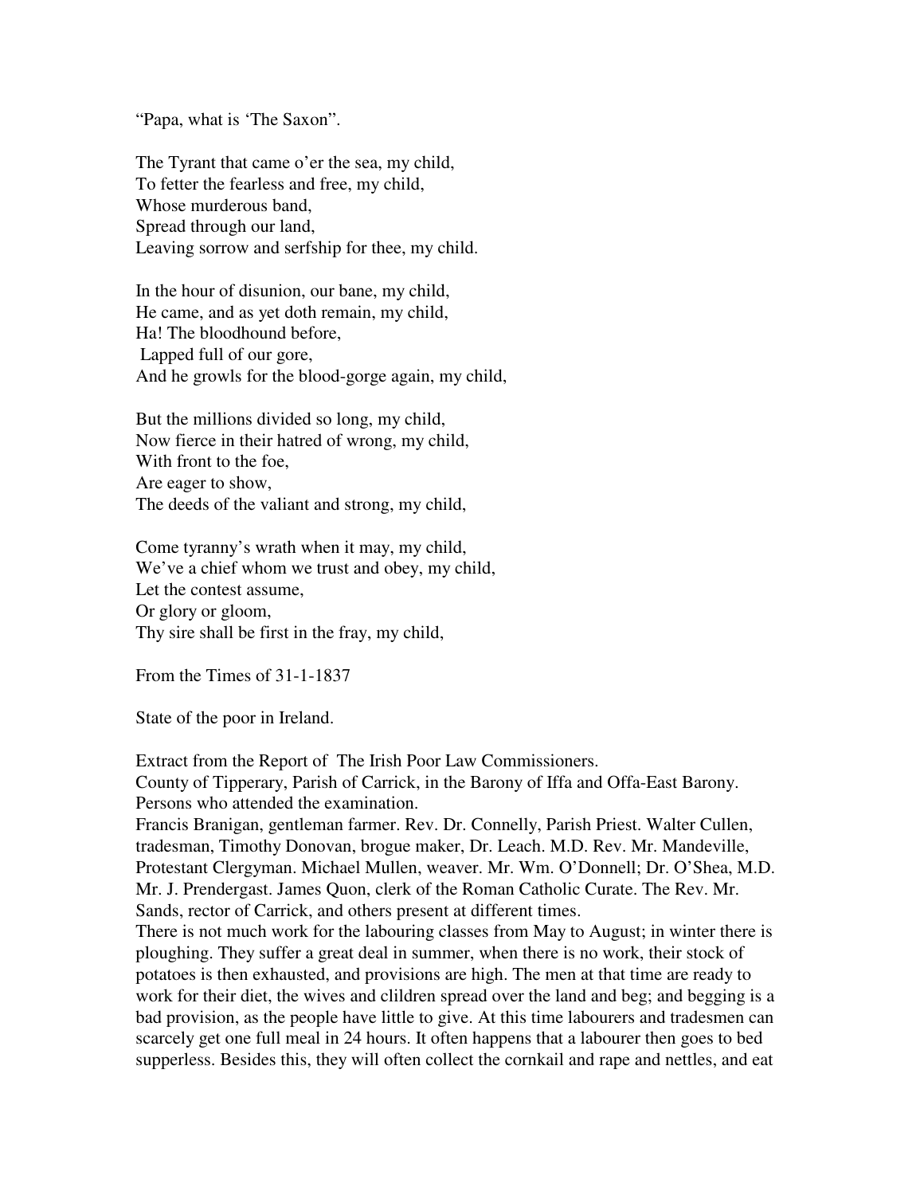"Papa, what is 'The Saxon".

The Tyrant that came o'er the sea, my child,
To fetter the fearless and free, my child,
Whose murderous band,
Spread through our land,
Leaving sorrow and serfship for thee, my child.

In the hour of disunion, our bane, my child,
He came, and as yet doth remain, my child,
Ha! The bloodhound before,
Lapped full of our gore,
And he growls for the blood-gorge again, my child,

But the millions divided so long, my child,
Now fierce in their hatred of wrong, my child,
With front to the foe,
Are eager to show,
The deeds of the valiant and strong, my child,

Come tyranny's wrath when it may, my child,
We've a chief whom we trust and obey, my child,
Let the contest assume,
Or glory or gloom,
Thy sire shall be first in the fray, my child,

From the Times of 31-1-1837

State of the poor in Ireland.

Extract from the Report of The Irish Poor Law Commissioners.
County of Tipperary, Parish of Carrick, in the Barony of Iffa and Offa-East Barony.
Persons who attended the examination.
Francis Branigan, gentleman farmer. Rev. Dr. Connelly, Parish Priest. Walter Cullen, tradesman, Timothy Donovan, brogue maker, Dr. Leach. M.D. Rev. Mr. Mandeville, Protestant Clergyman. Michael Mullen, weaver. Mr. Wm. O'Donnell; Dr. O'Shea, M.D. Mr. J. Prendergast. James Quon, clerk of the Roman Catholic Curate. The Rev. Mr. Sands, rector of Carrick, and others present at different times.
There is not much work for the labouring classes from May to August; in winter there is ploughing. They suffer a great deal in summer, when there is no work, their stock of potatoes is then exhausted, and provisions are high. The men at that time are ready to work for their diet, the wives and clildren spread over the land and beg; and begging is a bad provision, as the people have little to give. At this time labourers and tradesmen can scarcely get one full meal in 24 hours. It often happens that a labourer then goes to bed supperless. Besides this, they will often collect the cornkail and rape and nettles, and eat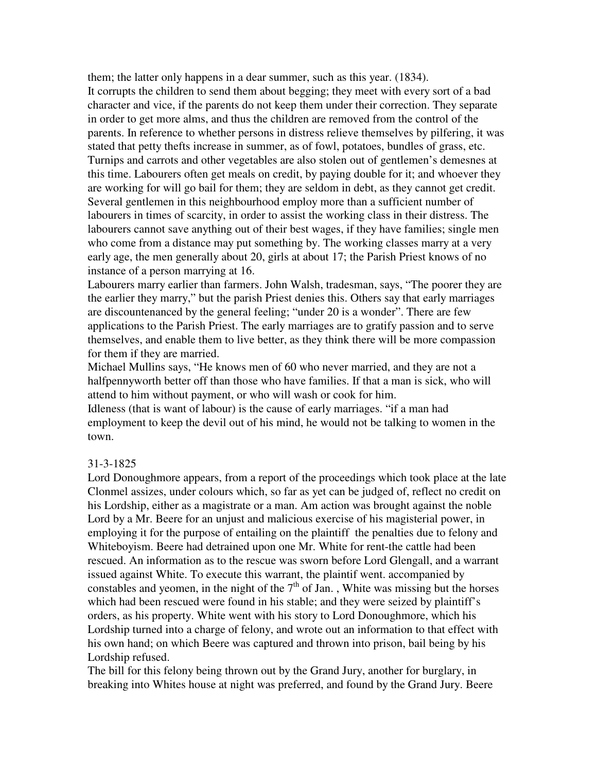them; the latter only happens in a dear summer, such as this year. (1834).

It corrupts the children to send them about begging; they meet with every sort of a bad character and vice, if the parents do not keep them under their correction. They separate in order to get more alms, and thus the children are removed from the control of the parents. In reference to whether persons in distress relieve themselves by pilfering, it was stated that petty thefts increase in summer, as of fowl, potatoes, bundles of grass, etc. Turnips and carrots and other vegetables are also stolen out of gentlemen's demesnes at this time. Labourers often get meals on credit, by paying double for it; and whoever they are working for will go bail for them; they are seldom in debt, as they cannot get credit. Several gentlemen in this neighbourhood employ more than a sufficient number of labourers in times of scarcity, in order to assist the working class in their distress. The labourers cannot save anything out of their best wages, if they have families; single men who come from a distance may put something by. The working classes marry at a very early age, the men generally about 20, girls at about 17; the Parish Priest knows of no instance of a person marrying at 16.

Labourers marry earlier than farmers. John Walsh, tradesman, says, "The poorer they are the earlier they marry," but the parish Priest denies this. Others say that early marriages are discountenanced by the general feeling; "under 20 is a wonder". There are few applications to the Parish Priest. The early marriages are to gratify passion and to serve themselves, and enable them to live better, as they think there will be more compassion for them if they are married.

Michael Mullins says, "He knows men of 60 who never married, and they are not a halfpennyworth better off than those who have families. If that a man is sick, who will attend to him without payment, or who will wash or cook for him.

Idleness (that is want of labour) is the cause of early marriages. "if a man had employment to keep the devil out of his mind, he would not be talking to women in the town.

31-3-1825

Lord Donoughmore appears, from a report of the proceedings which took place at the late Clonmel assizes, under colours which, so far as yet can be judged of, reflect no credit on his Lordship, either as a magistrate or a man. Am action was brought against the noble Lord by a Mr. Beere for an unjust and malicious exercise of his magisterial power, in employing it for the purpose of entailing on the plaintiff the penalties due to felony and Whiteboyism. Beere had detrained upon one Mr. White for rent-the cattle had been rescued. An information as to the rescue was sworn before Lord Glengall, and a warrant issued against White. To execute this warrant, the plaintif went. accompanied by constables and yeomen, in the night of the 7th of Jan. , White was missing but the horses which had been rescued were found in his stable; and they were seized by plaintiff's orders, as his property. White went with his story to Lord Donoughmore, which his Lordship turned into a charge of felony, and wrote out an information to that effect with his own hand; on which Beere was captured and thrown into prison, bail being by his Lordship refused.

The bill for this felony being thrown out by the Grand Jury, another for burglary, in breaking into Whites house at night was preferred, and found by the Grand Jury. Beere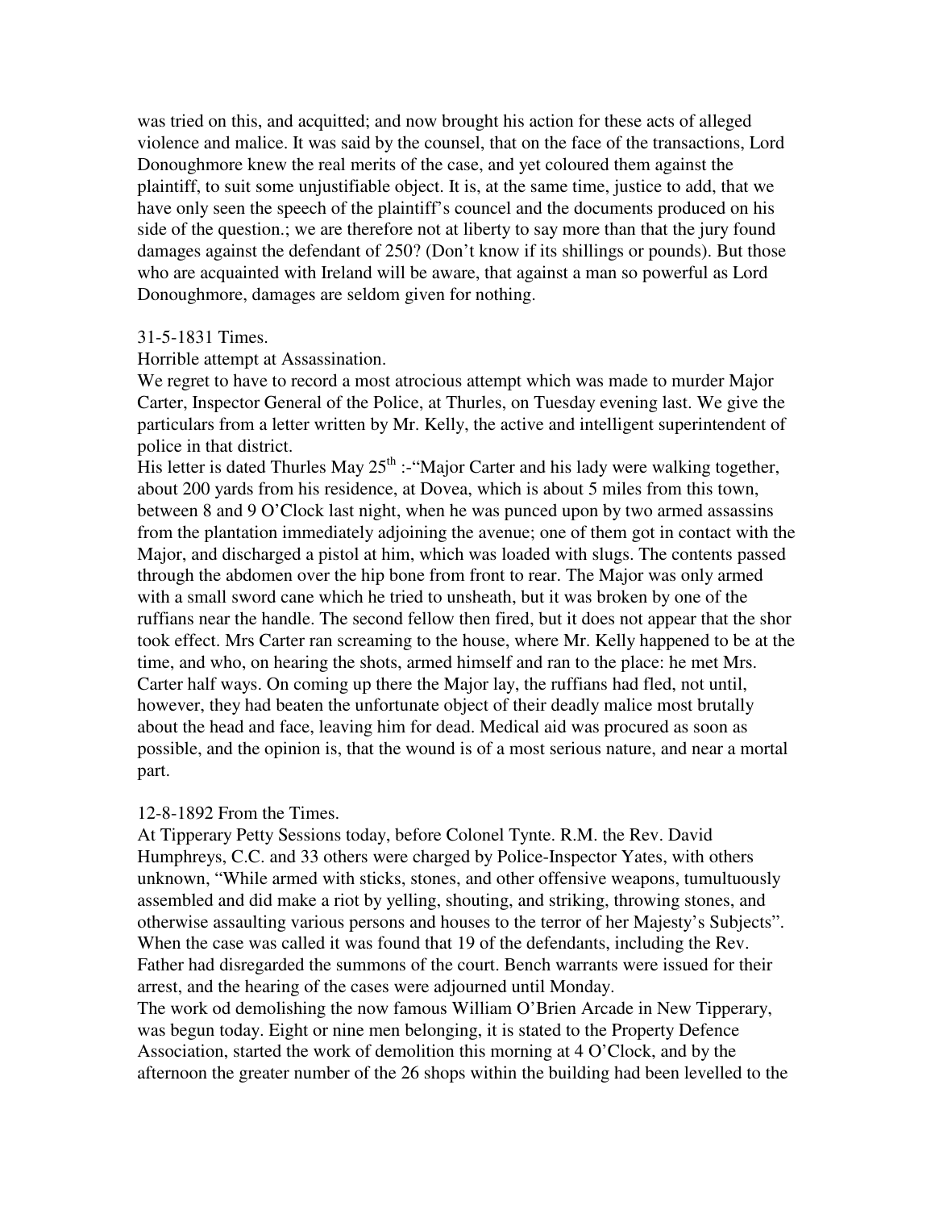was tried on this, and acquitted; and now brought his action for these acts of alleged violence and malice. It was said by the counsel, that on the face of the transactions, Lord Donoughmore knew the real merits of the case, and yet coloured them against the plaintiff, to suit some unjustifiable object. It is, at the same time, justice to add, that we have only seen the speech of the plaintiff's councel and the documents produced on his side of the question.; we are therefore not at liberty to say more than that the jury found damages against the defendant of 250? (Don't know if its shillings or pounds). But those who are acquainted with Ireland will be aware, that against a man so powerful as Lord Donoughmore, damages are seldom given for nothing.

31-5-1831 Times.

Horrible attempt at Assassination.

We regret to have to record a most atrocious attempt which was made to murder Major Carter, Inspector General of the Police, at Thurles, on Tuesday evening last. We give the particulars from a letter written by Mr. Kelly, the active and intelligent superintendent of police in that district.

His letter is dated Thurles May 25th :-"Major Carter and his lady were walking together, about 200 yards from his residence, at Dovea, which is about 5 miles from this town, between 8 and 9 O'Clock last night, when he was punced upon by two armed assassins from the plantation immediately adjoining the avenue; one of them got in contact with the Major, and discharged a pistol at him, which was loaded with slugs. The contents passed through the abdomen over the hip bone from front to rear. The Major was only armed with a small sword cane which he tried to unsheath, but it was broken by one of the ruffians near the handle. The second fellow then fired, but it does not appear that the shor took effect. Mrs Carter ran screaming to the house, where Mr. Kelly happened to be at the time, and who, on hearing the shots, armed himself and ran to the place: he met Mrs. Carter half ways. On coming up there the Major lay, the ruffians had fled, not until, however, they had beaten the unfortunate object of their deadly malice most brutally about the head and face, leaving him for dead. Medical aid was procured as soon as possible, and the opinion is, that the wound is of a most serious nature, and near a mortal part.

12-8-1892 From the Times.

At Tipperary Petty Sessions today, before Colonel Tynte. R.M. the Rev. David Humphreys, C.C. and 33 others were charged by Police-Inspector Yates, with others unknown, "While armed with sticks, stones, and other offensive weapons, tumultuously assembled and did make a riot by yelling, shouting, and striking, throwing stones, and otherwise assaulting various persons and houses to the terror of her Majesty's Subjects". When the case was called it was found that 19 of the defendants, including the Rev. Father had disregarded the summons of the court. Bench warrants were issued for their arrest, and the hearing of the cases were adjourned until Monday.

The work od demolishing the now famous William O'Brien Arcade in New Tipperary, was begun today. Eight or nine men belonging, it is stated to the Property Defence Association, started the work of demolition this morning at 4 O'Clock, and by the afternoon the greater number of the 26 shops within the building had been levelled to the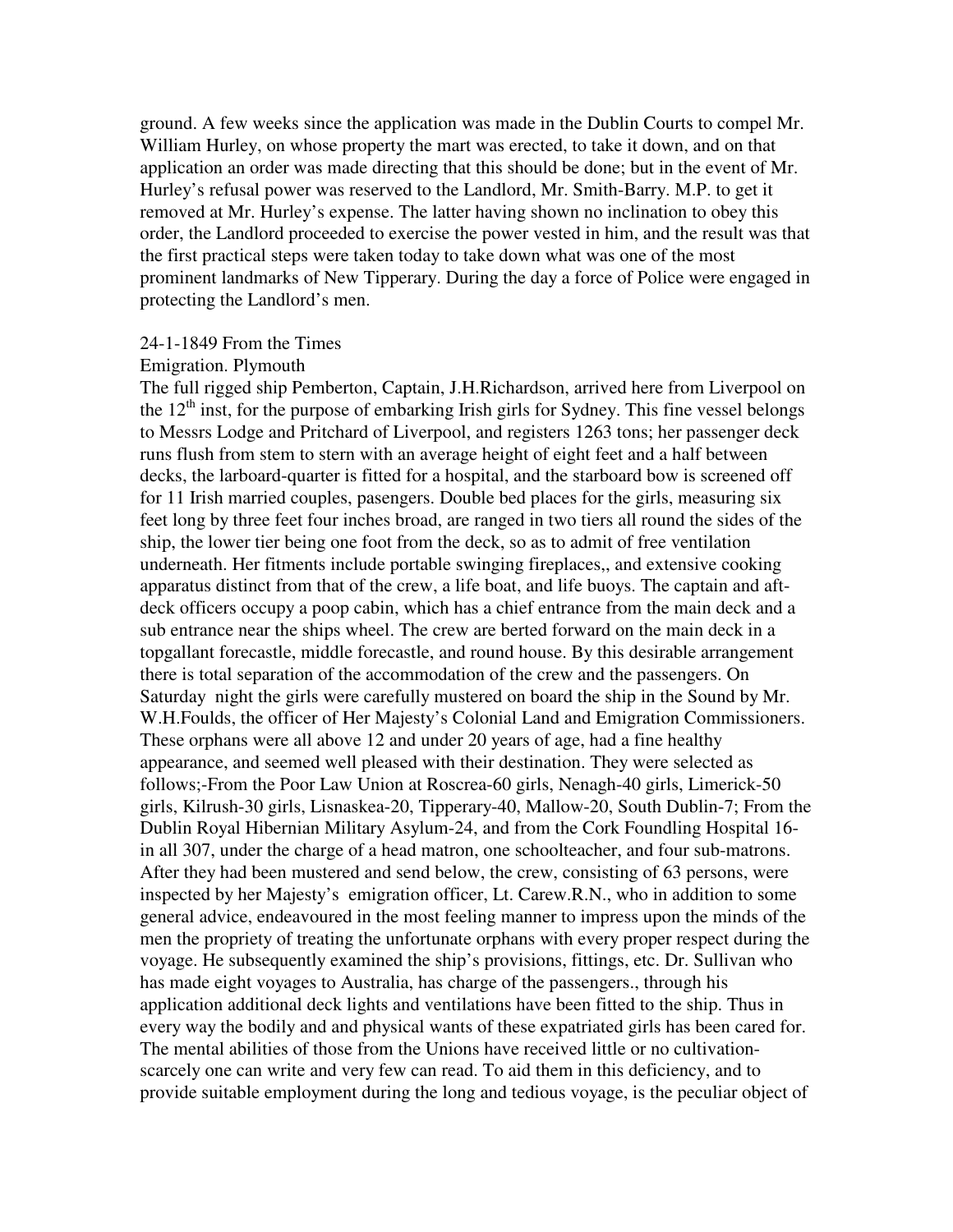ground. A few weeks since the application was made in the Dublin Courts to compel Mr. William Hurley, on whose property the mart was erected, to take it down, and on that application an order was made directing that this should be done; but in the event of Mr. Hurley's refusal power was reserved to the Landlord, Mr. Smith-Barry. M.P. to get it removed at Mr. Hurley's expense. The latter having shown no inclination to obey this order, the Landlord proceeded to exercise the power vested in him, and the result was that the first practical steps were taken today to take down what was one of the most prominent landmarks of New Tipperary. During the day a force of Police were engaged in protecting the Landlord's men.

24-1-1849 From the Times

Emigration. Plymouth

The full rigged ship Pemberton, Captain, J.H.Richardson, arrived here from Liverpool on the 12th inst, for the purpose of embarking Irish girls for Sydney. This fine vessel belongs to Messrs Lodge and Pritchard of Liverpool, and registers 1263 tons; her passenger deck runs flush from stem to stern with an average height of eight feet and a half between decks, the larboard-quarter is fitted for a hospital, and the starboard bow is screened off for 11 Irish married couples, pasengers. Double bed places for the girls, measuring six feet long by three feet four inches broad, are ranged in two tiers all round the sides of the ship, the lower tier being one foot from the deck, so as to admit of free ventilation underneath. Her fitments include portable swinging fireplaces,, and extensive cooking apparatus distinct from that of the crew, a life boat, and life buoys. The captain and aft-deck officers occupy a poop cabin, which has a chief entrance from the main deck and a sub entrance near the ships wheel. The crew are berted forward on the main deck in a topgallant forecastle, middle forecastle, and round house. By this desirable arrangement there is total separation of the accommodation of the crew and the passengers. On Saturday night the girls were carefully mustered on board the ship in the Sound by Mr. W.H.Foulds, the officer of Her Majesty's Colonial Land and Emigration Commissioners. These orphans were all above 12 and under 20 years of age, had a fine healthy appearance, and seemed well pleased with their destination. They were selected as follows;-From the Poor Law Union at Roscrea-60 girls, Nenagh-40 girls, Limerick-50 girls, Kilrush-30 girls, Lisnaskea-20, Tipperary-40, Mallow-20, South Dublin-7; From the Dublin Royal Hibernian Military Asylum-24, and from the Cork Foundling Hospital 16-in all 307, under the charge of a head matron, one schoolteacher, and four sub-matrons. After they had been mustered and send below, the crew, consisting of 63 persons, were inspected by her Majesty's emigration officer, Lt. Carew.R.N., who in addition to some general advice, endeavoured in the most feeling manner to impress upon the minds of the men the propriety of treating the unfortunate orphans with every proper respect during the voyage. He subsequently examined the ship's provisions, fittings, etc. Dr. Sullivan who has made eight voyages to Australia, has charge of the passengers., through his application additional deck lights and ventilations have been fitted to the ship. Thus in every way the bodily and and physical wants of these expatriated girls has been cared for. The mental abilities of those from the Unions have received little or no cultivation-scarcely one can write and very few can read. To aid them in this deficiency, and to provide suitable employment during the long and tedious voyage, is the peculiar object of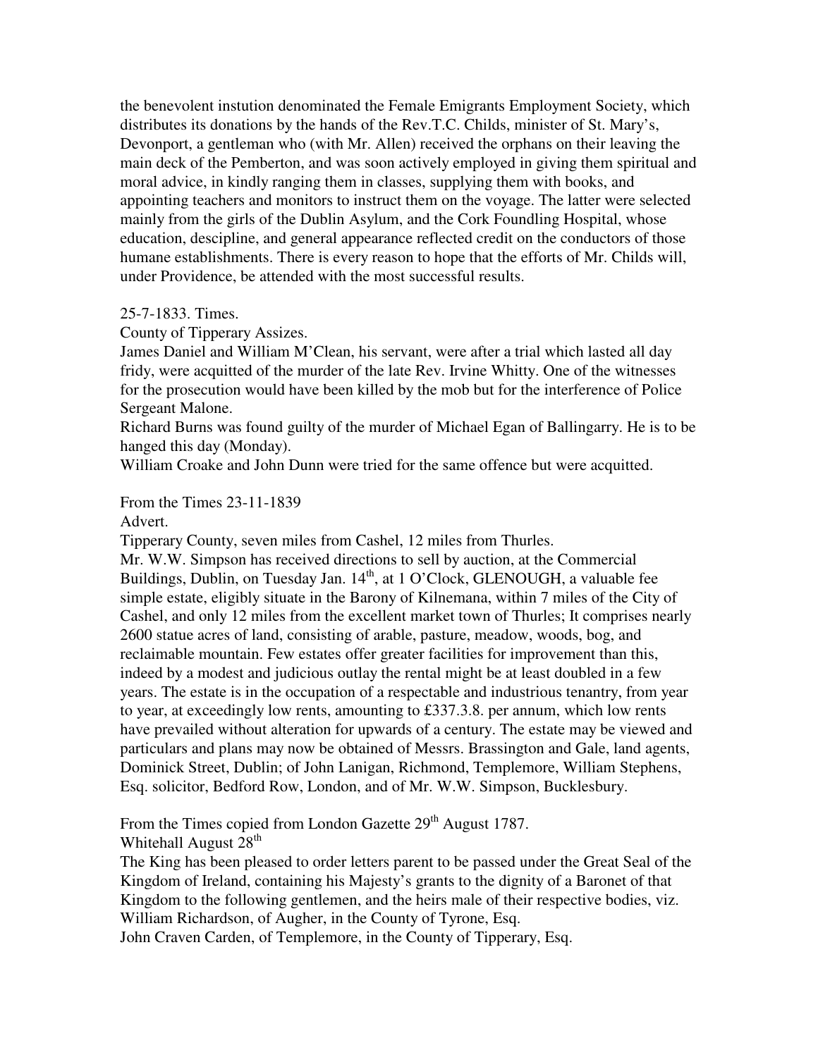the benevolent instution denominated the Female Emigrants Employment Society, which distributes its donations by the hands of the Rev.T.C. Childs, minister of St. Mary's, Devonport, a gentleman who (with Mr. Allen) received the orphans on their leaving the main deck of the Pemberton, and was soon actively employed in giving them spiritual and moral advice, in kindly ranging them in classes, supplying them with books, and appointing teachers and monitors to instruct them on the voyage. The latter were selected mainly from the girls of the Dublin Asylum, and the Cork Foundling Hospital, whose education, descipline, and general appearance reflected credit on the conductors of those humane establishments. There is every reason to hope that the efforts of Mr. Childs will, under Providence, be attended with the most successful results.

25-7-1833. Times.

County of Tipperary Assizes.

James Daniel and William M'Clean, his servant, were after a trial which lasted all day fridy, were acquitted of the murder of the late Rev. Irvine Whitty. One of the witnesses for the prosecution would have been killed by the mob but for the interference of Police Sergeant Malone.

Richard Burns was found guilty of the murder of Michael Egan of Ballingarry. He is to be hanged this day (Monday).

William Croake and John Dunn were tried for the same offence but were acquitted.

From the Times 23-11-1839

Advert.

Tipperary County, seven miles from Cashel, 12 miles from Thurles.

Mr. W.W. Simpson has received directions to sell by auction, at the Commercial Buildings, Dublin, on Tuesday Jan. 14th, at 1 O'Clock, GLENOUGH, a valuable fee simple estate, eligibly situate in the Barony of Kilnemana, within 7 miles of the City of Cashel, and only 12 miles from the excellent market town of Thurles; It comprises nearly 2600 statue acres of land, consisting of arable, pasture, meadow, woods, bog, and reclaimable mountain. Few estates offer greater facilities for improvement than this, indeed by a modest and judicious outlay the rental might be at least doubled in a few years. The estate is in the occupation of a respectable and industrious tenantry, from year to year, at exceedingly low rents, amounting to £337.3.8. per annum, which low rents have prevailed without alteration for upwards of a century. The estate may be viewed and particulars and plans may now be obtained of Messrs. Brassington and Gale, land agents, Dominick Street, Dublin; of John Lanigan, Richmond, Templemore, William Stephens, Esq. solicitor, Bedford Row, London, and of Mr. W.W. Simpson, Bucklesbury.

From the Times copied from London Gazette 29th August 1787.

Whitehall August 28th

The King has been pleased to order letters parent to be passed under the Great Seal of the Kingdom of Ireland, containing his Majesty's grants to the dignity of a Baronet of that Kingdom to the following gentlemen, and the heirs male of their respective bodies, viz.

William Richardson, of Augher, in the County of Tyrone, Esq.

John Craven Carden, of Templemore, in the County of Tipperary, Esq.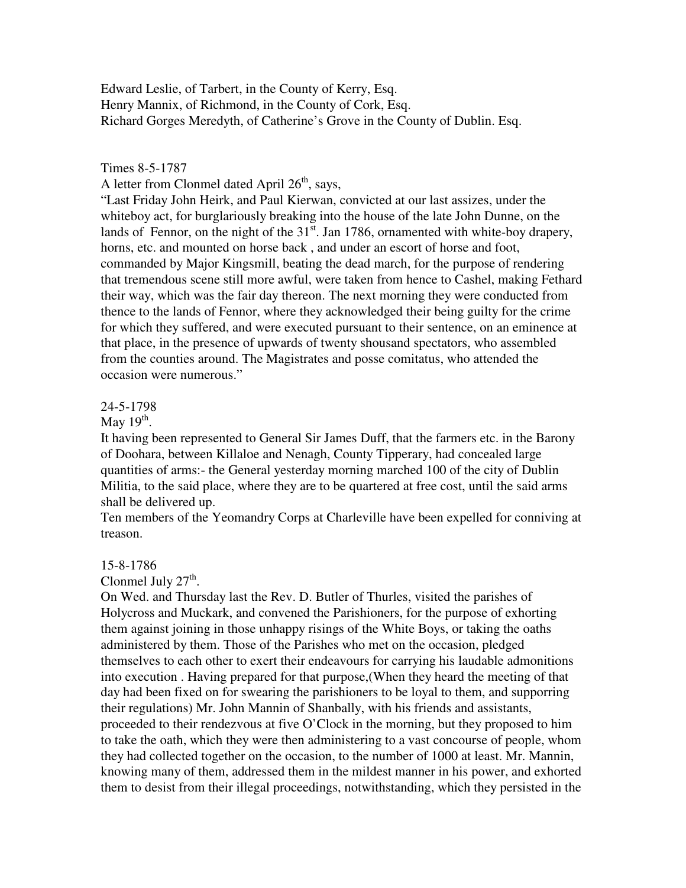Edward Leslie, of Tarbert, in the County of Kerry, Esq.
Henry Mannix, of Richmond, in the County of Cork, Esq.
Richard Gorges Meredyth, of Catherine's Grove in the County of Dublin. Esq.

Times 8-5-1787
A letter from Clonmel dated April 26th, says,
"Last Friday John Heirk, and Paul Kierwan, convicted at our last assizes, under the whiteboy act, for burglariously breaking into the house of the late John Dunne, on the lands of Fennor, on the night of the 31st. Jan 1786, ornamented with white-boy drapery, horns, etc. and mounted on horse back , and under an escort of horse and foot, commanded by Major Kingsmill, beating the dead march, for the purpose of rendering that tremendous scene still more awful, were taken from hence to Cashel, making Fethard their way, which was the fair day thereon. The next morning they were conducted from thence to the lands of Fennor, where they acknowledged their being guilty for the crime for which they suffered, and were executed pursuant to their sentence, on an eminence at that place, in the presence of upwards of twenty shousand spectators, who assembled from the counties around. The Magistrates and posse comitatus, who attended the occasion were numerous."

24-5-1798
May 19th.
It having been represented to General Sir James Duff, that the farmers etc. in the Barony of Doohara, between Killaloe and Nenagh, County Tipperary, had concealed large quantities of arms:- the General yesterday morning marched 100 of the city of Dublin Militia, to the said place, where they are to be quartered at free cost, until the said arms shall be delivered up.
Ten members of the Yeomandry Corps at Charleville have been expelled for conniving at treason.

15-8-1786
Clonmel July 27th.
On Wed. and Thursday last the Rev. D. Butler of Thurles, visited the parishes of Holycross and Muckark, and convened the Parishioners, for the purpose of exhorting them against joining in those unhappy risings of the White Boys, or taking the oaths administered by them. Those of the Parishes who met on the occasion, pledged themselves to each other to exert their endeavours for carrying his laudable admonitions into execution . Having prepared for that purpose,(When they heard the meeting of that day had been fixed on for swearing the parishioners to be loyal to them, and supporring their regulations) Mr. John Mannin of Shanbally, with his friends and assistants, proceeded to their rendezvous at five O'Clock in the morning, but they proposed to him to take the oath, which they were then administering to a vast concourse of people, whom they had collected together on the occasion, to the number of 1000 at least. Mr. Mannin, knowing many of them, addressed them in the mildest manner in his power, and exhorted them to desist from their illegal proceedings, notwithstanding, which they persisted in the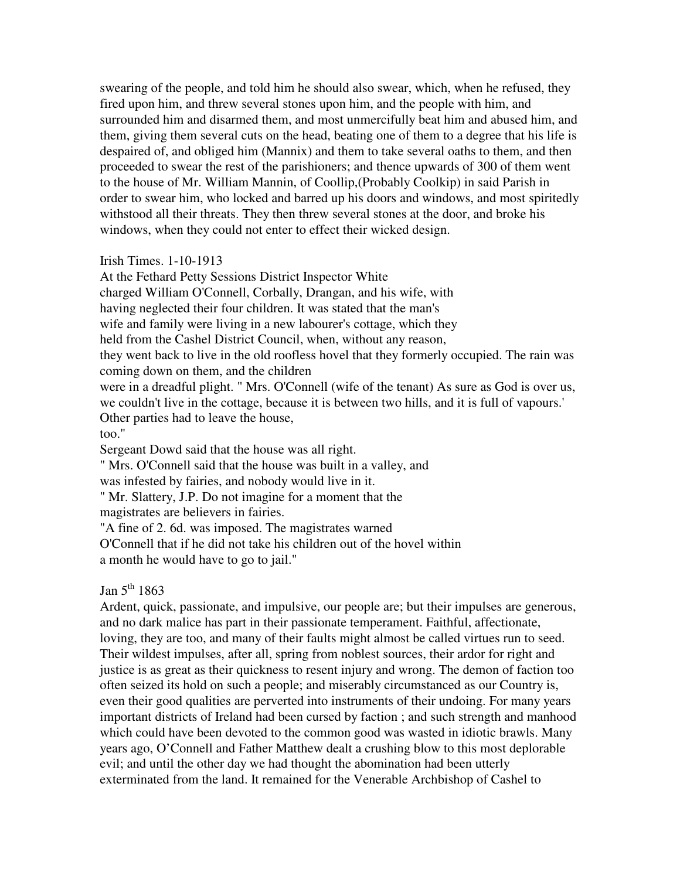swearing of the people, and told him he should also swear, which, when he refused, they fired upon him, and threw several stones upon him, and the people with him, and surrounded him and disarmed them, and most unmercifully beat him and abused him, and them, giving them several cuts on the head, beating one of them to a degree that his life is despaired of, and obliged him (Mannix) and them to take several oaths to them, and then proceeded to swear the rest of the parishioners; and thence upwards of 300 of them went to the house of Mr. William Mannin, of Coollip,(Probably Coolkip) in said Parish in order to swear him, who locked and barred up his doors and windows, and most spiritedly withstood all their threats. They then threw several stones at the door, and broke his windows, when they could not enter to effect their wicked design.

Irish Times. 1-10-1913
At the Fethard Petty Sessions District Inspector White
charged William O'Connell, Corbally, Drangan, and his wife, with
having neglected their four children. It was stated that the man's
wife and family were living in a new labourer's cottage, which they
held from the Cashel District Council, when, without any reason,
they went back to live in the old roofless hovel that they formerly occupied. The rain was coming down on them, and the children
were in a dreadful plight. " Mrs. O'Connell (wife of the tenant) As sure as God is over us, we couldn't live in the cottage, because it is between two hills, and it is full of vapours.' Other parties had to leave the house,
too."
Sergeant Dowd said that the house was all right.
" Mrs. O'Connell said that the house was built in a valley, and
was infested by fairies, and nobody would live in it.
" Mr. Slattery, J.P. Do not imagine for a moment that the
magistrates are believers in fairies.
"A fine of 2. 6d. was imposed. The magistrates warned
O'Connell that if he did not take his children out of the hovel within
a month he would have to go to jail."

Jan 5th 1863
Ardent, quick, passionate, and impulsive, our people are; but their impulses are generous, and no dark malice has part in their passionate temperament. Faithful, affectionate, loving, they are too, and many of their faults might almost be called virtues run to seed. Their wildest impulses, after all, spring from noblest sources, their ardor for right and justice is as great as their quickness to resent injury and wrong. The demon of faction too often seized its hold on such a people; and miserably circumstanced as our Country is, even their good qualities are perverted into instruments of their undoing. For many years important districts of Ireland had been cursed by faction ; and such strength and manhood which could have been devoted to the common good was wasted in idiotic brawls. Many years ago, O'Connell and Father Matthew dealt a crushing blow to this most deplorable evil; and until the other day we had thought the abomination had been utterly exterminated from the land. It remained for the Venerable Archbishop of Cashel to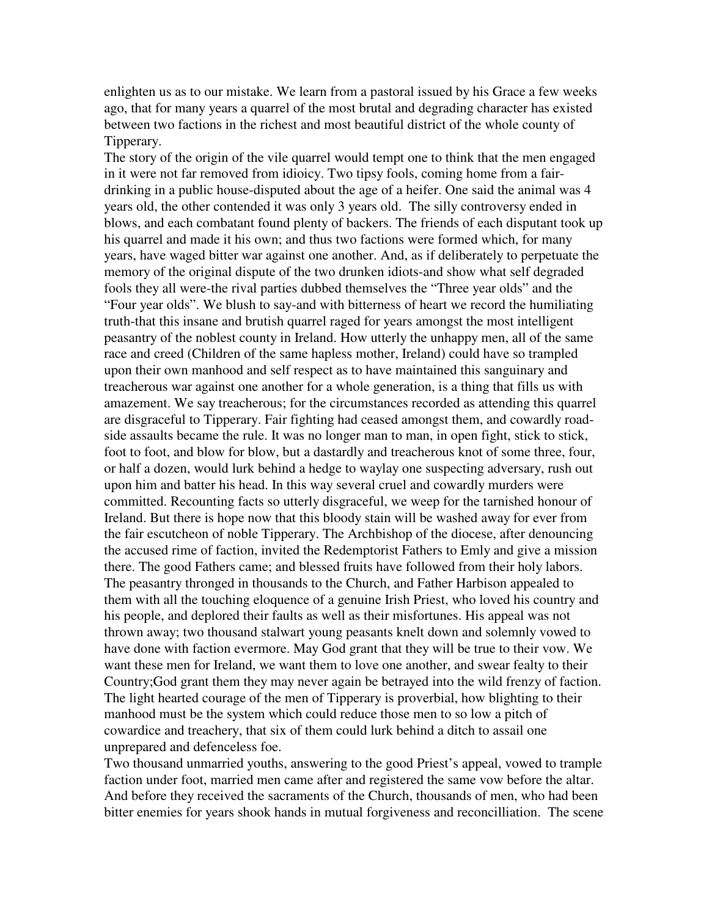enlighten us as to our mistake. We learn from a pastoral issued by his Grace a few weeks ago, that for many years a quarrel of the most brutal and degrading character has existed between two factions in the richest and most beautiful district of the whole county of Tipperary.

The story of the origin of the vile quarrel would tempt one to think that the men engaged in it were not far removed from idioicy. Two tipsy fools, coming home from a fair-drinking in a public house-disputed about the age of a heifer. One said the animal was 4 years old, the other contended it was only 3 years old. The silly controversy ended in blows, and each combatant found plenty of backers. The friends of each disputant took up his quarrel and made it his own; and thus two factions were formed which, for many years, have waged bitter war against one another. And, as if deliberately to perpetuate the memory of the original dispute of the two drunken idiots-and show what self degraded fools they all were-the rival parties dubbed themselves the "Three year olds" and the "Four year olds". We blush to say-and with bitterness of heart we record the humiliating truth-that this insane and brutish quarrel raged for years amongst the most intelligent peasantry of the noblest county in Ireland. How utterly the unhappy men, all of the same race and creed (Children of the same hapless mother, Ireland) could have so trampled upon their own manhood and self respect as to have maintained this sanguinary and treacherous war against one another for a whole generation, is a thing that fills us with amazement. We say treacherous; for the circumstances recorded as attending this quarrel are disgraceful to Tipperary. Fair fighting had ceased amongst them, and cowardly road-side assaults became the rule. It was no longer man to man, in open fight, stick to stick, foot to foot, and blow for blow, but a dastardly and treacherous knot of some three, four, or half a dozen, would lurk behind a hedge to waylay one suspecting adversary, rush out upon him and batter his head. In this way several cruel and cowardly murders were committed. Recounting facts so utterly disgraceful, we weep for the tarnished honour of Ireland. But there is hope now that this bloody stain will be washed away for ever from the fair escutcheon of noble Tipperary. The Archbishop of the diocese, after denouncing the accused rime of faction, invited the Redemptorist Fathers to Emly and give a mission there. The good Fathers came; and blessed fruits have followed from their holy labors. The peasantry thronged in thousands to the Church, and Father Harbison appealed to them with all the touching eloquence of a genuine Irish Priest, who loved his country and his people, and deplored their faults as well as their misfortunes. His appeal was not thrown away; two thousand stalwart young peasants knelt down and solemnly vowed to have done with faction evermore. May God grant that they will be true to their vow. We want these men for Ireland, we want them to love one another, and swear fealty to their Country;God grant them they may never again be betrayed into the wild frenzy of faction. The light hearted courage of the men of Tipperary is proverbial, how blighting to their manhood must be the system which could reduce those men to so low a pitch of cowardice and treachery, that six of them could lurk behind a ditch to assail one unprepared and defenceless foe.

Two thousand unmarried youths, answering to the good Priest's appeal, vowed to trample faction under foot, married men came after and registered the same vow before the altar. And before they received the sacraments of the Church, thousands of men, who had been bitter enemies for years shook hands in mutual forgiveness and reconcilliation. The scene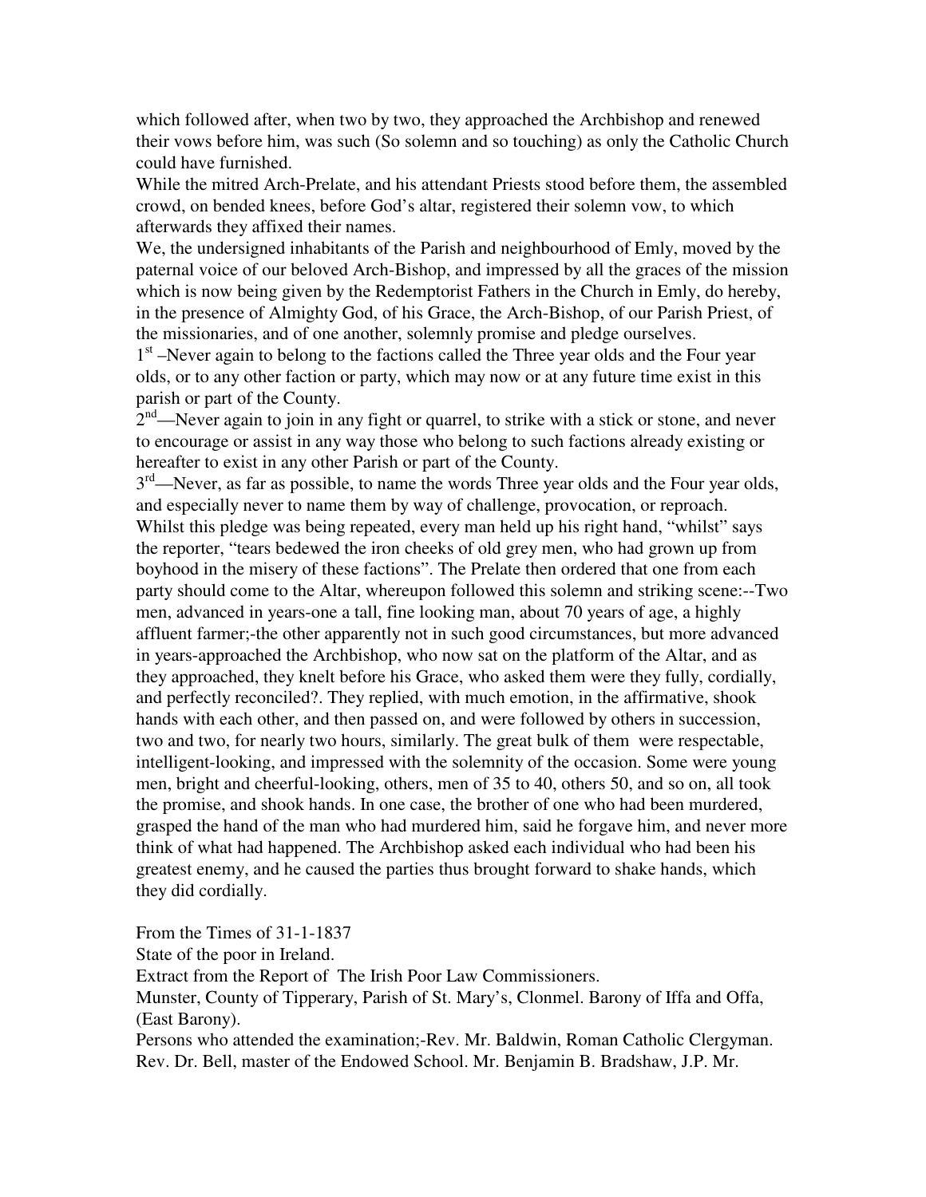which followed after, when two by two, they approached the Archbishop and renewed their vows before him, was such (So solemn and so touching) as only the Catholic Church could have furnished.

While the mitred Arch-Prelate, and his attendant Priests stood before them, the assembled crowd, on bended knees, before God's altar, registered their solemn vow, to which afterwards they affixed their names.

We, the undersigned inhabitants of the Parish and neighbourhood of Emly, moved by the paternal voice of our beloved Arch-Bishop, and impressed by all the graces of the mission which is now being given by the Redemptorist Fathers in the Church in Emly, do hereby, in the presence of Almighty God, of his Grace, the Arch-Bishop, of our Parish Priest, of the missionaries, and of one another, solemnly promise and pledge ourselves.

1st –Never again to belong to the factions called the Three year olds and the Four year olds, or to any other faction or party, which may now or at any future time exist in this parish or part of the County.

2nd—Never again to join in any fight or quarrel, to strike with a stick or stone, and never to encourage or assist in any way those who belong to such factions already existing or hereafter to exist in any other Parish or part of the County.

3rd—Never, as far as possible, to name the words Three year olds and the Four year olds, and especially never to name them by way of challenge, provocation, or reproach.

Whilst this pledge was being repeated, every man held up his right hand, "whilst" says the reporter, "tears bedewed the iron cheeks of old grey men, who had grown up from boyhood in the misery of these factions". The Prelate then ordered that one from each party should come to the Altar, whereupon followed this solemn and striking scene:--Two men, advanced in years-one a tall, fine looking man, about 70 years of age, a highly affluent farmer;-the other apparently not in such good circumstances, but more advanced in years-approached the Archbishop, who now sat on the platform of the Altar, and as they approached, they knelt before his Grace, who asked them were they fully, cordially, and perfectly reconciled?. They replied, with much emotion, in the affirmative, shook hands with each other, and then passed on, and were followed by others in succession, two and two, for nearly two hours, similarly. The great bulk of them were respectable, intelligent-looking, and impressed with the solemnity of the occasion. Some were young men, bright and cheerful-looking, others, men of 35 to 40, others 50, and so on, all took the promise, and shook hands. In one case, the brother of one who had been murdered, grasped the hand of the man who had murdered him, said he forgave him, and never more think of what had happened. The Archbishop asked each individual who had been his greatest enemy, and he caused the parties thus brought forward to shake hands, which they did cordially.

From the Times of 31-1-1837

State of the poor in Ireland.

Extract from the Report of The Irish Poor Law Commissioners.

Munster, County of Tipperary, Parish of St. Mary's, Clonmel. Barony of Iffa and Offa, (East Barony).

Persons who attended the examination;-Rev. Mr. Baldwin, Roman Catholic Clergyman. Rev. Dr. Bell, master of the Endowed School. Mr. Benjamin B. Bradshaw, J.P. Mr.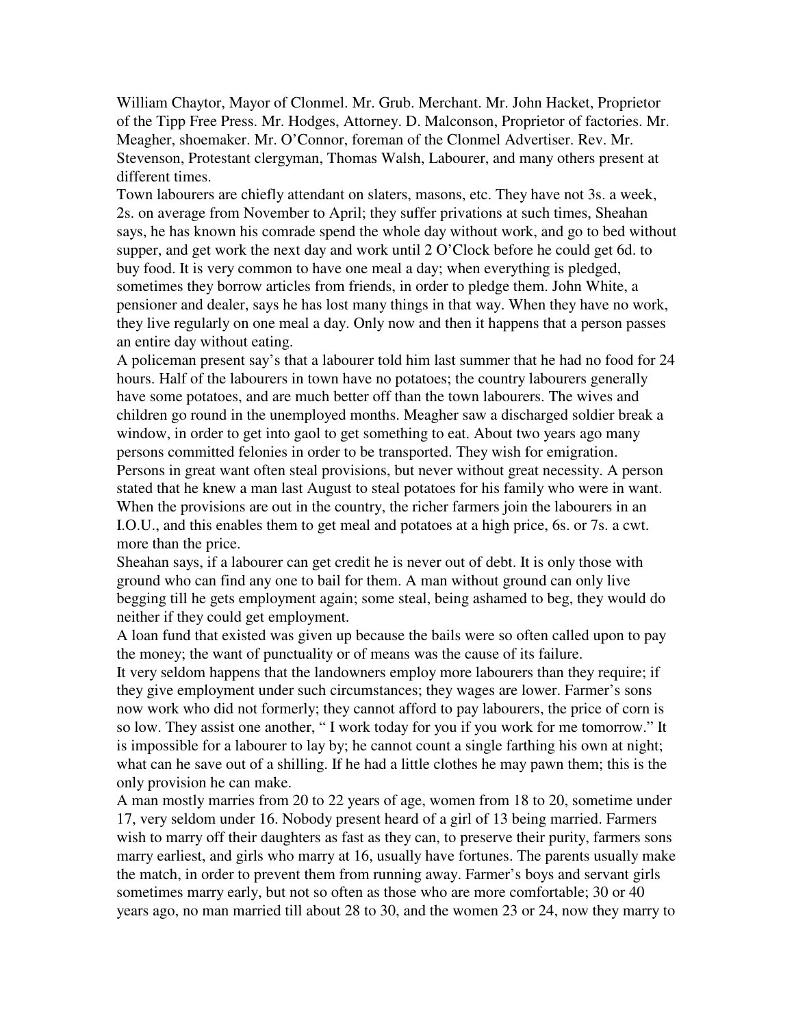William Chaytor, Mayor of Clonmel. Mr. Grub. Merchant. Mr. John Hacket, Proprietor of the Tipp Free Press. Mr. Hodges, Attorney. D. Malconson, Proprietor of factories. Mr. Meagher, shoemaker. Mr. O'Connor, foreman of the Clonmel Advertiser. Rev. Mr. Stevenson, Protestant clergyman, Thomas Walsh, Labourer, and many others present at different times.

Town labourers are chiefly attendant on slaters, masons, etc. They have not 3s. a week, 2s. on average from November to April; they suffer privations at such times, Sheahan says, he has known his comrade spend the whole day without work, and go to bed without supper, and get work the next day and work until 2 O'Clock before he could get 6d. to buy food. It is very common to have one meal a day; when everything is pledged, sometimes they borrow articles from friends, in order to pledge them. John White, a pensioner and dealer, says he has lost many things in that way. When they have no work, they live regularly on one meal a day. Only now and then it happens that a person passes an entire day without eating.

A policeman present say's that a labourer told him last summer that he had no food for 24 hours. Half of the labourers in town have no potatoes; the country labourers generally have some potatoes, and are much better off than the town labourers. The wives and children go round in the unemployed months. Meagher saw a discharged soldier break a window, in order to get into gaol to get something to eat. About two years ago many persons committed felonies in order to be transported. They wish for emigration. Persons in great want often steal provisions, but never without great necessity. A person stated that he knew a man last August to steal potatoes for his family who were in want. When the provisions are out in the country, the richer farmers join the labourers in an I.O.U., and this enables them to get meal and potatoes at a high price, 6s. or 7s. a cwt. more than the price.

Sheahan says, if a labourer can get credit he is never out of debt. It is only those with ground who can find any one to bail for them. A man without ground can only live begging till he gets employment again; some steal, being ashamed to beg, they would do neither if they could get employment.

A loan fund that existed was given up because the bails were so often called upon to pay the money; the want of punctuality or of means was the cause of its failure.

It very seldom happens that the landowners employ more labourers than they require; if they give employment under such circumstances; they wages are lower. Farmer's sons now work who did not formerly; they cannot afford to pay labourers, the price of corn is so low. They assist one another, " I work today for you if you work for me tomorrow." It is impossible for a labourer to lay by; he cannot count a single farthing his own at night; what can he save out of a shilling. If he had a little clothes he may pawn them; this is the only provision he can make.

A man mostly marries from 20 to 22 years of age, women from 18 to 20, sometime under 17, very seldom under 16. Nobody present heard of a girl of 13 being married. Farmers wish to marry off their daughters as fast as they can, to preserve their purity, farmers sons marry earliest, and girls who marry at 16, usually have fortunes. The parents usually make the match, in order to prevent them from running away. Farmer's boys and servant girls sometimes marry early, but not so often as those who are more comfortable; 30 or 40 years ago, no man married till about 28 to 30, and the women 23 or 24, now they marry to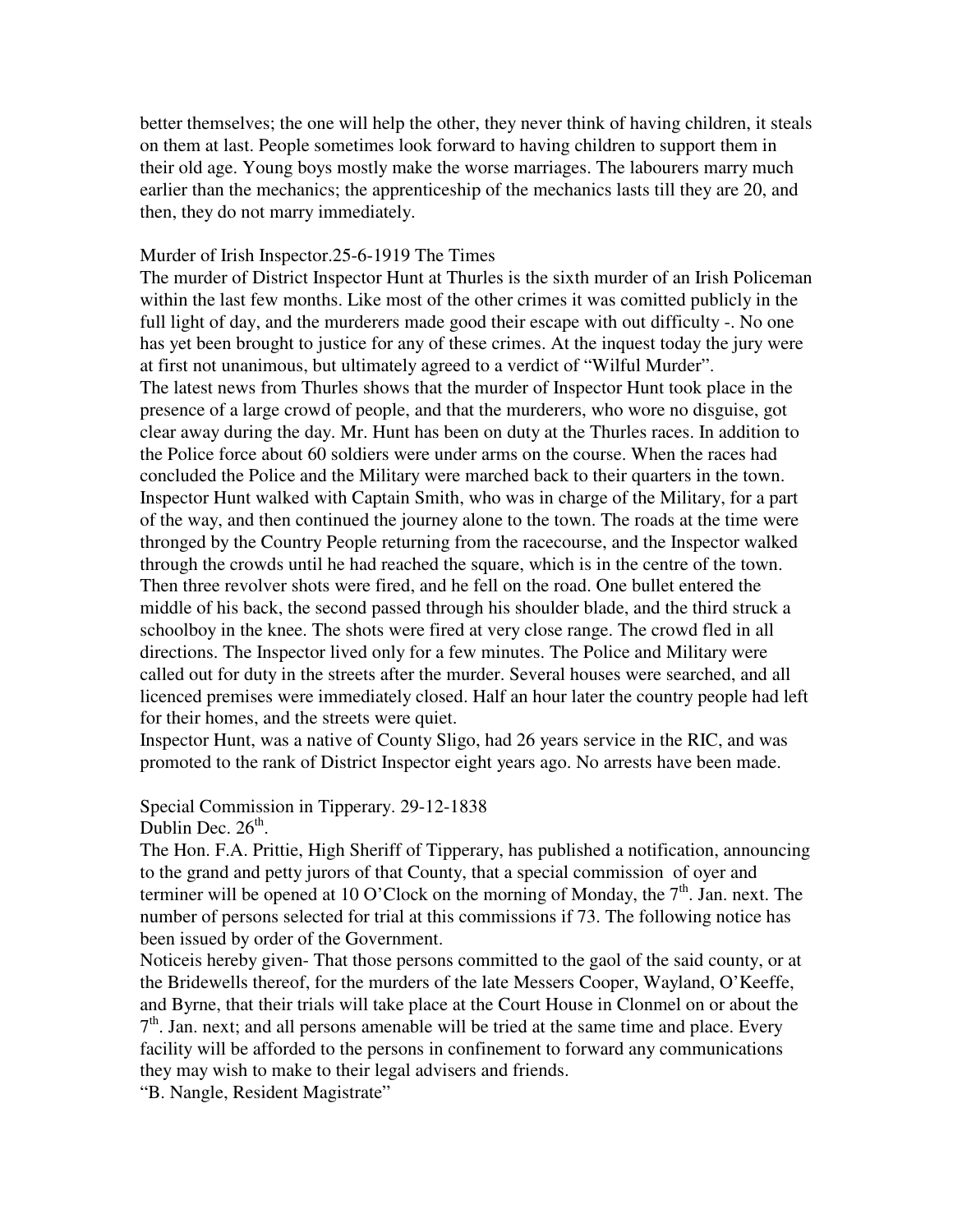better themselves; the one will help the other, they never think of having children, it steals on them at last. People sometimes look forward to having children to support them in their old age. Young boys mostly make the worse marriages. The labourers marry much earlier than the mechanics; the apprenticeship of the mechanics lasts till they are 20, and then, they do not marry immediately.

Murder of Irish Inspector.25-6-1919 The Times

The murder of District Inspector Hunt at Thurles is the sixth murder of an Irish Policeman within the last few months. Like most of the other crimes it was comitted publicly in the full light of day, and the murderers made good their escape with out difficulty -. No one has yet been brought to justice for any of these crimes. At the inquest today the jury were at first not unanimous, but ultimately agreed to a verdict of "Wilful Murder".

The latest news from Thurles shows that the murder of Inspector Hunt took place in the presence of a large crowd of people, and that the murderers, who wore no disguise, got clear away during the day. Mr. Hunt has been on duty at the Thurles races. In addition to the Police force about 60 soldiers were under arms on the course. When the races had concluded the Police and the Military were marched back to their quarters in the town. Inspector Hunt walked with Captain Smith, who was in charge of the Military, for a part of the way, and then continued the journey alone to the town. The roads at the time were thronged by the Country People returning from the racecourse, and the Inspector walked through the crowds until he had reached the square, which is in the centre of the town. Then three revolver shots were fired, and he fell on the road. One bullet entered the middle of his back, the second passed through his shoulder blade, and the third struck a schoolboy in the knee. The shots were fired at very close range. The crowd fled in all directions. The Inspector lived only for a few minutes. The Police and Military were called out for duty in the streets after the murder. Several houses were searched, and all licenced premises were immediately closed. Half an hour later the country people had left for their homes, and the streets were quiet.

Inspector Hunt, was a native of County Sligo, had 26 years service in the RIC, and was promoted to the rank of District Inspector eight years ago. No arrests have been made.

Special Commission in Tipperary. 29-12-1838

Dublin Dec. 26th.

The Hon. F.A. Prittie, High Sheriff of Tipperary, has published a notification, announcing to the grand and petty jurors of that County, that a special commission of oyer and terminer will be opened at 10 O'Clock on the morning of Monday, the 7th. Jan. next. The number of persons selected for trial at this commissions if 73. The following notice has been issued by order of the Government.

Noticeis hereby given- That those persons committed to the gaol of the said county, or at the Bridewells thereof, for the murders of the late Messers Cooper, Wayland, O'Keeffe, and Byrne, that their trials will take place at the Court House in Clonmel on or about the 7th. Jan. next; and all persons amenable will be tried at the same time and place. Every facility will be afforded to the persons in confinement to forward any communications they may wish to make to their legal advisers and friends.

"B. Nangle, Resident Magistrate"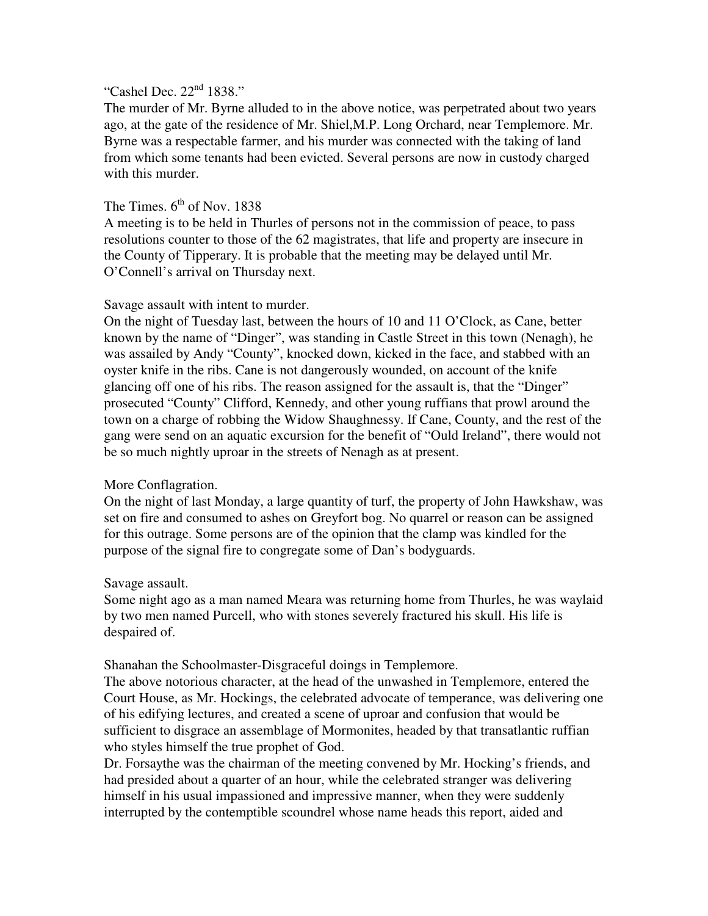"Cashel Dec. 22nd 1838."

The murder of Mr. Byrne alluded to in the above notice, was perpetrated about two years ago, at the gate of the residence of Mr. Shiel,M.P. Long Orchard, near Templemore. Mr. Byrne was a respectable farmer, and his murder was connected with the taking of land from which some tenants had been evicted. Several persons are now in custody charged with this murder.

The Times. 6th of Nov. 1838

A meeting is to be held in Thurles of persons not in the commission of peace, to pass resolutions counter to those of the 62 magistrates, that life and property are insecure in the County of Tipperary. It is probable that the meeting may be delayed until Mr. O'Connell's arrival on Thursday next.

Savage assault with intent to murder.

On the night of Tuesday last, between the hours of 10 and 11 O'Clock, as Cane, better known by the name of "Dinger", was standing in Castle Street in this town (Nenagh), he was assailed by Andy "County", knocked down, kicked in the face, and stabbed with an oyster knife in the ribs. Cane is not dangerously wounded, on account of the knife glancing off one of his ribs. The reason assigned for the assault is, that the "Dinger" prosecuted "County" Clifford, Kennedy, and other young ruffians that prowl around the town on a charge of robbing the Widow Shaughnessy. If Cane, County, and the rest of the gang were send on an aquatic excursion for the benefit of "Ould Ireland", there would not be so much nightly uproar in the streets of Nenagh as at present.

More Conflagration.

On the night of last Monday, a large quantity of turf, the property of John Hawkshaw, was set on fire and consumed to ashes on Greyfort bog. No quarrel or reason can be assigned for this outrage. Some persons are of the opinion that the clamp was kindled for the purpose of the signal fire to congregate some of Dan's bodyguards.

Savage assault.

Some night ago as a man named Meara was returning home from Thurles, he was waylaid by two men named Purcell, who with stones severely fractured his skull. His life is despaired of.

Shanahan the Schoolmaster-Disgraceful doings in Templemore.

The above notorious character, at the head of the unwashed in Templemore, entered the Court House, as Mr. Hockings, the celebrated advocate of temperance, was delivering one of his edifying lectures, and created a scene of uproar and confusion that would be sufficient to disgrace an assemblage of Mormonites, headed by that transatlantic ruffian who styles himself the true prophet of God.

Dr. Forsaythe was the chairman of the meeting convened by Mr. Hocking's friends, and had presided about a quarter of an hour, while the celebrated stranger was delivering himself in his usual impassioned and impressive manner, when they were suddenly interrupted by the contemptible scoundrel whose name heads this report, aided and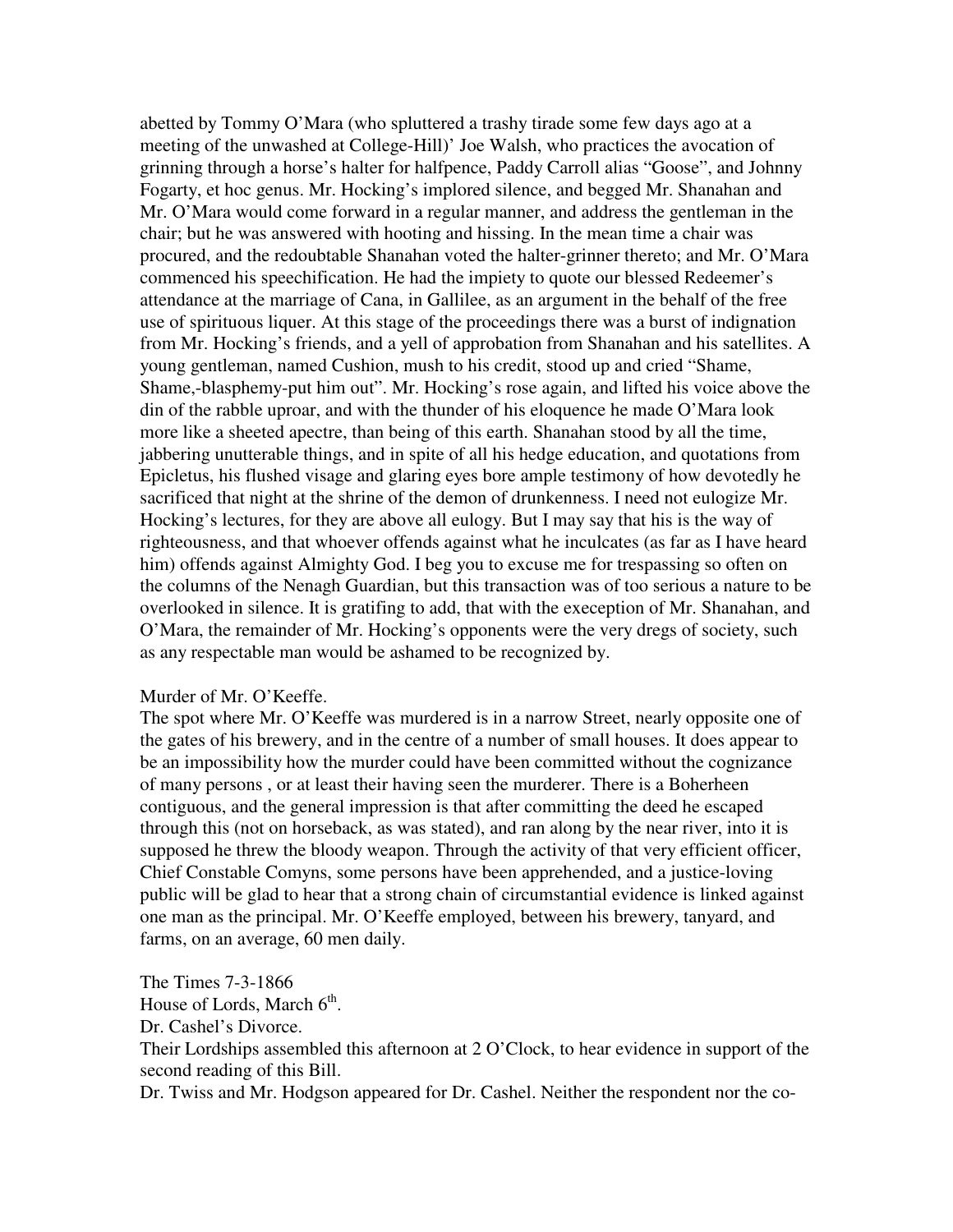abetted by Tommy O'Mara (who spluttered a trashy tirade some few days ago at a meeting of the unwashed at College-Hill)' Joe Walsh, who practices the avocation of grinning through a horse's halter for halfpence, Paddy Carroll alias "Goose", and Johnny Fogarty, et hoc genus. Mr. Hocking's implored silence, and begged Mr. Shanahan and Mr. O'Mara would come forward in a regular manner, and address the gentleman in the chair; but he was answered with hooting and hissing. In the mean time a chair was procured, and the redoubtable Shanahan voted the halter-grinner thereto; and Mr. O'Mara commenced his speechification. He had the impiety to quote our blessed Redeemer's attendance at the marriage of Cana, in Gallilee, as an argument in the behalf of the free use of spirituous liquer. At this stage of the proceedings there was a burst of indignation from Mr. Hocking's friends, and a yell of approbation from Shanahan and his satellites. A young gentleman, named Cushion, mush to his credit, stood up and cried "Shame, Shame,-blasphemy-put him out". Mr. Hocking's rose again, and lifted his voice above the din of the rabble uproar, and with the thunder of his eloquence he made O'Mara look more like a sheeted apectre, than being of this earth. Shanahan stood by all the time, jabbering unutterable things, and in spite of all his hedge education, and quotations from Epicletus, his flushed visage and glaring eyes bore ample testimony of how devotedly he sacrificed that night at the shrine of the demon of drunkenness. I need not eulogize Mr. Hocking's lectures, for they are above all eulogy. But I may say that his is the way of righteousness, and that whoever offends against what he inculcates (as far as I have heard him) offends against Almighty God. I beg you to excuse me for trespassing so often on the columns of the Nenagh Guardian, but this transaction was of too serious a nature to be overlooked in silence. It is gratifing to add, that with the exeception of Mr. Shanahan, and O'Mara, the remainder of Mr. Hocking's opponents were the very dregs of society, such as any respectable man would be ashamed to be recognized by.

Murder of Mr. O'Keeffe.

The spot where Mr. O'Keeffe was murdered is in a narrow Street, nearly opposite one of the gates of his brewery, and in the centre of a number of small houses. It does appear to be an impossibility how the murder could have been committed without the cognizance of many persons , or at least their having seen the murderer. There is a Boherheen contiguous, and the general impression is that after committing the deed he escaped through this (not on horseback, as was stated), and ran along by the near river, into it is supposed he threw the bloody weapon. Through the activity of that very efficient officer, Chief Constable Comyns, some persons have been apprehended, and a justice-loving public will be glad to hear that a strong chain of circumstantial evidence is linked against one man as the principal. Mr. O'Keeffe employed, between his brewery, tanyard, and farms, on an average, 60 men daily.

The Times 7-3-1866

House of Lords, March 6th.

Dr. Cashel's Divorce.

Their Lordships assembled this afternoon at 2 O'Clock, to hear evidence in support of the second reading of this Bill.

Dr. Twiss and Mr. Hodgson appeared for Dr. Cashel. Neither the respondent nor the co-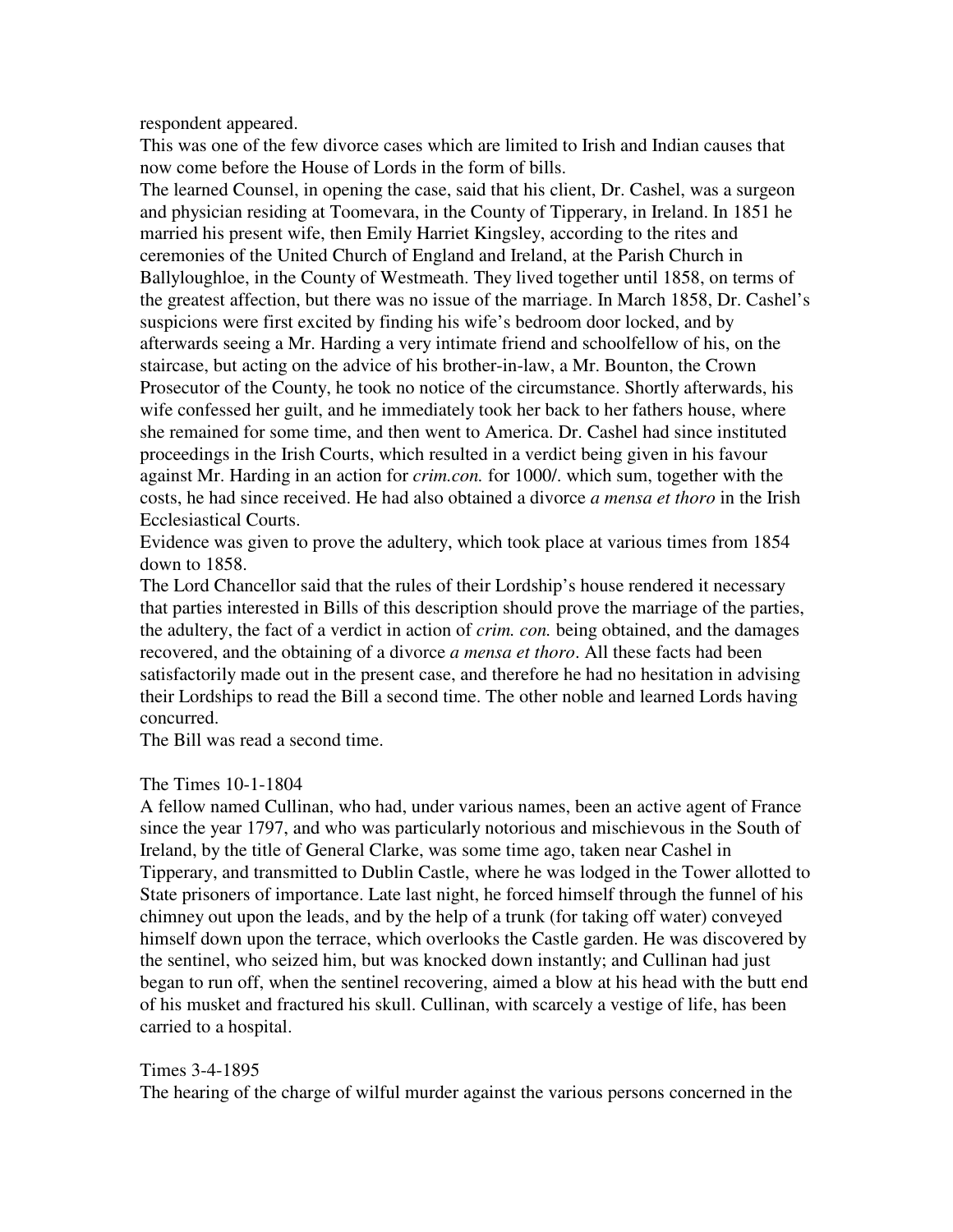respondent appeared.

This was one of the few divorce cases which are limited to Irish and Indian causes that now come before the House of Lords in the form of bills.

The learned Counsel, in opening the case, said that his client, Dr. Cashel, was a surgeon and physician residing at Toomevara, in the County of Tipperary, in Ireland. In 1851 he married his present wife, then Emily Harriet Kingsley, according to the rites and ceremonies of the United Church of England and Ireland, at the Parish Church in Ballyloughloe, in the County of Westmeath. They lived together until 1858, on terms of the greatest affection, but there was no issue of the marriage. In March 1858, Dr. Cashel's suspicions were first excited by finding his wife's bedroom door locked, and by afterwards seeing a Mr. Harding a very intimate friend and schoolfellow of his, on the staircase, but acting on the advice of his brother-in-law, a Mr. Bounton, the Crown Prosecutor of the County, he took no notice of the circumstance. Shortly afterwards, his wife confessed her guilt, and he immediately took her back to her fathers house, where she remained for some time, and then went to America. Dr. Cashel had since instituted proceedings in the Irish Courts, which resulted in a verdict being given in his favour against Mr. Harding in an action for *crim.con.* for 1000/. which sum, together with the costs, he had since received. He had also obtained a divorce *a mensa et thoro* in the Irish Ecclesiastical Courts.

Evidence was given to prove the adultery, which took place at various times from 1854 down to 1858.

The Lord Chancellor said that the rules of their Lordship's house rendered it necessary that parties interested in Bills of this description should prove the marriage of the parties, the adultery, the fact of a verdict in action of *crim. con.* being obtained, and the damages recovered, and the obtaining of a divorce *a mensa et thoro*. All these facts had been satisfactorily made out in the present case, and therefore he had no hesitation in advising their Lordships to read the Bill a second time. The other noble and learned Lords having concurred.

The Bill was read a second time.

The Times 10-1-1804

A fellow named Cullinan, who had, under various names, been an active agent of France since the year 1797, and who was particularly notorious and mischievous in the South of Ireland, by the title of General Clarke, was some time ago, taken near Cashel in Tipperary, and transmitted to Dublin Castle, where he was lodged in the Tower allotted to State prisoners of importance. Late last night, he forced himself through the funnel of his chimney out upon the leads, and by the help of a trunk (for taking off water) conveyed himself down upon the terrace, which overlooks the Castle garden. He was discovered by the sentinel, who seized him, but was knocked down instantly; and Cullinan had just began to run off, when the sentinel recovering, aimed a blow at his head with the butt end of his musket and fractured his skull. Cullinan, with scarcely a vestige of life, has been carried to a hospital.

Times 3-4-1895

The hearing of the charge of wilful murder against the various persons concerned in the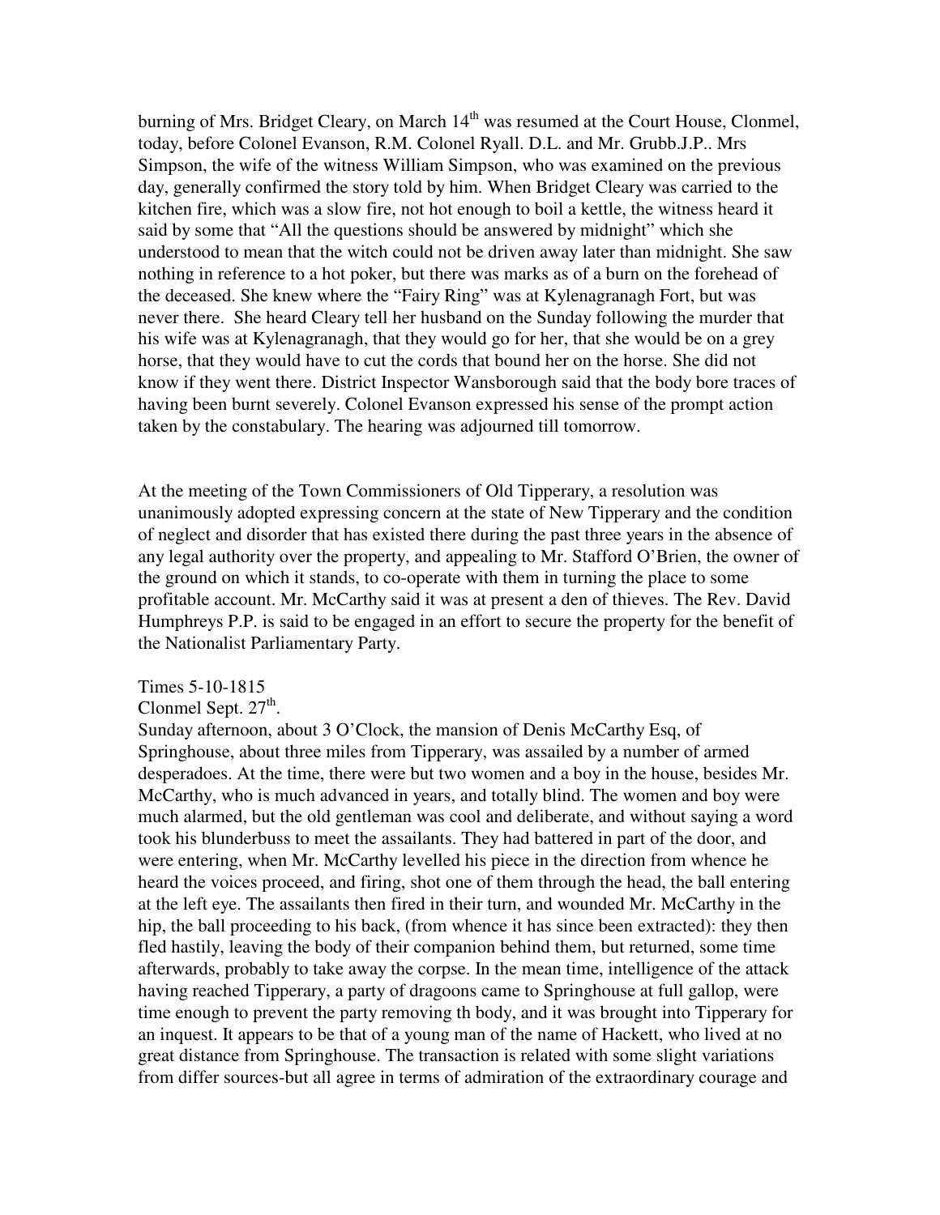burning of Mrs. Bridget Cleary, on March 14th was resumed at the Court House, Clonmel, today, before Colonel Evanson, R.M. Colonel Ryall. D.L. and Mr. Grubb.J.P.. Mrs Simpson, the wife of the witness William Simpson, who was examined on the previous day, generally confirmed the story told by him. When Bridget Cleary was carried to the kitchen fire, which was a slow fire, not hot enough to boil a kettle, the witness heard it said by some that "All the questions should be answered by midnight" which she understood to mean that the witch could not be driven away later than midnight. She saw nothing in reference to a hot poker, but there was marks as of a burn on the forehead of the deceased. She knew where the "Fairy Ring" was at Kylenagranagh Fort, but was never there. She heard Cleary tell her husband on the Sunday following the murder that his wife was at Kylenagranagh, that they would go for her, that she would be on a grey horse, that they would have to cut the cords that bound her on the horse. She did not know if they went there. District Inspector Wansborough said that the body bore traces of having been burnt severely. Colonel Evanson expressed his sense of the prompt action taken by the constabulary. The hearing was adjourned till tomorrow.

At the meeting of the Town Commissioners of Old Tipperary, a resolution was unanimously adopted expressing concern at the state of New Tipperary and the condition of neglect and disorder that has existed there during the past three years in the absence of any legal authority over the property, and appealing to Mr. Stafford O'Brien, the owner of the ground on which it stands, to co-operate with them in turning the place to some profitable account. Mr. McCarthy said it was at present a den of thieves. The Rev. David Humphreys P.P. is said to be engaged in an effort to secure the property for the benefit of the Nationalist Parliamentary Party.

Times 5-10-1815

Clonmel Sept. 27th.

Sunday afternoon, about 3 O'Clock, the mansion of Denis McCarthy Esq, of Springhouse, about three miles from Tipperary, was assailed by a number of armed desperadoes. At the time, there were but two women and a boy in the house, besides Mr. McCarthy, who is much advanced in years, and totally blind. The women and boy were much alarmed, but the old gentleman was cool and deliberate, and without saying a word took his blunderbuss to meet the assailants. They had battered in part of the door, and were entering, when Mr. McCarthy levelled his piece in the direction from whence he heard the voices proceed, and firing, shot one of them through the head, the ball entering at the left eye. The assailants then fired in their turn, and wounded Mr. McCarthy in the hip, the ball proceeding to his back, (from whence it has since been extracted): they then fled hastily, leaving the body of their companion behind them, but returned, some time afterwards, probably to take away the corpse. In the mean time, intelligence of the attack having reached Tipperary, a party of dragoons came to Springhouse at full gallop, were time enough to prevent the party removing th body, and it was brought into Tipperary for an inquest. It appears to be that of a young man of the name of Hackett, who lived at no great distance from Springhouse. The transaction is related with some slight variations from differ sources-but all agree in terms of admiration of the extraordinary courage and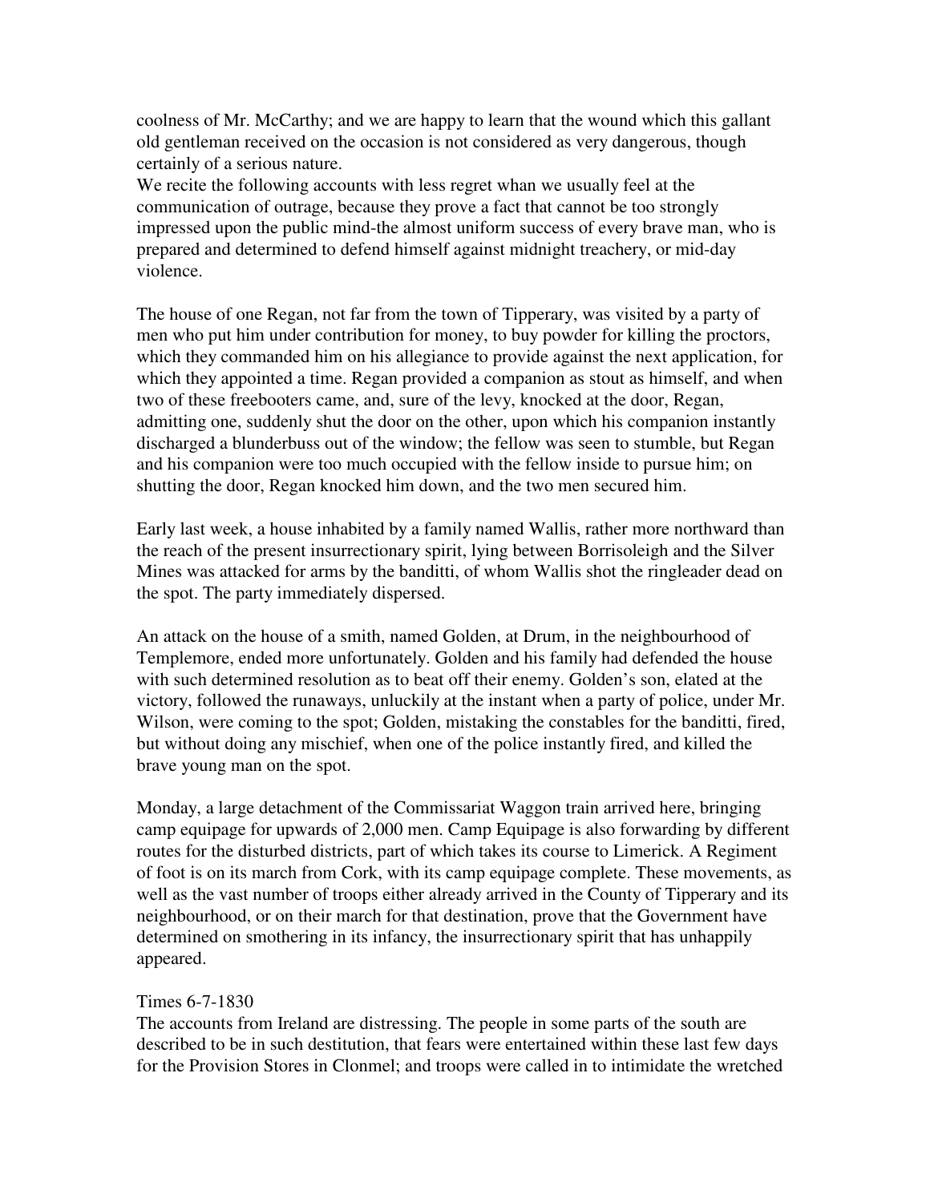coolness of Mr. McCarthy; and we are happy to learn that the wound which this gallant old gentleman received on the occasion is not considered as very dangerous, though certainly of a serious nature.
We recite the following accounts with less regret whan we usually feel at the communication of outrage, because they prove a fact that cannot be too strongly impressed upon the public mind-the almost uniform success of every brave man, who is prepared and determined to defend himself against midnight treachery, or mid-day violence.

The house of one Regan, not far from the town of Tipperary, was visited by a party of men who put him under contribution for money, to buy powder for killing the proctors, which they commanded him on his allegiance to provide against the next application, for which they appointed a time. Regan provided a companion as stout as himself, and when two of these freebooters came, and, sure of the levy, knocked at the door, Regan, admitting one, suddenly shut the door on the other, upon which his companion instantly discharged a blunderbuss out of the window; the fellow was seen to stumble, but Regan and his companion were too much occupied with the fellow inside to pursue him; on shutting the door, Regan knocked him down, and the two men secured him.

Early last week, a house inhabited by a family named Wallis, rather more northward than the reach of the present insurrectionary spirit, lying between Borrisoleigh and the Silver Mines was attacked for arms by the banditti, of whom Wallis shot the ringleader dead on the spot. The party immediately dispersed.

An attack on the house of a smith, named Golden, at Drum, in the neighbourhood of Templemore, ended more unfortunately. Golden and his family had defended the house with such determined resolution as to beat off their enemy. Golden's son, elated at the victory, followed the runaways, unluckily at the instant when a party of police, under Mr. Wilson, were coming to the spot; Golden, mistaking the constables for the banditti, fired, but without doing any mischief, when one of the police instantly fired, and killed the brave young man on the spot.

Monday, a large detachment of the Commissariat Waggon train arrived here, bringing camp equipage for upwards of 2,000 men. Camp Equipage is also forwarding by different routes for the disturbed districts, part of which takes its course to Limerick. A Regiment of foot is on its march from Cork, with its camp equipage complete. These movements, as well as the vast number of troops either already arrived in the County of Tipperary and its neighbourhood, or on their march for that destination, prove that the Government have determined on smothering in its infancy, the insurrectionary spirit that has unhappily appeared.

Times 6-7-1830
The accounts from Ireland are distressing. The people in some parts of the south are described to be in such destitution, that fears were entertained within these last few days for the Provision Stores in Clonmel; and troops were called in to intimidate the wretched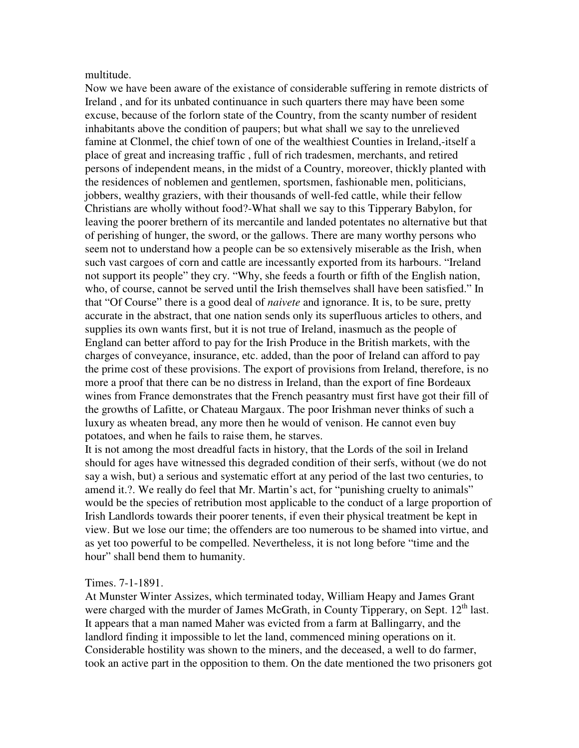multitude.

Now we have been aware of the existance of considerable suffering in remote districts of Ireland , and for its unbated continuance in such quarters there may have been some excuse, because of the forlorn state of the Country, from the scanty number of resident inhabitants above the condition of paupers; but what shall we say to the unrelieved famine at Clonmel, the chief town of one of the wealthiest Counties in Ireland,-itself a place of great and increasing traffic , full of rich tradesmen, merchants, and retired persons of independent means, in the midst of a Country, moreover, thickly planted with the residences of noblemen and gentlemen, sportsmen, fashionable men, politicians, jobbers, wealthy graziers, with their thousands of well-fed cattle, while their fellow Christians are wholly without food?-What shall we say to this Tipperary Babylon, for leaving the poorer brethern of its mercantile and landed potentates no alternative but that of perishing of hunger, the sword, or the gallows. There are many worthy persons who seem not to understand how a people can be so extensively miserable as the Irish, when such vast cargoes of corn and cattle are incessantly exported from its harbours. "Ireland not support its people" they cry. "Why, she feeds a fourth or fifth of the English nation, who, of course, cannot be served until the Irish themselves shall have been satisfied." In that "Of Course" there is a good deal of *naivete* and ignorance. It is, to be sure, pretty accurate in the abstract, that one nation sends only its superfluous articles to others, and supplies its own wants first, but it is not true of Ireland, inasmuch as the people of England can better afford to pay for the Irish Produce in the British markets, with the charges of conveyance, insurance, etc. added, than the poor of Ireland can afford to pay the prime cost of these provisions. The export of provisions from Ireland, therefore, is no more a proof that there can be no distress in Ireland, than the export of fine Bordeaux wines from France demonstrates that the French peasantry must first have got their fill of the growths of Lafitte, or Chateau Margaux. The poor Irishman never thinks of such a luxury as wheaten bread, any more then he would of venison. He cannot even buy potatoes, and when he fails to raise them, he starves.

It is not among the most dreadful facts in history, that the Lords of the soil in Ireland should for ages have witnessed this degraded condition of their serfs, without (we do not say a wish, but) a serious and systematic effort at any period of the last two centuries, to amend it.?. We really do feel that Mr. Martin's act, for "punishing cruelty to animals" would be the species of retribution most applicable to the conduct of a large proportion of Irish Landlords towards their poorer tenents, if even their physical treatment be kept in view. But we lose our time; the offenders are too numerous to be shamed into virtue, and as yet too powerful to be compelled. Nevertheless, it is not long before "time and the hour" shall bend them to humanity.

Times. 7-1-1891.

At Munster Winter Assizes, which terminated today, William Heapy and James Grant were charged with the murder of James McGrath, in County Tipperary, on Sept. 12th last. It appears that a man named Maher was evicted from a farm at Ballingarry, and the landlord finding it impossible to let the land, commenced mining operations on it. Considerable hostility was shown to the miners, and the deceased, a well to do farmer, took an active part in the opposition to them. On the date mentioned the two prisoners got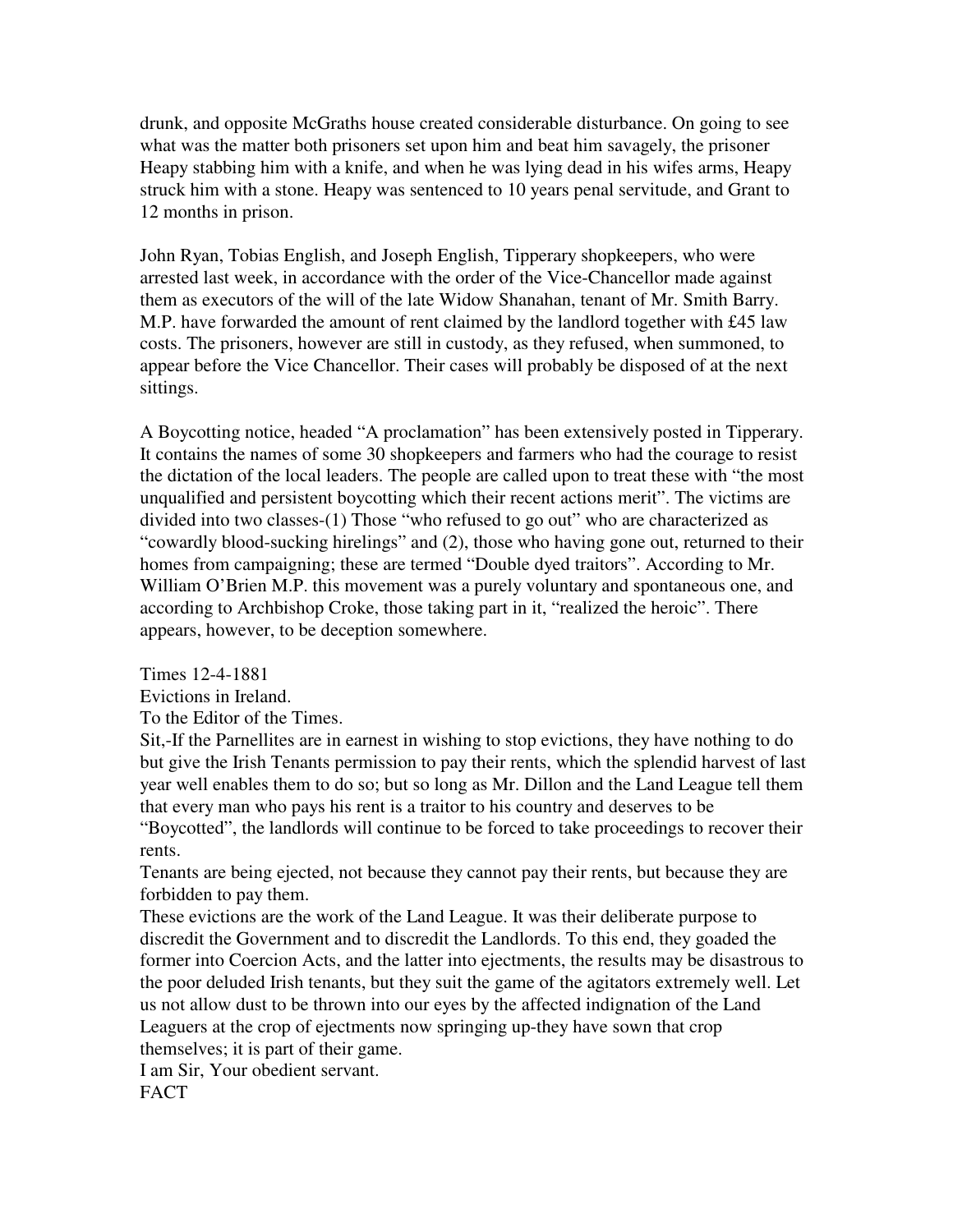drunk, and opposite McGraths house created considerable disturbance. On going to see what was the matter both prisoners set upon him and beat him savagely, the prisoner Heapy stabbing him with a knife, and when he was lying dead in his wifes arms, Heapy struck him with a stone. Heapy was sentenced to 10 years penal servitude, and Grant to 12 months in prison.

John Ryan, Tobias English, and Joseph English, Tipperary shopkeepers, who were arrested last week, in accordance with the order of the Vice-Chancellor made against them as executors of the will of the late Widow Shanahan, tenant of Mr. Smith Barry. M.P. have forwarded the amount of rent claimed by the landlord together with £45 law costs. The prisoners, however are still in custody, as they refused, when summoned, to appear before the Vice Chancellor. Their cases will probably be disposed of at the next sittings.

A Boycotting notice, headed "A proclamation" has been extensively posted in Tipperary. It contains the names of some 30 shopkeepers and farmers who had the courage to resist the dictation of the local leaders. The people are called upon to treat these with "the most unqualified and persistent boycotting which their recent actions merit". The victims are divided into two classes-(1) Those "who refused to go out" who are characterized as "cowardly blood-sucking hirelings" and (2), those who having gone out, returned to their homes from campaigning; these are termed "Double dyed traitors". According to Mr. William O'Brien M.P. this movement was a purely voluntary and spontaneous one, and according to Archbishop Croke, those taking part in it, "realized the heroic". There appears, however, to be deception somewhere.

Times 12-4-1881
Evictions in Ireland.
To the Editor of the Times.
Sit,-If the Parnellites are in earnest in wishing to stop evictions, they have nothing to do but give the Irish Tenants permission to pay their rents, which the splendid harvest of last year well enables them to do so; but so long as Mr. Dillon and the Land League tell them that every man who pays his rent is a traitor to his country and deserves to be "Boycotted", the landlords will continue to be forced to take proceedings to recover their rents.
Tenants are being ejected, not because they cannot pay their rents, but because they are forbidden to pay them.
These evictions are the work of the Land League. It was their deliberate purpose to discredit the Government and to discredit the Landlords. To this end, they goaded the former into Coercion Acts, and the latter into ejectments, the results may be disastrous to the poor deluded Irish tenants, but they suit the game of the agitators extremely well. Let us not allow dust to be thrown into our eyes by the affected indignation of the Land Leaguers at the crop of ejectments now springing up-they have sown that crop themselves; it is part of their game.
I am Sir, Your obedient servant.
FACT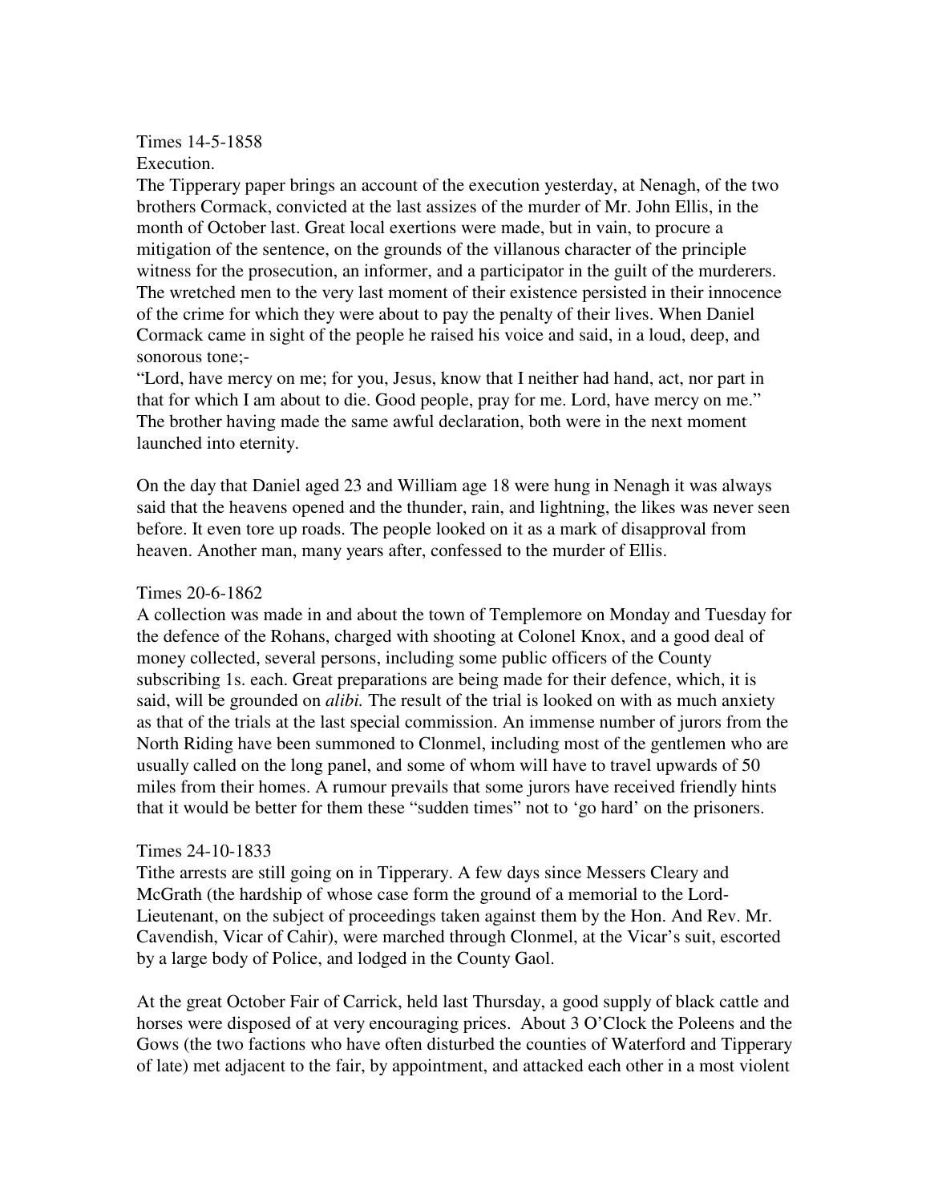Times 14-5-1858
Execution.
The Tipperary paper brings an account of the execution yesterday, at Nenagh, of the two brothers Cormack, convicted at the last assizes of the murder of Mr. John Ellis, in the month of October last. Great local exertions were made, but in vain, to procure a mitigation of the sentence, on the grounds of the villanous character of the principle witness for the prosecution, an informer, and a participator in the guilt of the murderers. The wretched men to the very last moment of their existence persisted in their innocence of the crime for which they were about to pay the penalty of their lives. When Daniel Cormack came in sight of the people he raised his voice and said, in a loud, deep, and sonorous tone;-
"Lord, have mercy on me; for you, Jesus, know that I neither had hand, act, nor part in that for which I am about to die. Good people, pray for me. Lord, have mercy on me."
The brother having made the same awful declaration, both were in the next moment launched into eternity.

On the day that Daniel aged 23 and William age 18 were hung in Nenagh it was always said that the heavens opened and the thunder, rain, and lightning, the likes was never seen before. It even tore up roads. The people looked on it as a mark of disapproval from heaven. Another man, many years after, confessed to the murder of Ellis.

Times 20-6-1862
A collection was made in and about the town of Templemore on Monday and Tuesday for the defence of the Rohans, charged with shooting at Colonel Knox, and a good deal of money collected, several persons, including some public officers of the County subscribing 1s. each. Great preparations are being made for their defence, which, it is said, will be grounded on *alibi.* The result of the trial is looked on with as much anxiety as that of the trials at the last special commission. An immense number of jurors from the North Riding have been summoned to Clonmel, including most of the gentlemen who are usually called on the long panel, and some of whom will have to travel upwards of 50 miles from their homes. A rumour prevails that some jurors have received friendly hints that it would be better for them these "sudden times" not to 'go hard' on the prisoners.

Times 24-10-1833
Tithe arrests are still going on in Tipperary. A few days since Messers Cleary and McGrath (the hardship of whose case form the ground of a memorial to the Lord-Lieutenant, on the subject of proceedings taken against them by the Hon. And Rev. Mr. Cavendish, Vicar of Cahir), were marched through Clonmel, at the Vicar's suit, escorted by a large body of Police, and lodged in the County Gaol.

At the great October Fair of Carrick, held last Thursday, a good supply of black cattle and horses were disposed of at very encouraging prices. About 3 O'Clock the Poleens and the Gows (the two factions who have often disturbed the counties of Waterford and Tipperary of late) met adjacent to the fair, by appointment, and attacked each other in a most violent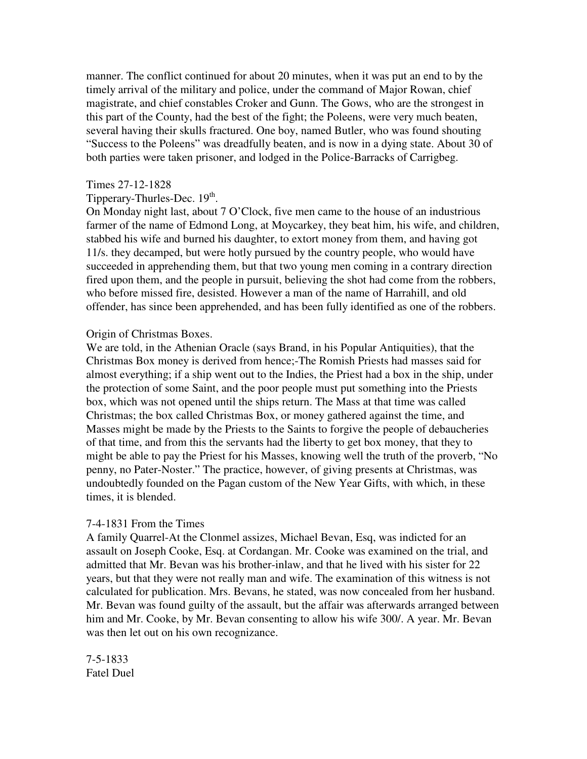manner. The conflict continued for about 20 minutes, when it was put an end to by the timely arrival of the military and police, under the command of Major Rowan, chief magistrate, and chief constables Croker and Gunn. The Gows, who are the strongest in this part of the County, had the best of the fight; the Poleens, were very much beaten, several having their skulls fractured. One boy, named Butler, who was found shouting "Success to the Poleens" was dreadfully beaten, and is now in a dying state. About 30 of both parties were taken prisoner, and lodged in the Police-Barracks of Carrigbeg.

Times 27-12-1828

Tipperary-Thurles-Dec. 19th.

On Monday night last, about 7 O'Clock, five men came to the house of an industrious farmer of the name of Edmond Long, at Moycarkey, they beat him, his wife, and children, stabbed his wife and burned his daughter, to extort money from them, and having got 11/s. they decamped, but were hotly pursued by the country people, who would have succeeded in apprehending them, but that two young men coming in a contrary direction fired upon them, and the people in pursuit, believing the shot had come from the robbers, who before missed fire, desisted. However a man of the name of Harrahill, and old offender, has since been apprehended, and has been fully identified as one of the robbers.

Origin of Christmas Boxes.

We are told, in the Athenian Oracle (says Brand, in his Popular Antiquities), that the Christmas Box money is derived from hence;-The Romish Priests had masses said for almost everything; if a ship went out to the Indies, the Priest had a box in the ship, under the protection of some Saint, and the poor people must put something into the Priests box, which was not opened until the ships return. The Mass at that time was called Christmas; the box called Christmas Box, or money gathered against the time, and Masses might be made by the Priests to the Saints to forgive the people of debaucheries of that time, and from this the servants had the liberty to get box money, that they to might be able to pay the Priest for his Masses, knowing well the truth of the proverb, "No penny, no Pater-Noster." The practice, however, of giving presents at Christmas, was undoubtedly founded on the Pagan custom of the New Year Gifts, with which, in these times, it is blended.

7-4-1831 From the Times

A family Quarrel-At the Clonmel assizes, Michael Bevan, Esq, was indicted for an assault on Joseph Cooke, Esq. at Cordangan. Mr. Cooke was examined on the trial, and admitted that Mr. Bevan was his brother-inlaw, and that he lived with his sister for 22 years, but that they were not really man and wife. The examination of this witness is not calculated for publication. Mrs. Bevans, he stated, was now concealed from her husband. Mr. Bevan was found guilty of the assault, but the affair was afterwards arranged between him and Mr. Cooke, by Mr. Bevan consenting to allow his wife 300/. A year. Mr. Bevan was then let out on his own recognizance.

7-5-1833

Fatel Duel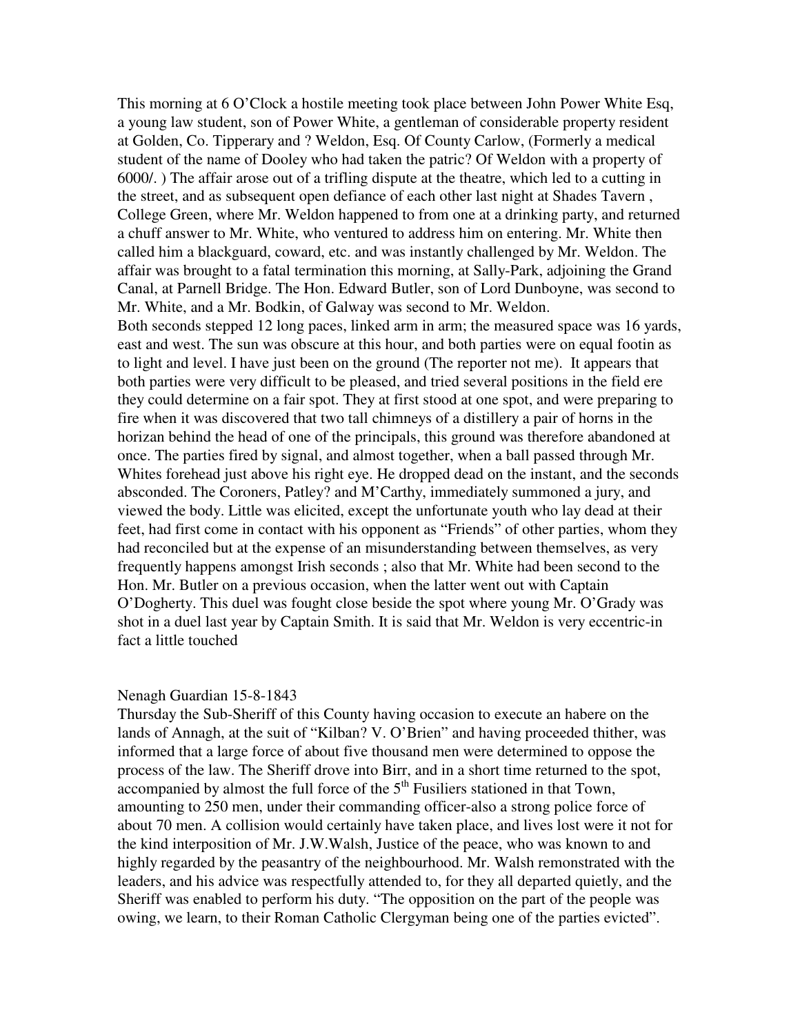This morning at 6 O'Clock a hostile meeting took place between John Power White Esq, a young law student, son of Power White, a gentleman of considerable property resident at Golden, Co. Tipperary and ? Weldon, Esq. Of County Carlow, (Formerly a medical student of the name of Dooley who had taken the patric? Of Weldon with a property of 6000/. ) The affair arose out of a trifling dispute at the theatre, which led to a cutting in the street, and as subsequent open defiance of each other last night at Shades Tavern , College Green, where Mr. Weldon happened to from one at a drinking party, and returned a chuff answer to Mr. White, who ventured to address him on entering. Mr. White then called him a blackguard, coward, etc. and was instantly challenged by Mr. Weldon. The affair was brought to a fatal termination this morning, at Sally-Park, adjoining the Grand Canal, at Parnell Bridge. The Hon. Edward Butler, son of Lord Dunboyne, was second to Mr. White, and a Mr. Bodkin, of Galway was second to Mr. Weldon.
Both seconds stepped 12 long paces, linked arm in arm; the measured space was 16 yards, east and west. The sun was obscure at this hour, and both parties were on equal footin as to light and level. I have just been on the ground (The reporter not me). It appears that both parties were very difficult to be pleased, and tried several positions in the field ere they could determine on a fair spot. They at first stood at one spot, and were preparing to fire when it was discovered that two tall chimneys of a distillery a pair of horns in the horizan behind the head of one of the principals, this ground was therefore abandoned at once. The parties fired by signal, and almost together, when a ball passed through Mr. Whites forehead just above his right eye. He dropped dead on the instant, and the seconds absconded. The Coroners, Patley? and M'Carthy, immediately summoned a jury, and viewed the body. Little was elicited, except the unfortunate youth who lay dead at their feet, had first come in contact with his opponent as "Friends" of other parties, whom they had reconciled but at the expense of an misunderstanding between themselves, as very frequently happens amongst Irish seconds ; also that Mr. White had been second to the Hon. Mr. Butler on a previous occasion, when the latter went out with Captain O'Dogherty. This duel was fought close beside the spot where young Mr. O'Grady was shot in a duel last year by Captain Smith. It is said that Mr. Weldon is very eccentric-in fact a little touched

Nenagh Guardian 15-8-1843
Thursday the Sub-Sheriff of this County having occasion to execute an habere on the lands of Annagh, at the suit of "Kilban? V. O'Brien" and having proceeded thither, was informed that a large force of about five thousand men were determined to oppose the process of the law. The Sheriff drove into Birr, and in a short time returned to the spot, accompanied by almost the full force of the 5th Fusiliers stationed in that Town, amounting to 250 men, under their commanding officer-also a strong police force of about 70 men. A collision would certainly have taken place, and lives lost were it not for the kind interposition of Mr. J.W.Walsh, Justice of the peace, who was known to and highly regarded by the peasantry of the neighbourhood. Mr. Walsh remonstrated with the leaders, and his advice was respectfully attended to, for they all departed quietly, and the Sheriff was enabled to perform his duty. "The opposition on the part of the people was owing, we learn, to their Roman Catholic Clergyman being one of the parties evicted".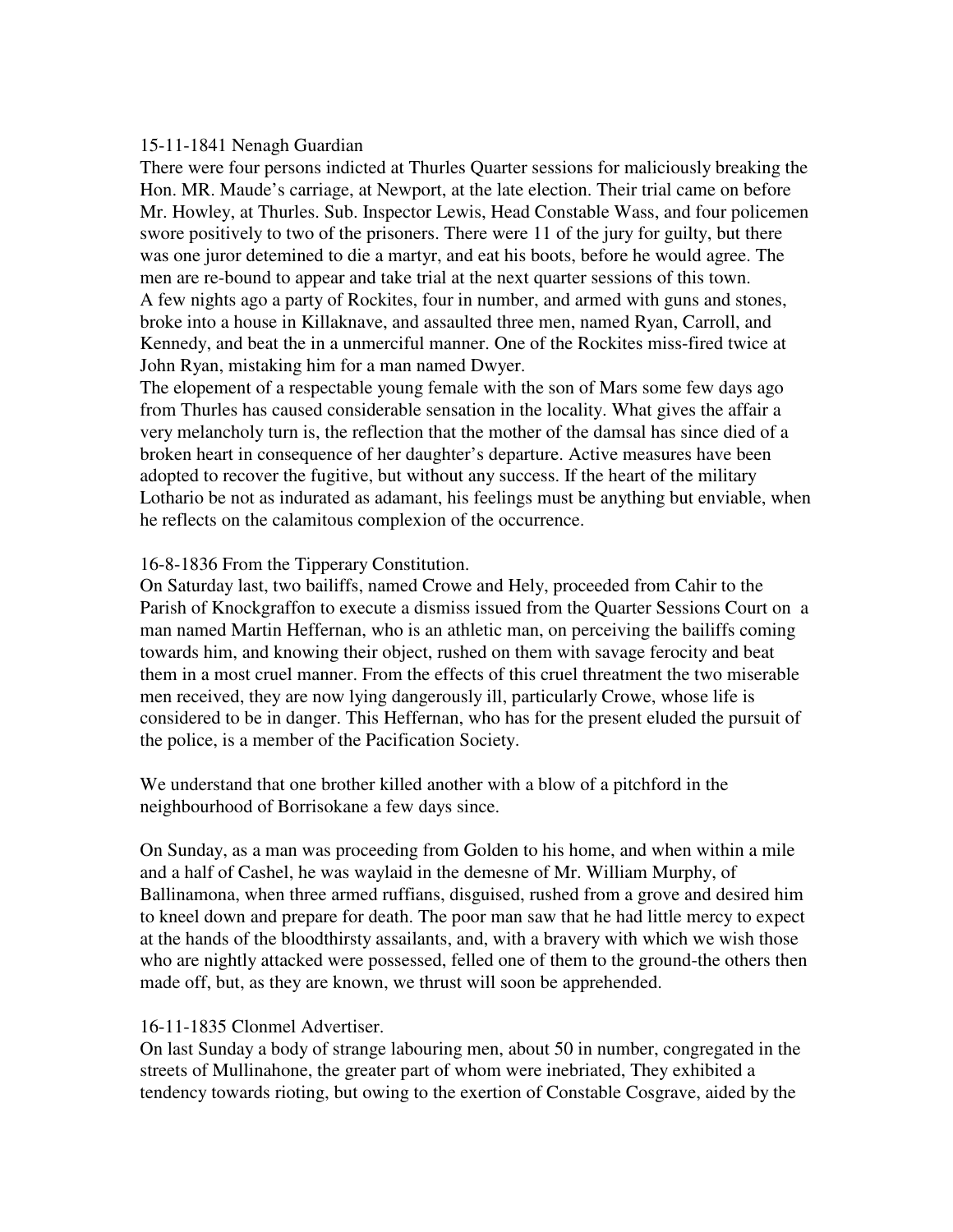15-11-1841 Nenagh Guardian

There were four persons indicted at Thurles Quarter sessions for maliciously breaking the Hon. MR. Maude's carriage, at Newport, at the late election. Their trial came on before Mr. Howley, at Thurles. Sub. Inspector Lewis, Head Constable Wass, and four policemen swore positively to two of the prisoners. There were 11 of the jury for guilty, but there was one juror detemined to die a martyr, and eat his boots, before he would agree. The men are re-bound to appear and take trial at the next quarter sessions of this town.

A few nights ago a party of Rockites, four in number, and armed with guns and stones, broke into a house in Killaknave, and assaulted three men, named Ryan, Carroll, and Kennedy, and beat the in a unmerciful manner. One of the Rockites miss-fired twice at John Ryan, mistaking him for a man named Dwyer.

The elopement of a respectable young female with the son of Mars some few days ago from Thurles has caused considerable sensation in the locality. What gives the affair a very melancholy turn is, the reflection that the mother of the damsal has since died of a broken heart in consequence of her daughter's departure. Active measures have been adopted to recover the fugitive, but without any success. If the heart of the military Lothario be not as indurated as adamant, his feelings must be anything but enviable, when he reflects on the calamitous complexion of the occurrence.

16-8-1836 From the Tipperary Constitution.

On Saturday last, two bailiffs, named Crowe and Hely, proceeded from Cahir to the Parish of Knockgraffon to execute a dismiss issued from the Quarter Sessions Court on a man named Martin Heffernan, who is an athletic man, on perceiving the bailiffs coming towards him, and knowing their object, rushed on them with savage ferocity and beat them in a most cruel manner. From the effects of this cruel threatment the two miserable men received, they are now lying dangerously ill, particularly Crowe, whose life is considered to be in danger. This Heffernan, who has for the present eluded the pursuit of the police, is a member of the Pacification Society.

We understand that one brother killed another with a blow of a pitchford in the neighbourhood of Borrisokane a few days since.

On Sunday, as a man was proceeding from Golden to his home, and when within a mile and a half of Cashel, he was waylaid in the demesne of Mr. William Murphy, of Ballinamona, when three armed ruffians, disguised, rushed from a grove and desired him to kneel down and prepare for death. The poor man saw that he had little mercy to expect at the hands of the bloodthirsty assailants, and, with a bravery with which we wish those who are nightly attacked were possessed, felled one of them to the ground-the others then made off, but, as they are known, we thrust will soon be apprehended.

16-11-1835 Clonmel Advertiser.

On last Sunday a body of strange labouring men, about 50 in number, congregated in the streets of Mullinahone, the greater part of whom were inebriated, They exhibited a tendency towards rioting, but owing to the exertion of Constable Cosgrave, aided by the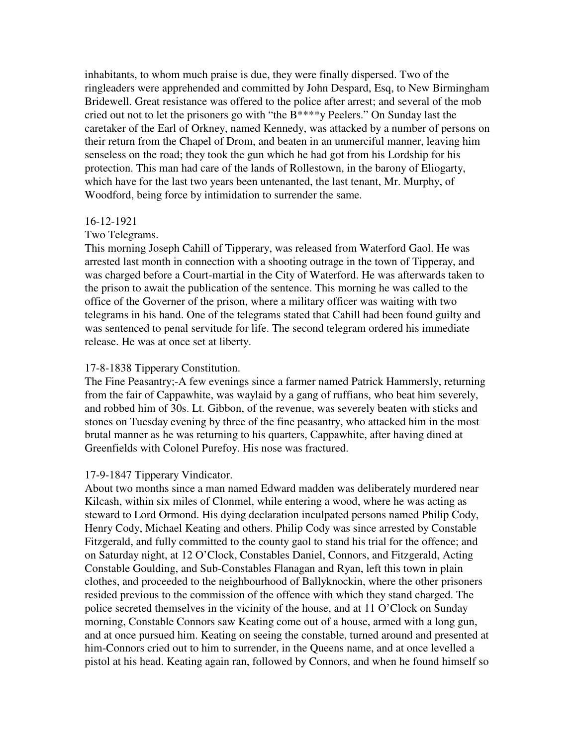inhabitants, to whom much praise is due, they were finally dispersed. Two of the ringleaders were apprehended and committed by John Despard, Esq, to New Birmingham Bridewell. Great resistance was offered to the police after arrest; and several of the mob cried out not to let the prisoners go with "the B****y Peelers." On Sunday last the caretaker of the Earl of Orkney, named Kennedy, was attacked by a number of persons on their return from the Chapel of Drom, and beaten in an unmerciful manner, leaving him senseless on the road; they took the gun which he had got from his Lordship for his protection. This man had care of the lands of Rollestown, in the barony of Eliogarty, which have for the last two years been untenanted, the last tenant, Mr. Murphy, of Woodford, being force by intimidation to surrender the same.

16-12-1921

Two Telegrams.

This morning Joseph Cahill of Tipperary, was released from Waterford Gaol. He was arrested last month in connection with a shooting outrage in the town of Tipperay, and was charged before a Court-martial in the City of Waterford. He was afterwards taken to the prison to await the publication of the sentence. This morning he was called to the office of the Governer of the prison, where a military officer was waiting with two telegrams in his hand. One of the telegrams stated that Cahill had been found guilty and was sentenced to penal servitude for life. The second telegram ordered his immediate release. He was at once set at liberty.

17-8-1838 Tipperary Constitution.

The Fine Peasantry;-A few evenings since a farmer named Patrick Hammersly, returning from the fair of Cappawhite, was waylaid by a gang of ruffians, who beat him severely, and robbed him of 30s. Lt. Gibbon, of the revenue, was severely beaten with sticks and stones on Tuesday evening by three of the fine peasantry, who attacked him in the most brutal manner as he was returning to his quarters, Cappawhite, after having dined at Greenfields with Colonel Purefoy. His nose was fractured.

17-9-1847 Tipperary Vindicator.

About two months since a man named Edward madden was deliberately murdered near Kilcash, within six miles of Clonmel, while entering a wood, where he was acting as steward to Lord Ormond. His dying declaration inculpated persons named Philip Cody, Henry Cody, Michael Keating and others. Philip Cody was since arrested by Constable Fitzgerald, and fully committed to the county gaol to stand his trial for the offence; and on Saturday night, at 12 O'Clock, Constables Daniel, Connors, and Fitzgerald, Acting Constable Goulding, and Sub-Constables Flanagan and Ryan, left this town in plain clothes, and proceeded to the neighbourhood of Ballyknockin, where the other prisoners resided previous to the commission of the offence with which they stand charged. The police secreted themselves in the vicinity of the house, and at 11 O'Clock on Sunday morning, Constable Connors saw Keating come out of a house, armed with a long gun, and at once pursued him. Keating on seeing the constable, turned around and presented at him-Connors cried out to him to surrender, in the Queens name, and at once levelled a pistol at his head. Keating again ran, followed by Connors, and when he found himself so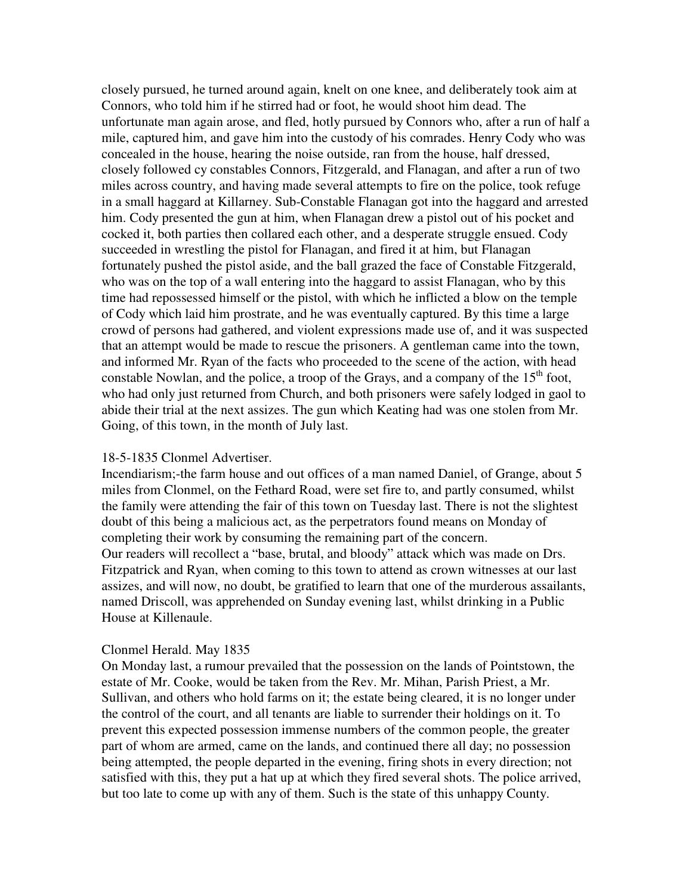closely pursued, he turned around again, knelt on one knee, and deliberately took aim at Connors, who told him if he stirred had or foot, he would shoot him dead. The unfortunate man again arose, and fled, hotly pursued by Connors who, after a run of half a mile, captured him, and gave him into the custody of his comrades. Henry Cody who was concealed in the house, hearing the noise outside, ran from the house, half dressed, closely followed cy constables Connors, Fitzgerald, and Flanagan, and after a run of two miles across country, and having made several attempts to fire on the police, took refuge in a small haggard at Killarney. Sub-Constable Flanagan got into the haggard and arrested him. Cody presented the gun at him, when Flanagan drew a pistol out of his pocket and cocked it, both parties then collared each other, and a desperate struggle ensued. Cody succeeded in wrestling the pistol for Flanagan, and fired it at him, but Flanagan fortunately pushed the pistol aside, and the ball grazed the face of Constable Fitzgerald, who was on the top of a wall entering into the haggard to assist Flanagan, who by this time had repossessed himself or the pistol, with which he inflicted a blow on the temple of Cody which laid him prostrate, and he was eventually captured. By this time a large crowd of persons had gathered, and violent expressions made use of, and it was suspected that an attempt would be made to rescue the prisoners. A gentleman came into the town, and informed Mr. Ryan of the facts who proceeded to the scene of the action, with head constable Nowlan, and the police, a troop of the Grays, and a company of the 15th foot, who had only just returned from Church, and both prisoners were safely lodged in gaol to abide their trial at the next assizes. The gun which Keating had was one stolen from Mr. Going, of this town, in the month of July last.

18-5-1835 Clonmel Advertiser.

Incendiarism;-the farm house and out offices of a man named Daniel, of Grange, about 5 miles from Clonmel, on the Fethard Road, were set fire to, and partly consumed, whilst the family were attending the fair of this town on Tuesday last. There is not the slightest doubt of this being a malicious act, as the perpetrators found means on Monday of completing their work by consuming the remaining part of the concern.

Our readers will recollect a "base, brutal, and bloody" attack which was made on Drs. Fitzpatrick and Ryan, when coming to this town to attend as crown witnesses at our last assizes, and will now, no doubt, be gratified to learn that one of the murderous assailants, named Driscoll, was apprehended on Sunday evening last, whilst drinking in a Public House at Killenaule.

Clonmel Herald. May 1835

On Monday last, a rumour prevailed that the possession on the lands of Pointstown, the estate of Mr. Cooke, would be taken from the Rev. Mr. Mihan, Parish Priest, a Mr. Sullivan, and others who hold farms on it; the estate being cleared, it is no longer under the control of the court, and all tenants are liable to surrender their holdings on it. To prevent this expected possession immense numbers of the common people, the greater part of whom are armed, came on the lands, and continued there all day; no possession being attempted, the people departed in the evening, firing shots in every direction; not satisfied with this, they put a hat up at which they fired several shots. The police arrived, but too late to come up with any of them. Such is the state of this unhappy County.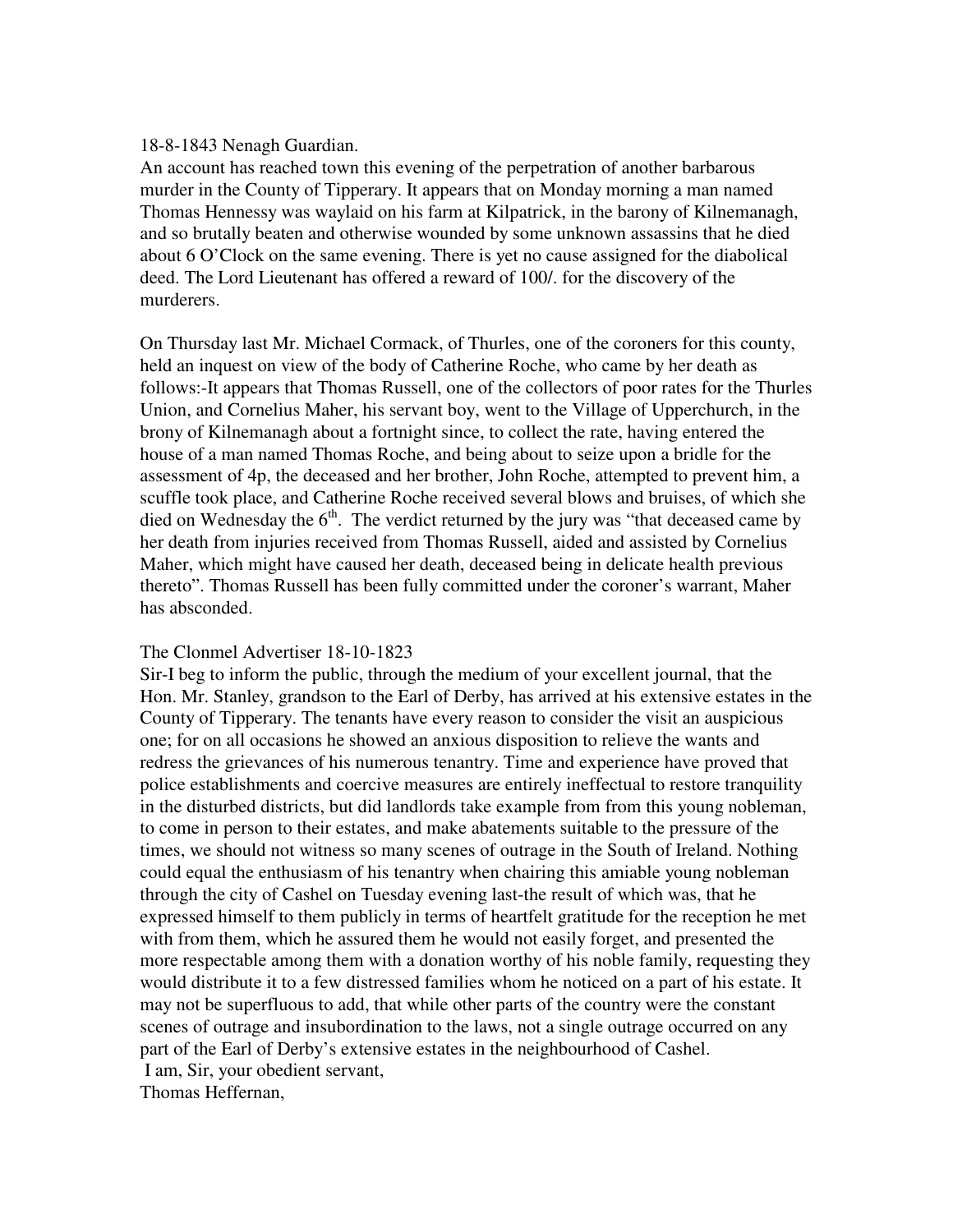18-8-1843 Nenagh Guardian.

An account has reached town this evening of the perpetration of another barbarous murder in the County of Tipperary. It appears that on Monday morning a man named Thomas Hennessy was waylaid on his farm at Kilpatrick, in the barony of Kilnemanagh, and so brutally beaten and otherwise wounded by some unknown assassins that he died about 6 O'Clock on the same evening. There is yet no cause assigned for the diabolical deed. The Lord Lieutenant has offered a reward of 100/. for the discovery of the murderers.

On Thursday last Mr. Michael Cormack, of Thurles, one of the coroners for this county, held an inquest on view of the body of Catherine Roche, who came by her death as follows:-It appears that Thomas Russell, one of the collectors of poor rates for the Thurles Union, and Cornelius Maher, his servant boy, went to the Village of Upperchurch, in the brony of Kilnemanagh about a fortnight since, to collect the rate, having entered the house of a man named Thomas Roche, and being about to seize upon a bridle for the assessment of 4p, the deceased and her brother, John Roche, attempted to prevent him, a scuffle took place, and Catherine Roche received several blows and bruises, of which she died on Wednesday the 6th. The verdict returned by the jury was "that deceased came by her death from injuries received from Thomas Russell, aided and assisted by Cornelius Maher, which might have caused her death, deceased being in delicate health previous thereto". Thomas Russell has been fully committed under the coroner's warrant, Maher has absconded.

The Clonmel Advertiser 18-10-1823

Sir-I beg to inform the public, through the medium of your excellent journal, that the Hon. Mr. Stanley, grandson to the Earl of Derby, has arrived at his extensive estates in the County of Tipperary. The tenants have every reason to consider the visit an auspicious one; for on all occasions he showed an anxious disposition to relieve the wants and redress the grievances of his numerous tenantry. Time and experience have proved that police establishments and coercive measures are entirely ineffectual to restore tranquility in the disturbed districts, but did landlords take example from from this young nobleman, to come in person to their estates, and make abatements suitable to the pressure of the times, we should not witness so many scenes of outrage in the South of Ireland. Nothing could equal the enthusiasm of his tenantry when chairing this amiable young nobleman through the city of Cashel on Tuesday evening last-the result of which was, that he expressed himself to them publicly in terms of heartfelt gratitude for the reception he met with from them, which he assured them he would not easily forget, and presented the more respectable among them with a donation worthy of his noble family, requesting they would distribute it to a few distressed families whom he noticed on a part of his estate. It may not be superfluous to add, that while other parts of the country were the constant scenes of outrage and insubordination to the laws, not a single outrage occurred on any part of the Earl of Derby's extensive estates in the neighbourhood of Cashel.

I am, Sir, your obedient servant,

Thomas Heffernan,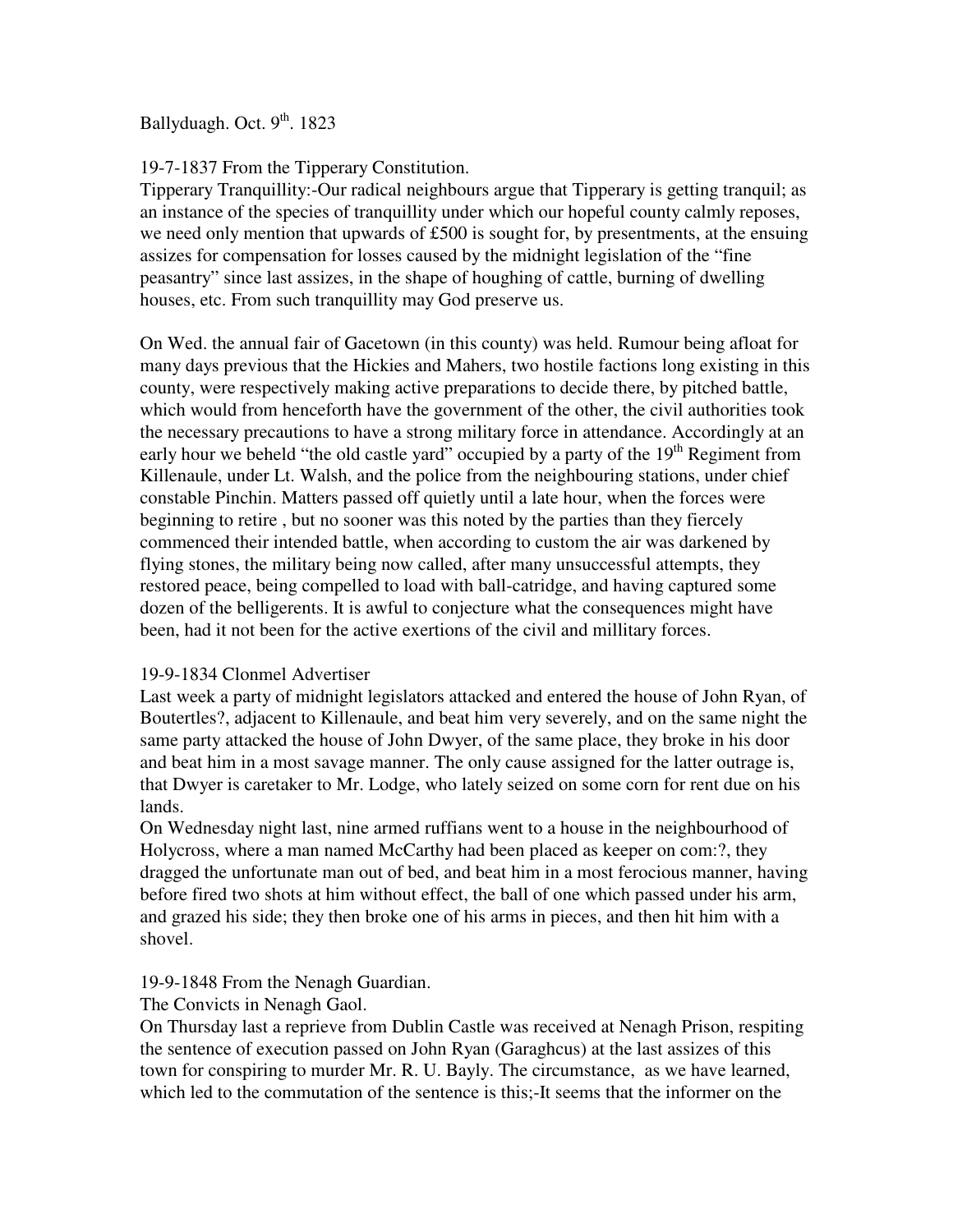Ballyduagh. Oct. 9th. 1823

19-7-1837 From the Tipperary Constitution.

Tipperary Tranquillity:-Our radical neighbours argue that Tipperary is getting tranquil; as an instance of the species of tranquillity under which our hopeful county calmly reposes, we need only mention that upwards of £500 is sought for, by presentments, at the ensuing assizes for compensation for losses caused by the midnight legislation of the "fine peasantry" since last assizes, in the shape of houghing of cattle, burning of dwelling houses, etc. From such tranquillity may God preserve us.

On Wed. the annual fair of Gacetown (in this county) was held. Rumour being afloat for many days previous that the Hickies and Mahers, two hostile factions long existing in this county, were respectively making active preparations to decide there, by pitched battle, which would from henceforth have the government of the other, the civil authorities took the necessary precautions to have a strong military force in attendance. Accordingly at an early hour we beheld "the old castle yard" occupied by a party of the 19th Regiment from Killenaule, under Lt. Walsh, and the police from the neighbouring stations, under chief constable Pinchin. Matters passed off quietly until a late hour, when the forces were beginning to retire , but no sooner was this noted by the parties than they fiercely commenced their intended battle, when according to custom the air was darkened by flying stones, the military being now called, after many unsuccessful attempts, they restored peace, being compelled to load with ball-catridge, and having captured some dozen of the belligerents. It is awful to conjecture what the consequences might have been, had it not been for the active exertions of the civil and millitary forces.

19-9-1834 Clonmel Advertiser

Last week a party of midnight legislators attacked and entered the house of John Ryan, of Boutertles?, adjacent to Killenaule, and beat him very severely, and on the same night the same party attacked the house of John Dwyer, of the same place, they broke in his door and beat him in a most savage manner. The only cause assigned for the latter outrage is, that Dwyer is caretaker to Mr. Lodge, who lately seized on some corn for rent due on his lands.

On Wednesday night last, nine armed ruffians went to a house in the neighbourhood of Holycross, where a man named McCarthy had been placed as keeper on com:?, they dragged the unfortunate man out of bed, and beat him in a most ferocious manner, having before fired two shots at him without effect, the ball of one which passed under his arm, and grazed his side; they then broke one of his arms in pieces, and then hit him with a shovel.

19-9-1848 From the Nenagh Guardian.

The Convicts in Nenagh Gaol.

On Thursday last a reprieve from Dublin Castle was received at Nenagh Prison, respiting the sentence of execution passed on John Ryan (Garaghcus) at the last assizes of this town for conspiring to murder Mr. R. U. Bayly. The circumstance, as we have learned, which led to the commutation of the sentence is this;-It seems that the informer on the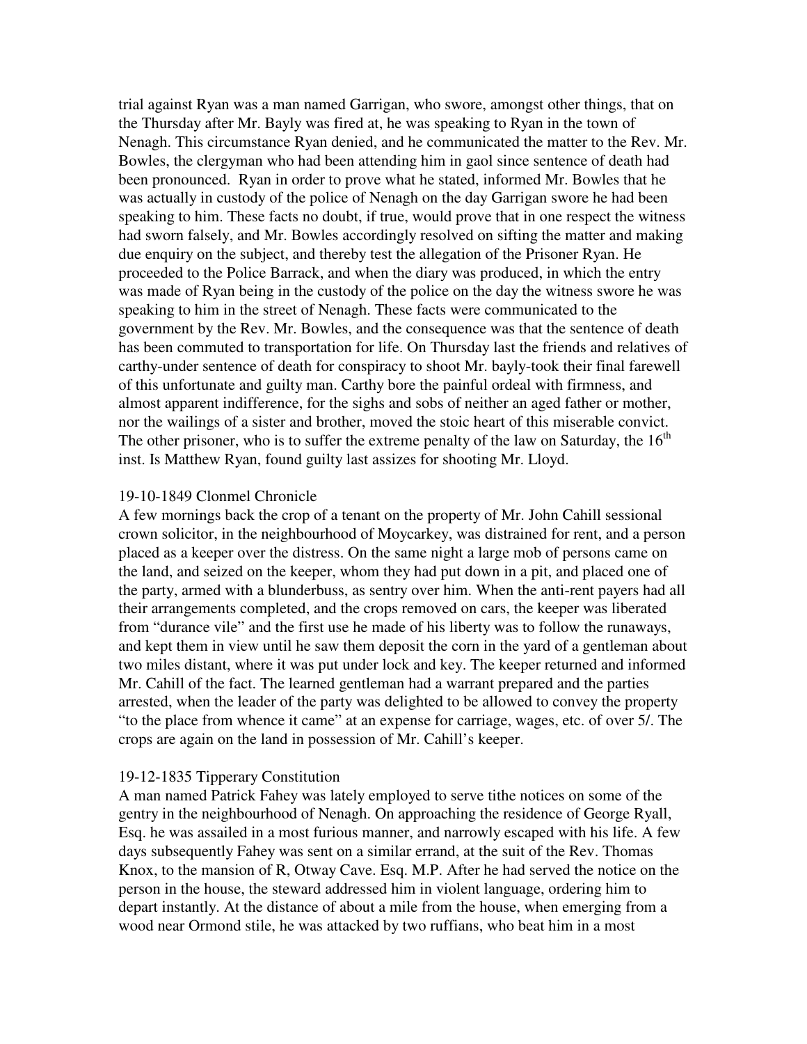trial against Ryan was a man named Garrigan, who swore, amongst other things, that on the Thursday after Mr. Bayly was fired at, he was speaking to Ryan in the town of Nenagh. This circumstance Ryan denied, and he communicated the matter to the Rev. Mr. Bowles, the clergyman who had been attending him in gaol since sentence of death had been pronounced. Ryan in order to prove what he stated, informed Mr. Bowles that he was actually in custody of the police of Nenagh on the day Garrigan swore he had been speaking to him. These facts no doubt, if true, would prove that in one respect the witness had sworn falsely, and Mr. Bowles accordingly resolved on sifting the matter and making due enquiry on the subject, and thereby test the allegation of the Prisoner Ryan. He proceeded to the Police Barrack, and when the diary was produced, in which the entry was made of Ryan being in the custody of the police on the day the witness swore he was speaking to him in the street of Nenagh. These facts were communicated to the government by the Rev. Mr. Bowles, and the consequence was that the sentence of death has been commuted to transportation for life. On Thursday last the friends and relatives of carthy-under sentence of death for conspiracy to shoot Mr. bayly-took their final farewell of this unfortunate and guilty man. Carthy bore the painful ordeal with firmness, and almost apparent indifference, for the sighs and sobs of neither an aged father or mother, nor the wailings of a sister and brother, moved the stoic heart of this miserable convict. The other prisoner, who is to suffer the extreme penalty of the law on Saturday, the 16th inst. Is Matthew Ryan, found guilty last assizes for shooting Mr. Lloyd.

19-10-1849 Clonmel Chronicle

A few mornings back the crop of a tenant on the property of Mr. John Cahill sessional crown solicitor, in the neighbourhood of Moycarkey, was distrained for rent, and a person placed as a keeper over the distress. On the same night a large mob of persons came on the land, and seized on the keeper, whom they had put down in a pit, and placed one of the party, armed with a blunderbuss, as sentry over him. When the anti-rent payers had all their arrangements completed, and the crops removed on cars, the keeper was liberated from "durance vile" and the first use he made of his liberty was to follow the runaways, and kept them in view until he saw them deposit the corn in the yard of a gentleman about two miles distant, where it was put under lock and key. The keeper returned and informed Mr. Cahill of the fact. The learned gentleman had a warrant prepared and the parties arrested, when the leader of the party was delighted to be allowed to convey the property "to the place from whence it came" at an expense for carriage, wages, etc. of over 5/. The crops are again on the land in possession of Mr. Cahill's keeper.

19-12-1835 Tipperary Constitution

A man named Patrick Fahey was lately employed to serve tithe notices on some of the gentry in the neighbourhood of Nenagh. On approaching the residence of George Ryall, Esq. he was assailed in a most furious manner, and narrowly escaped with his life. A few days subsequently Fahey was sent on a similar errand, at the suit of the Rev. Thomas Knox, to the mansion of R, Otway Cave. Esq. M.P. After he had served the notice on the person in the house, the steward addressed him in violent language, ordering him to depart instantly. At the distance of about a mile from the house, when emerging from a wood near Ormond stile, he was attacked by two ruffians, who beat him in a most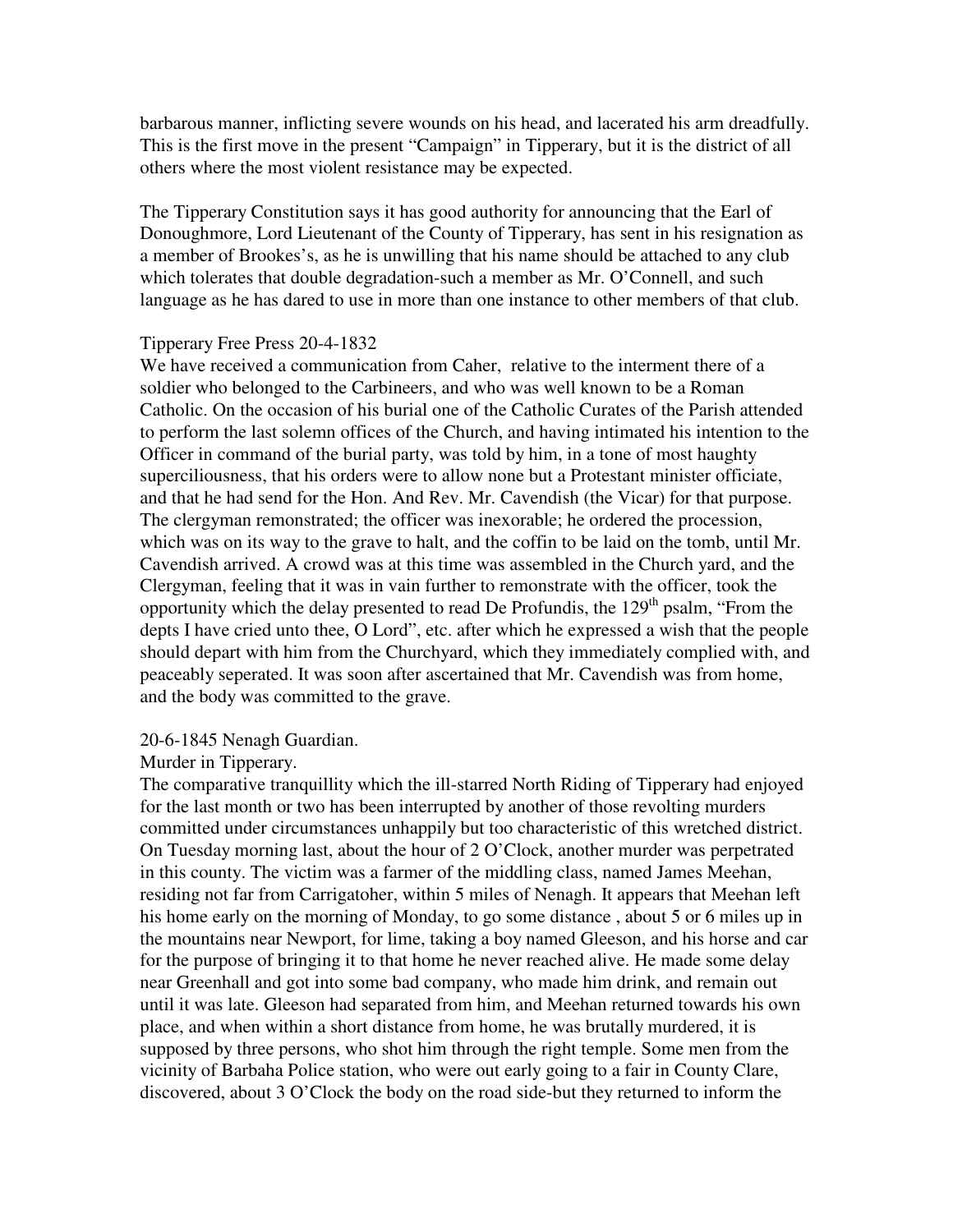barbarous manner, inflicting severe wounds on his head, and lacerated his arm dreadfully. This is the first move in the present "Campaign" in Tipperary, but it is the district of all others where the most violent resistance may be expected.

The Tipperary Constitution says it has good authority for announcing that the Earl of Donoughmore, Lord Lieutenant of the County of Tipperary, has sent in his resignation as a member of Brookes's, as he is unwilling that his name should be attached to any club which tolerates that double degradation-such a member as Mr. O'Connell, and such language as he has dared to use in more than one instance to other members of that club.

Tipperary Free Press 20-4-1832

We have received a communication from Caher, relative to the interment there of a soldier who belonged to the Carbineers, and who was well known to be a Roman Catholic. On the occasion of his burial one of the Catholic Curates of the Parish attended to perform the last solemn offices of the Church, and having intimated his intention to the Officer in command of the burial party, was told by him, in a tone of most haughty superciliousness, that his orders were to allow none but a Protestant minister officiate, and that he had send for the Hon. And Rev. Mr. Cavendish (the Vicar) for that purpose. The clergyman remonstrated; the officer was inexorable; he ordered the procession, which was on its way to the grave to halt, and the coffin to be laid on the tomb, until Mr. Cavendish arrived. A crowd was at this time was assembled in the Church yard, and the Clergyman, feeling that it was in vain further to remonstrate with the officer, took the opportunity which the delay presented to read De Profundis, the 129th psalm, "From the depts I have cried unto thee, O Lord", etc. after which he expressed a wish that the people should depart with him from the Churchyard, which they immediately complied with, and peaceably seperated. It was soon after ascertained that Mr. Cavendish was from home, and the body was committed to the grave.

20-6-1845 Nenagh Guardian.

Murder in Tipperary.

The comparative tranquillity which the ill-starred North Riding of Tipperary had enjoyed for the last month or two has been interrupted by another of those revolting murders committed under circumstances unhappily but too characteristic of this wretched district. On Tuesday morning last, about the hour of 2 O'Clock, another murder was perpetrated in this county. The victim was a farmer of the middling class, named James Meehan, residing not far from Carrigatoher, within 5 miles of Nenagh. It appears that Meehan left his home early on the morning of Monday, to go some distance , about 5 or 6 miles up in the mountains near Newport, for lime, taking a boy named Gleeson, and his horse and car for the purpose of bringing it to that home he never reached alive. He made some delay near Greenhall and got into some bad company, who made him drink, and remain out until it was late. Gleeson had separated from him, and Meehan returned towards his own place, and when within a short distance from home, he was brutally murdered, it is supposed by three persons, who shot him through the right temple. Some men from the vicinity of Barbaha Police station, who were out early going to a fair in County Clare, discovered, about 3 O'Clock the body on the road side-but they returned to inform the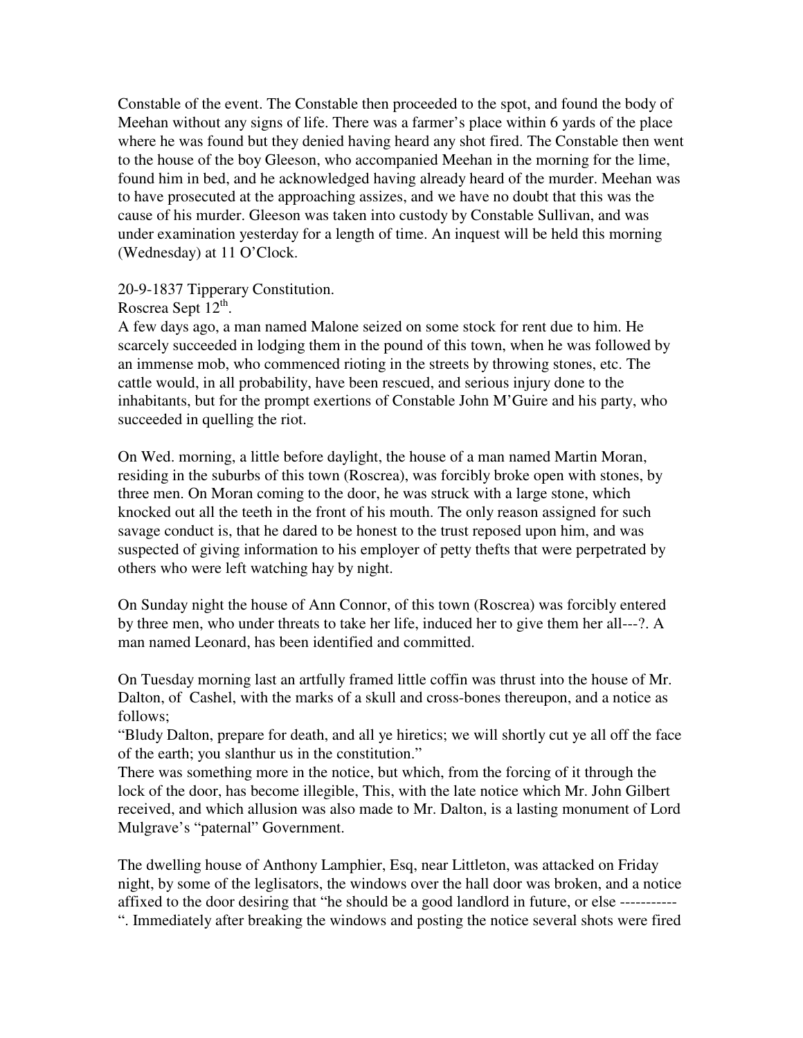Constable of the event. The Constable then proceeded to the spot, and found the body of Meehan without any signs of life. There was a farmer's place within 6 yards of the place where he was found but they denied having heard any shot fired. The Constable then went to the house of the boy Gleeson, who accompanied Meehan in the morning for the lime, found him in bed, and he acknowledged having already heard of the murder. Meehan was to have prosecuted at the approaching assizes, and we have no doubt that this was the cause of his murder. Gleeson was taken into custody by Constable Sullivan, and was under examination yesterday for a length of time. An inquest will be held this morning (Wednesday) at 11 O'Clock.

20-9-1837 Tipperary Constitution.
Roscrea Sept 12th.
A few days ago, a man named Malone seized on some stock for rent due to him. He scarcely succeeded in lodging them in the pound of this town, when he was followed by an immense mob, who commenced rioting in the streets by throwing stones, etc. The cattle would, in all probability, have been rescued, and serious injury done to the inhabitants, but for the prompt exertions of Constable John M'Guire and his party, who succeeded in quelling the riot.

On Wed. morning, a little before daylight, the house of a man named Martin Moran, residing in the suburbs of this town (Roscrea), was forcibly broke open with stones, by three men. On Moran coming to the door, he was struck with a large stone, which knocked out all the teeth in the front of his mouth. The only reason assigned for such savage conduct is, that he dared to be honest to the trust reposed upon him, and was suspected of giving information to his employer of petty thefts that were perpetrated by others who were left watching hay by night.

On Sunday night the house of Ann Connor, of this town (Roscrea) was forcibly entered by three men, who under threats to take her life, induced her to give them her all---?. A man named Leonard, has been identified and committed.

On Tuesday morning last an artfully framed little coffin was thrust into the house of Mr. Dalton, of Cashel, with the marks of a skull and cross-bones thereupon, and a notice as follows;
"Bludy Dalton, prepare for death, and all ye hiretics; we will shortly cut ye all off the face of the earth; you slanthur us in the constitution."
There was something more in the notice, but which, from the forcing of it through the lock of the door, has become illegible, This, with the late notice which Mr. John Gilbert received, and which allusion was also made to Mr. Dalton, is a lasting monument of Lord Mulgrave's "paternal" Government.

The dwelling house of Anthony Lamphier, Esq, near Littleton, was attacked on Friday night, by some of the leglisators, the windows over the hall door was broken, and a notice affixed to the door desiring that "he should be a good landlord in future, or else ----------- ". Immediately after breaking the windows and posting the notice several shots were fired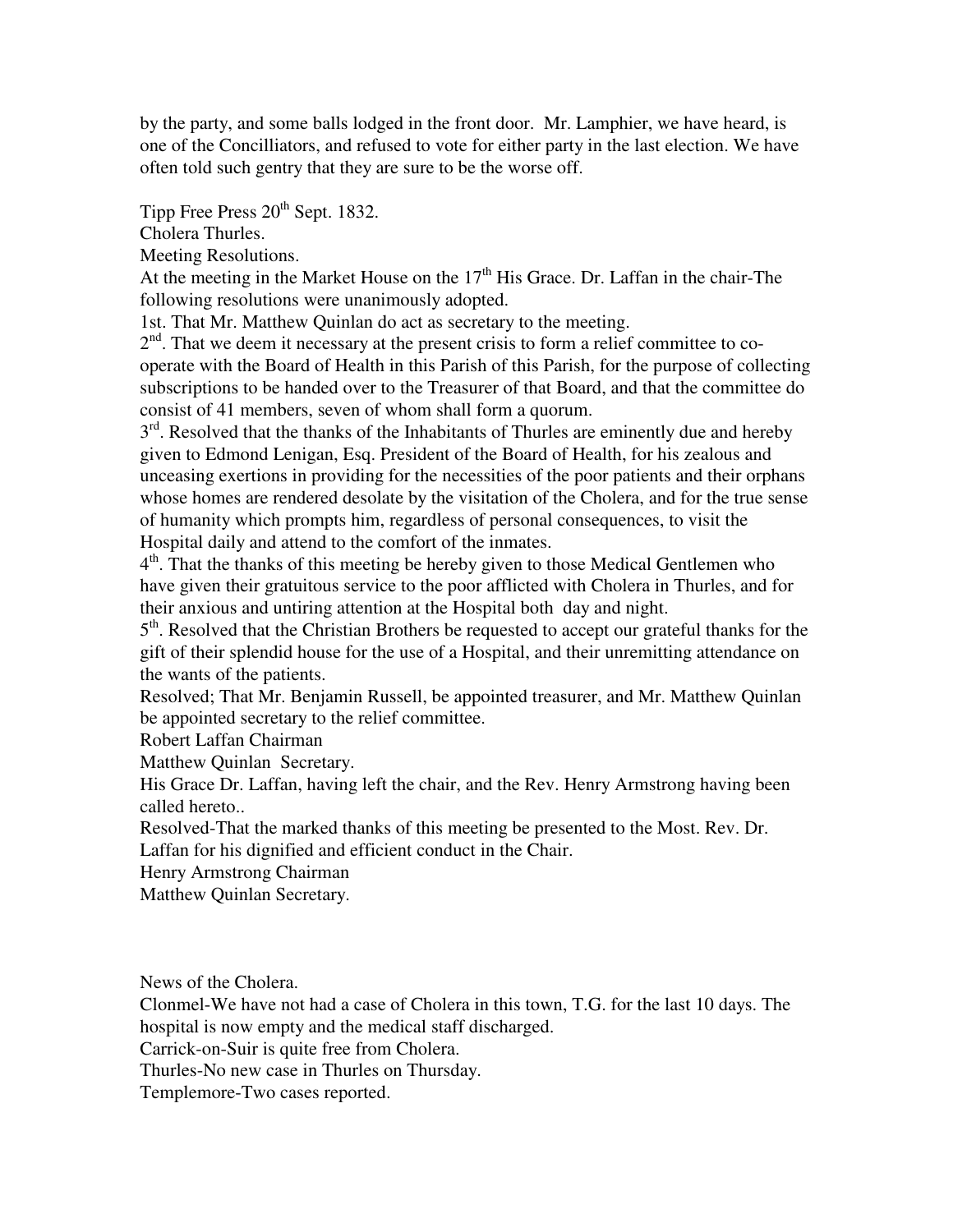by the party, and some balls lodged in the front door. Mr. Lamphier, we have heard, is one of the Concilliators, and refused to vote for either party in the last election. We have often told such gentry that they are sure to be the worse off.

Tipp Free Press 20th Sept. 1832.

Cholera Thurles.

Meeting Resolutions.

At the meeting in the Market House on the 17th His Grace. Dr. Laffan in the chair-The following resolutions were unanimously adopted.

1st. That Mr. Matthew Quinlan do act as secretary to the meeting.

2nd. That we deem it necessary at the present crisis to form a relief committee to co-operate with the Board of Health in this Parish of this Parish, for the purpose of collecting subscriptions to be handed over to the Treasurer of that Board, and that the committee do consist of 41 members, seven of whom shall form a quorum.

3rd. Resolved that the thanks of the Inhabitants of Thurles are eminently due and hereby given to Edmond Lenigan, Esq. President of the Board of Health, for his zealous and unceasing exertions in providing for the necessities of the poor patients and their orphans whose homes are rendered desolate by the visitation of the Cholera, and for the true sense of humanity which prompts him, regardless of personal consequences, to visit the Hospital daily and attend to the comfort of the inmates.

4th. That the thanks of this meeting be hereby given to those Medical Gentlemen who have given their gratuitous service to the poor afflicted with Cholera in Thurles, and for their anxious and untiring attention at the Hospital both day and night.

5th. Resolved that the Christian Brothers be requested to accept our grateful thanks for the gift of their splendid house for the use of a Hospital, and their unremitting attendance on the wants of the patients.

Resolved; That Mr. Benjamin Russell, be appointed treasurer, and Mr. Matthew Quinlan be appointed secretary to the relief committee.

Robert Laffan Chairman

Matthew Quinlan Secretary.

His Grace Dr. Laffan, having left the chair, and the Rev. Henry Armstrong having been called hereto..

Resolved-That the marked thanks of this meeting be presented to the Most. Rev. Dr. Laffan for his dignified and efficient conduct in the Chair.

Henry Armstrong Chairman

Matthew Quinlan Secretary.

News of the Cholera.

Clonmel-We have not had a case of Cholera in this town, T.G. for the last 10 days. The hospital is now empty and the medical staff discharged.

Carrick-on-Suir is quite free from Cholera.

Thurles-No new case in Thurles on Thursday.

Templemore-Two cases reported.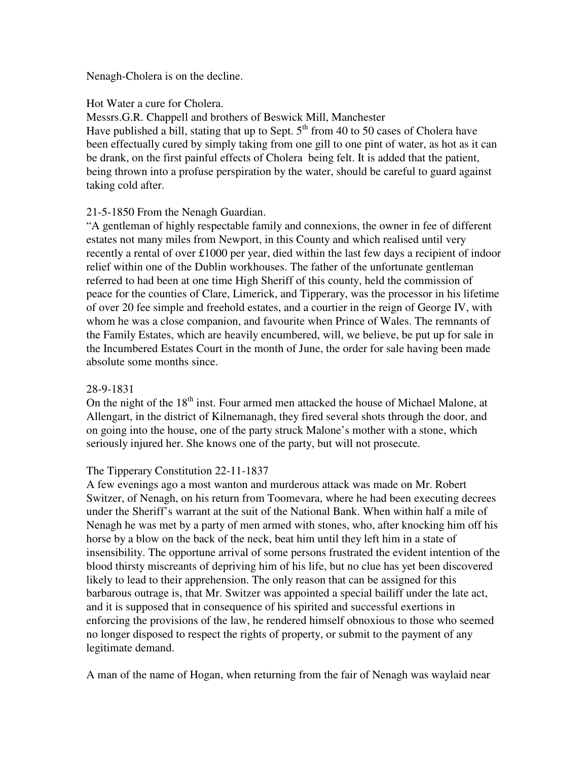Nenagh-Cholera is on the decline.

Hot Water a cure for Cholera.

Messrs.G.R. Chappell and brothers of Beswick Mill, Manchester

Have published a bill, stating that up to Sept. 5th from 40 to 50 cases of Cholera have been effectually cured by simply taking from one gill to one pint of water, as hot as it can be drank, on the first painful effects of Cholera being felt. It is added that the patient, being thrown into a profuse perspiration by the water, should be careful to guard against taking cold after.

21-5-1850 From the Nenagh Guardian.

"A gentleman of highly respectable family and connexions, the owner in fee of different estates not many miles from Newport, in this County and which realised until very recently a rental of over £1000 per year, died within the last few days a recipient of indoor relief within one of the Dublin workhouses. The father of the unfortunate gentleman referred to had been at one time High Sheriff of this county, held the commission of peace for the counties of Clare, Limerick, and Tipperary, was the processor in his lifetime of over 20 fee simple and freehold estates, and a courtier in the reign of George IV, with whom he was a close companion, and favourite when Prince of Wales. The remnants of the Family Estates, which are heavily encumbered, will, we believe, be put up for sale in the Incumbered Estates Court in the month of June, the order for sale having been made absolute some months since.

28-9-1831

On the night of the 18th inst. Four armed men attacked the house of Michael Malone, at Allengart, in the district of Kilnemanagh, they fired several shots through the door, and on going into the house, one of the party struck Malone's mother with a stone, which seriously injured her. She knows one of the party, but will not prosecute.

The Tipperary Constitution 22-11-1837

A few evenings ago a most wanton and murderous attack was made on Mr. Robert Switzer, of Nenagh, on his return from Toomevara, where he had been executing decrees under the Sheriff's warrant at the suit of the National Bank. When within half a mile of Nenagh he was met by a party of men armed with stones, who, after knocking him off his horse by a blow on the back of the neck, beat him until they left him in a state of insensibility. The opportune arrival of some persons frustrated the evident intention of the blood thirsty miscreants of depriving him of his life, but no clue has yet been discovered likely to lead to their apprehension. The only reason that can be assigned for this barbarous outrage is, that Mr. Switzer was appointed a special bailiff under the late act, and it is supposed that in consequence of his spirited and successful exertions in enforcing the provisions of the law, he rendered himself obnoxious to those who seemed no longer disposed to respect the rights of property, or submit to the payment of any legitimate demand.

A man of the name of Hogan, when returning from the fair of Nenagh was waylaid near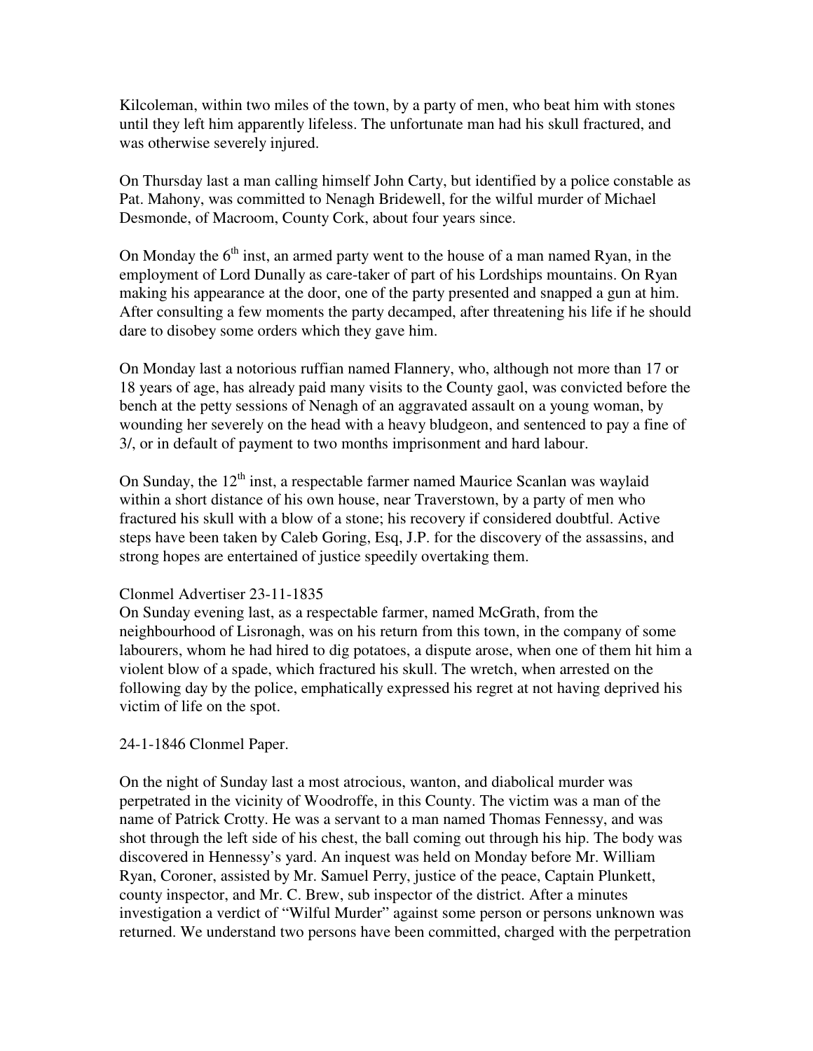Kilcoleman, within two miles of the town, by a party of men, who beat him with stones until they left him apparently lifeless. The unfortunate man had his skull fractured, and was otherwise severely injured.

On Thursday last a man calling himself John Carty, but identified by a police constable as Pat. Mahony, was committed to Nenagh Bridewell, for the wilful murder of Michael Desmonde, of Macroom, County Cork, about four years since.

On Monday the 6th inst, an armed party went to the house of a man named Ryan, in the employment of Lord Dunally as care-taker of part of his Lordships mountains. On Ryan making his appearance at the door, one of the party presented and snapped a gun at him. After consulting a few moments the party decamped, after threatening his life if he should dare to disobey some orders which they gave him.

On Monday last a notorious ruffian named Flannery, who, although not more than 17 or 18 years of age, has already paid many visits to the County gaol, was convicted before the bench at the petty sessions of Nenagh of an aggravated assault on a young woman, by wounding her severely on the head with a heavy bludgeon, and sentenced to pay a fine of 3/, or in default of payment to two months imprisonment and hard labour.

On Sunday, the 12th inst, a respectable farmer named Maurice Scanlan was waylaid within a short distance of his own house, near Traverstown, by a party of men who fractured his skull with a blow of a stone; his recovery if considered doubtful. Active steps have been taken by Caleb Goring, Esq, J.P. for the discovery of the assassins, and strong hopes are entertained of justice speedily overtaking them.

Clonmel Advertiser 23-11-1835
On Sunday evening last, as a respectable farmer, named McGrath, from the neighbourhood of Lisronagh, was on his return from this town, in the company of some labourers, whom he had hired to dig potatoes, a dispute arose, when one of them hit him a violent blow of a spade, which fractured his skull. The wretch, when arrested on the following day by the police, emphatically expressed his regret at not having deprived his victim of life on the spot.

24-1-1846 Clonmel Paper.

On the night of Sunday last a most atrocious, wanton, and diabolical murder was perpetrated in the vicinity of Woodroffe, in this County. The victim was a man of the name of Patrick Crotty. He was a servant to a man named Thomas Fennessy, and was shot through the left side of his chest, the ball coming out through his hip. The body was discovered in Hennessy's yard. An inquest was held on Monday before Mr. William Ryan, Coroner, assisted by Mr. Samuel Perry, justice of the peace, Captain Plunkett, county inspector, and Mr. C. Brew, sub inspector of the district. After a minutes investigation a verdict of "Wilful Murder" against some person or persons unknown was returned. We understand two persons have been committed, charged with the perpetration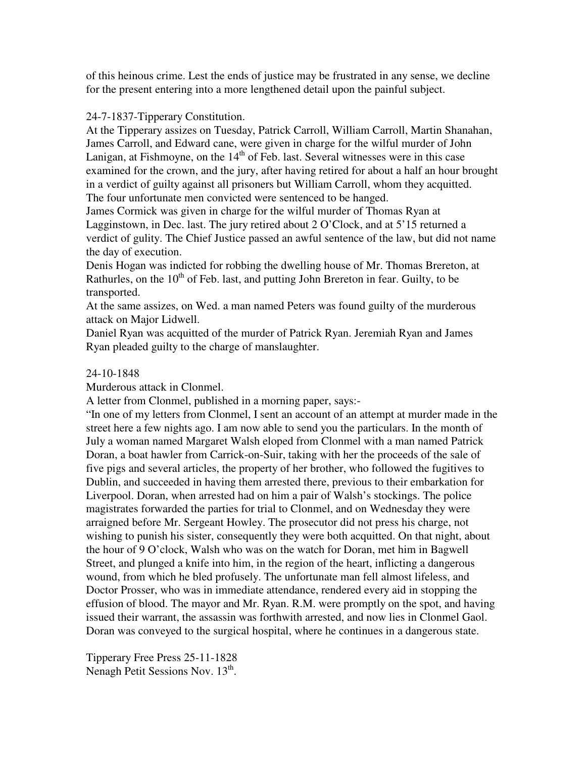of this heinous crime. Lest the ends of justice may be frustrated in any sense, we decline for the present entering into a more lengthened detail upon the painful subject.

24-7-1837-Tipperary Constitution.

At the Tipperary assizes on Tuesday, Patrick Carroll, William Carroll, Martin Shanahan, James Carroll, and Edward cane, were given in charge for the wilful murder of John Lanigan, at Fishmoyne, on the 14th of Feb. last. Several witnesses were in this case examined for the crown, and the jury, after having retired for about a half an hour brought in a verdict of guilty against all prisoners but William Carroll, whom they acquitted. The four unfortunate men convicted were sentenced to be hanged.

James Cormick was given in charge for the wilful murder of Thomas Ryan at Lagginstown, in Dec. last. The jury retired about 2 O'Clock, and at 5'15 returned a verdict of gulity. The Chief Justice passed an awful sentence of the law, but did not name the day of execution.

Denis Hogan was indicted for robbing the dwelling house of Mr. Thomas Brereton, at Rathurles, on the 10th of Feb. last, and putting John Brereton in fear. Guilty, to be transported.

At the same assizes, on Wed. a man named Peters was found guilty of the murderous attack on Major Lidwell.

Daniel Ryan was acquitted of the murder of Patrick Ryan. Jeremiah Ryan and James Ryan pleaded guilty to the charge of manslaughter.

24-10-1848

Murderous attack in Clonmel.

A letter from Clonmel, published in a morning paper, says:-

"In one of my letters from Clonmel, I sent an account of an attempt at murder made in the street here a few nights ago. I am now able to send you the particulars. In the month of July a woman named Margaret Walsh eloped from Clonmel with a man named Patrick Doran, a boat hawler from Carrick-on-Suir, taking with her the proceeds of the sale of five pigs and several articles, the property of her brother, who followed the fugitives to Dublin, and succeeded in having them arrested there, previous to their embarkation for Liverpool. Doran, when arrested had on him a pair of Walsh's stockings. The police magistrates forwarded the parties for trial to Clonmel, and on Wednesday they were arraigned before Mr. Sergeant Howley. The prosecutor did not press his charge, not wishing to punish his sister, consequently they were both acquitted. On that night, about the hour of 9 O'clock, Walsh who was on the watch for Doran, met him in Bagwell Street, and plunged a knife into him, in the region of the heart, inflicting a dangerous wound, from which he bled profusely. The unfortunate man fell almost lifeless, and Doctor Prosser, who was in immediate attendance, rendered every aid in stopping the effusion of blood. The mayor and Mr. Ryan. R.M. were promptly on the spot, and having issued their warrant, the assassin was forthwith arrested, and now lies in Clonmel Gaol. Doran was conveyed to the surgical hospital, where he continues in a dangerous state.

Tipperary Free Press 25-11-1828

Nenagh Petit Sessions Nov. 13th.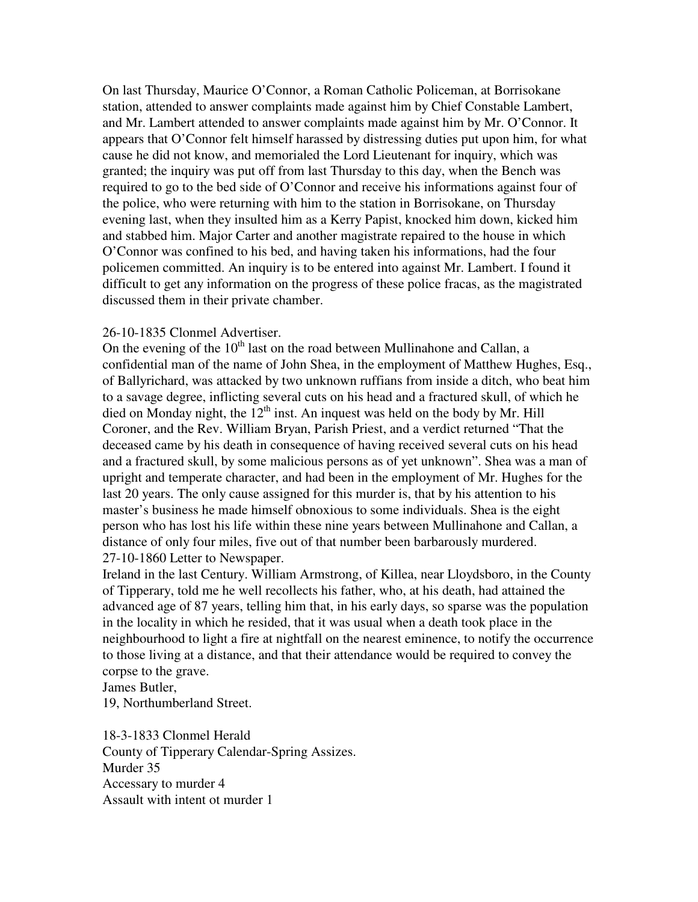On last Thursday, Maurice O'Connor, a Roman Catholic Policeman, at Borrisokane station, attended to answer complaints made against him by Chief Constable Lambert, and Mr. Lambert attended to answer complaints made against him by Mr. O'Connor. It appears that O'Connor felt himself harassed by distressing duties put upon him, for what cause he did not know, and memorialed the Lord Lieutenant for inquiry, which was granted; the inquiry was put off from last Thursday to this day, when the Bench was required to go to the bed side of O'Connor and receive his informations against four of the police, who were returning with him to the station in Borrisokane, on Thursday evening last, when they insulted him as a Kerry Papist, knocked him down, kicked him and stabbed him. Major Carter and another magistrate repaired to the house in which O'Connor was confined to his bed, and having taken his informations, had the four policemen committed. An inquiry is to be entered into against Mr. Lambert. I found it difficult to get any information on the progress of these police fracas, as the magistrated discussed them in their private chamber.

26-10-1835 Clonmel Advertiser.
On the evening of the 10th last on the road between Mullinahone and Callan, a confidential man of the name of John Shea, in the employment of Matthew Hughes, Esq., of Ballyrichard, was attacked by two unknown ruffians from inside a ditch, who beat him to a savage degree, inflicting several cuts on his head and a fractured skull, of which he died on Monday night, the 12th inst. An inquest was held on the body by Mr. Hill Coroner, and the Rev. William Bryan, Parish Priest, and a verdict returned "That the deceased came by his death in consequence of having received several cuts on his head and a fractured skull, by some malicious persons as of yet unknown". Shea was a man of upright and temperate character, and had been in the employment of Mr. Hughes for the last 20 years. The only cause assigned for this murder is, that by his attention to his master's business he made himself obnoxious to some individuals. Shea is the eight person who has lost his life within these nine years between Mullinahone and Callan, a distance of only four miles, five out of that number been barbarously murdered.
27-10-1860 Letter to Newspaper.
Ireland in the last Century. William Armstrong, of Killea, near Lloydsboro, in the County of Tipperary, told me he well recollects his father, who, at his death, had attained the advanced age of 87 years, telling him that, in his early days, so sparse was the population in the locality in which he resided, that it was usual when a death took place in the neighbourhood to light a fire at nightfall on the nearest eminence, to notify the occurrence to those living at a distance, and that their attendance would be required to convey the corpse to the grave.
James Butler,
19, Northumberland Street.

18-3-1833 Clonmel Herald
County of Tipperary Calendar-Spring Assizes.
Murder 35
Accessary to murder 4
Assault with intent ot murder 1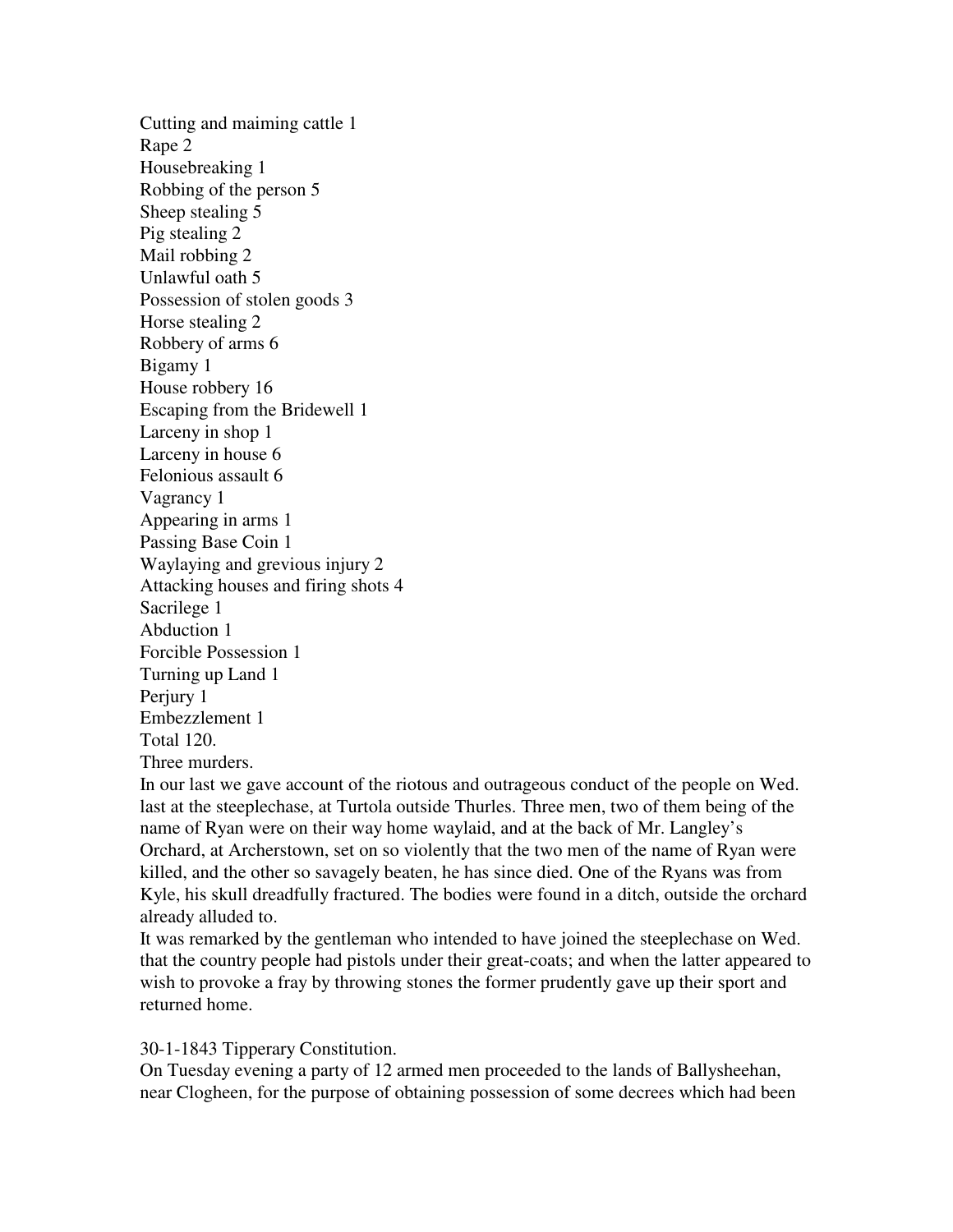Cutting and maiming cattle 1
Rape 2
Housebreaking 1
Robbing of the person 5
Sheep stealing 5
Pig stealing 2
Mail robbing 2
Unlawful oath 5
Possession of stolen goods 3
Horse stealing 2
Robbery of arms 6
Bigamy 1
House robbery 16
Escaping from the Bridewell 1
Larceny in shop 1
Larceny in house 6
Felonious assault 6
Vagrancy 1
Appearing in arms 1
Passing Base Coin 1
Waylaying and grevious injury 2
Attacking houses and firing shots 4
Sacrilege 1
Abduction 1
Forcible Possession 1
Turning up Land 1
Perjury 1
Embezzlement 1
Total 120.
Three murders.
In our last we gave account of the riotous and outrageous conduct of the people on Wed. last at the steeplechase, at Turtola outside Thurles. Three men, two of them being of the name of Ryan were on their way home waylaid, and at the back of Mr. Langley's Orchard, at Archerstown, set on so violently that the two men of the name of Ryan were killed, and the other so savagely beaten, he has since died. One of the Ryans was from Kyle, his skull dreadfully fractured. The bodies were found in a ditch, outside the orchard already alluded to.
It was remarked by the gentleman who intended to have joined the steeplechase on Wed. that the country people had pistols under their great-coats; and when the latter appeared to wish to provoke a fray by throwing stones the former prudently gave up their sport and returned home.

30-1-1843 Tipperary Constitution.
On Tuesday evening a party of 12 armed men proceeded to the lands of Ballysheehan, near Clogheen, for the purpose of obtaining possession of some decrees which had been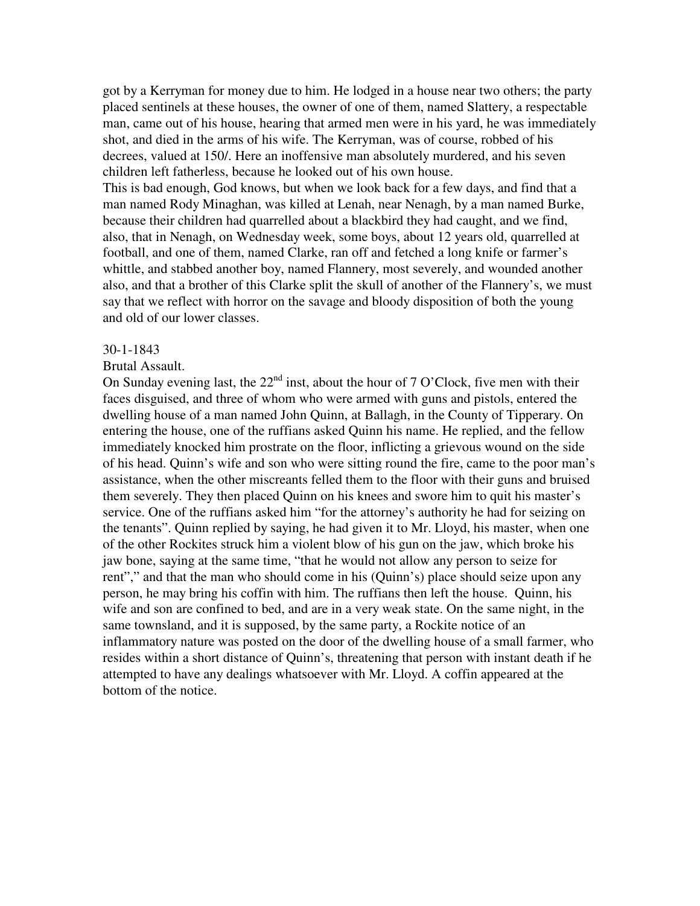got by a Kerryman for money due to him. He lodged in a house near two others; the party placed sentinels at these houses, the owner of one of them, named Slattery, a respectable man, came out of his house, hearing that armed men were in his yard, he was immediately shot, and died in the arms of his wife. The Kerryman, was of course, robbed of his decrees, valued at 150/. Here an inoffensive man absolutely murdered, and his seven children left fatherless, because he looked out of his own house.

This is bad enough, God knows, but when we look back for a few days, and find that a man named Rody Minaghan, was killed at Lenah, near Nenagh, by a man named Burke, because their children had quarrelled about a blackbird they had caught, and we find, also, that in Nenagh, on Wednesday week, some boys, about 12 years old, quarrelled at football, and one of them, named Clarke, ran off and fetched a long knife or farmer's whittle, and stabbed another boy, named Flannery, most severely, and wounded another also, and that a brother of this Clarke split the skull of another of the Flannery's, we must say that we reflect with horror on the savage and bloody disposition of both the young and old of our lower classes.

30-1-1843

Brutal Assault.

On Sunday evening last, the 22nd inst, about the hour of 7 O'Clock, five men with their faces disguised, and three of whom who were armed with guns and pistols, entered the dwelling house of a man named John Quinn, at Ballagh, in the County of Tipperary. On entering the house, one of the ruffians asked Quinn his name. He replied, and the fellow immediately knocked him prostrate on the floor, inflicting a grievous wound on the side of his head. Quinn's wife and son who were sitting round the fire, came to the poor man's assistance, when the other miscreants felled them to the floor with their guns and bruised them severely. They then placed Quinn on his knees and swore him to quit his master's service. One of the ruffians asked him "for the attorney's authority he had for seizing on the tenants". Quinn replied by saying, he had given it to Mr. Lloyd, his master, when one of the other Rockites struck him a violent blow of his gun on the jaw, which broke his jaw bone, saying at the same time, "that he would not allow any person to seize for rent"," and that the man who should come in his (Quinn's) place should seize upon any person, he may bring his coffin with him. The ruffians then left the house. Quinn, his wife and son are confined to bed, and are in a very weak state. On the same night, in the same townsland, and it is supposed, by the same party, a Rockite notice of an inflammatory nature was posted on the door of the dwelling house of a small farmer, who resides within a short distance of Quinn's, threatening that person with instant death if he attempted to have any dealings whatsoever with Mr. Lloyd. A coffin appeared at the bottom of the notice.